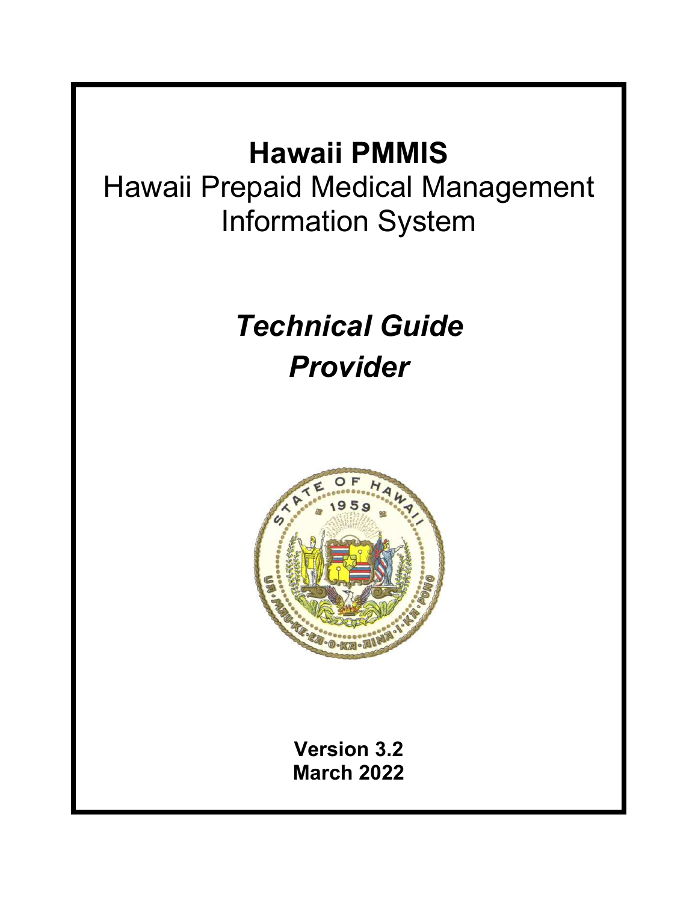# Hawaii PMMIS

Hawaii Prepaid Medical Management Information System

## *Technical Guide*

## *Provider*

**Version 3.2**
**March 2022**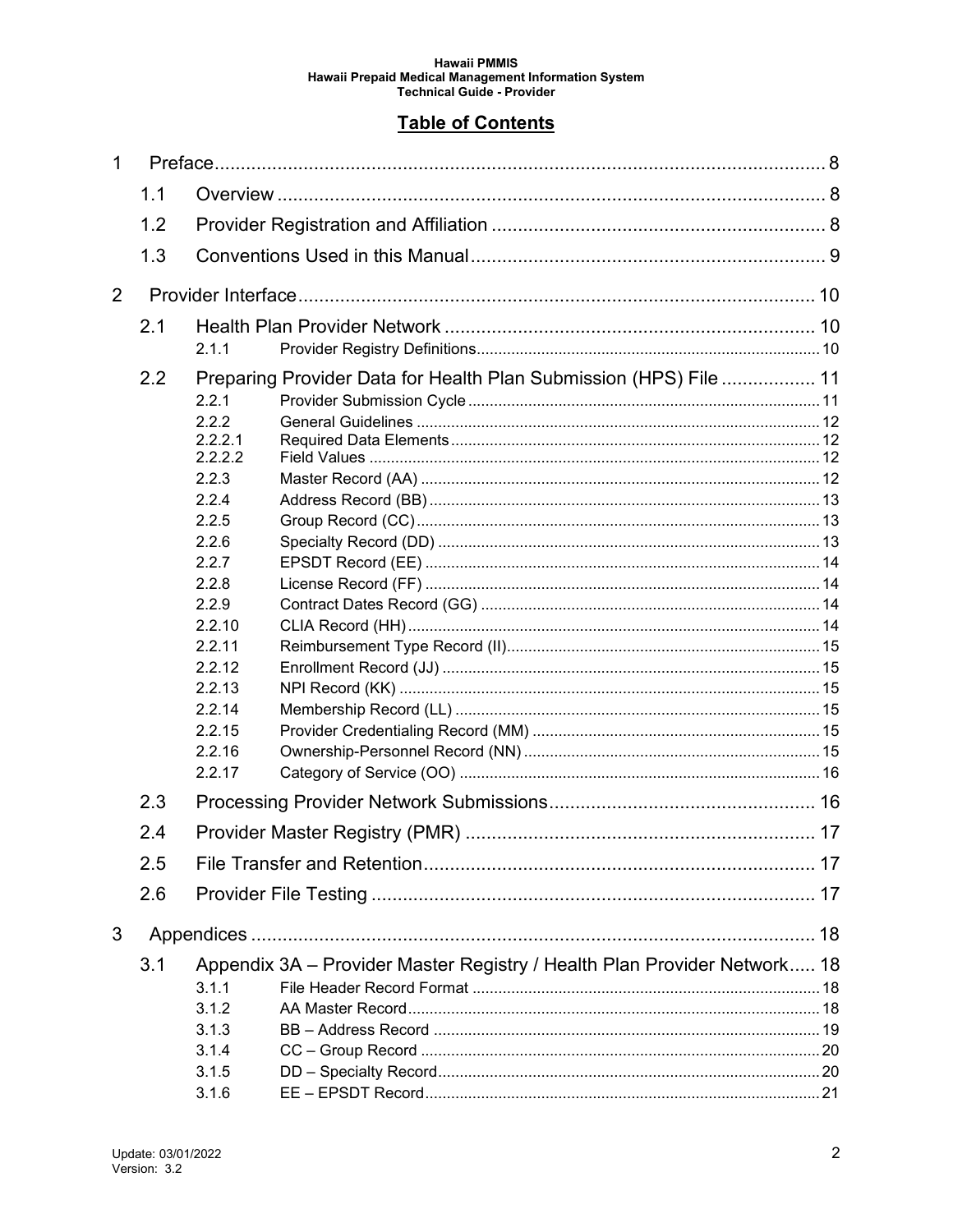# Table of Contents

| | | | |
|---|---|---|---|
| 1 | Preface | | 8 |
| | 1.1 | Overview | 8 |
| | 1.2 | Provider Registration and Affiliation | 8 |
| | 1.3 | Conventions Used in this Manual | 9 |
| 2 | Provider Interface | | 10 |
| | 2.1 | Health Plan Provider Network | 10 |
| | 2.1.1 | Provider Registry Definitions | 10 |
| | 2.2 | Preparing Provider Data for Health Plan Submission (HPS) File | 11 |
| | 2.2.1 | Provider Submission Cycle | 11 |
| | 2.2.2 | General Guidelines | 12 |
| | 2.2.2.1 | Required Data Elements | 12 |
| | 2.2.2.2 | Field Values | 12 |
| | 2.2.3 | Master Record (AA) | 12 |
| | 2.2.4 | Address Record (BB) | 13 |
| | 2.2.5 | Group Record (CC) | 13 |
| | 2.2.6 | Specialty Record (DD) | 13 |
| | 2.2.7 | EPSDT Record (EE) | 14 |
| | 2.2.8 | License Record (FF) | 14 |
| | 2.2.9 | Contract Dates Record (GG) | 14 |
| | 2.2.10 | CLIA Record (HH) | 14 |
| | 2.2.11 | Reimbursement Type Record (II) | 15 |
| | 2.2.12 | Enrollment Record (JJ) | 15 |
| | 2.2.13 | NPI Record (KK) | 15 |
| | 2.2.14 | Membership Record (LL) | 15 |
| | 2.2.15 | Provider Credentialing Record (MM) | 15 |
| | 2.2.16 | Ownership-Personnel Record (NN) | 15 |
| | 2.2.17 | Category of Service (OO) | 16 |
| | 2.3 | Processing Provider Network Submissions | 16 |
| | 2.4 | Provider Master Registry (PMR) | 17 |
| | 2.5 | File Transfer and Retention | 17 |
| | 2.6 | Provider File Testing | 17 |
| 3 | Appendices | | 18 |
| | 3.1 | Appendix 3A – Provider Master Registry / Health Plan Provider Network | 18 |
| | 3.1.1 | File Header Record Format | 18 |
| | 3.1.2 | AA Master Record | 18 |
| | 3.1.3 | BB – Address Record | 19 |
| | 3.1.4 | CC – Group Record | 20 |
| | 3.1.5 | DD – Specialty Record | 20 |
| | 3.1.6 | EE – EPSDT Record | 21 |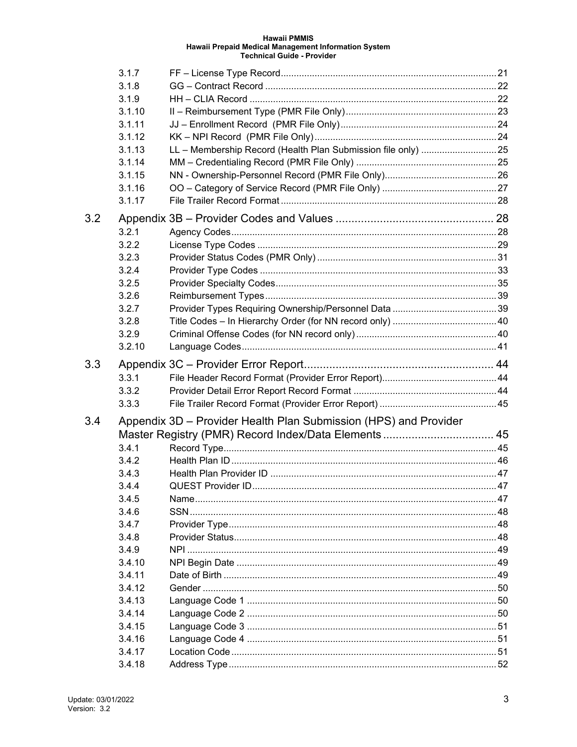| | | |
|---|---|---|
| 3.1.7 | FF – License Type Record | 21 |
| 3.1.8 | GG – Contract Record | 22 |
| 3.1.9 | HH – CLIA Record | 22 |
| 3.1.10 | II – Reimbursement Type (PMR File Only) | 23 |
| 3.1.11 | JJ – Enrollment Record (PMR File Only) | 24 |
| 3.1.12 | KK – NPI Record (PMR File Only) | 24 |
| 3.1.13 | LL – Membership Record (Health Plan Submission file only) | 25 |
| 3.1.14 | MM – Credentialing Record (PMR File Only) | 25 |
| 3.1.15 | NN - Ownership-Personnel Record (PMR File Only) | 26 |
| 3.1.16 | OO – Category of Service Record (PMR File Only) | 27 |
| 3.1.17 | File Trailer Record Format | 28 |

**3.2 Appendix 3B – Provider Codes and Values .......... 28**

| | | |
|---|---|---|
| 3.2.1 | Agency Codes | 28 |
| 3.2.2 | License Type Codes | 29 |
| 3.2.3 | Provider Status Codes (PMR Only) | 31 |
| 3.2.4 | Provider Type Codes | 33 |
| 3.2.5 | Provider Specialty Codes | 35 |
| 3.2.6 | Reimbursement Types | 39 |
| 3.2.7 | Provider Types Requiring Ownership/Personnel Data | 39 |
| 3.2.8 | Title Codes – In Hierarchy Order (for NN record only) | 40 |
| 3.2.9 | Criminal Offense Codes (for NN record only) | 40 |
| 3.2.10 | Language Codes | 41 |

**3.3 Appendix 3C – Provider Error Report .......... 44**

| | | |
|---|---|---|
| 3.3.1 | File Header Record Format (Provider Error Report) | 44 |
| 3.3.2 | Provider Detail Error Report Record Format | 44 |
| 3.3.3 | File Trailer Record Format (Provider Error Report) | 45 |

**3.4 Appendix 3D – Provider Health Plan Submission (HPS) and Provider Master Registry (PMR) Record Index/Data Elements .......... 45**

| | | |
|---|---|---|
| 3.4.1 | Record Type | 45 |
| 3.4.2 | Health Plan ID | 46 |
| 3.4.3 | Health Plan Provider ID | 47 |
| 3.4.4 | QUEST Provider ID | 47 |
| 3.4.5 | Name | 47 |
| 3.4.6 | SSN | 48 |
| 3.4.7 | Provider Type | 48 |
| 3.4.8 | Provider Status | 48 |
| 3.4.9 | NPI | 49 |
| 3.4.10 | NPI Begin Date | 49 |
| 3.4.11 | Date of Birth | 49 |
| 3.4.12 | Gender | 50 |
| 3.4.13 | Language Code 1 | 50 |
| 3.4.14 | Language Code 2 | 50 |
| 3.4.15 | Language Code 3 | 51 |
| 3.4.16 | Language Code 4 | 51 |
| 3.4.17 | Location Code | 51 |
| 3.4.18 | Address Type | 52 |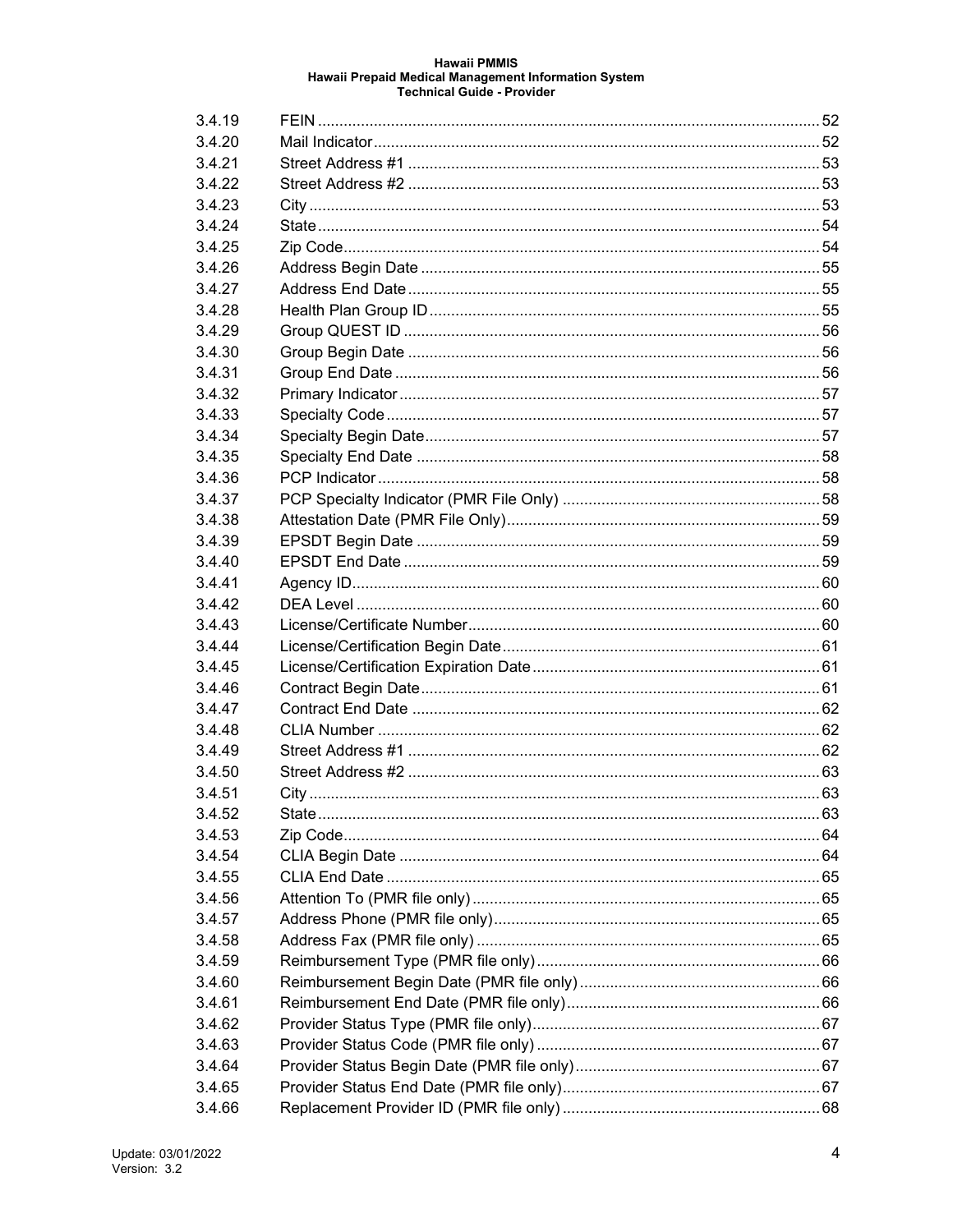| | | |
|---|---|---|
| 3.4.19 | FEIN | 52 |
| 3.4.20 | Mail Indicator | 52 |
| 3.4.21 | Street Address #1 | 53 |
| 3.4.22 | Street Address #2 | 53 |
| 3.4.23 | City | 53 |
| 3.4.24 | State | 54 |
| 3.4.25 | Zip Code | 54 |
| 3.4.26 | Address Begin Date | 55 |
| 3.4.27 | Address End Date | 55 |
| 3.4.28 | Health Plan Group ID | 55 |
| 3.4.29 | Group QUEST ID | 56 |
| 3.4.30 | Group Begin Date | 56 |
| 3.4.31 | Group End Date | 56 |
| 3.4.32 | Primary Indicator | 57 |
| 3.4.33 | Specialty Code | 57 |
| 3.4.34 | Specialty Begin Date | 57 |
| 3.4.35 | Specialty End Date | 58 |
| 3.4.36 | PCP Indicator | 58 |
| 3.4.37 | PCP Specialty Indicator (PMR File Only) | 58 |
| 3.4.38 | Attestation Date (PMR File Only) | 59 |
| 3.4.39 | EPSDT Begin Date | 59 |
| 3.4.40 | EPSDT End Date | 59 |
| 3.4.41 | Agency ID | 60 |
| 3.4.42 | DEA Level | 60 |
| 3.4.43 | License/Certificate Number | 60 |
| 3.4.44 | License/Certification Begin Date | 61 |
| 3.4.45 | License/Certification Expiration Date | 61 |
| 3.4.46 | Contract Begin Date | 61 |
| 3.4.47 | Contract End Date | 62 |
| 3.4.48 | CLIA Number | 62 |
| 3.4.49 | Street Address #1 | 62 |
| 3.4.50 | Street Address #2 | 63 |
| 3.4.51 | City | 63 |
| 3.4.52 | State | 63 |
| 3.4.53 | Zip Code | 64 |
| 3.4.54 | CLIA Begin Date | 64 |
| 3.4.55 | CLIA End Date | 65 |
| 3.4.56 | Attention To (PMR file only) | 65 |
| 3.4.57 | Address Phone (PMR file only) | 65 |
| 3.4.58 | Address Fax (PMR file only) | 65 |
| 3.4.59 | Reimbursement Type (PMR file only) | 66 |
| 3.4.60 | Reimbursement Begin Date (PMR file only) | 66 |
| 3.4.61 | Reimbursement End Date (PMR file only) | 66 |
| 3.4.62 | Provider Status Type (PMR file only) | 67 |
| 3.4.63 | Provider Status Code (PMR file only) | 67 |
| 3.4.64 | Provider Status Begin Date (PMR file only) | 67 |
| 3.4.65 | Provider Status End Date (PMR file only) | 67 |
| 3.4.66 | Replacement Provider ID (PMR file only) | 68 |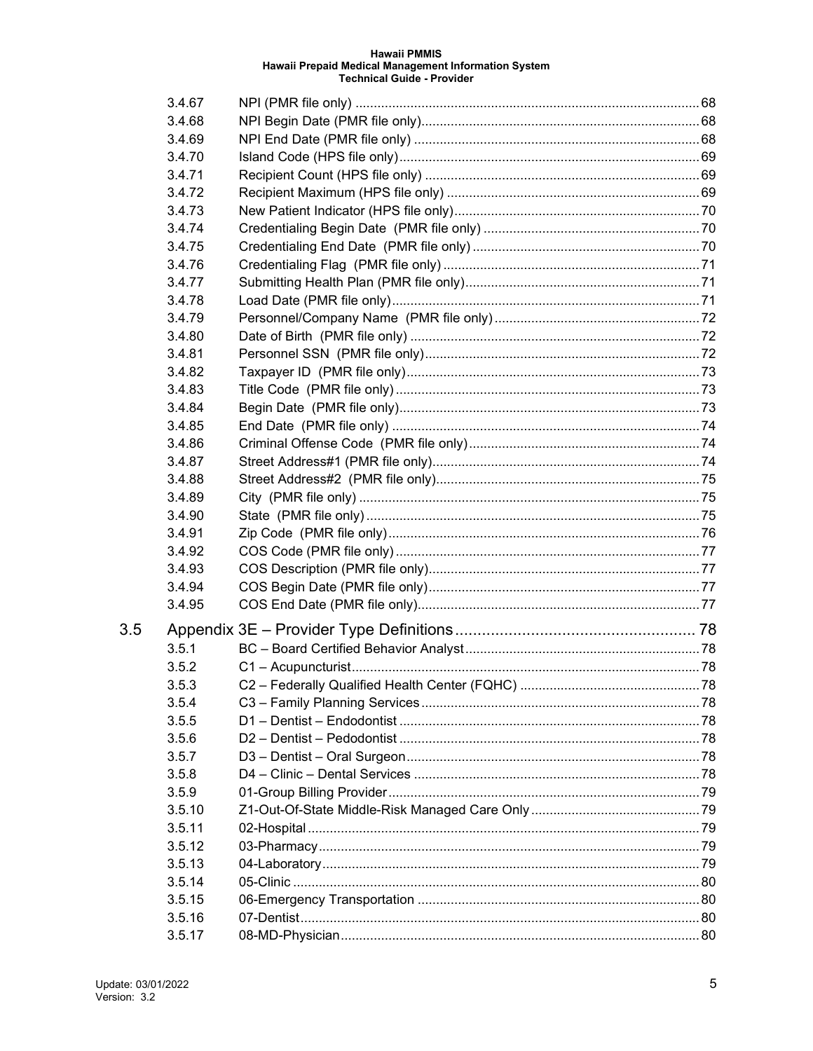| | | |
|---|---|---|
| 3.4.67 | NPI (PMR file only) | 68 |
| 3.4.68 | NPI Begin Date (PMR file only) | 68 |
| 3.4.69 | NPI End Date (PMR file only) | 68 |
| 3.4.70 | Island Code (HPS file only) | 69 |
| 3.4.71 | Recipient Count (HPS file only) | 69 |
| 3.4.72 | Recipient Maximum (HPS file only) | 69 |
| 3.4.73 | New Patient Indicator (HPS file only) | 70 |
| 3.4.74 | Credentialing Begin Date (PMR file only) | 70 |
| 3.4.75 | Credentialing End Date (PMR file only) | 70 |
| 3.4.76 | Credentialing Flag (PMR file only) | 71 |
| 3.4.77 | Submitting Health Plan (PMR file only) | 71 |
| 3.4.78 | Load Date (PMR file only) | 71 |
| 3.4.79 | Personnel/Company Name (PMR file only) | 72 |
| 3.4.80 | Date of Birth (PMR file only) | 72 |
| 3.4.81 | Personnel SSN (PMR file only) | 72 |
| 3.4.82 | Taxpayer ID (PMR file only) | 73 |
| 3.4.83 | Title Code (PMR file only) | 73 |
| 3.4.84 | Begin Date (PMR file only) | 73 |
| 3.4.85 | End Date (PMR file only) | 74 |
| 3.4.86 | Criminal Offense Code (PMR file only) | 74 |
| 3.4.87 | Street Address#1 (PMR file only) | 74 |
| 3.4.88 | Street Address#2 (PMR file only) | 75 |
| 3.4.89 | City (PMR file only) | 75 |
| 3.4.90 | State (PMR file only) | 75 |
| 3.4.91 | Zip Code (PMR file only) | 76 |
| 3.4.92 | COS Code (PMR file only) | 77 |
| 3.4.93 | COS Description (PMR file only) | 77 |
| 3.4.94 | COS Begin Date (PMR file only) | 77 |
| 3.4.95 | COS End Date (PMR file only) | 77 |
| **3.5** | **Appendix 3E – Provider Type Definitions** | **78** |
| 3.5.1 | BC – Board Certified Behavior Analyst | 78 |
| 3.5.2 | C1 – Acupuncturist | 78 |
| 3.5.3 | C2 – Federally Qualified Health Center (FQHC) | 78 |
| 3.5.4 | C3 – Family Planning Services | 78 |
| 3.5.5 | D1 – Dentist – Endodontist | 78 |
| 3.5.6 | D2 – Dentist – Pedodontist | 78 |
| 3.5.7 | D3 – Dentist – Oral Surgeon | 78 |
| 3.5.8 | D4 – Clinic – Dental Services | 78 |
| 3.5.9 | 01-Group Billing Provider | 79 |
| 3.5.10 | Z1-Out-Of-State Middle-Risk Managed Care Only | 79 |
| 3.5.11 | 02-Hospital | 79 |
| 3.5.12 | 03-Pharmacy | 79 |
| 3.5.13 | 04-Laboratory | 79 |
| 3.5.14 | 05-Clinic | 80 |
| 3.5.15 | 06-Emergency Transportation | 80 |
| 3.5.16 | 07-Dentist | 80 |
| 3.5.17 | 08-MD-Physician | 80 |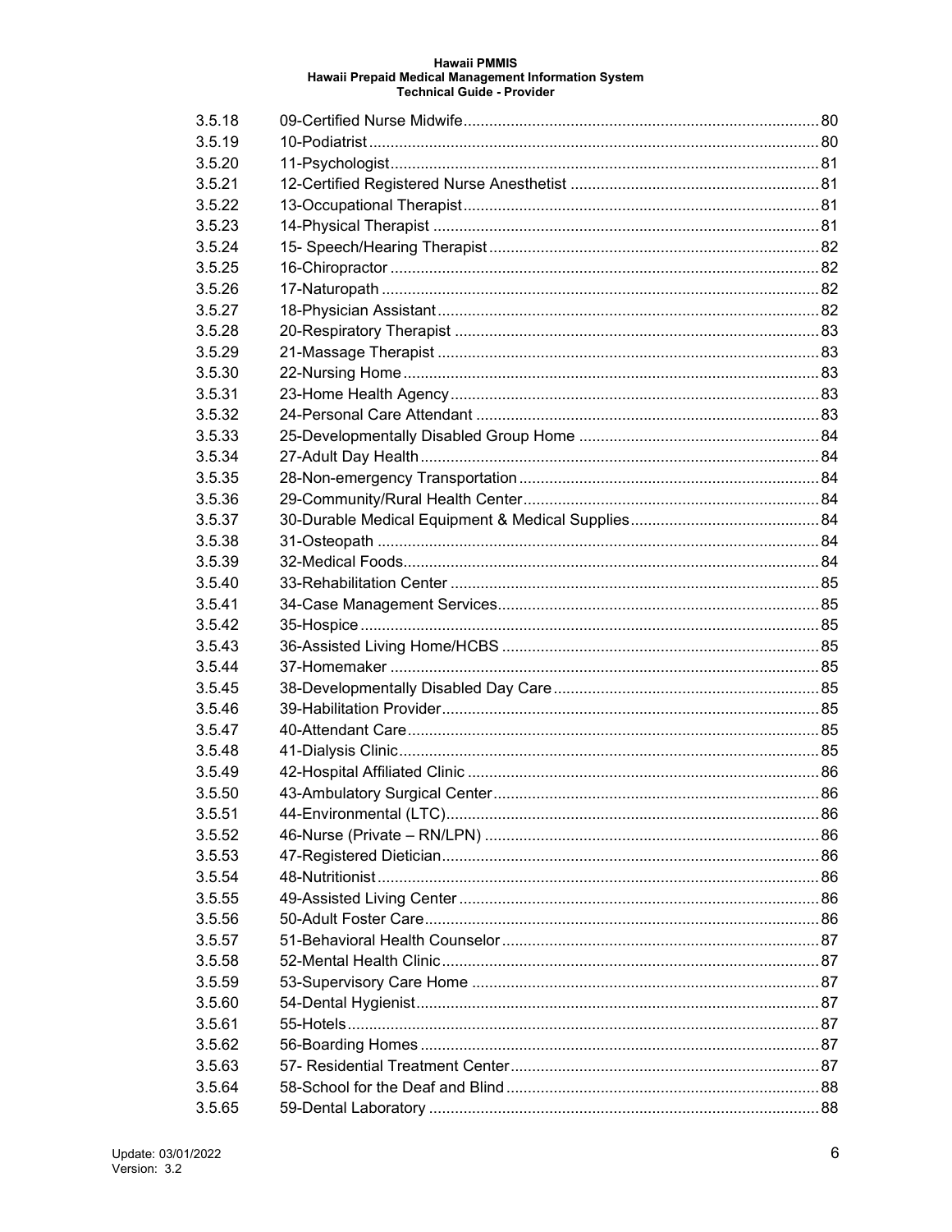| | | |
|---|---|---|
| 3.5.18 | 09-Certified Nurse Midwife | 80 |
| 3.5.19 | 10-Podiatrist | 80 |
| 3.5.20 | 11-Psychologist | 81 |
| 3.5.21 | 12-Certified Registered Nurse Anesthetist | 81 |
| 3.5.22 | 13-Occupational Therapist | 81 |
| 3.5.23 | 14-Physical Therapist | 81 |
| 3.5.24 | 15- Speech/Hearing Therapist | 82 |
| 3.5.25 | 16-Chiropractor | 82 |
| 3.5.26 | 17-Naturopath | 82 |
| 3.5.27 | 18-Physician Assistant | 82 |
| 3.5.28 | 20-Respiratory Therapist | 83 |
| 3.5.29 | 21-Massage Therapist | 83 |
| 3.5.30 | 22-Nursing Home | 83 |
| 3.5.31 | 23-Home Health Agency | 83 |
| 3.5.32 | 24-Personal Care Attendant | 83 |
| 3.5.33 | 25-Developmentally Disabled Group Home | 84 |
| 3.5.34 | 27-Adult Day Health | 84 |
| 3.5.35 | 28-Non-emergency Transportation | 84 |
| 3.5.36 | 29-Community/Rural Health Center | 84 |
| 3.5.37 | 30-Durable Medical Equipment & Medical Supplies | 84 |
| 3.5.38 | 31-Osteopath | 84 |
| 3.5.39 | 32-Medical Foods | 84 |
| 3.5.40 | 33-Rehabilitation Center | 85 |
| 3.5.41 | 34-Case Management Services | 85 |
| 3.5.42 | 35-Hospice | 85 |
| 3.5.43 | 36-Assisted Living Home/HCBS | 85 |
| 3.5.44 | 37-Homemaker | 85 |
| 3.5.45 | 38-Developmentally Disabled Day Care | 85 |
| 3.5.46 | 39-Habilitation Provider | 85 |
| 3.5.47 | 40-Attendant Care | 85 |
| 3.5.48 | 41-Dialysis Clinic | 85 |
| 3.5.49 | 42-Hospital Affiliated Clinic | 86 |
| 3.5.50 | 43-Ambulatory Surgical Center | 86 |
| 3.5.51 | 44-Environmental (LTC) | 86 |
| 3.5.52 | 46-Nurse (Private – RN/LPN) | 86 |
| 3.5.53 | 47-Registered Dietician | 86 |
| 3.5.54 | 48-Nutritionist | 86 |
| 3.5.55 | 49-Assisted Living Center | 86 |
| 3.5.56 | 50-Adult Foster Care | 86 |
| 3.5.57 | 51-Behavioral Health Counselor | 87 |
| 3.5.58 | 52-Mental Health Clinic | 87 |
| 3.5.59 | 53-Supervisory Care Home | 87 |
| 3.5.60 | 54-Dental Hygienist | 87 |
| 3.5.61 | 55-Hotels | 87 |
| 3.5.62 | 56-Boarding Homes | 87 |
| 3.5.63 | 57- Residential Treatment Center | 87 |
| 3.5.64 | 58-School for the Deaf and Blind | 88 |
| 3.5.65 | 59-Dental Laboratory | 88 |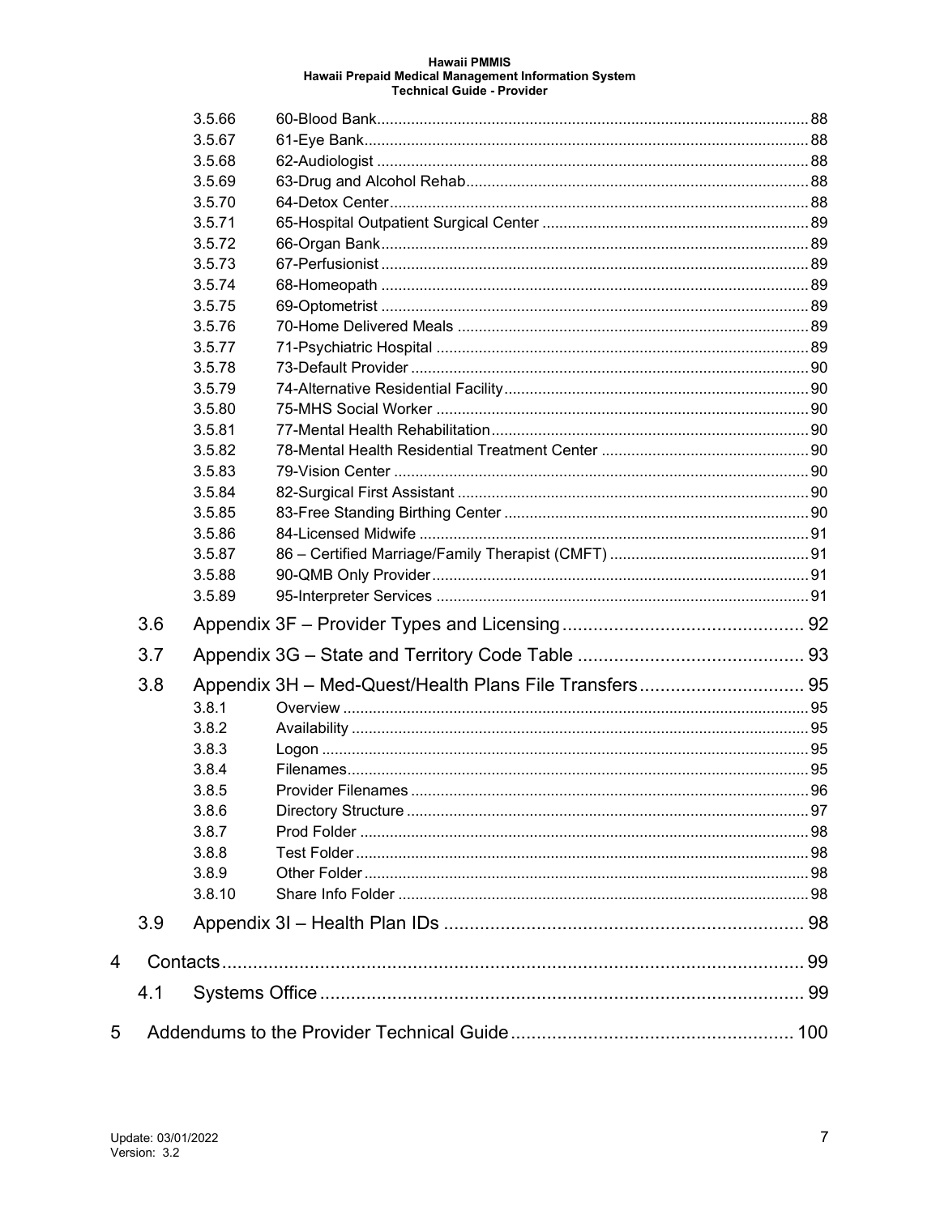| | | |
|---|---|---|
| 3.5.66 | 60-Blood Bank | 88 |
| 3.5.67 | 61-Eye Bank | 88 |
| 3.5.68 | 62-Audiologist | 88 |
| 3.5.69 | 63-Drug and Alcohol Rehab | 88 |
| 3.5.70 | 64-Detox Center | 88 |
| 3.5.71 | 65-Hospital Outpatient Surgical Center | 89 |
| 3.5.72 | 66-Organ Bank | 89 |
| 3.5.73 | 67-Perfusionist | 89 |
| 3.5.74 | 68-Homeopath | 89 |
| 3.5.75 | 69-Optometrist | 89 |
| 3.5.76 | 70-Home Delivered Meals | 89 |
| 3.5.77 | 71-Psychiatric Hospital | 89 |
| 3.5.78 | 73-Default Provider | 90 |
| 3.5.79 | 74-Alternative Residential Facility | 90 |
| 3.5.80 | 75-MHS Social Worker | 90 |
| 3.5.81 | 77-Mental Health Rehabilitation | 90 |
| 3.5.82 | 78-Mental Health Residential Treatment Center | 90 |
| 3.5.83 | 79-Vision Center | 90 |
| 3.5.84 | 82-Surgical First Assistant | 90 |
| 3.5.85 | 83-Free Standing Birthing Center | 90 |
| 3.5.86 | 84-Licensed Midwife | 91 |
| 3.5.87 | 86 – Certified Marriage/Family Therapist (CMFT) | 91 |
| 3.5.88 | 90-QMB Only Provider | 91 |
| 3.5.89 | 95-Interpreter Services | 91 |

3.6 Appendix 3F – Provider Types and Licensing ... 92

3.7 Appendix 3G – State and Territory Code Table ... 93

3.8 Appendix 3H – Med-Quest/Health Plans File Transfers ... 95

| | | |
|---|---|---|
| 3.8.1 | Overview | 95 |
| 3.8.2 | Availability | 95 |
| 3.8.3 | Logon | 95 |
| 3.8.4 | Filenames | 95 |
| 3.8.5 | Provider Filenames | 96 |
| 3.8.6 | Directory Structure | 97 |
| 3.8.7 | Prod Folder | 98 |
| 3.8.8 | Test Folder | 98 |
| 3.8.9 | Other Folder | 98 |
| 3.8.10 | Share Info Folder | 98 |

3.9 Appendix 3I – Health Plan IDs ... 98

4 Contacts ... 99

4.1 Systems Office ... 99

5 Addendums to the Provider Technical Guide ... 100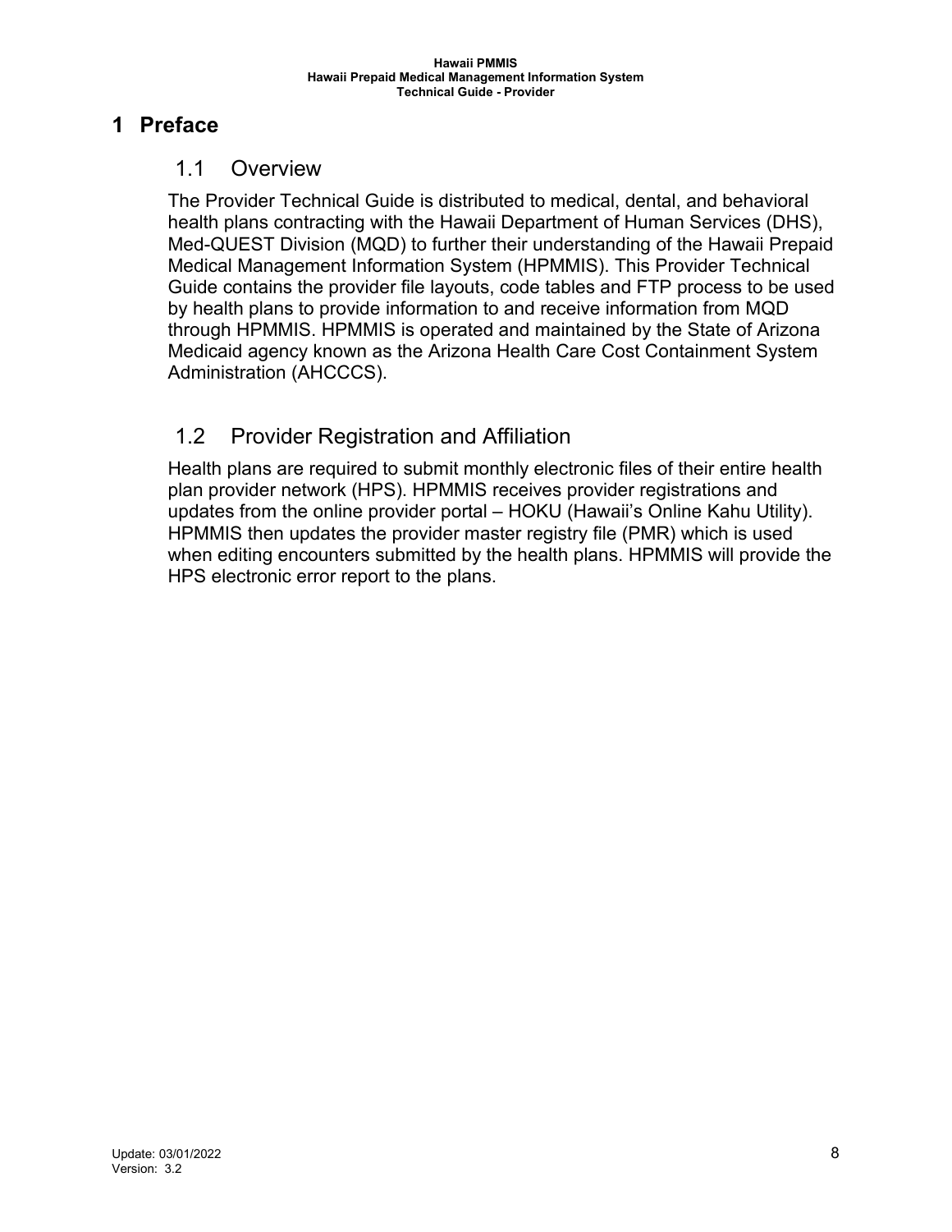# 1 Preface

## 1.1 Overview

The Provider Technical Guide is distributed to medical, dental, and behavioral health plans contracting with the Hawaii Department of Human Services (DHS), Med-QUEST Division (MQD) to further their understanding of the Hawaii Prepaid Medical Management Information System (HPMMIS). This Provider Technical Guide contains the provider file layouts, code tables and FTP process to be used by health plans to provide information to and receive information from MQD through HPMMIS. HPMMIS is operated and maintained by the State of Arizona Medicaid agency known as the Arizona Health Care Cost Containment System Administration (AHCCCS).

## 1.2 Provider Registration and Affiliation

Health plans are required to submit monthly electronic files of their entire health plan provider network (HPS). HPMMIS receives provider registrations and updates from the online provider portal – HOKU (Hawaii's Online Kahu Utility). HPMMIS then updates the provider master registry file (PMR) which is used when editing encounters submitted by the health plans. HPMMIS will provide the HPS electronic error report to the plans.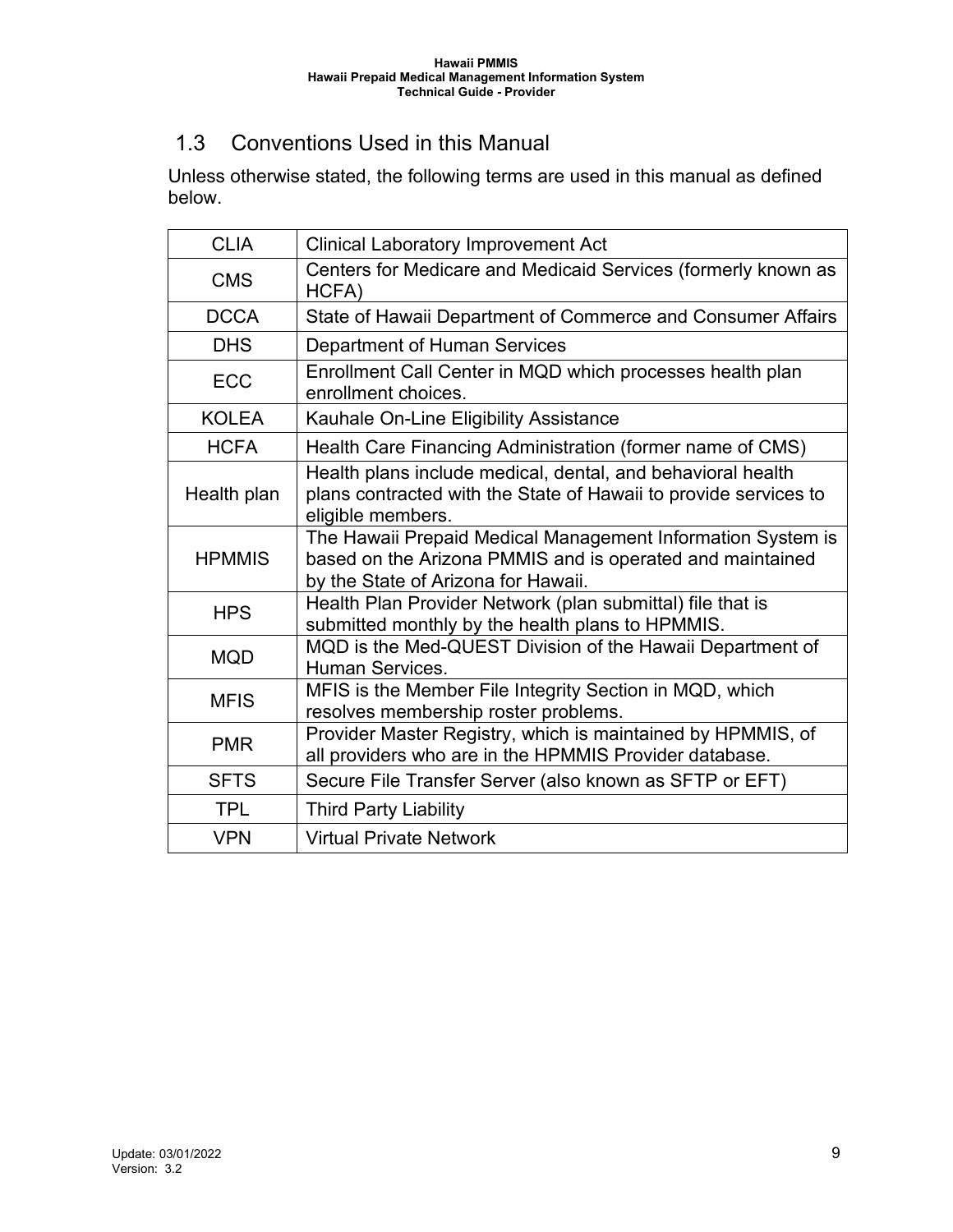## 1.3 Conventions Used in this Manual

Unless otherwise stated, the following terms are used in this manual as defined below.

| Term | Definition |
|---|---|
| CLIA | Clinical Laboratory Improvement Act |
| CMS | Centers for Medicare and Medicaid Services (formerly known as HCFA) |
| DCCA | State of Hawaii Department of Commerce and Consumer Affairs |
| DHS | Department of Human Services |
| ECC | Enrollment Call Center in MQD which processes health plan enrollment choices. |
| KOLEA | Kauhale On-Line Eligibility Assistance |
| HCFA | Health Care Financing Administration (former name of CMS) |
| Health plan | Health plans include medical, dental, and behavioral health plans contracted with the State of Hawaii to provide services to eligible members. |
| HPMMIS | The Hawaii Prepaid Medical Management Information System is based on the Arizona PMMIS and is operated and maintained by the State of Arizona for Hawaii. |
| HPS | Health Plan Provider Network (plan submittal) file that is submitted monthly by the health plans to HPMMIS. |
| MQD | MQD is the Med-QUEST Division of the Hawaii Department of Human Services. |
| MFIS | MFIS is the Member File Integrity Section in MQD, which resolves membership roster problems. |
| PMR | Provider Master Registry, which is maintained by HPMMIS, of all providers who are in the HPMMIS Provider database. |
| SFTS | Secure File Transfer Server (also known as SFTP or EFT) |
| TPL | Third Party Liability |
| VPN | Virtual Private Network |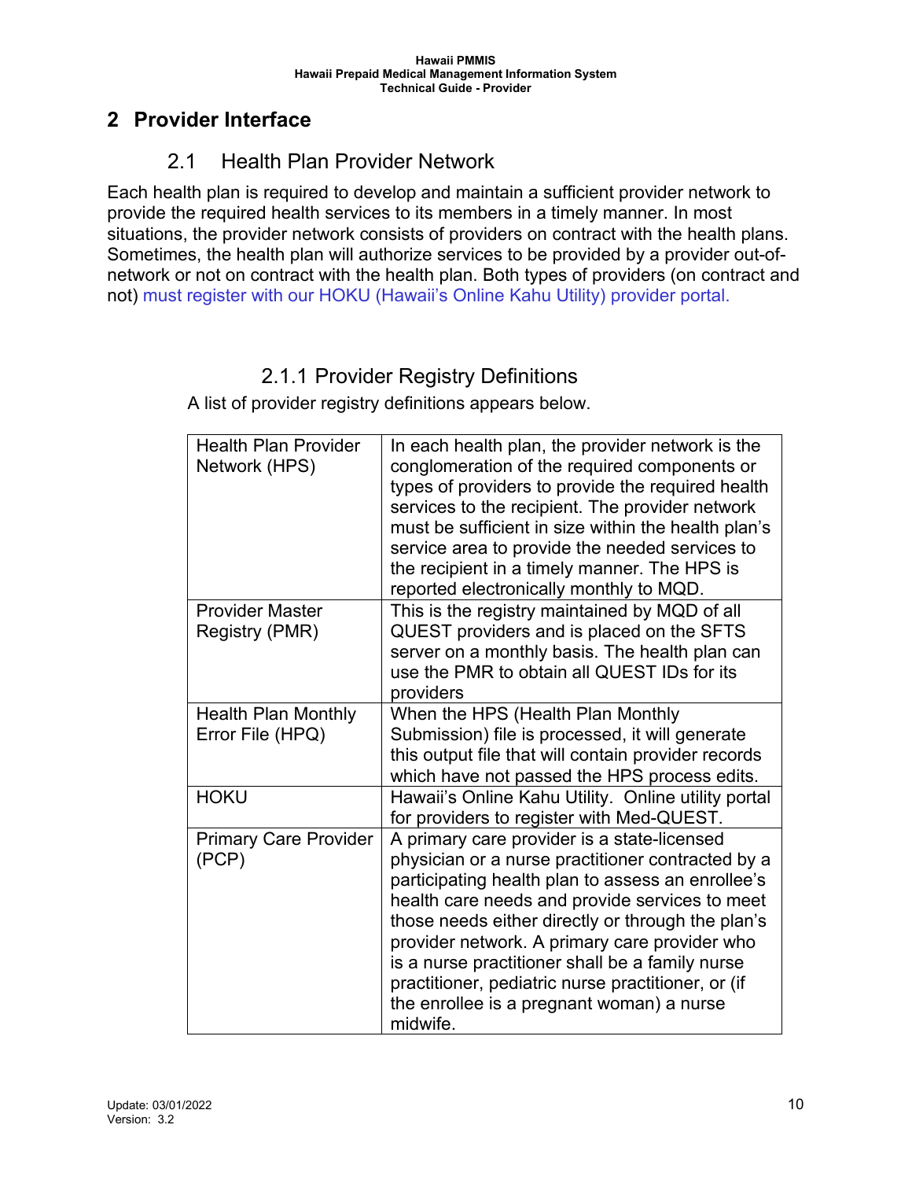# 2 Provider Interface

## 2.1 Health Plan Provider Network

Each health plan is required to develop and maintain a sufficient provider network to provide the required health services to its members in a timely manner. In most situations, the provider network consists of providers on contract with the health plans. Sometimes, the health plan will authorize services to be provided by a provider out-of-network or not on contract with the health plan. Both types of providers (on contract and not) must register with our HOKU (Hawaii's Online Kahu Utility) provider portal.

### 2.1.1 Provider Registry Definitions

A list of provider registry definitions appears below.

| | |
|---|---|
| Health Plan Provider Network (HPS) | In each health plan, the provider network is the conglomeration of the required components or types of providers to provide the required health services to the recipient. The provider network must be sufficient in size within the health plan's service area to provide the needed services to the recipient in a timely manner. The HPS is reported electronically monthly to MQD. |
| Provider Master Registry (PMR) | This is the registry maintained by MQD of all QUEST providers and is placed on the SFTS server on a monthly basis. The health plan can use the PMR to obtain all QUEST IDs for its providers |
| Health Plan Monthly Error File (HPQ) | When the HPS (Health Plan Monthly Submission) file is processed, it will generate this output file that will contain provider records which have not passed the HPS process edits. |
| HOKU | Hawaii's Online Kahu Utility. Online utility portal for providers to register with Med-QUEST. |
| Primary Care Provider (PCP) | A primary care provider is a state-licensed physician or a nurse practitioner contracted by a participating health plan to assess an enrollee's health care needs and provide services to meet those needs either directly or through the plan's provider network. A primary care provider who is a nurse practitioner shall be a family nurse practitioner, pediatric nurse practitioner, or (if the enrollee is a pregnant woman) a nurse midwife. |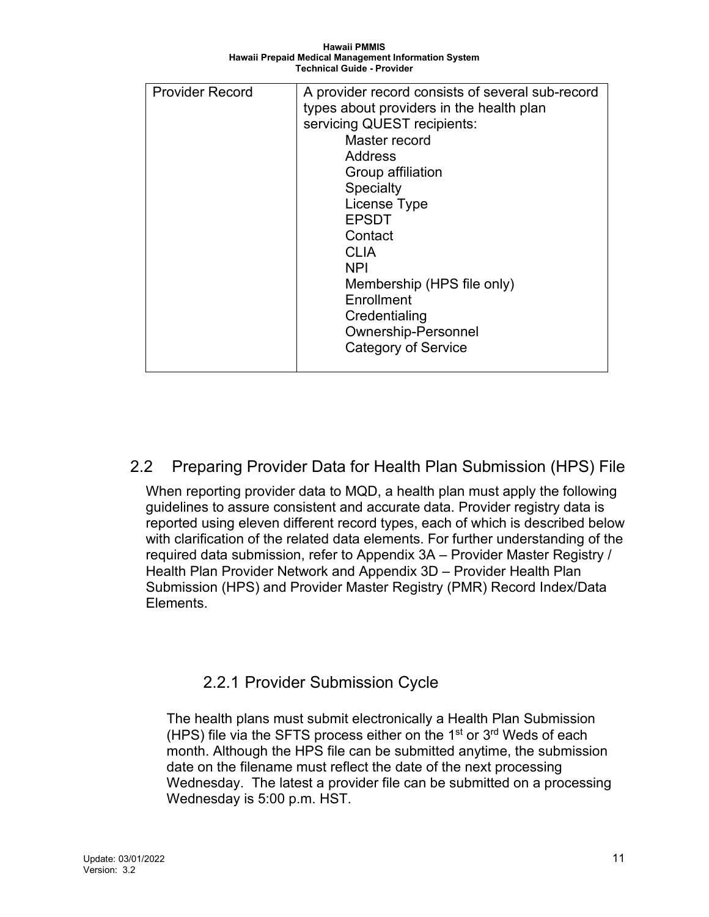| Provider Record | A provider record consists of several sub-record types about providers in the health plan servicing QUEST recipients:<br>Master record<br>Address<br>Group affiliation<br>Specialty<br>License Type<br>EPSDT<br>Contact<br>CLIA<br>NPI<br>Membership (HPS file only)<br>Enrollment<br>Credentialing<br>Ownership-Personnel<br>Category of Service |
|---|---|

## 2.2 Preparing Provider Data for Health Plan Submission (HPS) File

When reporting provider data to MQD, a health plan must apply the following guidelines to assure consistent and accurate data. Provider registry data is reported using eleven different record types, each of which is described below with clarification of the related data elements. For further understanding of the required data submission, refer to Appendix 3A – Provider Master Registry / Health Plan Provider Network and Appendix 3D – Provider Health Plan Submission (HPS) and Provider Master Registry (PMR) Record Index/Data Elements.

### 2.2.1 Provider Submission Cycle

The health plans must submit electronically a Health Plan Submission (HPS) file via the SFTS process either on the 1st or 3rd Weds of each month. Although the HPS file can be submitted anytime, the submission date on the filename must reflect the date of the next processing Wednesday. The latest a provider file can be submitted on a processing Wednesday is 5:00 p.m. HST.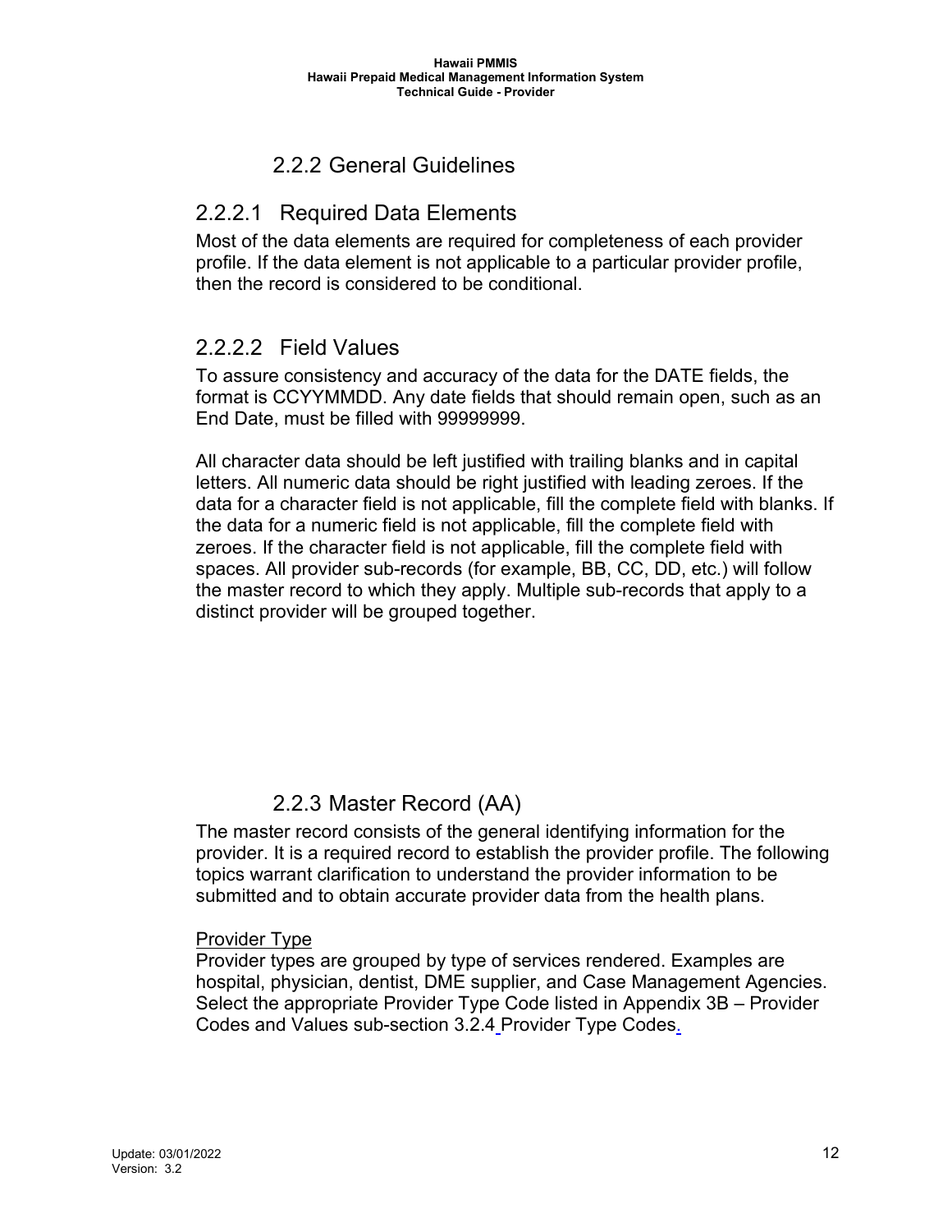### 2.2.2 General Guidelines

#### 2.2.2.1 Required Data Elements

Most of the data elements are required for completeness of each provider profile. If the data element is not applicable to a particular provider profile, then the record is considered to be conditional.

#### 2.2.2.2 Field Values

To assure consistency and accuracy of the data for the DATE fields, the format is CCYYMMDD. Any date fields that should remain open, such as an End Date, must be filled with 99999999.

All character data should be left justified with trailing blanks and in capital letters. All numeric data should be right justified with leading zeroes. If the data for a character field is not applicable, fill the complete field with blanks. If the data for a numeric field is not applicable, fill the complete field with zeroes. If the character field is not applicable, fill the complete field with spaces. All provider sub-records (for example, BB, CC, DD, etc.) will follow the master record to which they apply. Multiple sub-records that apply to a distinct provider will be grouped together.

### 2.2.3 Master Record (AA)

The master record consists of the general identifying information for the provider. It is a required record to establish the provider profile. The following topics warrant clarification to understand the provider information to be submitted and to obtain accurate provider data from the health plans.

Provider Type

Provider types are grouped by type of services rendered. Examples are hospital, physician, dentist, DME supplier, and Case Management Agencies. Select the appropriate Provider Type Code listed in Appendix 3B – Provider Codes and Values sub-section 3.2.4 Provider Type Codes.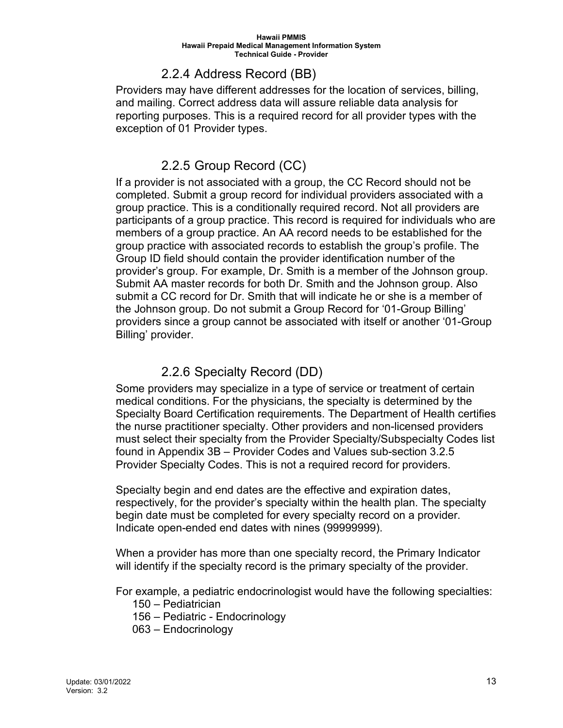### 2.2.4 Address Record (BB)

Providers may have different addresses for the location of services, billing, and mailing. Correct address data will assure reliable data analysis for reporting purposes. This is a required record for all provider types with the exception of 01 Provider types.

### 2.2.5 Group Record (CC)

If a provider is not associated with a group, the CC Record should not be completed. Submit a group record for individual providers associated with a group practice. This is a conditionally required record. Not all providers are participants of a group practice. This record is required for individuals who are members of a group practice. An AA record needs to be established for the group practice with associated records to establish the group's profile. The Group ID field should contain the provider identification number of the provider's group. For example, Dr. Smith is a member of the Johnson group. Submit AA master records for both Dr. Smith and the Johnson group. Also submit a CC record for Dr. Smith that will indicate he or she is a member of the Johnson group. Do not submit a Group Record for '01-Group Billing' providers since a group cannot be associated with itself or another '01-Group Billing' provider.

### 2.2.6 Specialty Record (DD)

Some providers may specialize in a type of service or treatment of certain medical conditions. For the physicians, the specialty is determined by the Specialty Board Certification requirements. The Department of Health certifies the nurse practitioner specialty. Other providers and non-licensed providers must select their specialty from the Provider Specialty/Subspecialty Codes list found in Appendix 3B – Provider Codes and Values sub-section 3.2.5 Provider Specialty Codes. This is not a required record for providers.

Specialty begin and end dates are the effective and expiration dates, respectively, for the provider's specialty within the health plan. The specialty begin date must be completed for every specialty record on a provider. Indicate open-ended end dates with nines (99999999).

When a provider has more than one specialty record, the Primary Indicator will identify if the specialty record is the primary specialty of the provider.

For example, a pediatric endocrinologist would have the following specialties:

- 150 – Pediatrician
- 156 – Pediatric - Endocrinology
- 063 – Endocrinology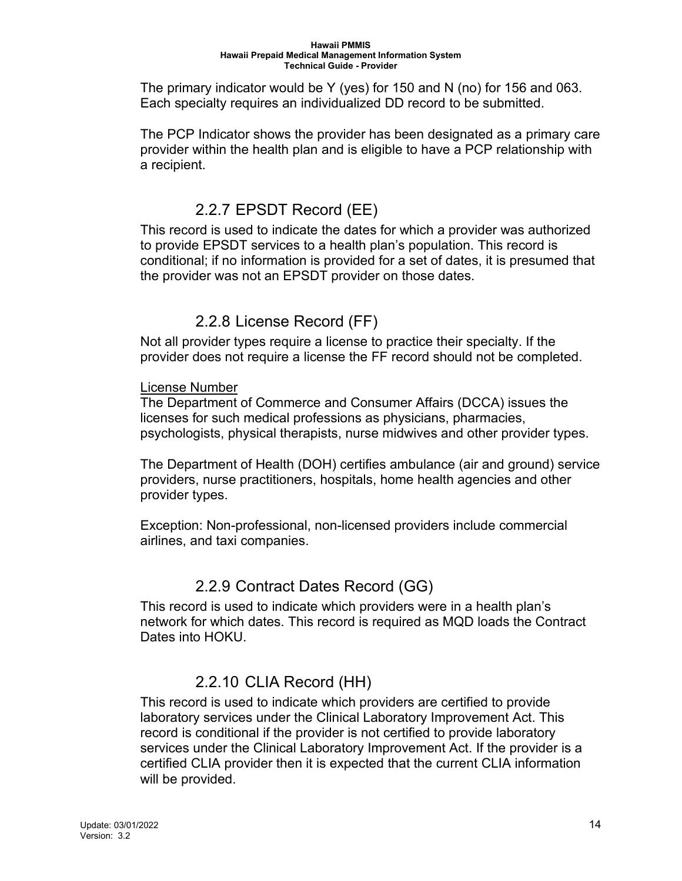The primary indicator would be Y (yes) for 150 and N (no) for 156 and 063. Each specialty requires an individualized DD record to be submitted.

The PCP Indicator shows the provider has been designated as a primary care provider within the health plan and is eligible to have a PCP relationship with a recipient.

### 2.2.7 EPSDT Record (EE)

This record is used to indicate the dates for which a provider was authorized to provide EPSDT services to a health plan's population. This record is conditional; if no information is provided for a set of dates, it is presumed that the provider was not an EPSDT provider on those dates.

### 2.2.8 License Record (FF)

Not all provider types require a license to practice their specialty. If the provider does not require a license the FF record should not be completed.

<u>License Number</u>
The Department of Commerce and Consumer Affairs (DCCA) issues the licenses for such medical professions as physicians, pharmacies, psychologists, physical therapists, nurse midwives and other provider types.

The Department of Health (DOH) certifies ambulance (air and ground) service providers, nurse practitioners, hospitals, home health agencies and other provider types.

Exception: Non-professional, non-licensed providers include commercial airlines, and taxi companies.

### 2.2.9 Contract Dates Record (GG)

This record is used to indicate which providers were in a health plan's network for which dates. This record is required as MQD loads the Contract Dates into HOKU.

### 2.2.10 CLIA Record (HH)

This record is used to indicate which providers are certified to provide laboratory services under the Clinical Laboratory Improvement Act. This record is conditional if the provider is not certified to provide laboratory services under the Clinical Laboratory Improvement Act. If the provider is a certified CLIA provider then it is expected that the current CLIA information will be provided.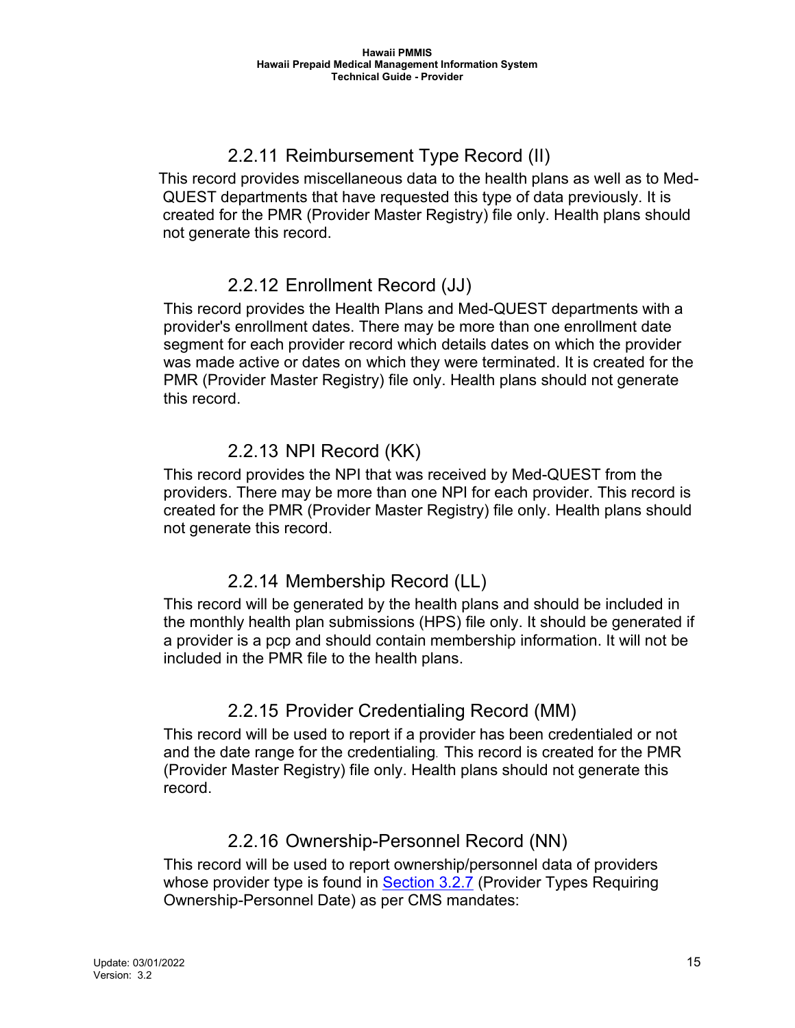### 2.2.11 Reimbursement Type Record (II)

This record provides miscellaneous data to the health plans as well as to Med-QUEST departments that have requested this type of data previously. It is created for the PMR (Provider Master Registry) file only. Health plans should not generate this record.

### 2.2.12 Enrollment Record (JJ)

This record provides the Health Plans and Med-QUEST departments with a provider's enrollment dates. There may be more than one enrollment date segment for each provider record which details dates on which the provider was made active or dates on which they were terminated. It is created for the PMR (Provider Master Registry) file only. Health plans should not generate this record.

### 2.2.13 NPI Record (KK)

This record provides the NPI that was received by Med-QUEST from the providers. There may be more than one NPI for each provider. This record is created for the PMR (Provider Master Registry) file only. Health plans should not generate this record.

### 2.2.14 Membership Record (LL)

This record will be generated by the health plans and should be included in the monthly health plan submissions (HPS) file only. It should be generated if a provider is a pcp and should contain membership information. It will not be included in the PMR file to the health plans.

### 2.2.15 Provider Credentialing Record (MM)

This record will be used to report if a provider has been credentialed or not and the date range for the credentialing. This record is created for the PMR (Provider Master Registry) file only. Health plans should not generate this record.

### 2.2.16 Ownership-Personnel Record (NN)

This record will be used to report ownership/personnel data of providers whose provider type is found in Section 3.2.7 (Provider Types Requiring Ownership-Personnel Date) as per CMS mandates: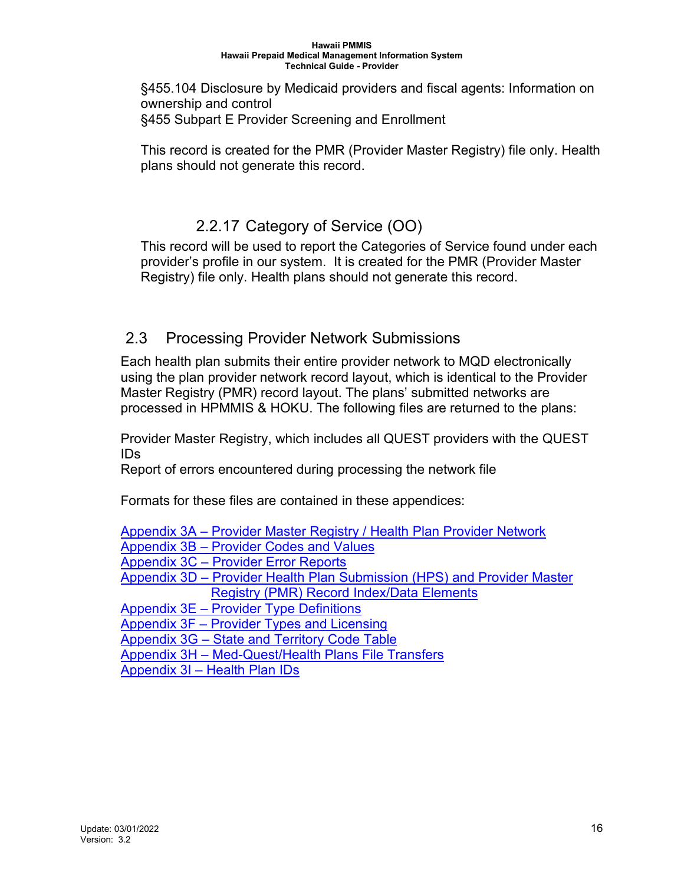§455.104 Disclosure by Medicaid providers and fiscal agents: Information on ownership and control
§455 Subpart E Provider Screening and Enrollment

This record is created for the PMR (Provider Master Registry) file only. Health plans should not generate this record.

### 2.2.17 Category of Service (OO)

This record will be used to report the Categories of Service found under each provider's profile in our system. It is created for the PMR (Provider Master Registry) file only. Health plans should not generate this record.

## 2.3 Processing Provider Network Submissions

Each health plan submits their entire provider network to MQD electronically using the plan provider network record layout, which is identical to the Provider Master Registry (PMR) record layout. The plans' submitted networks are processed in HPMMIS & HOKU. The following files are returned to the plans:

Provider Master Registry, which includes all QUEST providers with the QUEST IDs
Report of errors encountered during processing the network file

Formats for these files are contained in these appendices:

Appendix 3A – Provider Master Registry / Health Plan Provider Network
Appendix 3B – Provider Codes and Values
Appendix 3C – Provider Error Reports
Appendix 3D – Provider Health Plan Submission (HPS) and Provider Master Registry (PMR) Record Index/Data Elements
Appendix 3E – Provider Type Definitions
Appendix 3F – Provider Types and Licensing
Appendix 3G – State and Territory Code Table
Appendix 3H – Med-Quest/Health Plans File Transfers
Appendix 3I – Health Plan IDs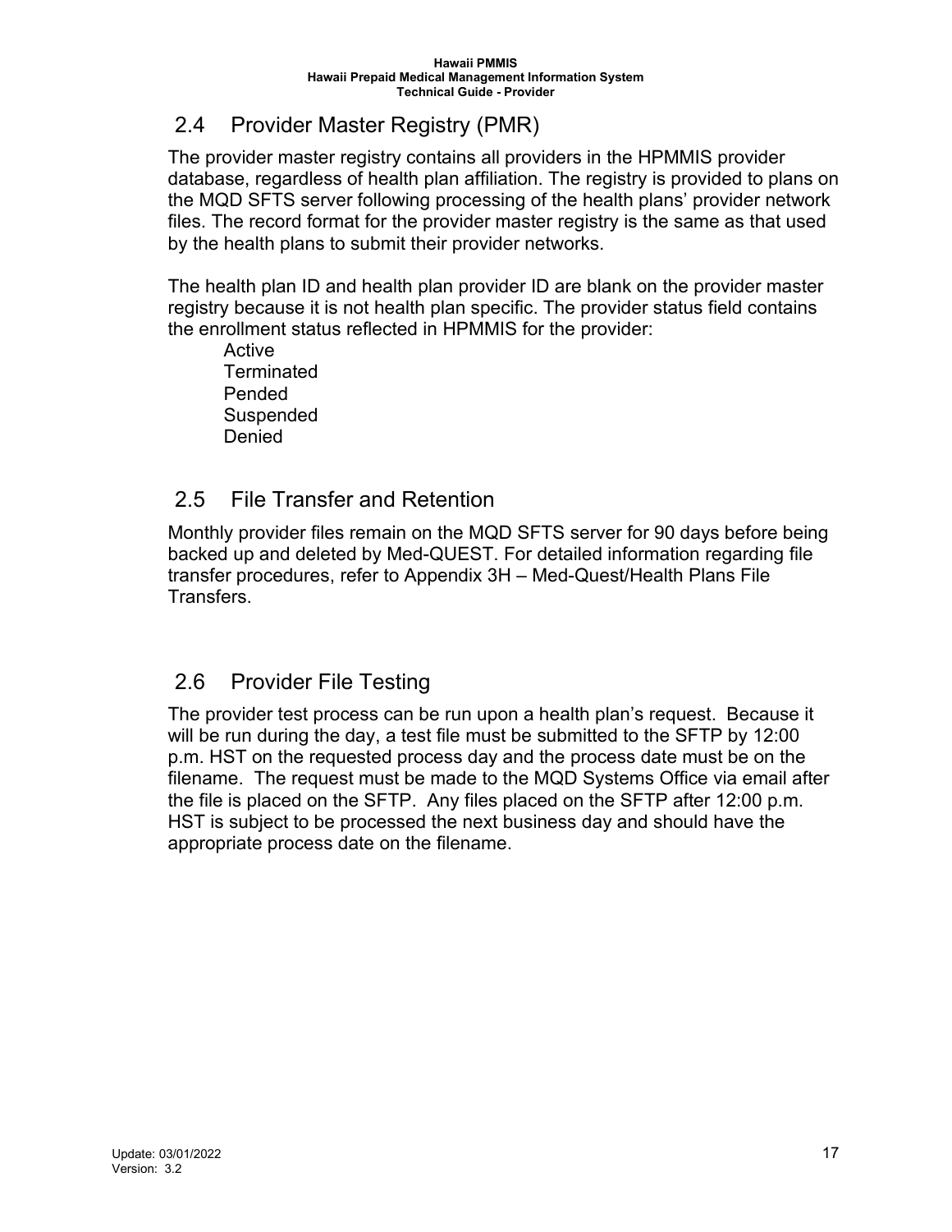## 2.4 Provider Master Registry (PMR)

The provider master registry contains all providers in the HPMMIS provider database, regardless of health plan affiliation. The registry is provided to plans on the MQD SFTS server following processing of the health plans' provider network files. The record format for the provider master registry is the same as that used by the health plans to submit their provider networks.

The health plan ID and health plan provider ID are blank on the provider master registry because it is not health plan specific. The provider status field contains the enrollment status reflected in HPMMIS for the provider:

- Active
- Terminated
- Pended
- Suspended
- Denied

## 2.5 File Transfer and Retention

Monthly provider files remain on the MQD SFTS server for 90 days before being backed up and deleted by Med-QUEST. For detailed information regarding file transfer procedures, refer to Appendix 3H – Med-Quest/Health Plans File Transfers.

## 2.6 Provider File Testing

The provider test process can be run upon a health plan's request. Because it will be run during the day, a test file must be submitted to the SFTP by 12:00 p.m. HST on the requested process day and the process date must be on the filename. The request must be made to the MQD Systems Office via email after the file is placed on the SFTP. Any files placed on the SFTP after 12:00 p.m. HST is subject to be processed the next business day and should have the appropriate process date on the filename.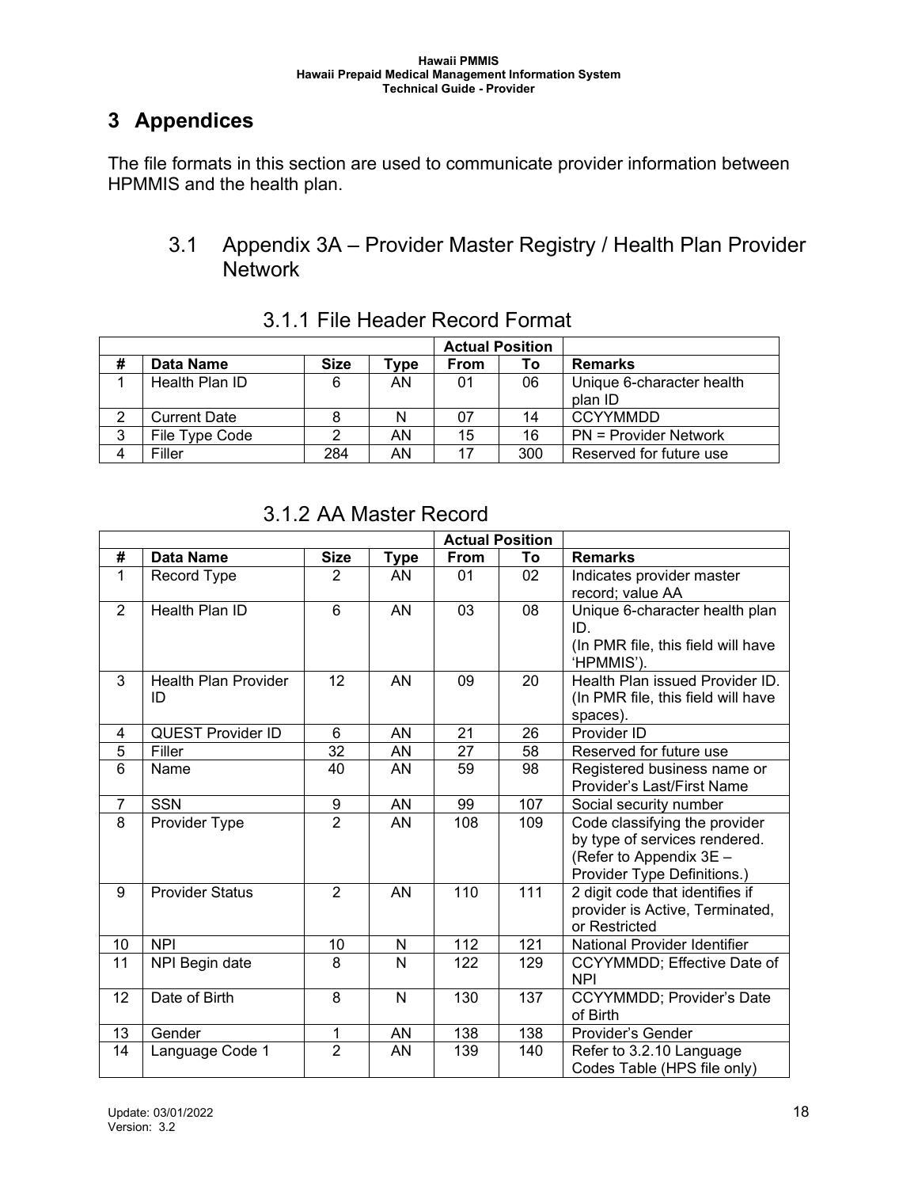# 3 Appendices

The file formats in this section are used to communicate provider information between HPMMIS and the health plan.

## 3.1 Appendix 3A – Provider Master Registry / Health Plan Provider Network

### 3.1.1 File Header Record Format

| | | | | Actual Position | | |
|---|---|---|---|---|---|---|
| # | Data Name | Size | Type | From | To | Remarks |
| 1 | Health Plan ID | 6 | AN | 01 | 06 | Unique 6-character health plan ID |
| 2 | Current Date | 8 | N | 07 | 14 | CCYYMMDD |
| 3 | File Type Code | 2 | AN | 15 | 16 | PN = Provider Network |
| 4 | Filler | 284 | AN | 17 | 300 | Reserved for future use |

### 3.1.2 AA Master Record

| | | | | Actual Position | | |
|---|---|---|---|---|---|---|
| # | Data Name | Size | Type | From | To | Remarks |
| 1 | Record Type | 2 | AN | 01 | 02 | Indicates provider master record; value AA |
| 2 | Health Plan ID | 6 | AN | 03 | 08 | Unique 6-character health plan ID. (In PMR file, this field will have 'HPMMIS'). |
| 3 | Health Plan Provider ID | 12 | AN | 09 | 20 | Health Plan issued Provider ID. (In PMR file, this field will have spaces). |
| 4 | QUEST Provider ID | 6 | AN | 21 | 26 | Provider ID |
| 5 | Filler | 32 | AN | 27 | 58 | Reserved for future use |
| 6 | Name | 40 | AN | 59 | 98 | Registered business name or Provider's Last/First Name |
| 7 | SSN | 9 | AN | 99 | 107 | Social security number |
| 8 | Provider Type | 2 | AN | 108 | 109 | Code classifying the provider by type of services rendered. (Refer to Appendix 3E – Provider Type Definitions.) |
| 9 | Provider Status | 2 | AN | 110 | 111 | 2 digit code that identifies if provider is Active, Terminated, or Restricted |
| 10 | NPI | 10 | N | 112 | 121 | National Provider Identifier |
| 11 | NPI Begin date | 8 | N | 122 | 129 | CCYYMMDD; Effective Date of NPI |
| 12 | Date of Birth | 8 | N | 130 | 137 | CCYYMMDD; Provider's Date of Birth |
| 13 | Gender | 1 | AN | 138 | 138 | Provider's Gender |
| 14 | Language Code 1 | 2 | AN | 139 | 140 | Refer to 3.2.10 Language Codes Table (HPS file only) |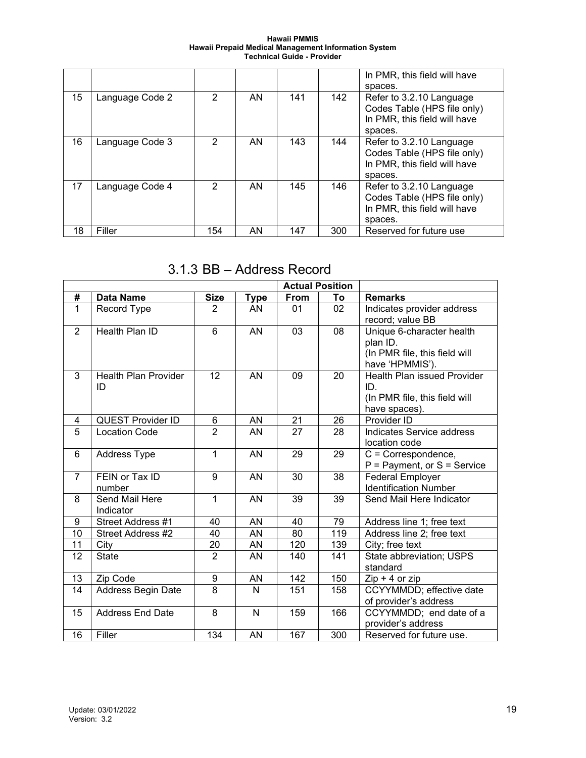| | | | | | | In PMR, this field will have spaces. |
|---|---|---|---|---|---|---|
| 15 | Language Code 2 | 2 | AN | 141 | 142 | Refer to 3.2.10 Language Codes Table (HPS file only) In PMR, this field will have spaces. |
| 16 | Language Code 3 | 2 | AN | 143 | 144 | Refer to 3.2.10 Language Codes Table (HPS file only) In PMR, this field will have spaces. |
| 17 | Language Code 4 | 2 | AN | 145 | 146 | Refer to 3.2.10 Language Codes Table (HPS file only) In PMR, this field will have spaces. |
| 18 | Filler | 154 | AN | 147 | 300 | Reserved for future use |

## 3.1.3 BB – Address Record

| | | | | Actual Position | | |
|---|---|---|---|---|---|---|
| **#** | **Data Name** | **Size** | **Type** | **From** | **To** | **Remarks** |
| 1 | Record Type | 2 | AN | 01 | 02 | Indicates provider address record; value BB |
| 2 | Health Plan ID | 6 | AN | 03 | 08 | Unique 6-character health plan ID. (In PMR file, this field will have 'HPMMIS'). |
| 3 | Health Plan Provider ID | 12 | AN | 09 | 20 | Health Plan issued Provider ID. (In PMR file, this field will have spaces). |
| 4 | QUEST Provider ID | 6 | AN | 21 | 26 | Provider ID |
| 5 | Location Code | 2 | AN | 27 | 28 | Indicates Service address location code |
| 6 | Address Type | 1 | AN | 29 | 29 | C = Correspondence, P = Payment, or S = Service |
| 7 | FEIN or Tax ID number | 9 | AN | 30 | 38 | Federal Employer Identification Number |
| 8 | Send Mail Here Indicator | 1 | AN | 39 | 39 | Send Mail Here Indicator |
| 9 | Street Address #1 | 40 | AN | 40 | 79 | Address line 1; free text |
| 10 | Street Address #2 | 40 | AN | 80 | 119 | Address line 2; free text |
| 11 | City | 20 | AN | 120 | 139 | City; free text |
| 12 | State | 2 | AN | 140 | 141 | State abbreviation; USPS standard |
| 13 | Zip Code | 9 | AN | 142 | 150 | Zip + 4 or zip |
| 14 | Address Begin Date | 8 | N | 151 | 158 | CCYYMMDD; effective date of provider's address |
| 15 | Address End Date | 8 | N | 159 | 166 | CCYYMMDD; end date of a provider's address |
| 16 | Filler | 134 | AN | 167 | 300 | Reserved for future use. |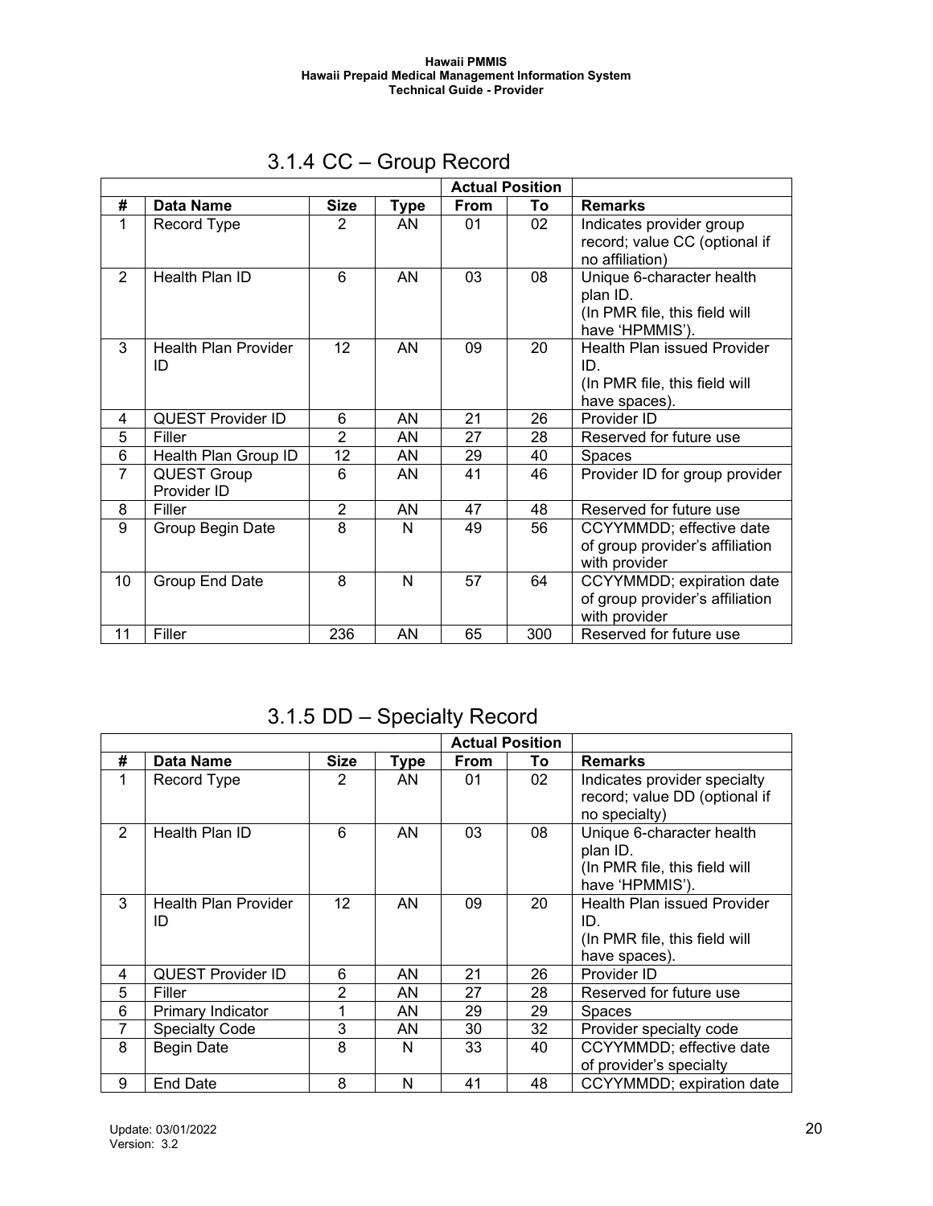## 3.1.4 CC – Group Record

| | | | | Actual Position | | |
|---|---|---|---|---|---|---|
| # | Data Name | Size | Type | From | To | Remarks |
| 1 | Record Type | 2 | AN | 01 | 02 | Indicates provider group record; value CC (optional if no affiliation) |
| 2 | Health Plan ID | 6 | AN | 03 | 08 | Unique 6-character health plan ID. (In PMR file, this field will have 'HPMMIS'). |
| 3 | Health Plan Provider ID | 12 | AN | 09 | 20 | Health Plan issued Provider ID. (In PMR file, this field will have spaces). |
| 4 | QUEST Provider ID | 6 | AN | 21 | 26 | Provider ID |
| 5 | Filler | 2 | AN | 27 | 28 | Reserved for future use |
| 6 | Health Plan Group ID | 12 | AN | 29 | 40 | Spaces |
| 7 | QUEST Group Provider ID | 6 | AN | 41 | 46 | Provider ID for group provider |
| 8 | Filler | 2 | AN | 47 | 48 | Reserved for future use |
| 9 | Group Begin Date | 8 | N | 49 | 56 | CCYYMMDD; effective date of group provider's affiliation with provider |
| 10 | Group End Date | 8 | N | 57 | 64 | CCYYMMDD; expiration date of group provider's affiliation with provider |
| 11 | Filler | 236 | AN | 65 | 300 | Reserved for future use |

## 3.1.5 DD – Specialty Record

| | | | | Actual Position | | |
|---|---|---|---|---|---|---|
| # | Data Name | Size | Type | From | To | Remarks |
| 1 | Record Type | 2 | AN | 01 | 02 | Indicates provider specialty record; value DD (optional if no specialty) |
| 2 | Health Plan ID | 6 | AN | 03 | 08 | Unique 6-character health plan ID. (In PMR file, this field will have 'HPMMIS'). |
| 3 | Health Plan Provider ID | 12 | AN | 09 | 20 | Health Plan issued Provider ID. (In PMR file, this field will have spaces). |
| 4 | QUEST Provider ID | 6 | AN | 21 | 26 | Provider ID |
| 5 | Filler | 2 | AN | 27 | 28 | Reserved for future use |
| 6 | Primary Indicator | 1 | AN | 29 | 29 | Spaces |
| 7 | Specialty Code | 3 | AN | 30 | 32 | Provider specialty code |
| 8 | Begin Date | 8 | N | 33 | 40 | CCYYMMDD; effective date of provider's specialty |
| 9 | End Date | 8 | N | 41 | 48 | CCYYMMDD; expiration date |

Update: 03/01/2022
Version: 3.2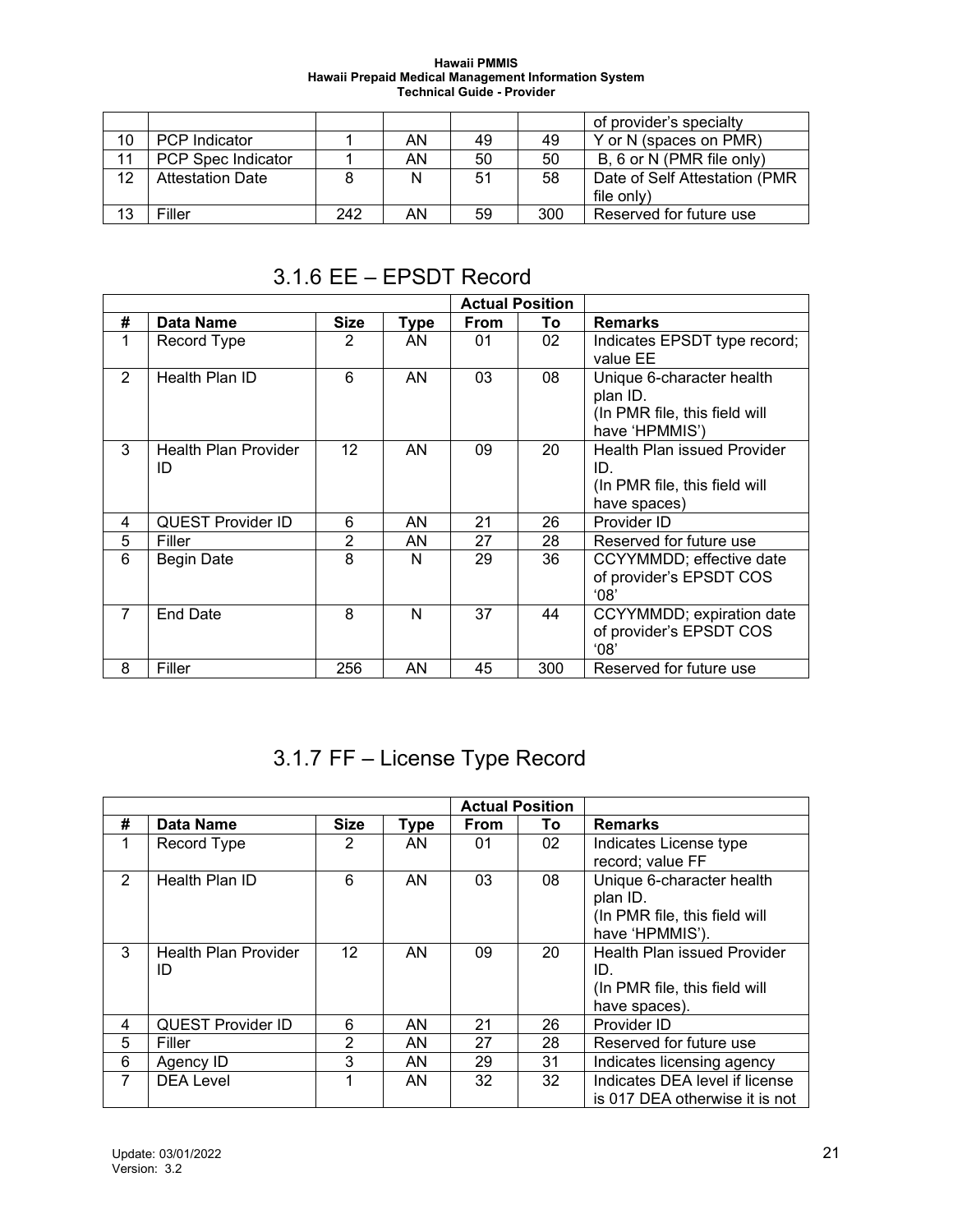| | | | | | | |
|---|---|---|---|---|---|---|
| | | | | | | of provider's specialty |
| 10 | PCP Indicator | 1 | AN | 49 | 49 | Y or N (spaces on PMR) |
| 11 | PCP Spec Indicator | 1 | AN | 50 | 50 | B, 6 or N (PMR file only) |
| 12 | Attestation Date | 8 | N | 51 | 58 | Date of Self Attestation (PMR file only) |
| 13 | Filler | 242 | AN | 59 | 300 | Reserved for future use |

## 3.1.6 EE – EPSDT Record

| | | | | Actual Position | | |
|---|---|---|---|---|---|---|
| **#** | **Data Name** | **Size** | **Type** | **From** | **To** | **Remarks** |
| 1 | Record Type | 2 | AN | 01 | 02 | Indicates EPSDT type record; value EE |
| 2 | Health Plan ID | 6 | AN | 03 | 08 | Unique 6-character health plan ID. (In PMR file, this field will have 'HPMMIS') |
| 3 | Health Plan Provider ID | 12 | AN | 09 | 20 | Health Plan issued Provider ID. (In PMR file, this field will have spaces) |
| 4 | QUEST Provider ID | 6 | AN | 21 | 26 | Provider ID |
| 5 | Filler | 2 | AN | 27 | 28 | Reserved for future use |
| 6 | Begin Date | 8 | N | 29 | 36 | CCYYMMDD; effective date of provider's EPSDT COS '08' |
| 7 | End Date | 8 | N | 37 | 44 | CCYYMMDD; expiration date of provider's EPSDT COS '08' |
| 8 | Filler | 256 | AN | 45 | 300 | Reserved for future use |

## 3.1.7 FF – License Type Record

| | | | | Actual Position | | |
|---|---|---|---|---|---|---|
| **#** | **Data Name** | **Size** | **Type** | **From** | **To** | **Remarks** |
| 1 | Record Type | 2 | AN | 01 | 02 | Indicates License type record; value FF |
| 2 | Health Plan ID | 6 | AN | 03 | 08 | Unique 6-character health plan ID. (In PMR file, this field will have 'HPMMIS'). |
| 3 | Health Plan Provider ID | 12 | AN | 09 | 20 | Health Plan issued Provider ID. (In PMR file, this field will have spaces). |
| 4 | QUEST Provider ID | 6 | AN | 21 | 26 | Provider ID |
| 5 | Filler | 2 | AN | 27 | 28 | Reserved for future use |
| 6 | Agency ID | 3 | AN | 29 | 31 | Indicates licensing agency |
| 7 | DEA Level | 1 | AN | 32 | 32 | Indicates DEA level if license is 017 DEA otherwise it is not |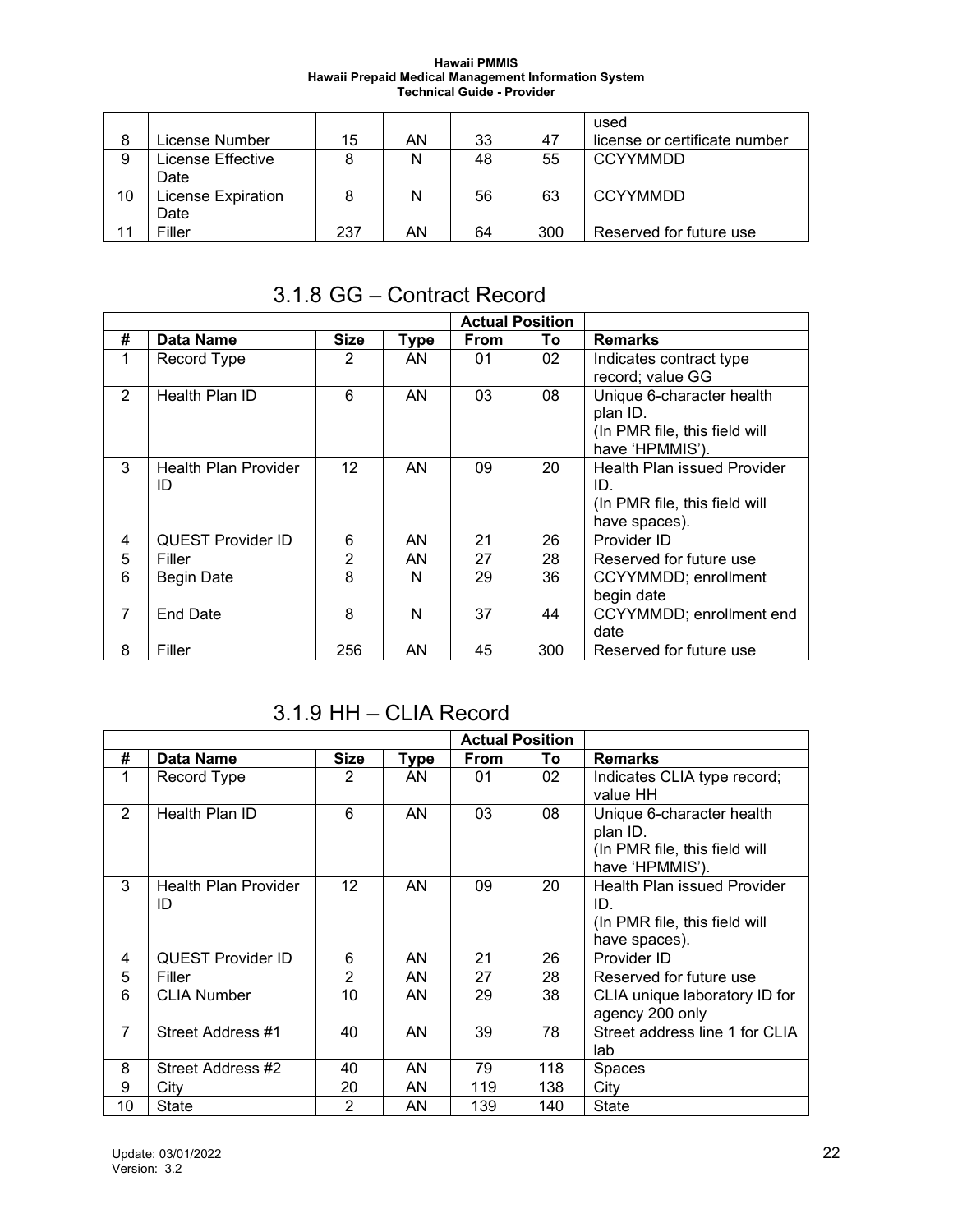| | | | | | | used |
|---|---|---|---|---|---|---|
| 8 | License Number | 15 | AN | 33 | 47 | license or certificate number |
| 9 | License Effective Date | 8 | N | 48 | 55 | CCYYMMDD |
| 10 | License Expiration Date | 8 | N | 56 | 63 | CCYYMMDD |
| 11 | Filler | 237 | AN | 64 | 300 | Reserved for future use |

## 3.1.8 GG – Contract Record

| | | | | Actual Position | | |
|---|---|---|---|---|---|---|
| **#** | **Data Name** | **Size** | **Type** | **From** | **To** | **Remarks** |
| 1 | Record Type | 2 | AN | 01 | 02 | Indicates contract type record; value GG |
| 2 | Health Plan ID | 6 | AN | 03 | 08 | Unique 6-character health plan ID. (In PMR file, this field will have 'HPMMIS'). |
| 3 | Health Plan Provider ID | 12 | AN | 09 | 20 | Health Plan issued Provider ID. (In PMR file, this field will have spaces). |
| 4 | QUEST Provider ID | 6 | AN | 21 | 26 | Provider ID |
| 5 | Filler | 2 | AN | 27 | 28 | Reserved for future use |
| 6 | Begin Date | 8 | N | 29 | 36 | CCYYMMDD; enrollment begin date |
| 7 | End Date | 8 | N | 37 | 44 | CCYYMMDD; enrollment end date |
| 8 | Filler | 256 | AN | 45 | 300 | Reserved for future use |

## 3.1.9 HH – CLIA Record

| | | | | Actual Position | | |
|---|---|---|---|---|---|---|
| **#** | **Data Name** | **Size** | **Type** | **From** | **To** | **Remarks** |
| 1 | Record Type | 2 | AN | 01 | 02 | Indicates CLIA type record; value HH |
| 2 | Health Plan ID | 6 | AN | 03 | 08 | Unique 6-character health plan ID. (In PMR file, this field will have 'HPMMIS'). |
| 3 | Health Plan Provider ID | 12 | AN | 09 | 20 | Health Plan issued Provider ID. (In PMR file, this field will have spaces). |
| 4 | QUEST Provider ID | 6 | AN | 21 | 26 | Provider ID |
| 5 | Filler | 2 | AN | 27 | 28 | Reserved for future use |
| 6 | CLIA Number | 10 | AN | 29 | 38 | CLIA unique laboratory ID for agency 200 only |
| 7 | Street Address #1 | 40 | AN | 39 | 78 | Street address line 1 for CLIA lab |
| 8 | Street Address #2 | 40 | AN | 79 | 118 | Spaces |
| 9 | City | 20 | AN | 119 | 138 | City |
| 10 | State | 2 | AN | 139 | 140 | State |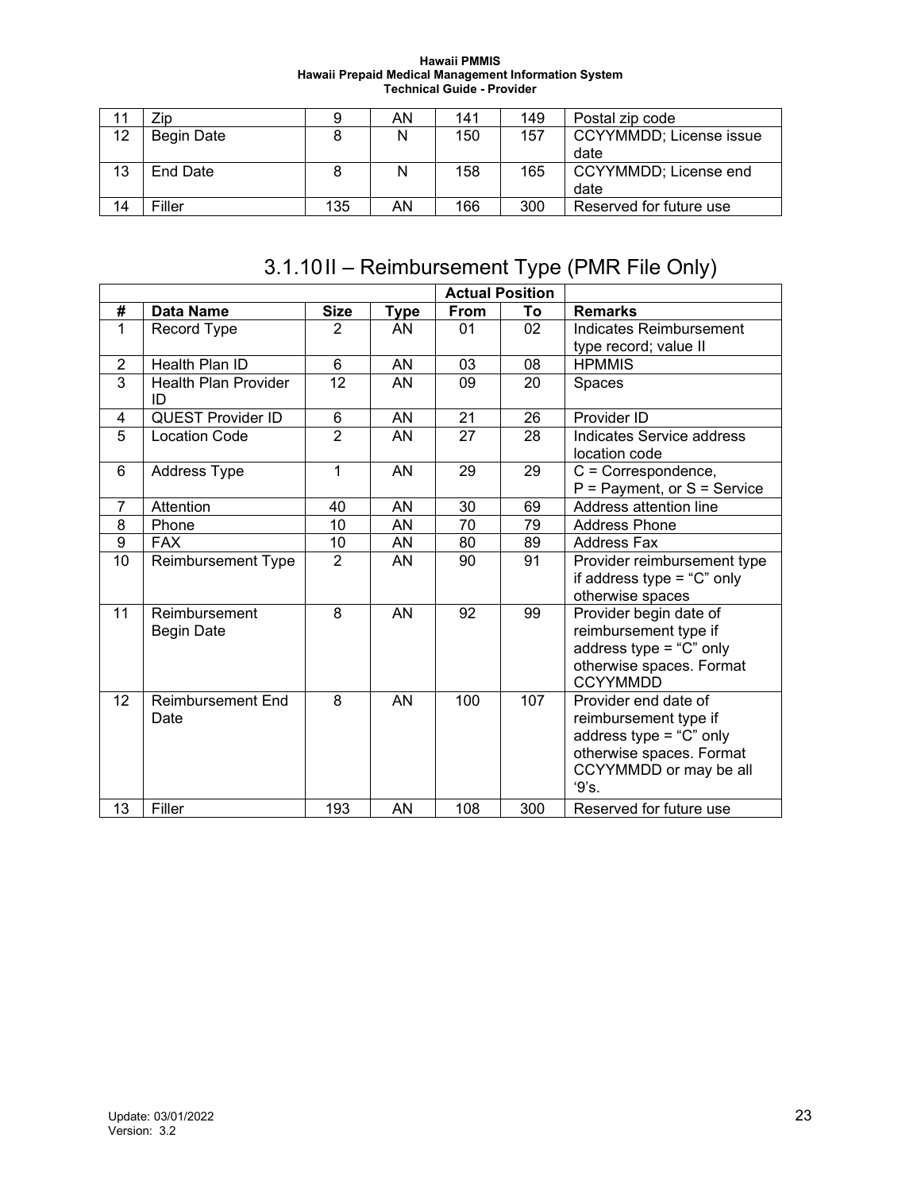| 11 | Zip | 9 | AN | 141 | 149 | Postal zip code |
|---|---|---|---|---|---|---|
| 12 | Begin Date | 8 | N | 150 | 157 | CCYYMMDD; License issue date |
| 13 | End Date | 8 | N | 158 | 165 | CCYYMMDD; License end date |
| 14 | Filler | 135 | AN | 166 | 300 | Reserved for future use |

## 3.1.10 II – Reimbursement Type (PMR File Only)

| | | | | Actual Position | | |
|---|---|---|---|---|---|---|
| **#** | **Data Name** | **Size** | **Type** | **From** | **To** | **Remarks** |
| 1 | Record Type | 2 | AN | 01 | 02 | Indicates Reimbursement type record; value II |
| 2 | Health Plan ID | 6 | AN | 03 | 08 | HPMMIS |
| 3 | Health Plan Provider ID | 12 | AN | 09 | 20 | Spaces |
| 4 | QUEST Provider ID | 6 | AN | 21 | 26 | Provider ID |
| 5 | Location Code | 2 | AN | 27 | 28 | Indicates Service address location code |
| 6 | Address Type | 1 | AN | 29 | 29 | C = Correspondence, P = Payment, or S = Service |
| 7 | Attention | 40 | AN | 30 | 69 | Address attention line |
| 8 | Phone | 10 | AN | 70 | 79 | Address Phone |
| 9 | FAX | 10 | AN | 80 | 89 | Address Fax |
| 10 | Reimbursement Type | 2 | AN | 90 | 91 | Provider reimbursement type if address type = "C" only otherwise spaces |
| 11 | Reimbursement Begin Date | 8 | AN | 92 | 99 | Provider begin date of reimbursement type if address type = "C" only otherwise spaces. Format CCYYMMDD |
| 12 | Reimbursement End Date | 8 | AN | 100 | 107 | Provider end date of reimbursement type if address type = "C" only otherwise spaces. Format CCYYMMDD or may be all '9's. |
| 13 | Filler | 193 | AN | 108 | 300 | Reserved for future use |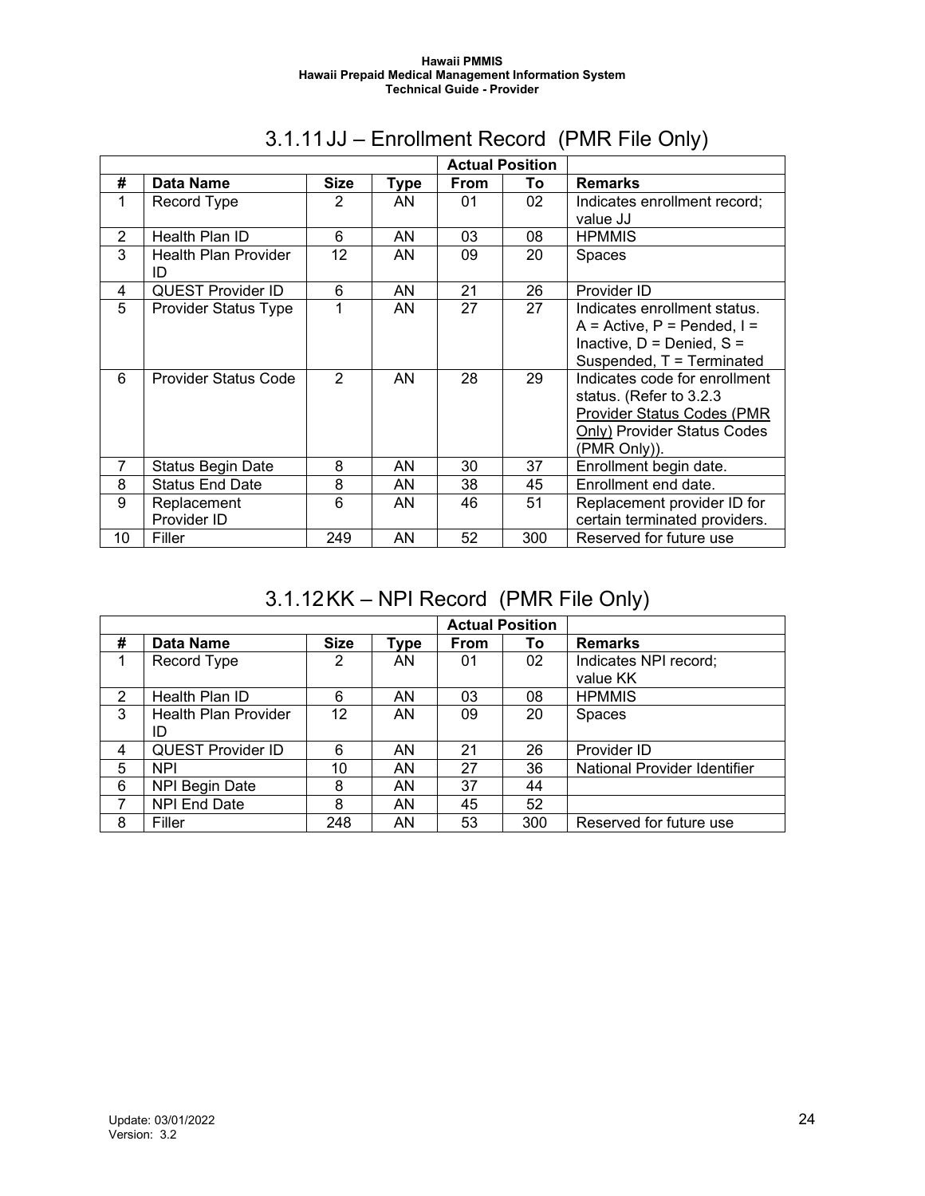### 3.1.11 JJ – Enrollment Record (PMR File Only)

| | | | | Actual Position | | |
|---|---|---|---|---|---|---|
| # | Data Name | Size | Type | From | To | Remarks |
| 1 | Record Type | 2 | AN | 01 | 02 | Indicates enrollment record; value JJ |
| 2 | Health Plan ID | 6 | AN | 03 | 08 | HPMMIS |
| 3 | Health Plan Provider ID | 12 | AN | 09 | 20 | Spaces |
| 4 | QUEST Provider ID | 6 | AN | 21 | 26 | Provider ID |
| 5 | Provider Status Type | 1 | AN | 27 | 27 | Indicates enrollment status. A = Active, P = Pended, I = Inactive, D = Denied, S = Suspended, T = Terminated |
| 6 | Provider Status Code | 2 | AN | 28 | 29 | Indicates code for enrollment status. (Refer to 3.2.3 Provider Status Codes (PMR Only) Provider Status Codes (PMR Only)). |
| 7 | Status Begin Date | 8 | AN | 30 | 37 | Enrollment begin date. |
| 8 | Status End Date | 8 | AN | 38 | 45 | Enrollment end date. |
| 9 | Replacement Provider ID | 6 | AN | 46 | 51 | Replacement provider ID for certain terminated providers. |
| 10 | Filler | 249 | AN | 52 | 300 | Reserved for future use |

### 3.1.12 KK – NPI Record (PMR File Only)

| | | | | Actual Position | | |
|---|---|---|---|---|---|---|
| # | Data Name | Size | Type | From | To | Remarks |
| 1 | Record Type | 2 | AN | 01 | 02 | Indicates NPI record; value KK |
| 2 | Health Plan ID | 6 | AN | 03 | 08 | HPMMIS |
| 3 | Health Plan Provider ID | 12 | AN | 09 | 20 | Spaces |
| 4 | QUEST Provider ID | 6 | AN | 21 | 26 | Provider ID |
| 5 | NPI | 10 | AN | 27 | 36 | National Provider Identifier |
| 6 | NPI Begin Date | 8 | AN | 37 | 44 | |
| 7 | NPI End Date | 8 | AN | 45 | 52 | |
| 8 | Filler | 248 | AN | 53 | 300 | Reserved for future use |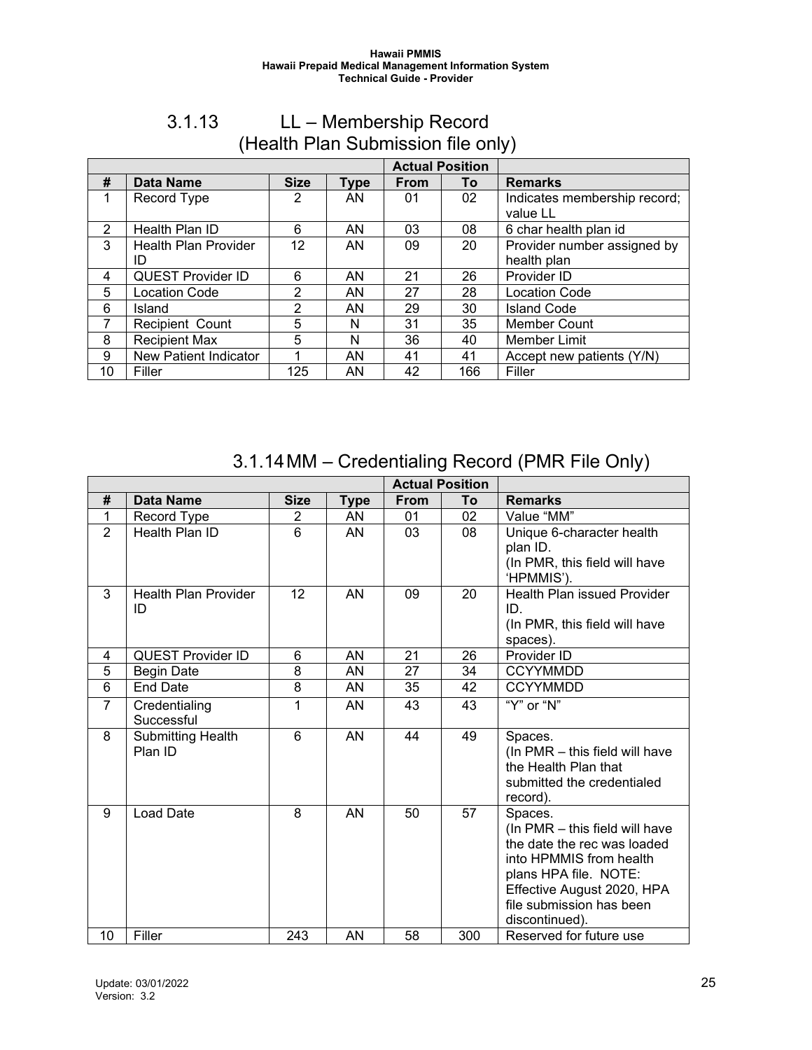### 3.1.13 LL – Membership Record (Health Plan Submission file only)

| | | | | Actual Position | | |
|---|---|---|---|---|---|---|
| # | Data Name | Size | Type | From | To | Remarks |
| 1 | Record Type | 2 | AN | 01 | 02 | Indicates membership record; value LL |
| 2 | Health Plan ID | 6 | AN | 03 | 08 | 6 char health plan id |
| 3 | Health Plan Provider ID | 12 | AN | 09 | 20 | Provider number assigned by health plan |
| 4 | QUEST Provider ID | 6 | AN | 21 | 26 | Provider ID |
| 5 | Location Code | 2 | AN | 27 | 28 | Location Code |
| 6 | Island | 2 | AN | 29 | 30 | Island Code |
| 7 | Recipient Count | 5 | N | 31 | 35 | Member Count |
| 8 | Recipient Max | 5 | N | 36 | 40 | Member Limit |
| 9 | New Patient Indicator | 1 | AN | 41 | 41 | Accept new patients (Y/N) |
| 10 | Filler | 125 | AN | 42 | 166 | Filler |

### 3.1.14 MM – Credentialing Record (PMR File Only)

| | | | | Actual Position | | |
|---|---|---|---|---|---|---|
| # | Data Name | Size | Type | From | To | Remarks |
| 1 | Record Type | 2 | AN | 01 | 02 | Value "MM" |
| 2 | Health Plan ID | 6 | AN | 03 | 08 | Unique 6-character health plan ID. (In PMR, this field will have 'HPMMIS'). |
| 3 | Health Plan Provider ID | 12 | AN | 09 | 20 | Health Plan issued Provider ID. (In PMR, this field will have spaces). |
| 4 | QUEST Provider ID | 6 | AN | 21 | 26 | Provider ID |
| 5 | Begin Date | 8 | AN | 27 | 34 | CCYYMMDD |
| 6 | End Date | 8 | AN | 35 | 42 | CCYYMMDD |
| 7 | Credentialing Successful | 1 | AN | 43 | 43 | "Y" or "N" |
| 8 | Submitting Health Plan ID | 6 | AN | 44 | 49 | Spaces. (In PMR – this field will have the Health Plan that submitted the credentialed record). |
| 9 | Load Date | 8 | AN | 50 | 57 | Spaces. (In PMR – this field will have the date the rec was loaded into HPMMIS from health plans HPA file. NOTE: Effective August 2020, HPA file submission has been discontinued). |
| 10 | Filler | 243 | AN | 58 | 300 | Reserved for future use |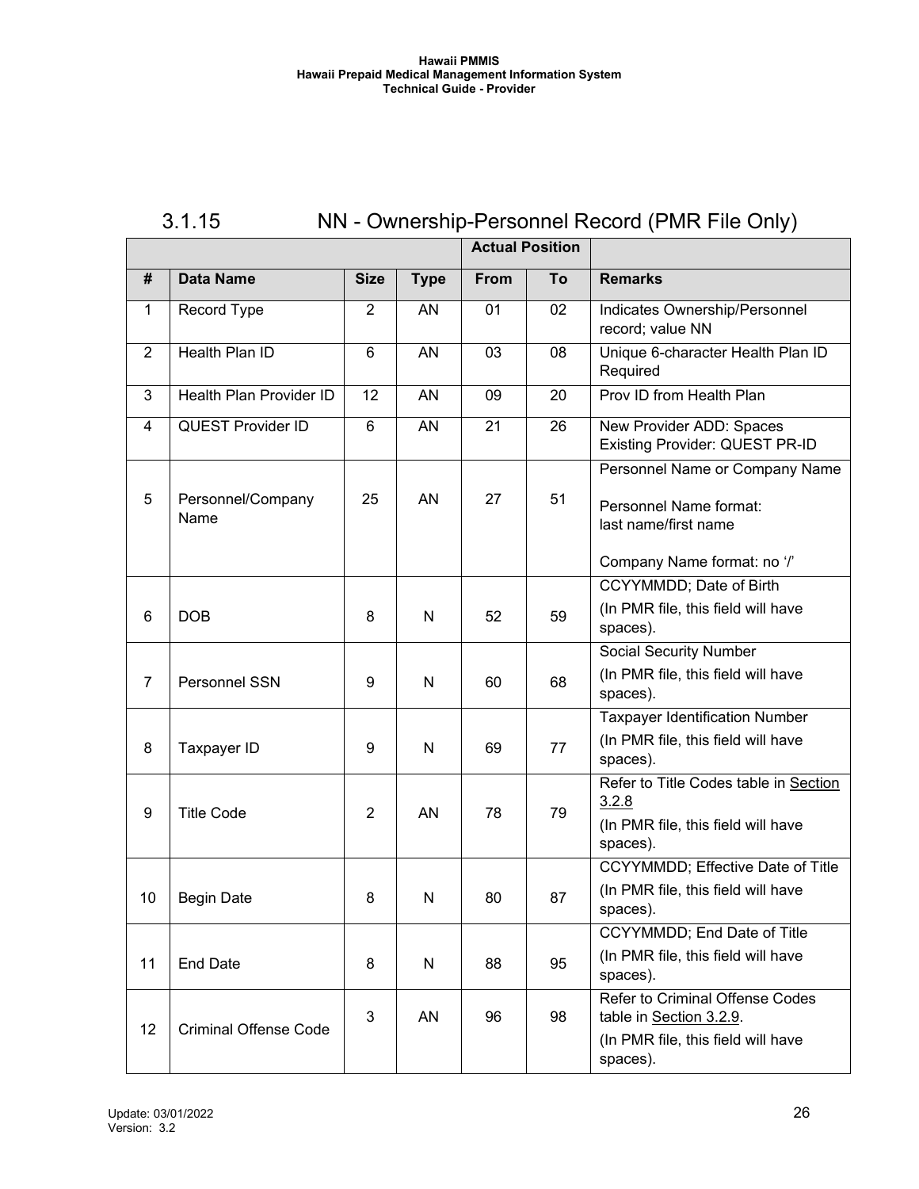### 3.1.15 NN - Ownership-Personnel Record (PMR File Only)

| | | | | Actual Position | | |
|---|---|---|---|---|---|---|
| # | Data Name | Size | Type | From | To | Remarks |
| 1 | Record Type | 2 | AN | 01 | 02 | Indicates Ownership/Personnel record; value NN |
| 2 | Health Plan ID | 6 | AN | 03 | 08 | Unique 6-character Health Plan ID Required |
| 3 | Health Plan Provider ID | 12 | AN | 09 | 20 | Prov ID from Health Plan |
| 4 | QUEST Provider ID | 6 | AN | 21 | 26 | New Provider ADD: Spaces<br>Existing Provider: QUEST PR-ID |
| 5 | Personnel/Company Name | 25 | AN | 27 | 51 | Personnel Name or Company Name<br><br>Personnel Name format:<br>last name/first name<br><br>Company Name format: no '/' |
| 6 | DOB | 8 | N | 52 | 59 | CCYYMMDD; Date of Birth<br>(In PMR file, this field will have spaces). |
| 7 | Personnel SSN | 9 | N | 60 | 68 | Social Security Number<br>(In PMR file, this field will have spaces). |
| 8 | Taxpayer ID | 9 | N | 69 | 77 | Taxpayer Identification Number<br>(In PMR file, this field will have spaces). |
| 9 | Title Code | 2 | AN | 78 | 79 | Refer to Title Codes table in Section 3.2.8<br>(In PMR file, this field will have spaces). |
| 10 | Begin Date | 8 | N | 80 | 87 | CCYYMMDD; Effective Date of Title<br>(In PMR file, this field will have spaces). |
| 11 | End Date | 8 | N | 88 | 95 | CCYYMMDD; End Date of Title<br>(In PMR file, this field will have spaces). |
| 12 | Criminal Offense Code | 3 | AN | 96 | 98 | Refer to Criminal Offense Codes table in Section 3.2.9.<br>(In PMR file, this field will have spaces). |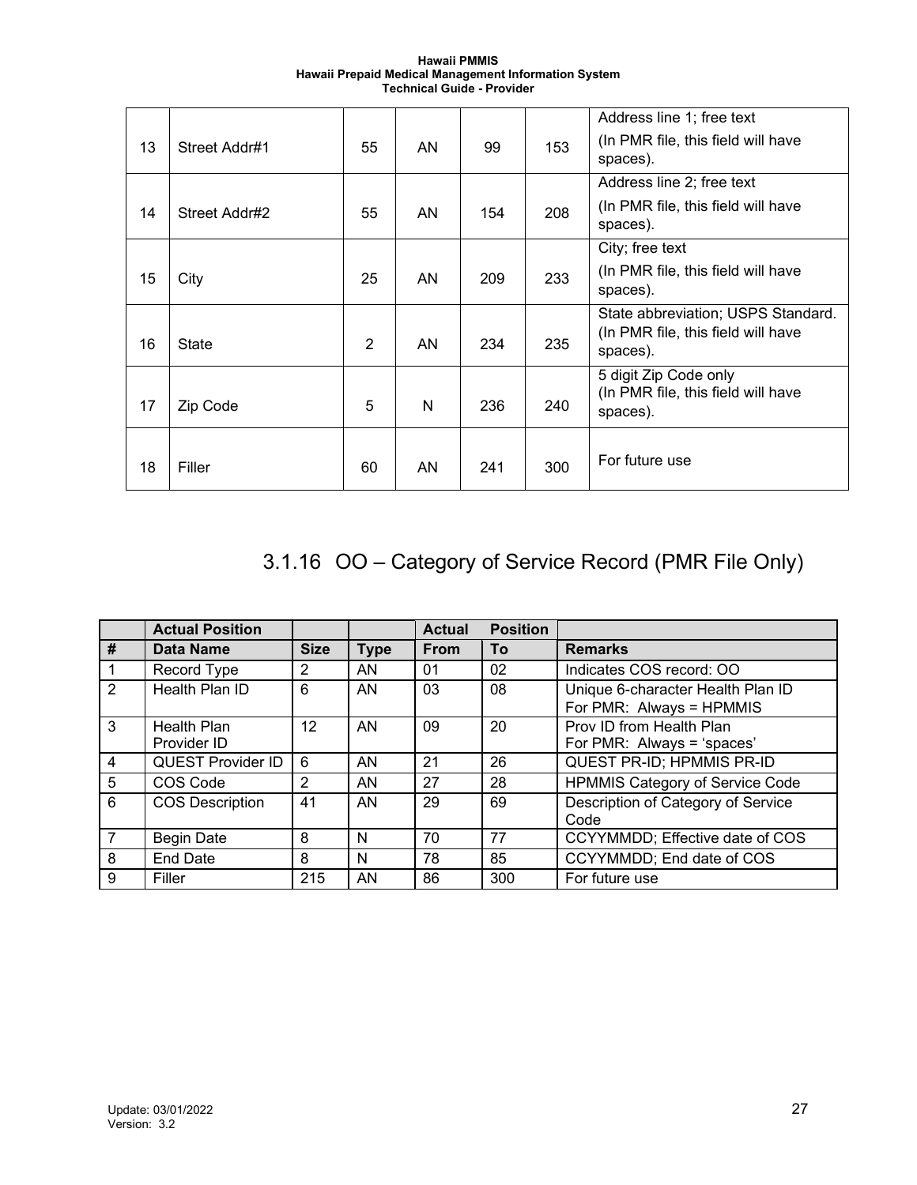| 13 | Street Addr#1 | 55 | AN | 99 | 153 | Address line 1; free text (In PMR file, this field will have spaces). |
|---|---|---|---|---|---|---|
| 14 | Street Addr#2 | 55 | AN | 154 | 208 | Address line 2; free text (In PMR file, this field will have spaces). |
| 15 | City | 25 | AN | 209 | 233 | City; free text (In PMR file, this field will have spaces). |
| 16 | State | 2 | AN | 234 | 235 | State abbreviation; USPS Standard. (In PMR file, this field will have spaces). |
| 17 | Zip Code | 5 | N | 236 | 240 | 5 digit Zip Code only (In PMR file, this field will have spaces). |
| 18 | Filler | 60 | AN | 241 | 300 | For future use |

### 3.1.16 OO – Category of Service Record (PMR File Only)

| | Actual Position | | | Actual | Position | |
|---|---|---|---|---|---|---|
| # | Data Name | Size | Type | From | To | Remarks |
| 1 | Record Type | 2 | AN | 01 | 02 | Indicates COS record: OO |
| 2 | Health Plan ID | 6 | AN | 03 | 08 | Unique 6-character Health Plan ID<br>For PMR: Always = HPMMIS |
| 3 | Health Plan Provider ID | 12 | AN | 09 | 20 | Prov ID from Health Plan<br>For PMR: Always = 'spaces' |
| 4 | QUEST Provider ID | 6 | AN | 21 | 26 | QUEST PR-ID; HPMMIS PR-ID |
| 5 | COS Code | 2 | AN | 27 | 28 | HPMMIS Category of Service Code |
| 6 | COS Description | 41 | AN | 29 | 69 | Description of Category of Service Code |
| 7 | Begin Date | 8 | N | 70 | 77 | CCYYMMDD; Effective date of COS |
| 8 | End Date | 8 | N | 78 | 85 | CCYYMMDD; End date of COS |
| 9 | Filler | 215 | AN | 86 | 300 | For future use |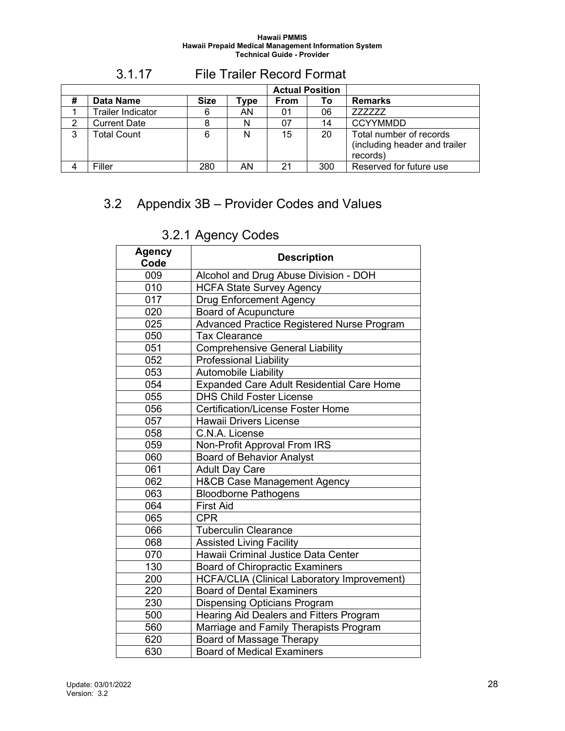### 3.1.17 File Trailer Record Format

| | | | | Actual Position | | |
|---|---|---|---|---|---|---|
| **#** | **Data Name** | **Size** | **Type** | **From** | **To** | **Remarks** |
| 1 | Trailer Indicator | 6 | AN | 01 | 06 | ZZZZZZ |
| 2 | Current Date | 8 | N | 07 | 14 | CCYYMMDD |
| 3 | Total Count | 6 | N | 15 | 20 | Total number of records (including header and trailer records) |
| 4 | Filler | 280 | AN | 21 | 300 | Reserved for future use |

## 3.2 Appendix 3B – Provider Codes and Values

### 3.2.1 Agency Codes

| Agency Code | Description |
|---|---|
| 009 | Alcohol and Drug Abuse Division - DOH |
| 010 | HCFA State Survey Agency |
| 017 | Drug Enforcement Agency |
| 020 | Board of Acupuncture |
| 025 | Advanced Practice Registered Nurse Program |
| 050 | Tax Clearance |
| 051 | Comprehensive General Liability |
| 052 | Professional Liability |
| 053 | Automobile Liability |
| 054 | Expanded Care Adult Residential Care Home |
| 055 | DHS Child Foster License |
| 056 | Certification/License Foster Home |
| 057 | Hawaii Drivers License |
| 058 | C.N.A. License |
| 059 | Non-Profit Approval From IRS |
| 060 | Board of Behavior Analyst |
| 061 | Adult Day Care |
| 062 | H&CB Case Management Agency |
| 063 | Bloodborne Pathogens |
| 064 | First Aid |
| 065 | CPR |
| 066 | Tuberculin Clearance |
| 068 | Assisted Living Facility |
| 070 | Hawaii Criminal Justice Data Center |
| 130 | Board of Chiropractic Examiners |
| 200 | HCFA/CLIA (Clinical Laboratory Improvement) |
| 220 | Board of Dental Examiners |
| 230 | Dispensing Opticians Program |
| 500 | Hearing Aid Dealers and Fitters Program |
| 560 | Marriage and Family Therapists Program |
| 620 | Board of Massage Therapy |
| 630 | Board of Medical Examiners |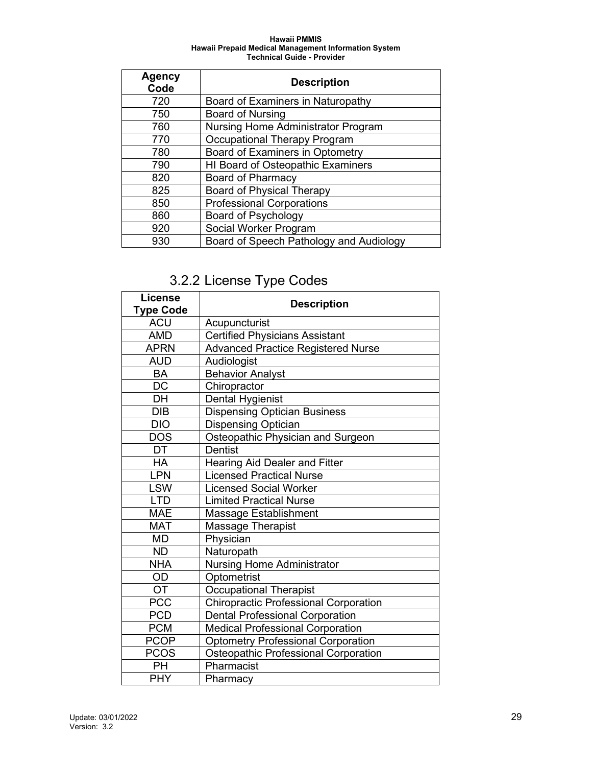| Agency Code | Description |
|---|---|
| 720 | Board of Examiners in Naturopathy |
| 750 | Board of Nursing |
| 760 | Nursing Home Administrator Program |
| 770 | Occupational Therapy Program |
| 780 | Board of Examiners in Optometry |
| 790 | HI Board of Osteopathic Examiners |
| 820 | Board of Pharmacy |
| 825 | Board of Physical Therapy |
| 850 | Professional Corporations |
| 860 | Board of Psychology |
| 920 | Social Worker Program |
| 930 | Board of Speech Pathology and Audiology |

## 3.2.2 License Type Codes

| License Type Code | Description |
|---|---|
| ACU | Acupuncturist |
| AMD | Certified Physicians Assistant |
| APRN | Advanced Practice Registered Nurse |
| AUD | Audiologist |
| BA | Behavior Analyst |
| DC | Chiropractor |
| DH | Dental Hygienist |
| DIB | Dispensing Optician Business |
| DIO | Dispensing Optician |
| DOS | Osteopathic Physician and Surgeon |
| DT | Dentist |
| HA | Hearing Aid Dealer and Fitter |
| LPN | Licensed Practical Nurse |
| LSW | Licensed Social Worker |
| LTD | Limited Practical Nurse |
| MAE | Massage Establishment |
| MAT | Massage Therapist |
| MD | Physician |
| ND | Naturopath |
| NHA | Nursing Home Administrator |
| OD | Optometrist |
| OT | Occupational Therapist |
| PCC | Chiropractic Professional Corporation |
| PCD | Dental Professional Corporation |
| PCM | Medical Professional Corporation |
| PCOP | Optometry Professional Corporation |
| PCOS | Osteopathic Professional Corporation |
| PH | Pharmacist |
| PHY | Pharmacy |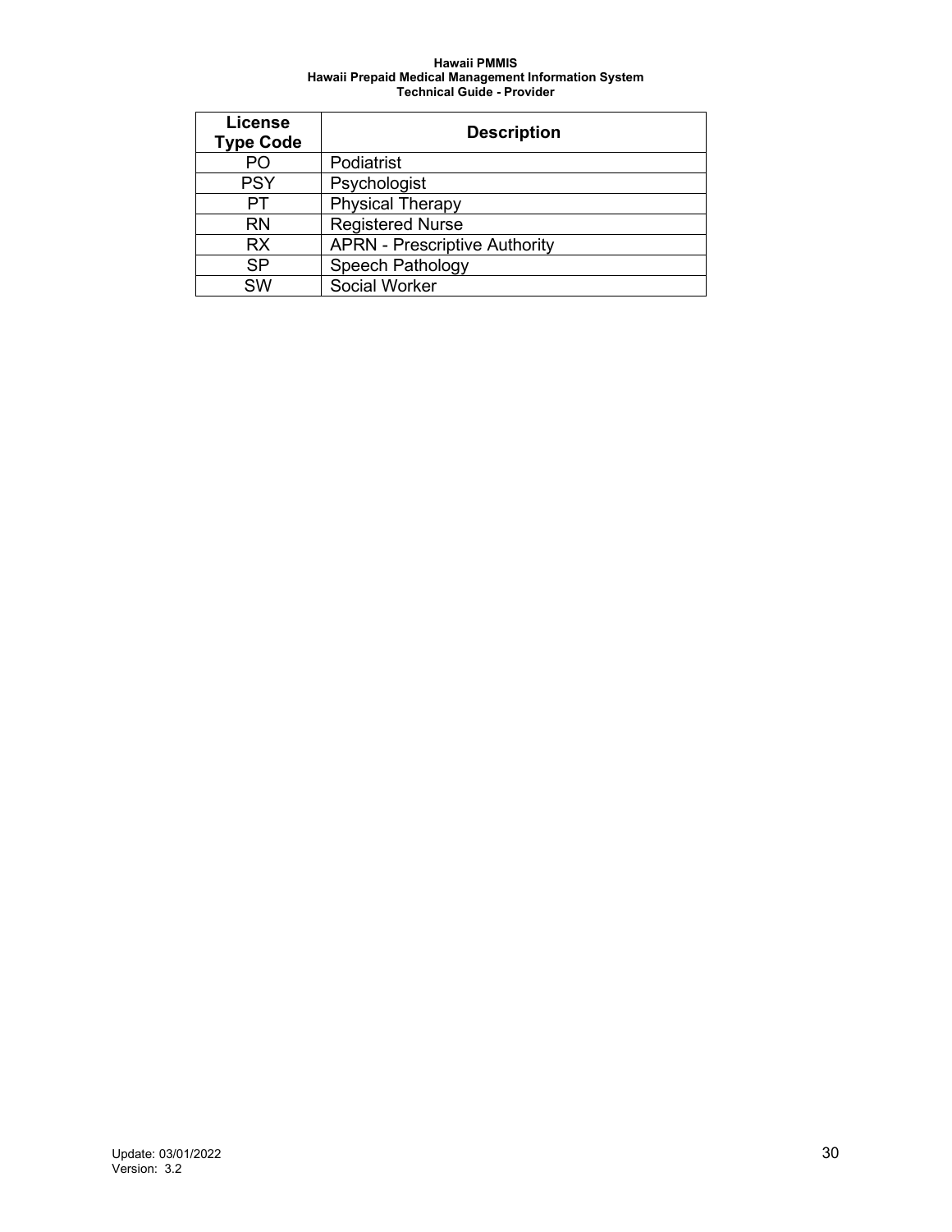| License Type Code | Description |
|---|---|
| PO | Podiatrist |
| PSY | Psychologist |
| PT | Physical Therapy |
| RN | Registered Nurse |
| RX | APRN - Prescriptive Authority |
| SP | Speech Pathology |
| SW | Social Worker |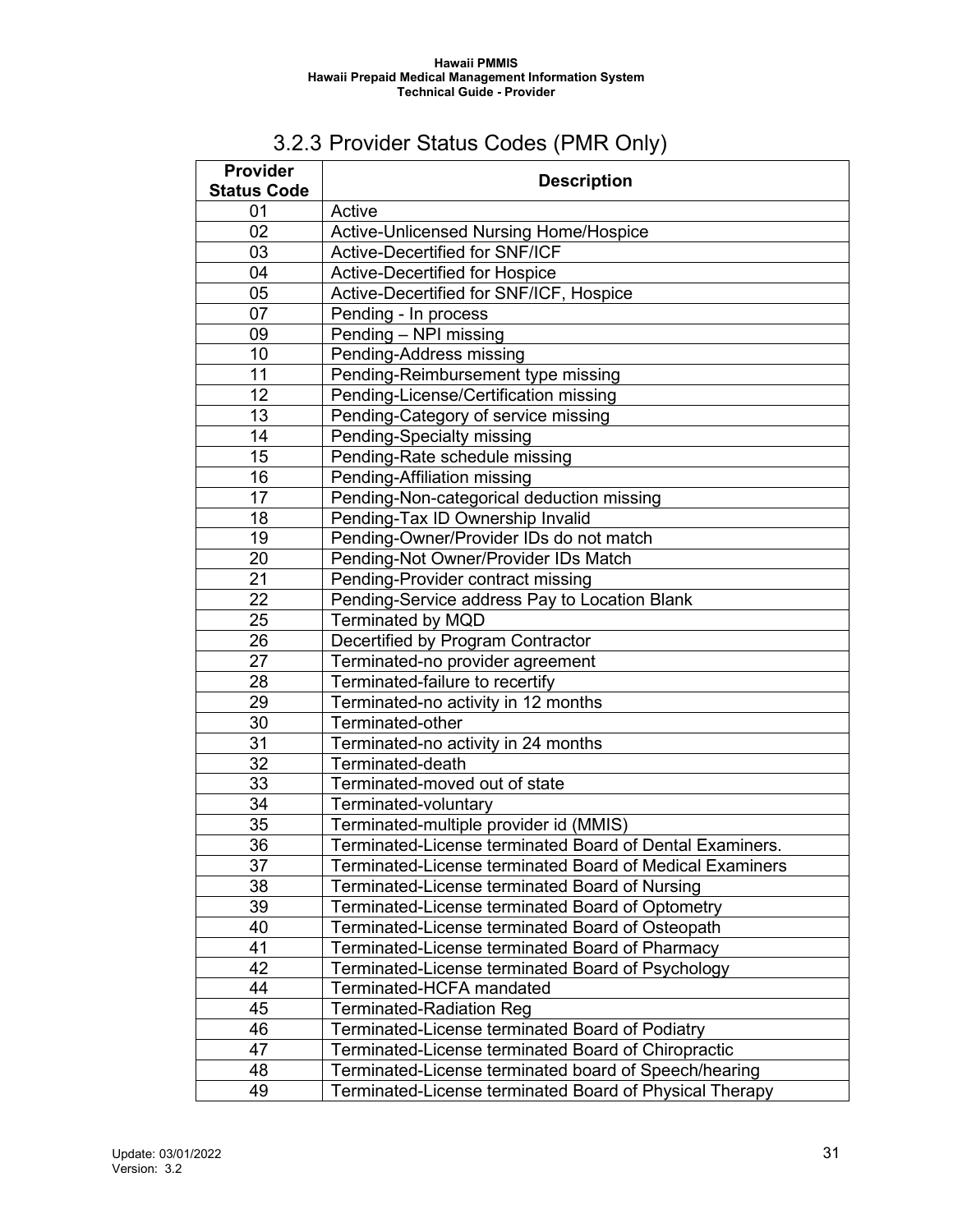## 3.2.3 Provider Status Codes (PMR Only)

| Provider Status Code | Description |
|---|---|
| 01 | Active |
| 02 | Active-Unlicensed Nursing Home/Hospice |
| 03 | Active-Decertified for SNF/ICF |
| 04 | Active-Decertified for Hospice |
| 05 | Active-Decertified for SNF/ICF, Hospice |
| 07 | Pending - In process |
| 09 | Pending – NPI missing |
| 10 | Pending-Address missing |
| 11 | Pending-Reimbursement type missing |
| 12 | Pending-License/Certification missing |
| 13 | Pending-Category of service missing |
| 14 | Pending-Specialty missing |
| 15 | Pending-Rate schedule missing |
| 16 | Pending-Affiliation missing |
| 17 | Pending-Non-categorical deduction missing |
| 18 | Pending-Tax ID Ownership Invalid |
| 19 | Pending-Owner/Provider IDs do not match |
| 20 | Pending-Not Owner/Provider IDs Match |
| 21 | Pending-Provider contract missing |
| 22 | Pending-Service address Pay to Location Blank |
| 25 | Terminated by MQD |
| 26 | Decertified by Program Contractor |
| 27 | Terminated-no provider agreement |
| 28 | Terminated-failure to recertify |
| 29 | Terminated-no activity in 12 months |
| 30 | Terminated-other |
| 31 | Terminated-no activity in 24 months |
| 32 | Terminated-death |
| 33 | Terminated-moved out of state |
| 34 | Terminated-voluntary |
| 35 | Terminated-multiple provider id (MMIS) |
| 36 | Terminated-License terminated Board of Dental Examiners. |
| 37 | Terminated-License terminated Board of Medical Examiners |
| 38 | Terminated-License terminated Board of Nursing |
| 39 | Terminated-License terminated Board of Optometry |
| 40 | Terminated-License terminated Board of Osteopath |
| 41 | Terminated-License terminated Board of Pharmacy |
| 42 | Terminated-License terminated Board of Psychology |
| 44 | Terminated-HCFA mandated |
| 45 | Terminated-Radiation Reg |
| 46 | Terminated-License terminated Board of Podiatry |
| 47 | Terminated-License terminated Board of Chiropractic |
| 48 | Terminated-License terminated board of Speech/hearing |
| 49 | Terminated-License terminated Board of Physical Therapy |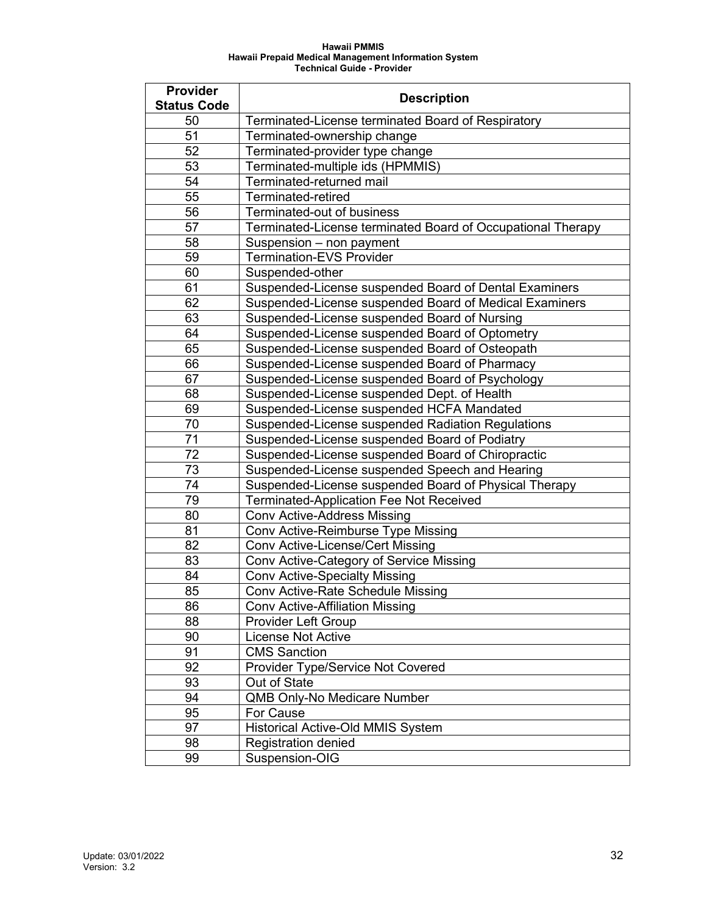| Provider Status Code | Description |
|---|---|
| 50 | Terminated-License terminated Board of Respiratory |
| 51 | Terminated-ownership change |
| 52 | Terminated-provider type change |
| 53 | Terminated-multiple ids (HPMMIS) |
| 54 | Terminated-returned mail |
| 55 | Terminated-retired |
| 56 | Terminated-out of business |
| 57 | Terminated-License terminated Board of Occupational Therapy |
| 58 | Suspension – non payment |
| 59 | Termination-EVS Provider |
| 60 | Suspended-other |
| 61 | Suspended-License suspended Board of Dental Examiners |
| 62 | Suspended-License suspended Board of Medical Examiners |
| 63 | Suspended-License suspended Board of Nursing |
| 64 | Suspended-License suspended Board of Optometry |
| 65 | Suspended-License suspended Board of Osteopath |
| 66 | Suspended-License suspended Board of Pharmacy |
| 67 | Suspended-License suspended Board of Psychology |
| 68 | Suspended-License suspended Dept. of Health |
| 69 | Suspended-License suspended HCFA Mandated |
| 70 | Suspended-License suspended Radiation Regulations |
| 71 | Suspended-License suspended Board of Podiatry |
| 72 | Suspended-License suspended Board of Chiropractic |
| 73 | Suspended-License suspended Speech and Hearing |
| 74 | Suspended-License suspended Board of Physical Therapy |
| 79 | Terminated-Application Fee Not Received |
| 80 | Conv Active-Address Missing |
| 81 | Conv Active-Reimburse Type Missing |
| 82 | Conv Active-License/Cert Missing |
| 83 | Conv Active-Category of Service Missing |
| 84 | Conv Active-Specialty Missing |
| 85 | Conv Active-Rate Schedule Missing |
| 86 | Conv Active-Affiliation Missing |
| 88 | Provider Left Group |
| 90 | License Not Active |
| 91 | CMS Sanction |
| 92 | Provider Type/Service Not Covered |
| 93 | Out of State |
| 94 | QMB Only-No Medicare Number |
| 95 | For Cause |
| 97 | Historical Active-Old MMIS System |
| 98 | Registration denied |
| 99 | Suspension-OIG |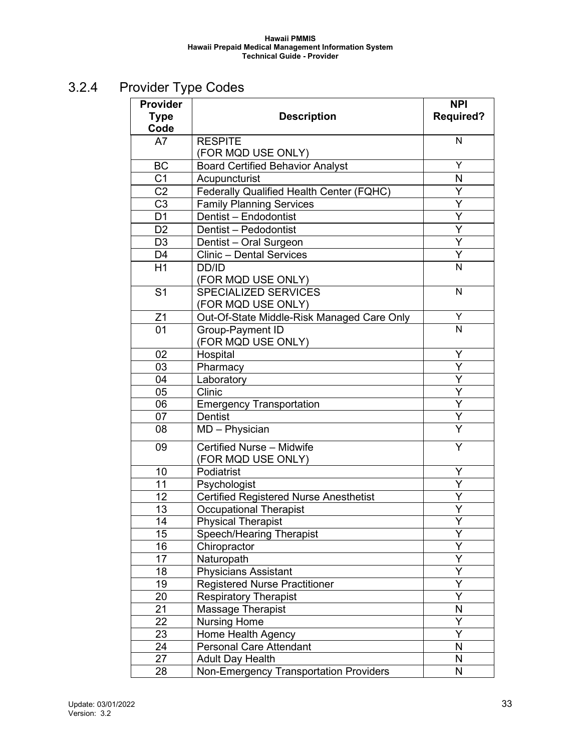### 3.2.4 Provider Type Codes

| Provider Type Code | Description | NPI Required? |
|---|---|---|
| A7 | RESPITE (FOR MQD USE ONLY) | N |
| BC | Board Certified Behavior Analyst | Y |
| C1 | Acupuncturist | N |
| C2 | Federally Qualified Health Center (FQHC) | Y |
| C3 | Family Planning Services | Y |
| D1 | Dentist – Endodontist | Y |
| D2 | Dentist – Pedodontist | Y |
| D3 | Dentist – Oral Surgeon | Y |
| D4 | Clinic – Dental Services | Y |
| H1 | DD/ID (FOR MQD USE ONLY) | N |
| S1 | SPECIALIZED SERVICES (FOR MQD USE ONLY) | N |
| Z1 | Out-Of-State Middle-Risk Managed Care Only | Y |
| 01 | Group-Payment ID (FOR MQD USE ONLY) | N |
| 02 | Hospital | Y |
| 03 | Pharmacy | Y |
| 04 | Laboratory | Y |
| 05 | Clinic | Y |
| 06 | Emergency Transportation | Y |
| 07 | Dentist | Y |
| 08 | MD – Physician | Y |
| 09 | Certified Nurse – Midwife (FOR MQD USE ONLY) | Y |
| 10 | Podiatrist | Y |
| 11 | Psychologist | Y |
| 12 | Certified Registered Nurse Anesthetist | Y |
| 13 | Occupational Therapist | Y |
| 14 | Physical Therapist | Y |
| 15 | Speech/Hearing Therapist | Y |
| 16 | Chiropractor | Y |
| 17 | Naturopath | Y |
| 18 | Physicians Assistant | Y |
| 19 | Registered Nurse Practitioner | Y |
| 20 | Respiratory Therapist | Y |
| 21 | Massage Therapist | N |
| 22 | Nursing Home | Y |
| 23 | Home Health Agency | Y |
| 24 | Personal Care Attendant | N |
| 27 | Adult Day Health | N |
| 28 | Non-Emergency Transportation Providers | N |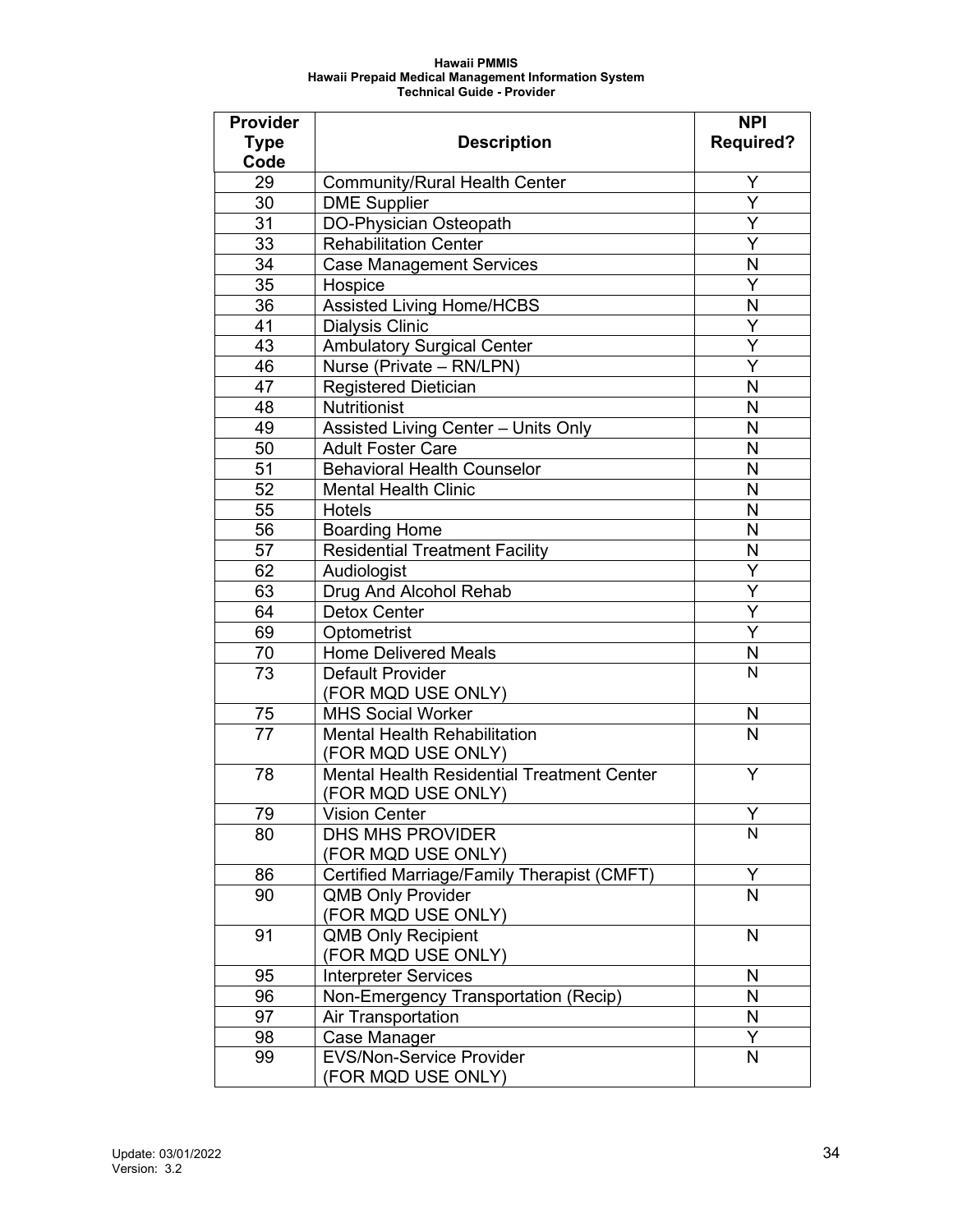| Provider Type Code | Description | NPI Required? |
|---|---|---|
| 29 | Community/Rural Health Center | Y |
| 30 | DME Supplier | Y |
| 31 | DO-Physician Osteopath | Y |
| 33 | Rehabilitation Center | Y |
| 34 | Case Management Services | N |
| 35 | Hospice | Y |
| 36 | Assisted Living Home/HCBS | N |
| 41 | Dialysis Clinic | Y |
| 43 | Ambulatory Surgical Center | Y |
| 46 | Nurse (Private – RN/LPN) | Y |
| 47 | Registered Dietician | N |
| 48 | Nutritionist | N |
| 49 | Assisted Living Center – Units Only | N |
| 50 | Adult Foster Care | N |
| 51 | Behavioral Health Counselor | N |
| 52 | Mental Health Clinic | N |
| 55 | Hotels | N |
| 56 | Boarding Home | N |
| 57 | Residential Treatment Facility | N |
| 62 | Audiologist | Y |
| 63 | Drug And Alcohol Rehab | Y |
| 64 | Detox Center | Y |
| 69 | Optometrist | Y |
| 70 | Home Delivered Meals | N |
| 73 | Default Provider (FOR MQD USE ONLY) | N |
| 75 | MHS Social Worker | N |
| 77 | Mental Health Rehabilitation (FOR MQD USE ONLY) | N |
| 78 | Mental Health Residential Treatment Center (FOR MQD USE ONLY) | Y |
| 79 | Vision Center | Y |
| 80 | DHS MHS PROVIDER (FOR MQD USE ONLY) | N |
| 86 | Certified Marriage/Family Therapist (CMFT) | Y |
| 90 | QMB Only Provider (FOR MQD USE ONLY) | N |
| 91 | QMB Only Recipient (FOR MQD USE ONLY) | N |
| 95 | Interpreter Services | N |
| 96 | Non-Emergency Transportation (Recip) | N |
| 97 | Air Transportation | N |
| 98 | Case Manager | Y |
| 99 | EVS/Non-Service Provider (FOR MQD USE ONLY) | N |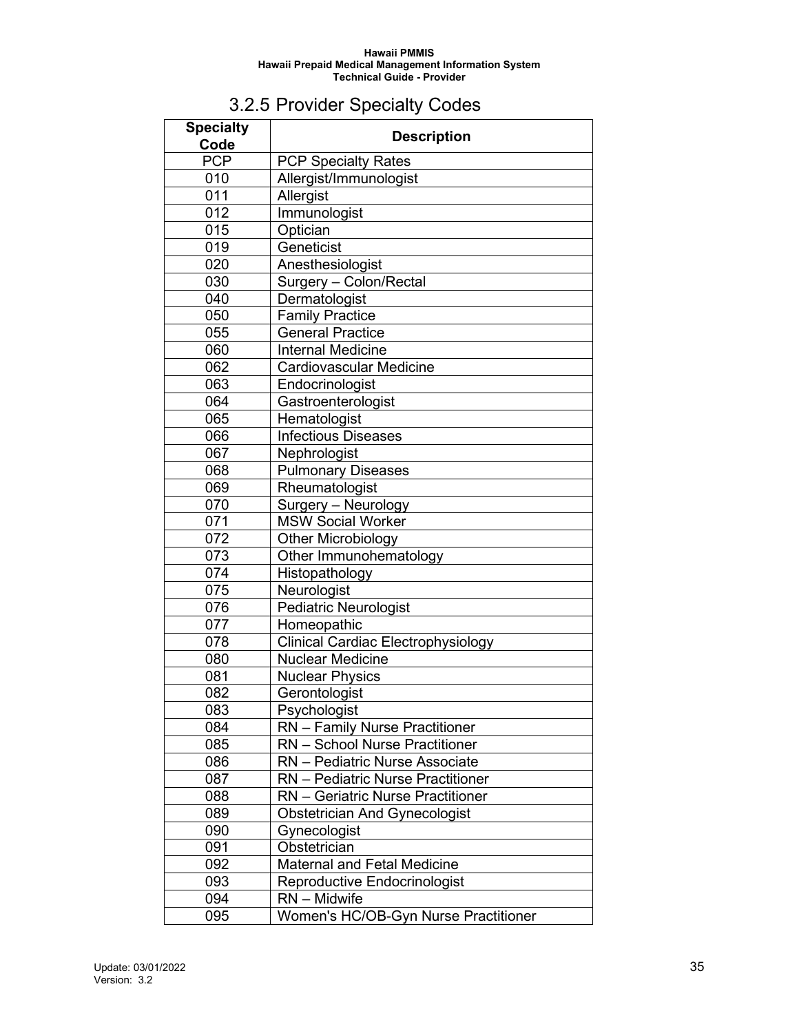## 3.2.5 Provider Specialty Codes

| Specialty Code | Description |
|---|---|
| PCP | PCP Specialty Rates |
| 010 | Allergist/Immunologist |
| 011 | Allergist |
| 012 | Immunologist |
| 015 | Optician |
| 019 | Geneticist |
| 020 | Anesthesiologist |
| 030 | Surgery – Colon/Rectal |
| 040 | Dermatologist |
| 050 | Family Practice |
| 055 | General Practice |
| 060 | Internal Medicine |
| 062 | Cardiovascular Medicine |
| 063 | Endocrinologist |
| 064 | Gastroenterologist |
| 065 | Hematologist |
| 066 | Infectious Diseases |
| 067 | Nephrologist |
| 068 | Pulmonary Diseases |
| 069 | Rheumatologist |
| 070 | Surgery – Neurology |
| 071 | MSW Social Worker |
| 072 | Other Microbiology |
| 073 | Other Immunohematology |
| 074 | Histopathology |
| 075 | Neurologist |
| 076 | Pediatric Neurologist |
| 077 | Homeopathic |
| 078 | Clinical Cardiac Electrophysiology |
| 080 | Nuclear Medicine |
| 081 | Nuclear Physics |
| 082 | Gerontologist |
| 083 | Psychologist |
| 084 | RN – Family Nurse Practitioner |
| 085 | RN – School Nurse Practitioner |
| 086 | RN – Pediatric Nurse Associate |
| 087 | RN – Pediatric Nurse Practitioner |
| 088 | RN – Geriatric Nurse Practitioner |
| 089 | Obstetrician And Gynecologist |
| 090 | Gynecologist |
| 091 | Obstetrician |
| 092 | Maternal and Fetal Medicine |
| 093 | Reproductive Endocrinologist |
| 094 | RN – Midwife |
| 095 | Women's HC/OB-Gyn Nurse Practitioner |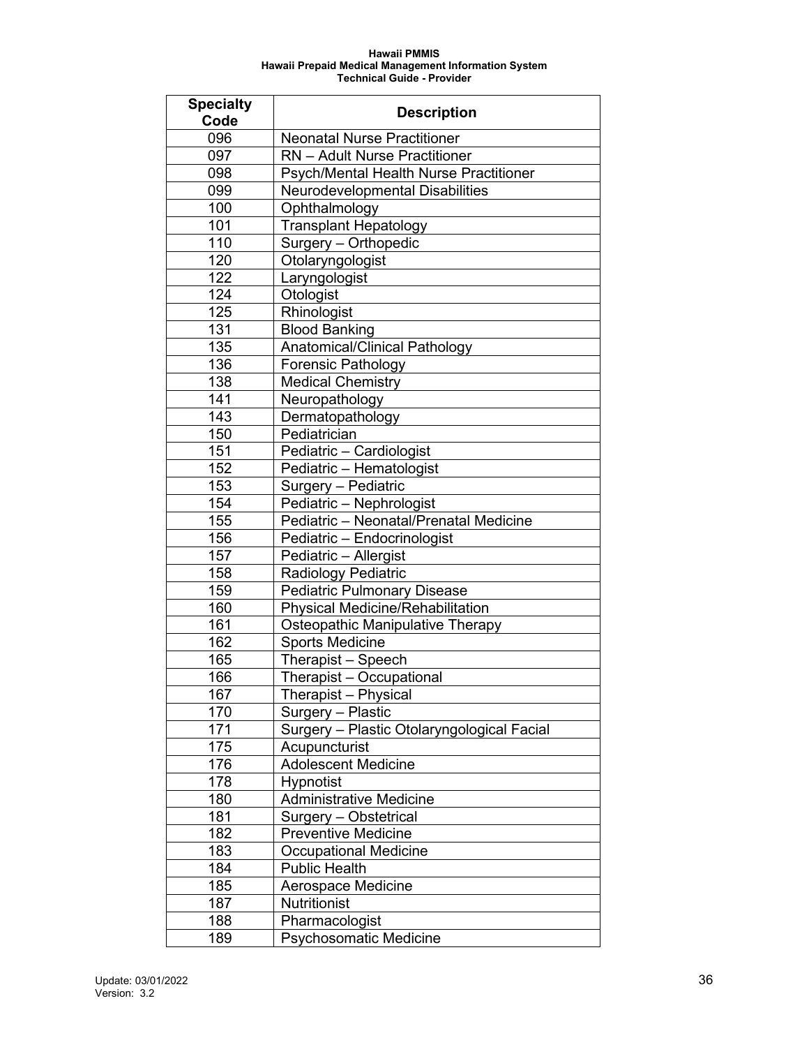| Specialty Code | Description |
|---|---|
| 096 | Neonatal Nurse Practitioner |
| 097 | RN – Adult Nurse Practitioner |
| 098 | Psych/Mental Health Nurse Practitioner |
| 099 | Neurodevelopmental Disabilities |
| 100 | Ophthalmology |
| 101 | Transplant Hepatology |
| 110 | Surgery – Orthopedic |
| 120 | Otolaryngologist |
| 122 | Laryngologist |
| 124 | Otologist |
| 125 | Rhinologist |
| 131 | Blood Banking |
| 135 | Anatomical/Clinical Pathology |
| 136 | Forensic Pathology |
| 138 | Medical Chemistry |
| 141 | Neuropathology |
| 143 | Dermatopathology |
| 150 | Pediatrician |
| 151 | Pediatric – Cardiologist |
| 152 | Pediatric – Hematologist |
| 153 | Surgery – Pediatric |
| 154 | Pediatric – Nephrologist |
| 155 | Pediatric – Neonatal/Prenatal Medicine |
| 156 | Pediatric – Endocrinologist |
| 157 | Pediatric – Allergist |
| 158 | Radiology Pediatric |
| 159 | Pediatric Pulmonary Disease |
| 160 | Physical Medicine/Rehabilitation |
| 161 | Osteopathic Manipulative Therapy |
| 162 | Sports Medicine |
| 165 | Therapist – Speech |
| 166 | Therapist – Occupational |
| 167 | Therapist – Physical |
| 170 | Surgery – Plastic |
| 171 | Surgery – Plastic Otolaryngological Facial |
| 175 | Acupuncturist |
| 176 | Adolescent Medicine |
| 178 | Hypnotist |
| 180 | Administrative Medicine |
| 181 | Surgery – Obstetrical |
| 182 | Preventive Medicine |
| 183 | Occupational Medicine |
| 184 | Public Health |
| 185 | Aerospace Medicine |
| 187 | Nutritionist |
| 188 | Pharmacologist |
| 189 | Psychosomatic Medicine |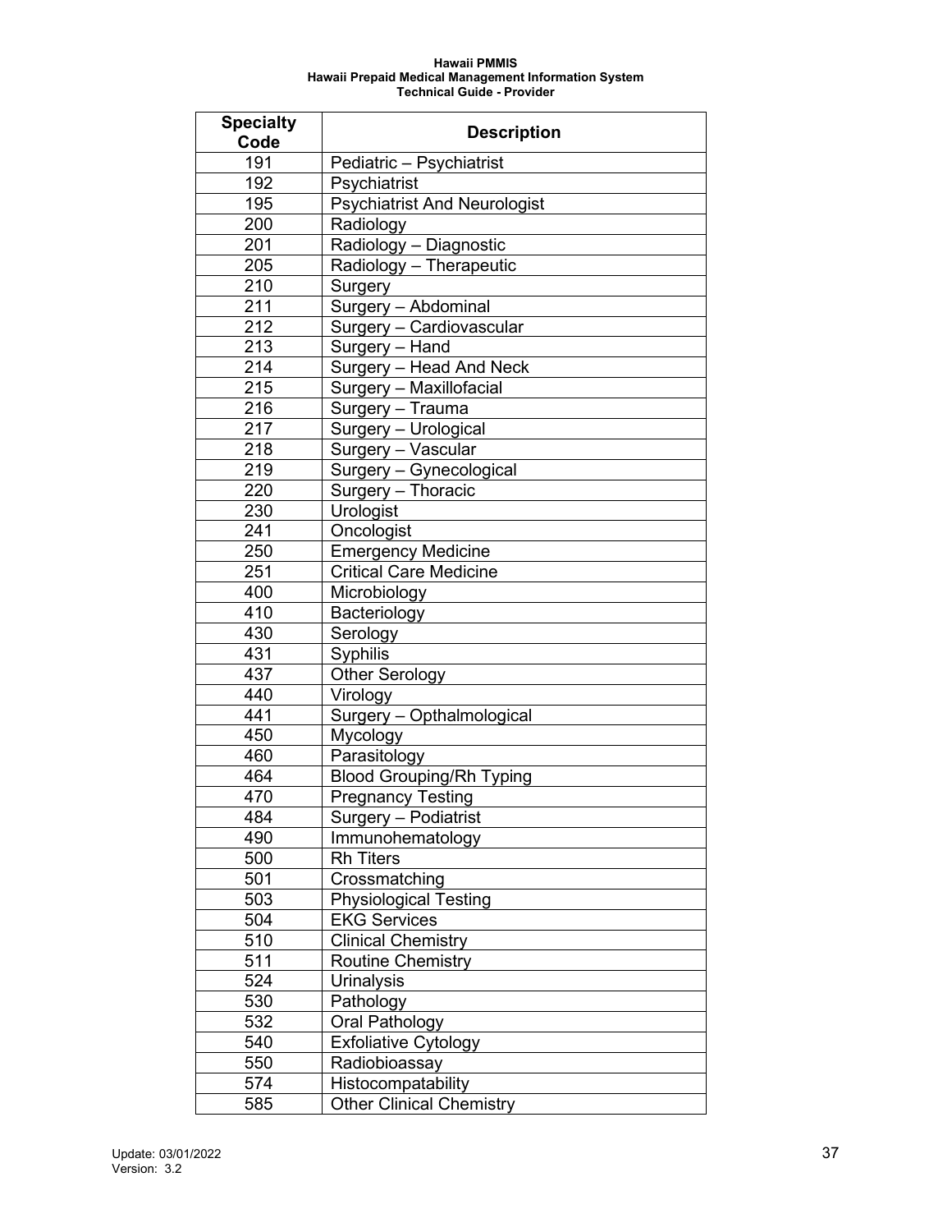| Specialty Code | Description |
| --- | --- |
| 191 | Pediatric – Psychiatrist |
| 192 | Psychiatrist |
| 195 | Psychiatrist And Neurologist |
| 200 | Radiology |
| 201 | Radiology – Diagnostic |
| 205 | Radiology – Therapeutic |
| 210 | Surgery |
| 211 | Surgery – Abdominal |
| 212 | Surgery – Cardiovascular |
| 213 | Surgery – Hand |
| 214 | Surgery – Head And Neck |
| 215 | Surgery – Maxillofacial |
| 216 | Surgery – Trauma |
| 217 | Surgery – Urological |
| 218 | Surgery – Vascular |
| 219 | Surgery – Gynecological |
| 220 | Surgery – Thoracic |
| 230 | Urologist |
| 241 | Oncologist |
| 250 | Emergency Medicine |
| 251 | Critical Care Medicine |
| 400 | Microbiology |
| 410 | Bacteriology |
| 430 | Serology |
| 431 | Syphilis |
| 437 | Other Serology |
| 440 | Virology |
| 441 | Surgery – Opthalmological |
| 450 | Mycology |
| 460 | Parasitology |
| 464 | Blood Grouping/Rh Typing |
| 470 | Pregnancy Testing |
| 484 | Surgery – Podiatrist |
| 490 | Immunohematology |
| 500 | Rh Titers |
| 501 | Crossmatching |
| 503 | Physiological Testing |
| 504 | EKG Services |
| 510 | Clinical Chemistry |
| 511 | Routine Chemistry |
| 524 | Urinalysis |
| 530 | Pathology |
| 532 | Oral Pathology |
| 540 | Exfoliative Cytology |
| 550 | Radiobioassay |
| 574 | Histocompatability |
| 585 | Other Clinical Chemistry |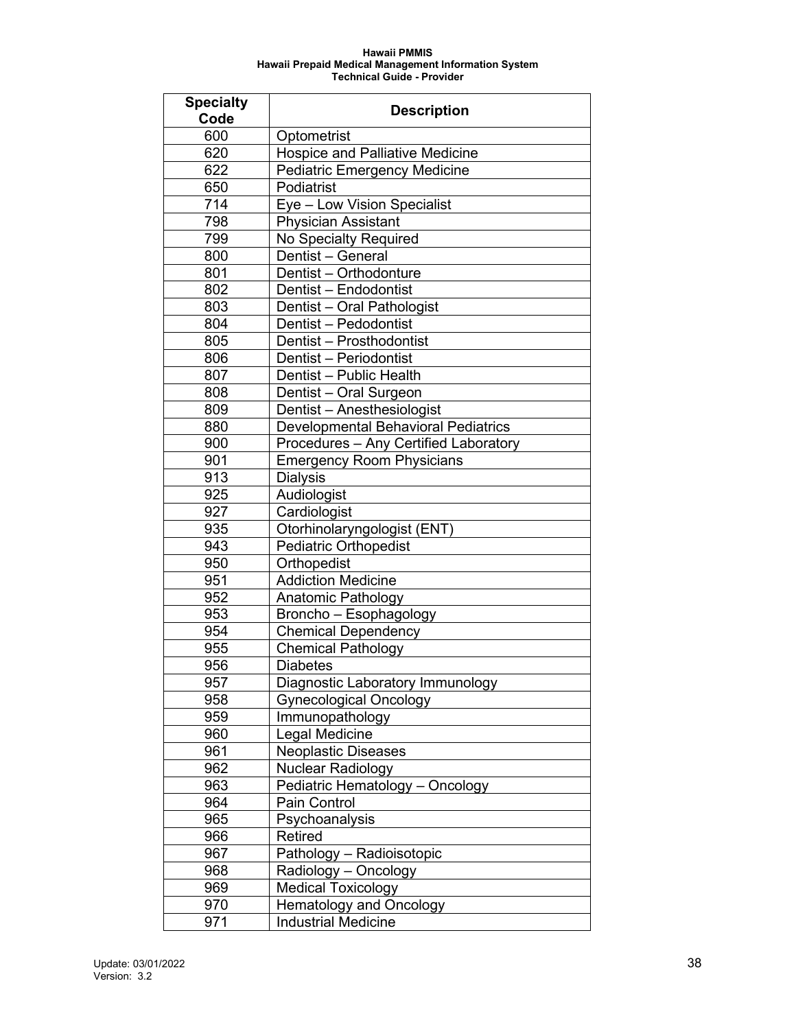| Specialty Code | Description |
|---|---|
| 600 | Optometrist |
| 620 | Hospice and Palliative Medicine |
| 622 | Pediatric Emergency Medicine |
| 650 | Podiatrist |
| 714 | Eye – Low Vision Specialist |
| 798 | Physician Assistant |
| 799 | No Specialty Required |
| 800 | Dentist – General |
| 801 | Dentist – Orthodonture |
| 802 | Dentist – Endodontist |
| 803 | Dentist – Oral Pathologist |
| 804 | Dentist – Pedodontist |
| 805 | Dentist – Prosthodontist |
| 806 | Dentist – Periodontist |
| 807 | Dentist – Public Health |
| 808 | Dentist – Oral Surgeon |
| 809 | Dentist – Anesthesiologist |
| 880 | Developmental Behavioral Pediatrics |
| 900 | Procedures – Any Certified Laboratory |
| 901 | Emergency Room Physicians |
| 913 | Dialysis |
| 925 | Audiologist |
| 927 | Cardiologist |
| 935 | Otorhinolaryngologist (ENT) |
| 943 | Pediatric Orthopedist |
| 950 | Orthopedist |
| 951 | Addiction Medicine |
| 952 | Anatomic Pathology |
| 953 | Broncho – Esophagology |
| 954 | Chemical Dependency |
| 955 | Chemical Pathology |
| 956 | Diabetes |
| 957 | Diagnostic Laboratory Immunology |
| 958 | Gynecological Oncology |
| 959 | Immunopathology |
| 960 | Legal Medicine |
| 961 | Neoplastic Diseases |
| 962 | Nuclear Radiology |
| 963 | Pediatric Hematology – Oncology |
| 964 | Pain Control |
| 965 | Psychoanalysis |
| 966 | Retired |
| 967 | Pathology – Radioisotopic |
| 968 | Radiology – Oncology |
| 969 | Medical Toxicology |
| 970 | Hematology and Oncology |
| 971 | Industrial Medicine |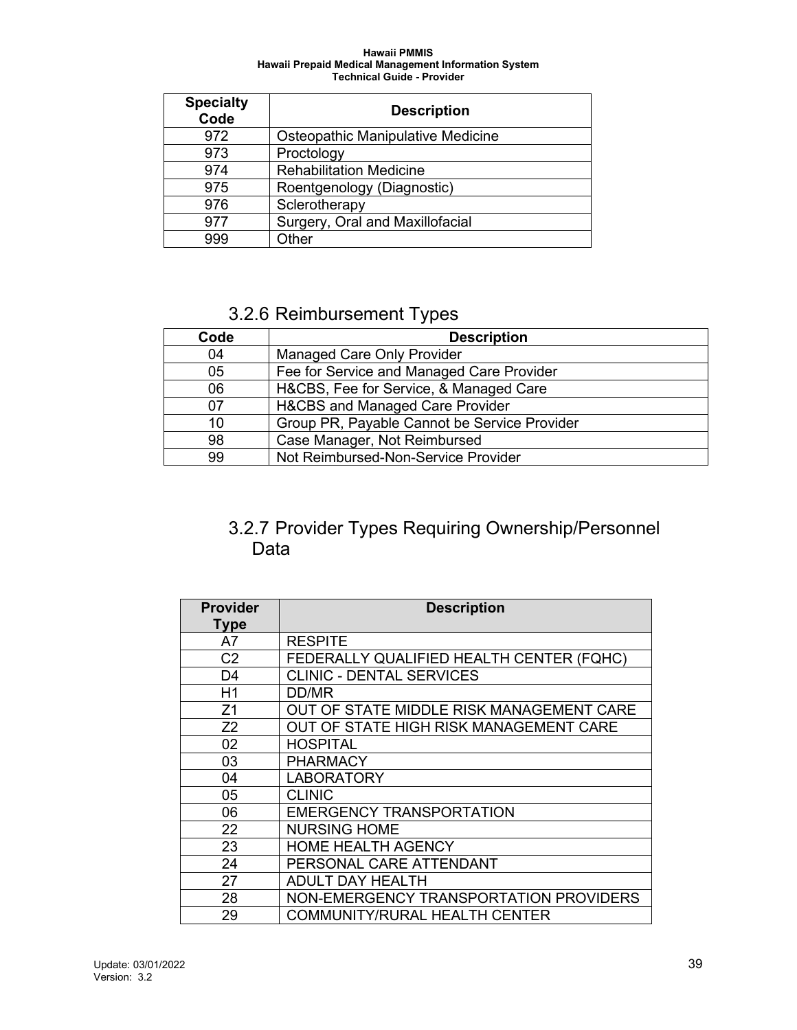| Specialty Code | Description |
|---|---|
| 972 | Osteopathic Manipulative Medicine |
| 973 | Proctology |
| 974 | Rehabilitation Medicine |
| 975 | Roentgenology (Diagnostic) |
| 976 | Sclerotherapy |
| 977 | Surgery, Oral and Maxillofacial |
| 999 | Other |

### 3.2.6 Reimbursement Types

| Code | Description |
|---|---|
| 04 | Managed Care Only Provider |
| 05 | Fee for Service and Managed Care Provider |
| 06 | H&CBS, Fee for Service, & Managed Care |
| 07 | H&CBS and Managed Care Provider |
| 10 | Group PR, Payable Cannot be Service Provider |
| 98 | Case Manager, Not Reimbursed |
| 99 | Not Reimbursed-Non-Service Provider |

### 3.2.7 Provider Types Requiring Ownership/Personnel Data

| Provider Type | Description |
|---|---|
| A7 | RESPITE |
| C2 | FEDERALLY QUALIFIED HEALTH CENTER (FQHC) |
| D4 | CLINIC - DENTAL SERVICES |
| H1 | DD/MR |
| Z1 | OUT OF STATE MIDDLE RISK MANAGEMENT CARE |
| Z2 | OUT OF STATE HIGH RISK MANAGEMENT CARE |
| 02 | HOSPITAL |
| 03 | PHARMACY |
| 04 | LABORATORY |
| 05 | CLINIC |
| 06 | EMERGENCY TRANSPORTATION |
| 22 | NURSING HOME |
| 23 | HOME HEALTH AGENCY |
| 24 | PERSONAL CARE ATTENDANT |
| 27 | ADULT DAY HEALTH |
| 28 | NON-EMERGENCY TRANSPORTATION PROVIDERS |
| 29 | COMMUNITY/RURAL HEALTH CENTER |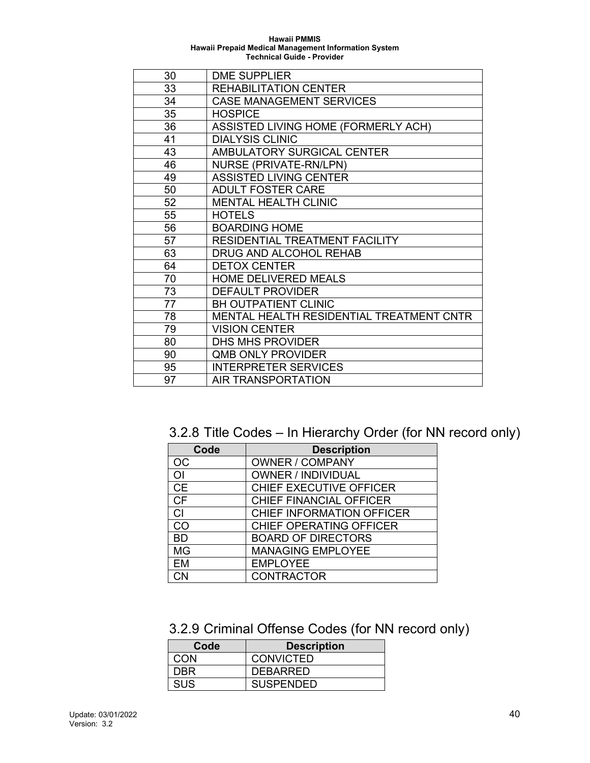| | |
|---|---|
| 30 | DME SUPPLIER |
| 33 | REHABILITATION CENTER |
| 34 | CASE MANAGEMENT SERVICES |
| 35 | HOSPICE |
| 36 | ASSISTED LIVING HOME (FORMERLY ACH) |
| 41 | DIALYSIS CLINIC |
| 43 | AMBULATORY SURGICAL CENTER |
| 46 | NURSE (PRIVATE-RN/LPN) |
| 49 | ASSISTED LIVING CENTER |
| 50 | ADULT FOSTER CARE |
| 52 | MENTAL HEALTH CLINIC |
| 55 | HOTELS |
| 56 | BOARDING HOME |
| 57 | RESIDENTIAL TREATMENT FACILITY |
| 63 | DRUG AND ALCOHOL REHAB |
| 64 | DETOX CENTER |
| 70 | HOME DELIVERED MEALS |
| 73 | DEFAULT PROVIDER |
| 77 | BH OUTPATIENT CLINIC |
| 78 | MENTAL HEALTH RESIDENTIAL TREATMENT CNTR |
| 79 | VISION CENTER |
| 80 | DHS MHS PROVIDER |
| 90 | QMB ONLY PROVIDER |
| 95 | INTERPRETER SERVICES |
| 97 | AIR TRANSPORTATION |

## 3.2.8 Title Codes – In Hierarchy Order (for NN record only)

| Code | Description |
|---|---|
| OC | OWNER / COMPANY |
| OI | OWNER / INDIVIDUAL |
| CE | CHIEF EXECUTIVE OFFICER |
| CF | CHIEF FINANCIAL OFFICER |
| CI | CHIEF INFORMATION OFFICER |
| CO | CHIEF OPERATING OFFICER |
| BD | BOARD OF DIRECTORS |
| MG | MANAGING EMPLOYEE |
| EM | EMPLOYEE |
| CN | CONTRACTOR |

## 3.2.9 Criminal Offense Codes (for NN record only)

| Code | Description |
|---|---|
| CON | CONVICTED |
| DBR | DEBARRED |
| SUS | SUSPENDED |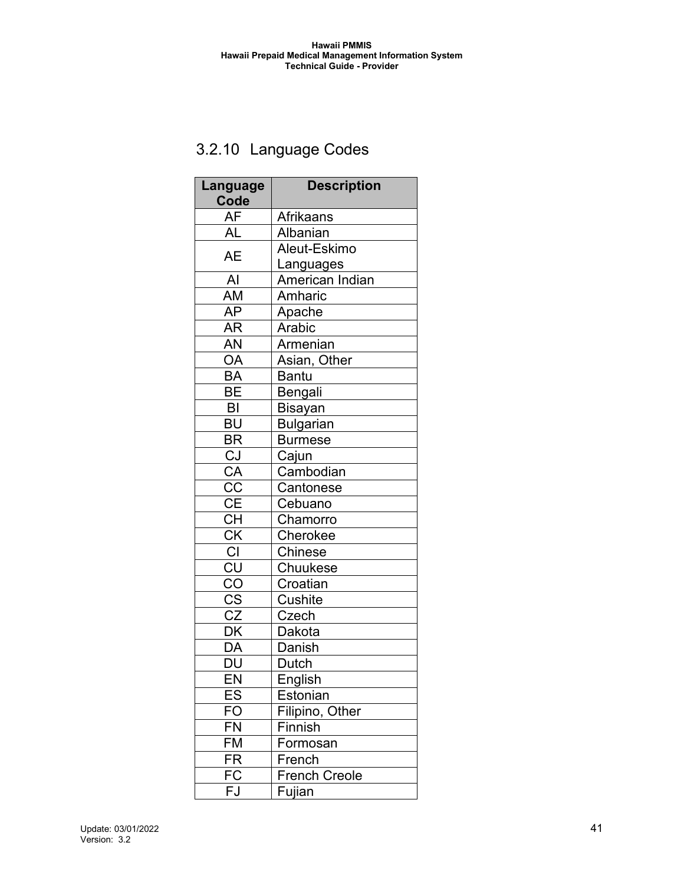### 3.2.10 Language Codes

| Language Code | Description |
|---|---|
| AF | Afrikaans |
| AL | Albanian |
| AE | Aleut-Eskimo Languages |
| AI | American Indian |
| AM | Amharic |
| AP | Apache |
| AR | Arabic |
| AN | Armenian |
| OA | Asian, Other |
| BA | Bantu |
| BE | Bengali |
| BI | Bisayan |
| BU | Bulgarian |
| BR | Burmese |
| CJ | Cajun |
| CA | Cambodian |
| CC | Cantonese |
| CE | Cebuano |
| CH | Chamorro |
| CK | Cherokee |
| CI | Chinese |
| CU | Chuukese |
| CO | Croatian |
| CS | Cushite |
| CZ | Czech |
| DK | Dakota |
| DA | Danish |
| DU | Dutch |
| EN | English |
| ES | Estonian |
| FO | Filipino, Other |
| FN | Finnish |
| FM | Formosan |
| FR | French |
| FC | French Creole |
| FJ | Fujian |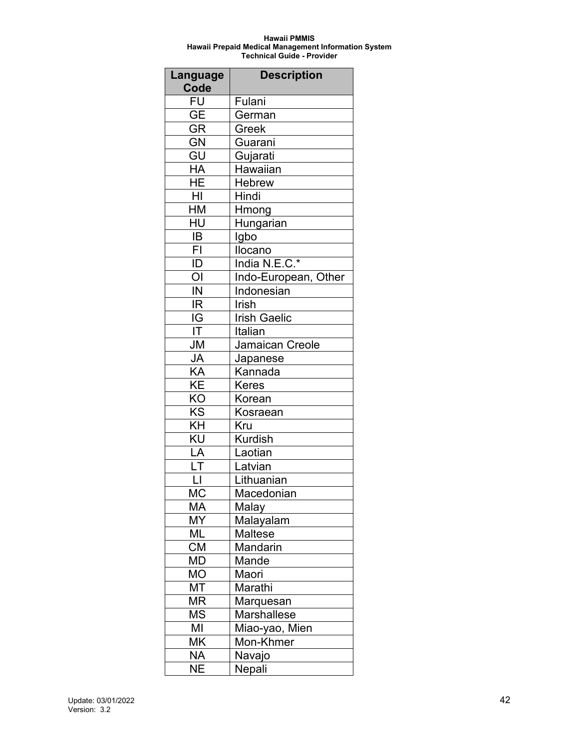| Language Code | Description |
|---|---|
| FU | Fulani |
| GE | German |
| GR | Greek |
| GN | Guarani |
| GU | Gujarati |
| HA | Hawaiian |
| HE | Hebrew |
| HI | Hindi |
| HM | Hmong |
| HU | Hungarian |
| IB | Igbo |
| FI | Ilocano |
| ID | India N.E.C.* |
| OI | Indo-European, Other |
| IN | Indonesian |
| IR | Irish |
| IG | Irish Gaelic |
| IT | Italian |
| JM | Jamaican Creole |
| JA | Japanese |
| KA | Kannada |
| KE | Keres |
| KO | Korean |
| KS | Kosraean |
| KH | Kru |
| KU | Kurdish |
| LA | Laotian |
| LT | Latvian |
| LI | Lithuanian |
| MC | Macedonian |
| MA | Malay |
| MY | Malayalam |
| ML | Maltese |
| CM | Mandarin |
| MD | Mande |
| MO | Maori |
| MT | Marathi |
| MR | Marquesan |
| MS | Marshallese |
| MI | Miao-yao, Mien |
| MK | Mon-Khmer |
| NA | Navajo |
| NE | Nepali |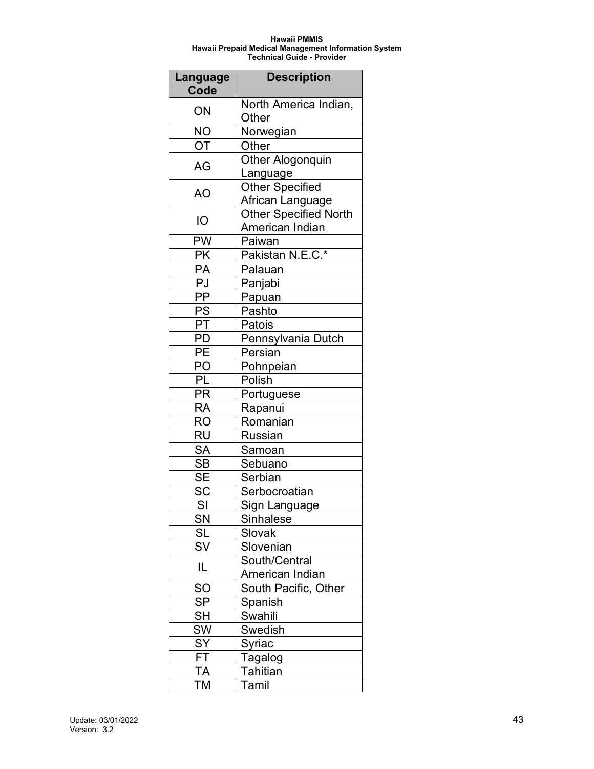| Language Code | Description |
| --- | --- |
| ON | North America Indian, Other |
| NO | Norwegian |
| OT | Other |
| AG | Other Alogonquin Language |
| AO | Other Specified African Language |
| IO | Other Specified North American Indian |
| PW | Paiwan |
| PK | Pakistan N.E.C.* |
| PA | Palauan |
| PJ | Panjabi |
| PP | Papuan |
| PS | Pashto |
| PT | Patois |
| PD | Pennsylvania Dutch |
| PE | Persian |
| PO | Pohnpeian |
| PL | Polish |
| PR | Portuguese |
| RA | Rapanui |
| RO | Romanian |
| RU | Russian |
| SA | Samoan |
| SB | Sebuano |
| SE | Serbian |
| SC | Serbocroatian |
| SI | Sign Language |
| SN | Sinhalese |
| SL | Slovak |
| SV | Slovenian |
| IL | South/Central American Indian |
| SO | South Pacific, Other |
| SP | Spanish |
| SH | Swahili |
| SW | Swedish |
| SY | Syriac |
| FT | Tagalog |
| TA | Tahitian |
| TM | Tamil |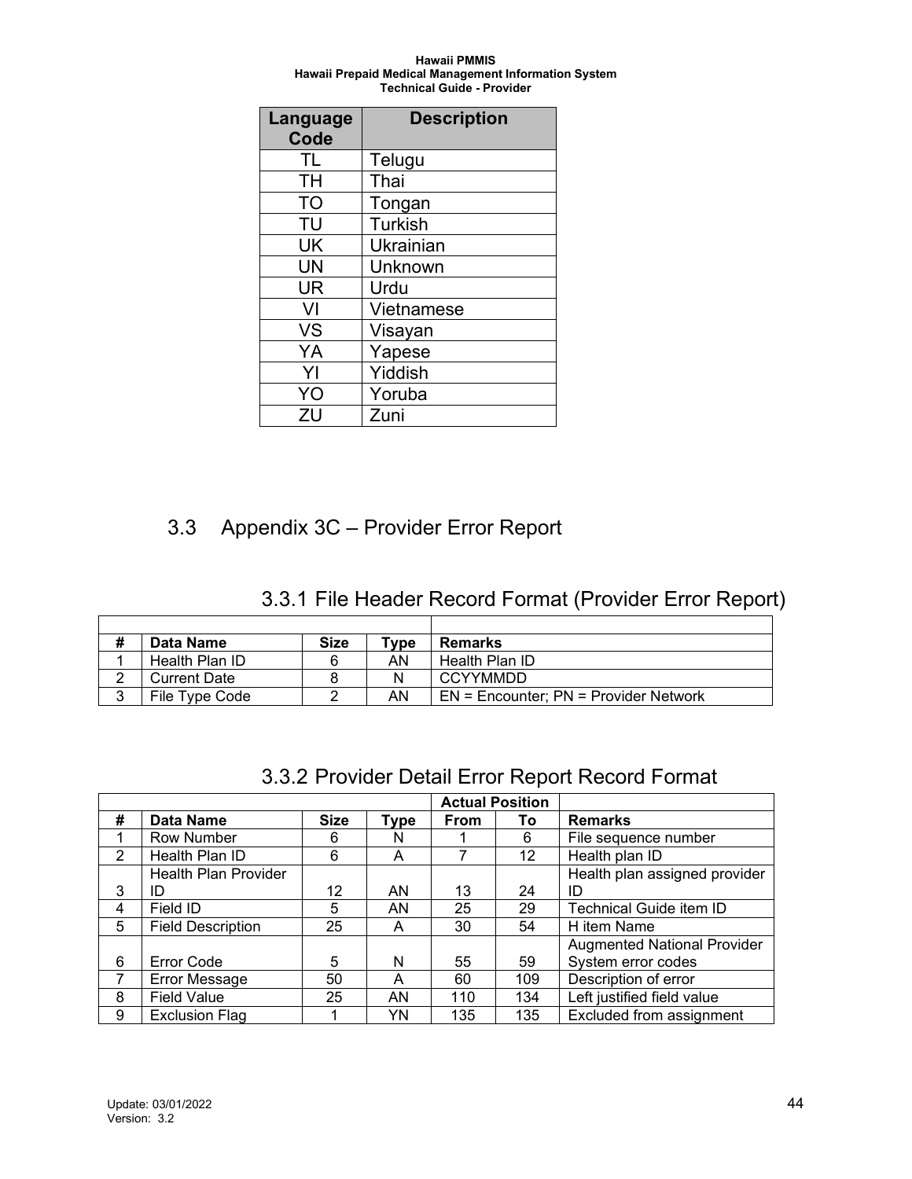| Language Code | Description |
|---|---|
| TL | Telugu |
| TH | Thai |
| TO | Tongan |
| TU | Turkish |
| UK | Ukrainian |
| UN | Unknown |
| UR | Urdu |
| VI | Vietnamese |
| VS | Visayan |
| YA | Yapese |
| YI | Yiddish |
| YO | Yoruba |
| ZU | Zuni |

## 3.3 Appendix 3C – Provider Error Report

### 3.3.1 File Header Record Format (Provider Error Report)

| # | Data Name | Size | Type | Remarks |
|---|---|---|---|---|
| 1 | Health Plan ID | 6 | AN | Health Plan ID |
| 2 | Current Date | 8 | N | CCYYMMDD |
| 3 | File Type Code | 2 | AN | EN = Encounter; PN = Provider Network |

### 3.3.2 Provider Detail Error Report Record Format

| | | | | Actual Position | | |
|---|---|---|---|---|---|---|
| # | Data Name | Size | Type | From | To | Remarks |
| 1 | Row Number | 6 | N | 1 | 6 | File sequence number |
| 2 | Health Plan ID | 6 | A | 7 | 12 | Health plan ID |
| 3 | Health Plan Provider ID | 12 | AN | 13 | 24 | Health plan assigned provider ID |
| 4 | Field ID | 5 | AN | 25 | 29 | Technical Guide item ID |
| 5 | Field Description | 25 | A | 30 | 54 | H item Name |
| 6 | Error Code | 5 | N | 55 | 59 | Augmented National Provider System error codes |
| 7 | Error Message | 50 | A | 60 | 109 | Description of error |
| 8 | Field Value | 25 | AN | 110 | 134 | Left justified field value |
| 9 | Exclusion Flag | 1 | YN | 135 | 135 | Excluded from assignment |

Update: 03/01/2022
Version: 3.2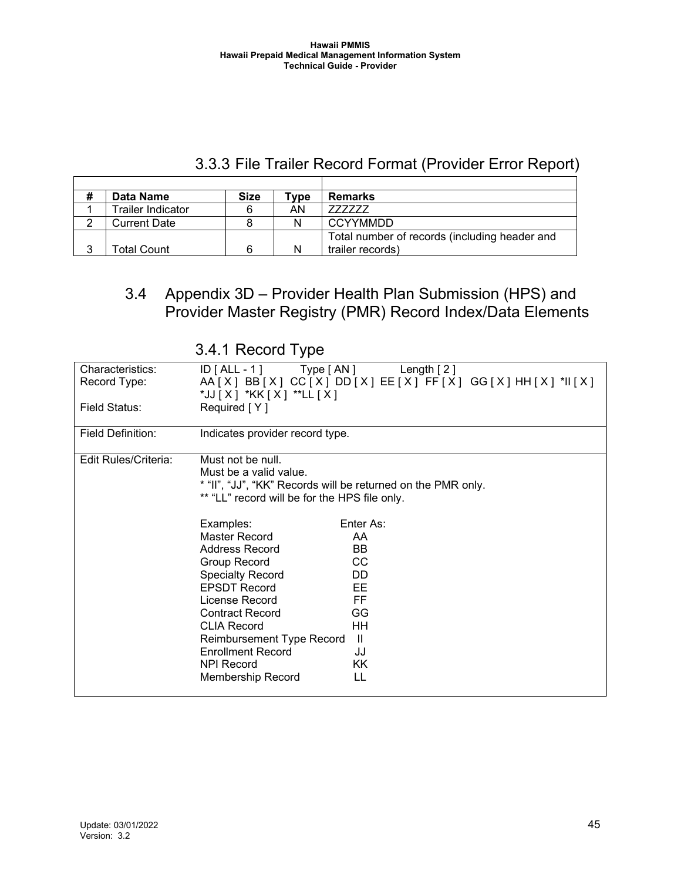### 3.3.3 File Trailer Record Format (Provider Error Report)

| # | Data Name | Size | Type | Remarks |
|---|---|---|---|---|
| 1 | Trailer Indicator | 6 | AN | ZZZZZZ |
| 2 | Current Date | 8 | N | CCYYMMDD |
| 3 | Total Count | 6 | N | Total number of records (including header and trailer records) |

## 3.4 Appendix 3D – Provider Health Plan Submission (HPS) and Provider Master Registry (PMR) Record Index/Data Elements

### 3.4.1 Record Type

| | |
|---|---|
| Characteristics:<br>Record Type:<br><br>Field Status: | ID [ ALL - 1 ]     Type [ AN ]     Length [ 2 ]<br>AA [ X ]  BB [ X ]  CC [ X ]  DD [ X ]  EE [ X ]  FF [ X ]  GG [ X ]  HH [ X ]  *II [ X ]  *JJ [ X ]  *KK [ X ]  **LL [ X ]<br>Required [ Y ] |
| Field Definition: | Indicates provider record type. |
| Edit Rules/Criteria: | Must not be null.<br>Must be a valid value.<br>* "II", "JJ", "KK" Records will be returned on the PMR only.<br>** "LL" record will be for the HPS file only.<br><br>Examples: Enter As:<br>Master Record AA<br>Address Record BB<br>Group Record CC<br>Specialty Record DD<br>EPSDT Record EE<br>License Record FF<br>Contract Record GG<br>CLIA Record HH<br>Reimbursement Type Record II<br>Enrollment Record JJ<br>NPI Record KK<br>Membership Record LL |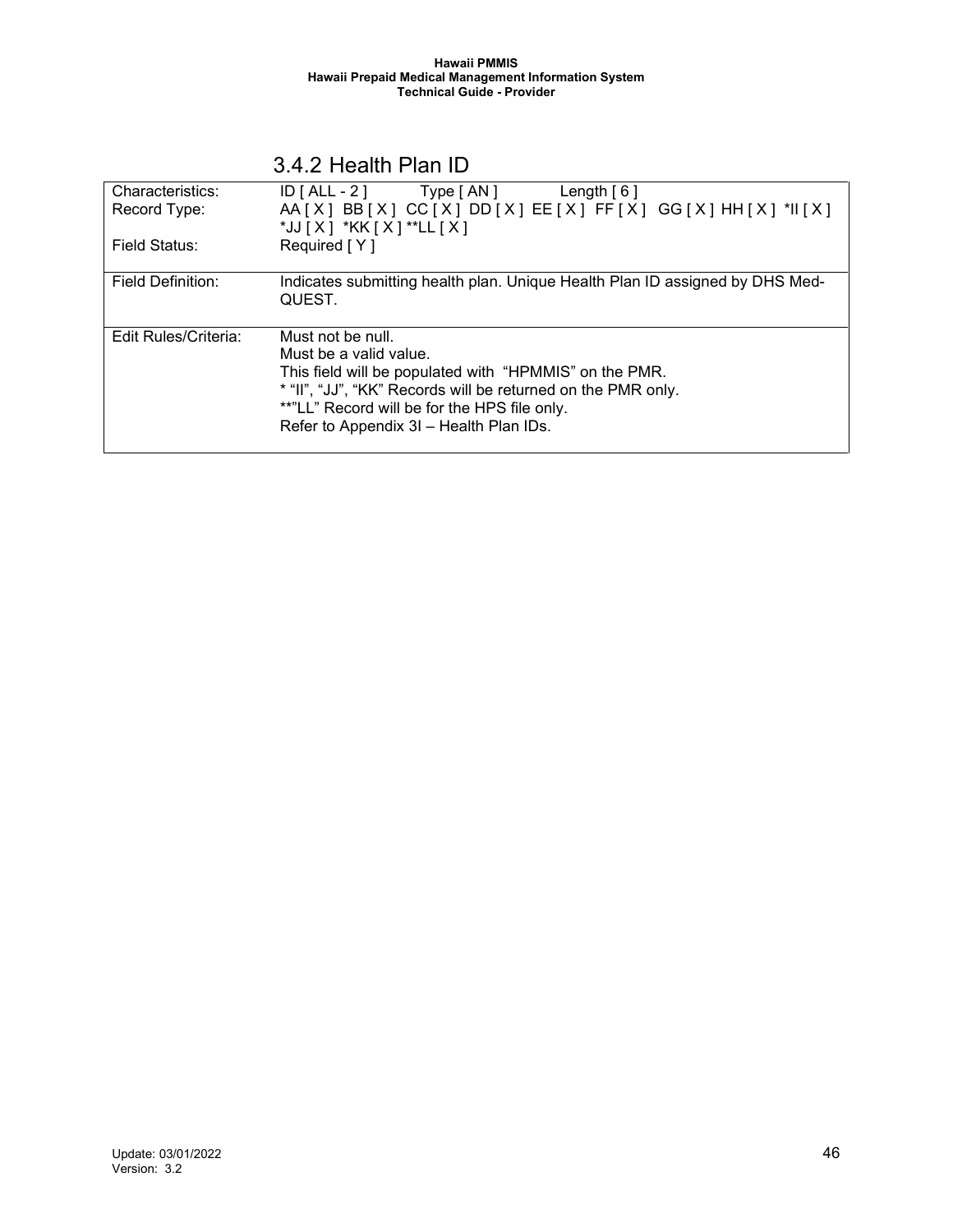### 3.4.2 Health Plan ID

| | |
|---|---|
| Characteristics: | ID [ ALL - 2 ]   Type [ AN ]   Length [ 6 ] |
| Record Type: | AA [ X ] BB [ X ] CC [ X ] DD [ X ] EE [ X ] FF [ X ] GG [ X ] HH [ X ] *II [ X ] *JJ [ X ] *KK [ X ] **LL [ X ] |
| Field Status: | Required [ Y ] |
| Field Definition: | Indicates submitting health plan. Unique Health Plan ID assigned by DHS Med-QUEST. |
| Edit Rules/Criteria: | Must not be null.<br>Must be a valid value.<br>This field will be populated with "HPMMIS" on the PMR.<br>* "II", "JJ", "KK" Records will be returned on the PMR only.<br>**"LL" Record will be for the HPS file only.<br>Refer to Appendix 3I – Health Plan IDs. |

Update: 03/01/2022
Version: 3.2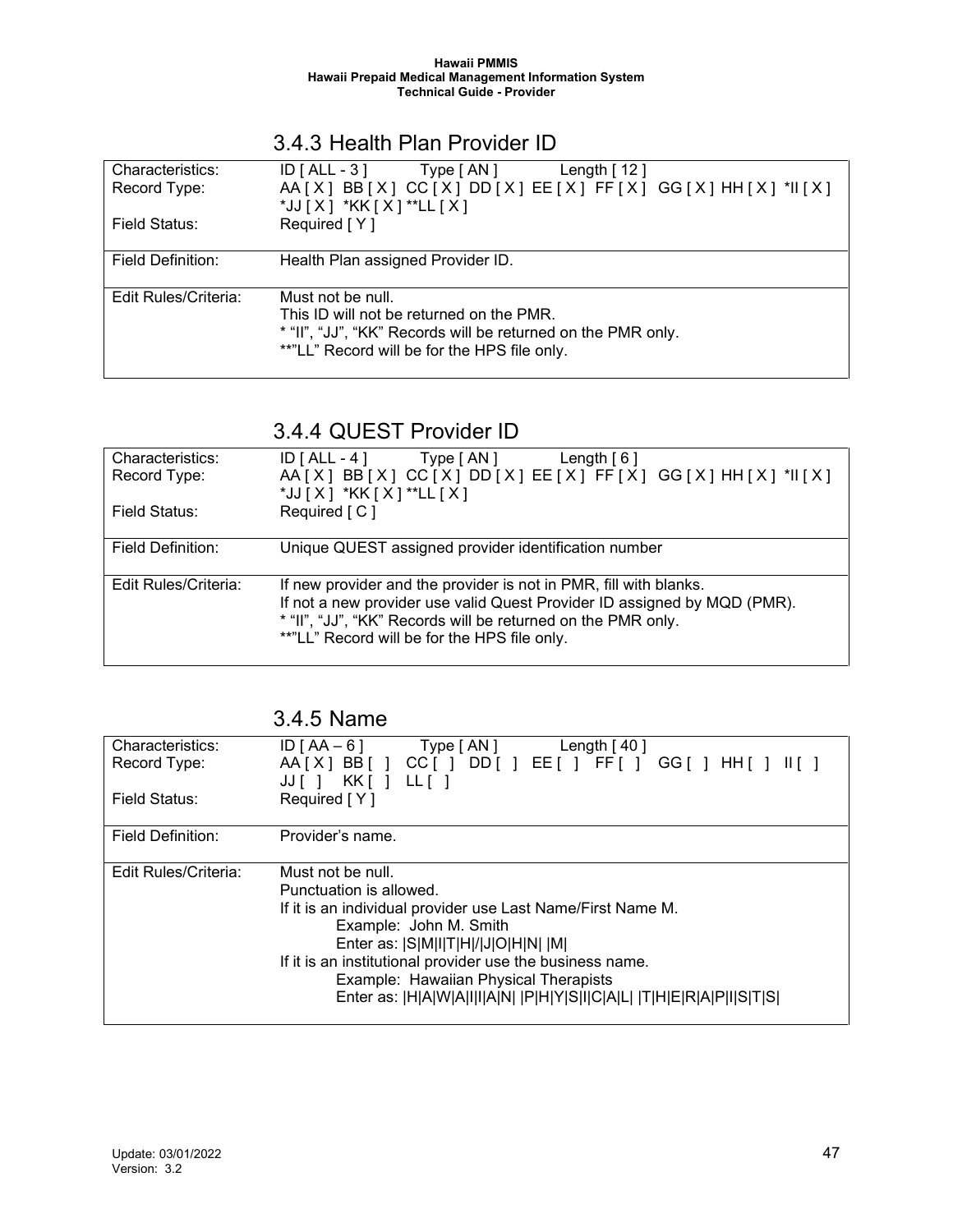### 3.4.3 Health Plan Provider ID

| | |
|---|---|
| Characteristics: | ID [ ALL - 3 ]   Type [ AN ]   Length [ 12 ] |
| Record Type: | AA [ X ] BB [ X ] CC [ X ] DD [ X ] EE [ X ] FF [ X ] GG [ X ] HH [ X ] *II [ X ] *JJ [ X ] *KK [ X ] **LL [ X ] |
| Field Status: | Required [ Y ] |
| Field Definition: | Health Plan assigned Provider ID. |
| Edit Rules/Criteria: | Must not be null.<br>This ID will not be returned on the PMR.<br>* "II", "JJ", "KK" Records will be returned on the PMR only.<br>**"LL" Record will be for the HPS file only. |

### 3.4.4 QUEST Provider ID

| | |
|---|---|
| Characteristics: | ID [ ALL - 4 ]   Type [ AN ]   Length [ 6 ] |
| Record Type: | AA [ X ] BB [ X ] CC [ X ] DD [ X ] EE [ X ] FF [ X ] GG [ X ] HH [ X ] *II [ X ] *JJ [ X ] *KK [ X ] **LL [ X ] |
| Field Status: | Required [ C ] |
| Field Definition: | Unique QUEST assigned provider identification number |
| Edit Rules/Criteria: | If new provider and the provider is not in PMR, fill with blanks.<br>If not a new provider use valid Quest Provider ID assigned by MQD (PMR).<br>* "II", "JJ", "KK" Records will be returned on the PMR only.<br>**"LL" Record will be for the HPS file only. |

### 3.4.5 Name

| | |
|---|---|
| Characteristics: | ID [ AA – 6 ]   Type [ AN ]   Length [ 40 ] |
| Record Type: | AA [ X ] BB [ ] CC [ ] DD [ ] EE [ ] FF [ ] GG [ ] HH [ ] II [ ] JJ [ ] KK [ ] LL [ ] |
| Field Status: | Required [ Y ] |
| Field Definition: | Provider's name. |
| Edit Rules/Criteria: | Must not be null.<br>Punctuation is allowed.<br>If it is an individual provider use Last Name/First Name M.<br>    Example: John M. Smith<br>    Enter as: \|S\|M\|I\|T\|H\|/\|J\|O\|H\|N\| \|M\|<br>If it is an institutional provider use the business name.<br>    Example: Hawaiian Physical Therapists<br>    Enter as: \|H\|A\|W\|A\|I\|I\|A\|N\| \|P\|H\|Y\|S\|I\|C\|A\|L\| \|T\|H\|E\|R\|A\|P\|I\|S\|T\|S\| |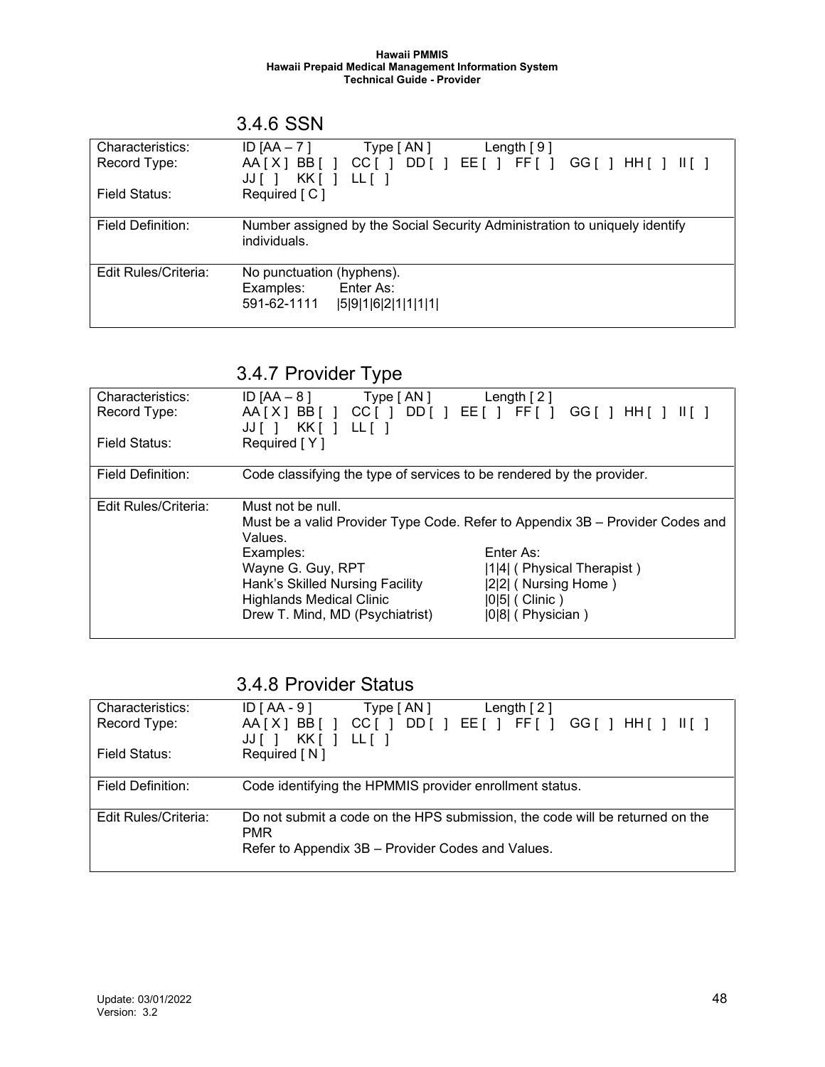### 3.4.6 SSN

| | |
|---|---|
| Characteristics: | ID [AA – 7 ]    Type [ AN ]    Length [ 9 ] |
| Record Type: | AA [ X ]  BB [  ]  CC [  ]  DD [  ]  EE [  ]  FF [  ]  GG [  ]  HH [  ]  II [  ]  JJ [  ]  KK [  ]  LL [  ] |
| Field Status: | Required [ C ] |
| Field Definition: | Number assigned by the Social Security Administration to uniquely identify individuals. |
| Edit Rules/Criteria: | No punctuation (hyphens).<br>Examples:    Enter As:<br>591-62-1111    \|5\|9\|1\|6\|2\|1\|1\|1\|1\| |

### 3.4.7 Provider Type

| | |
|---|---|
| Characteristics: | ID [AA – 8 ]    Type [ AN ]    Length [ 2 ] |
| Record Type: | AA [ X ]  BB [  ]  CC [  ]  DD [  ]  EE [  ]  FF [  ]  GG [  ]  HH [  ]  II [  ]  JJ [  ]  KK [  ]  LL [  ] |
| Field Status: | Required [ Y ] |
| Field Definition: | Code classifying the type of services to be rendered by the provider. |
| Edit Rules/Criteria: | Must not be null.<br>Must be a valid Provider Type Code. Refer to Appendix 3B – Provider Codes and Values.<br>Examples:    Enter As:<br>Wayne G. Guy, RPT    \|1\|4\| ( Physical Therapist )<br>Hank's Skilled Nursing Facility    \|2\|2\| ( Nursing Home )<br>Highlands Medical Clinic    \|0\|5\| ( Clinic )<br>Drew T. Mind, MD (Psychiatrist)    \|0\|8\| ( Physician ) |

### 3.4.8 Provider Status

| | |
|---|---|
| Characteristics: | ID [ AA - 9 ]    Type [ AN ]    Length [ 2 ] |
| Record Type: | AA [ X ]  BB [  ]  CC [  ]  DD [  ]  EE [  ]  FF [  ]  GG [  ]  HH [  ]  II [  ]  JJ [  ]  KK [  ]  LL [  ] |
| Field Status: | Required [ N ] |
| Field Definition: | Code identifying the HPMMIS provider enrollment status. |
| Edit Rules/Criteria: | Do not submit a code on the HPS submission, the code will be returned on the PMR<br>Refer to Appendix 3B – Provider Codes and Values. |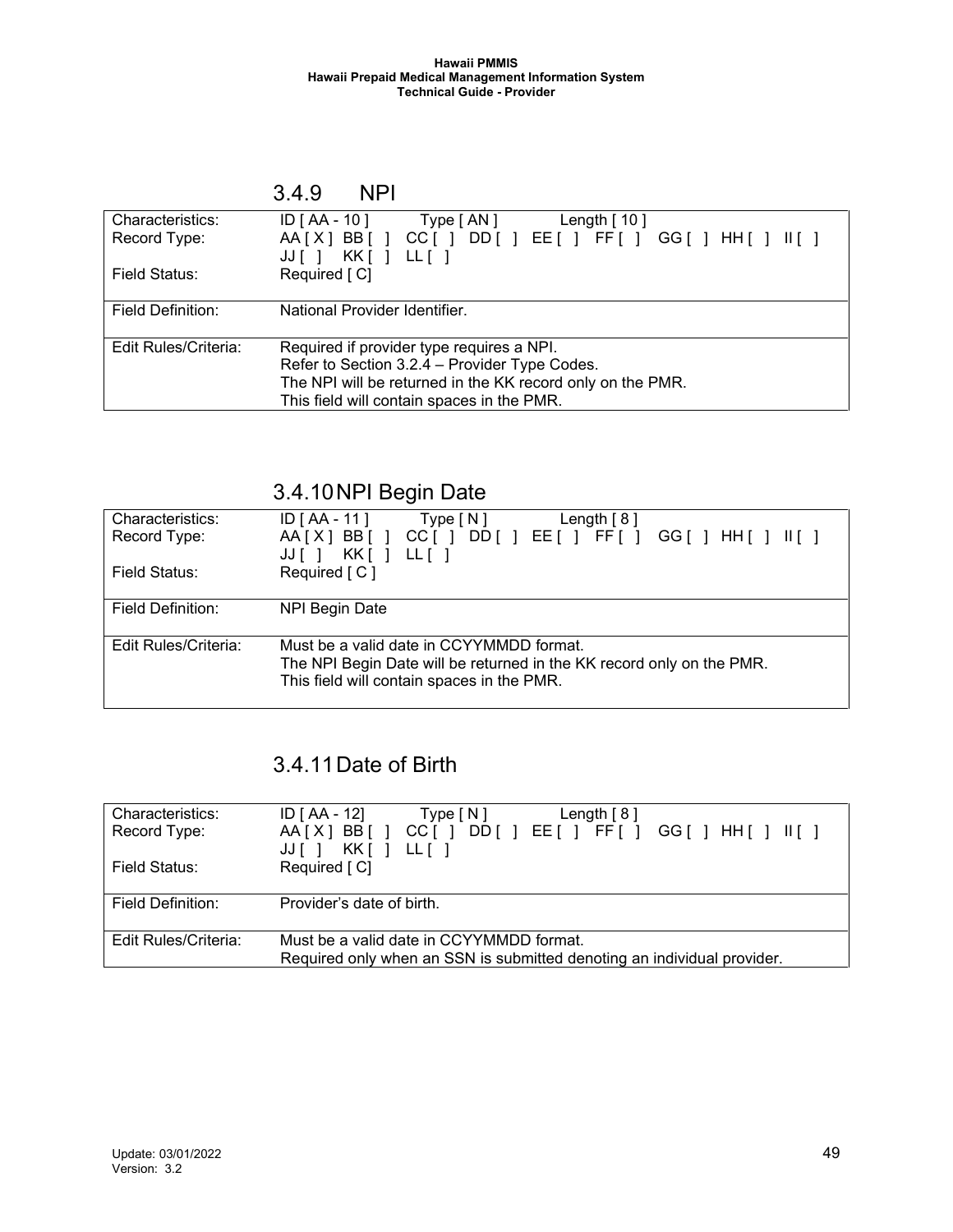### 3.4.9 NPI

| | |
|---|---|
| Characteristics: | ID [ AA - 10 ] Type [ AN ] Length [ 10 ] |
| Record Type: | AA [ X ] BB [ ] CC [ ] DD [ ] EE [ ] FF [ ] GG [ ] HH [ ] II [ ] JJ [ ] KK [ ] LL [ ] |
| Field Status: | Required [ C] |
| Field Definition: | National Provider Identifier. |
| Edit Rules/Criteria: | Required if provider type requires a NPI.<br>Refer to Section 3.2.4 – Provider Type Codes.<br>The NPI will be returned in the KK record only on the PMR.<br>This field will contain spaces in the PMR. |

### 3.4.10 NPI Begin Date

| | |
|---|---|
| Characteristics: | ID [ AA - 11 ] Type [ N ] Length [ 8 ] |
| Record Type: | AA [ X ] BB [ ] CC [ ] DD [ ] EE [ ] FF [ ] GG [ ] HH [ ] II [ ] JJ [ ] KK [ ] LL [ ] |
| Field Status: | Required [ C ] |
| Field Definition: | NPI Begin Date |
| Edit Rules/Criteria: | Must be a valid date in CCYYMMDD format.<br>The NPI Begin Date will be returned in the KK record only on the PMR.<br>This field will contain spaces in the PMR. |

### 3.4.11 Date of Birth

| | |
|---|---|
| Characteristics: | ID [ AA - 12] Type [ N ] Length [ 8 ] |
| Record Type: | AA [ X ] BB [ ] CC [ ] DD [ ] EE [ ] FF [ ] GG [ ] HH [ ] II [ ] JJ [ ] KK [ ] LL [ ] |
| Field Status: | Required [ C] |
| Field Definition: | Provider's date of birth. |
| Edit Rules/Criteria: | Must be a valid date in CCYYMMDD format.<br>Required only when an SSN is submitted denoting an individual provider. |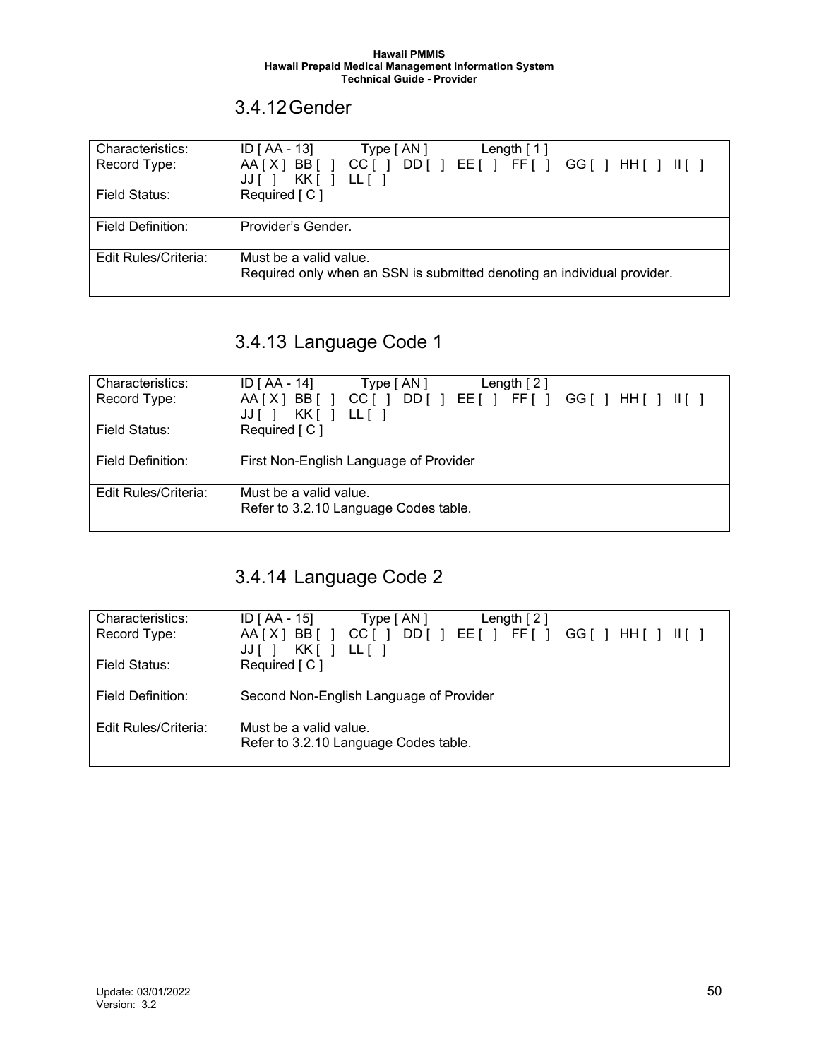### 3.4.12 Gender

| | |
|---|---|
| Characteristics: | ID [ AA - 13] Type [ AN ] Length [ 1 ] |
| Record Type: | AA [ X ] BB [ ] CC [ ] DD [ ] EE [ ] FF [ ] GG [ ] HH [ ] II [ ] JJ [ ] KK [ ] LL [ ] |
| Field Status: | Required [ C ] |
| Field Definition: | Provider's Gender. |
| Edit Rules/Criteria: | Must be a valid value.<br>Required only when an SSN is submitted denoting an individual provider. |

### 3.4.13 Language Code 1

| | |
|---|---|
| Characteristics: | ID [ AA - 14] Type [ AN ] Length [ 2 ] |
| Record Type: | AA [ X ] BB [ ] CC [ ] DD [ ] EE [ ] FF [ ] GG [ ] HH [ ] II [ ] JJ [ ] KK [ ] LL [ ] |
| Field Status: | Required [ C ] |
| Field Definition: | First Non-English Language of Provider |
| Edit Rules/Criteria: | Must be a valid value.<br>Refer to 3.2.10 Language Codes table. |

### 3.4.14 Language Code 2

| | |
|---|---|
| Characteristics: | ID [ AA - 15] Type [ AN ] Length [ 2 ] |
| Record Type: | AA [ X ] BB [ ] CC [ ] DD [ ] EE [ ] FF [ ] GG [ ] HH [ ] II [ ] JJ [ ] KK [ ] LL [ ] |
| Field Status: | Required [ C ] |
| Field Definition: | Second Non-English Language of Provider |
| Edit Rules/Criteria: | Must be a valid value.<br>Refer to 3.2.10 Language Codes table. |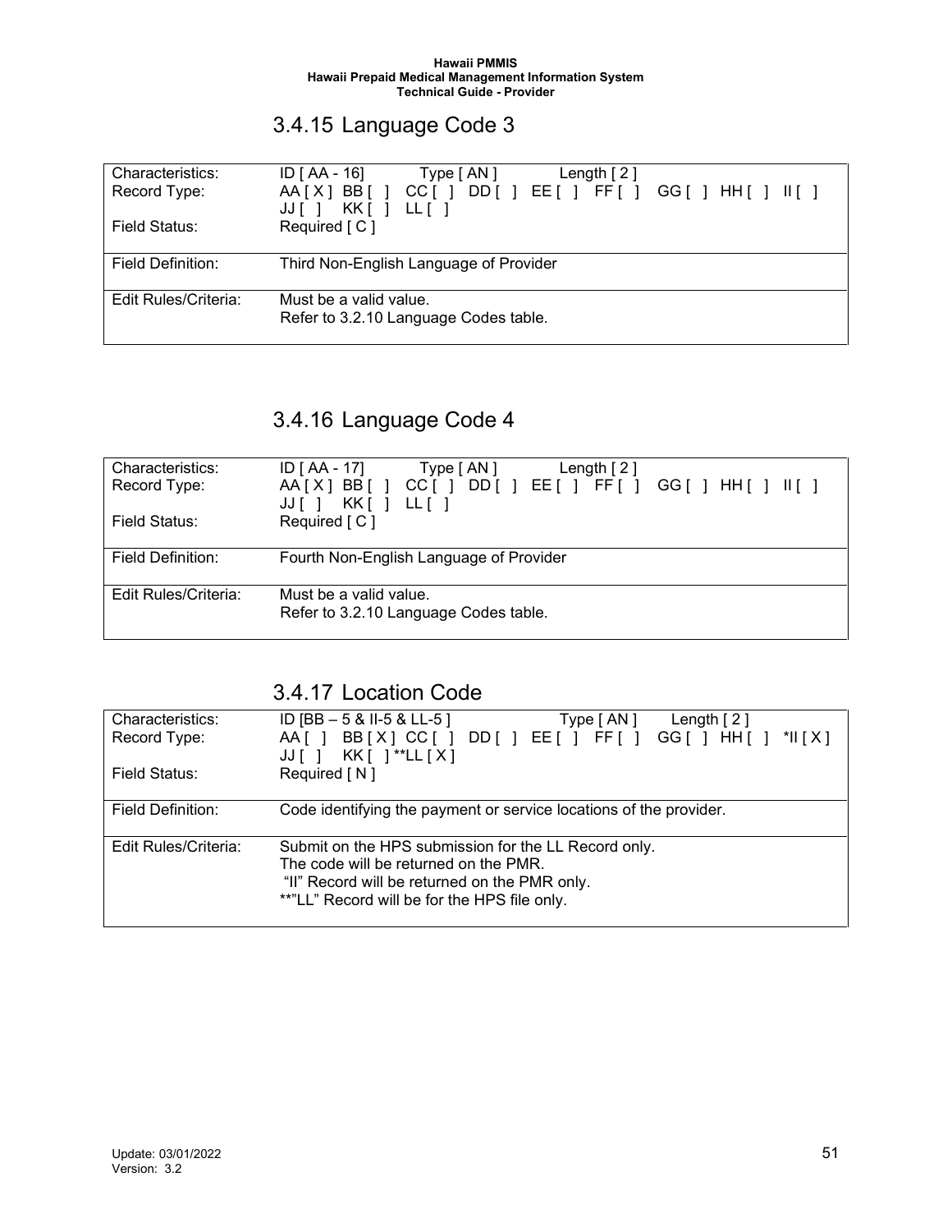## 3.4.15 Language Code 3

| | |
|---|---|
| Characteristics: | ID [ AA - 16]           Type [ AN ]           Length [ 2 ] |
| Record Type: | AA [ X ]  BB [  ]   CC [  ]   DD [  ]   EE [  ]   FF [  ]   GG [  ]   HH [  ]   II [  ]   JJ [  ]   KK [  ]   LL [  ] |
| Field Status: | Required [ C ] |
| Field Definition: | Third Non-English Language of Provider |
| Edit Rules/Criteria: | Must be a valid value.<br>Refer to 3.2.10 Language Codes table. |

## 3.4.16 Language Code 4

| | |
|---|---|
| Characteristics: | ID [ AA - 17]           Type [ AN ]           Length [ 2 ] |
| Record Type: | AA [ X ]  BB [  ]   CC [  ]   DD [  ]   EE [  ]   FF [  ]   GG [  ]   HH [  ]   II [  ]   JJ [  ]   KK [  ]   LL [  ] |
| Field Status: | Required [ C ] |
| Field Definition: | Fourth Non-English Language of Provider |
| Edit Rules/Criteria: | Must be a valid value.<br>Refer to 3.2.10 Language Codes table. |

## 3.4.17 Location Code

| | |
|---|---|
| Characteristics: | ID [BB – 5 & II-5 & LL-5 ]           Type [ AN ]       Length [ 2 ] |
| Record Type: | AA [  ]   BB [ X ]  CC [  ]   DD [  ]   EE [  ]   FF [  ]   GG [  ]   HH [  ]   *II [ X ]   JJ [  ]   KK [  ] **LL [ X ] |
| Field Status: | Required [ N ] |
| Field Definition: | Code identifying the payment or service locations of the provider. |
| Edit Rules/Criteria: | Submit on the HPS submission for the LL Record only.<br>The code will be returned on the PMR.<br>"II" Record will be returned on the PMR only.<br>**"LL" Record will be for the HPS file only. |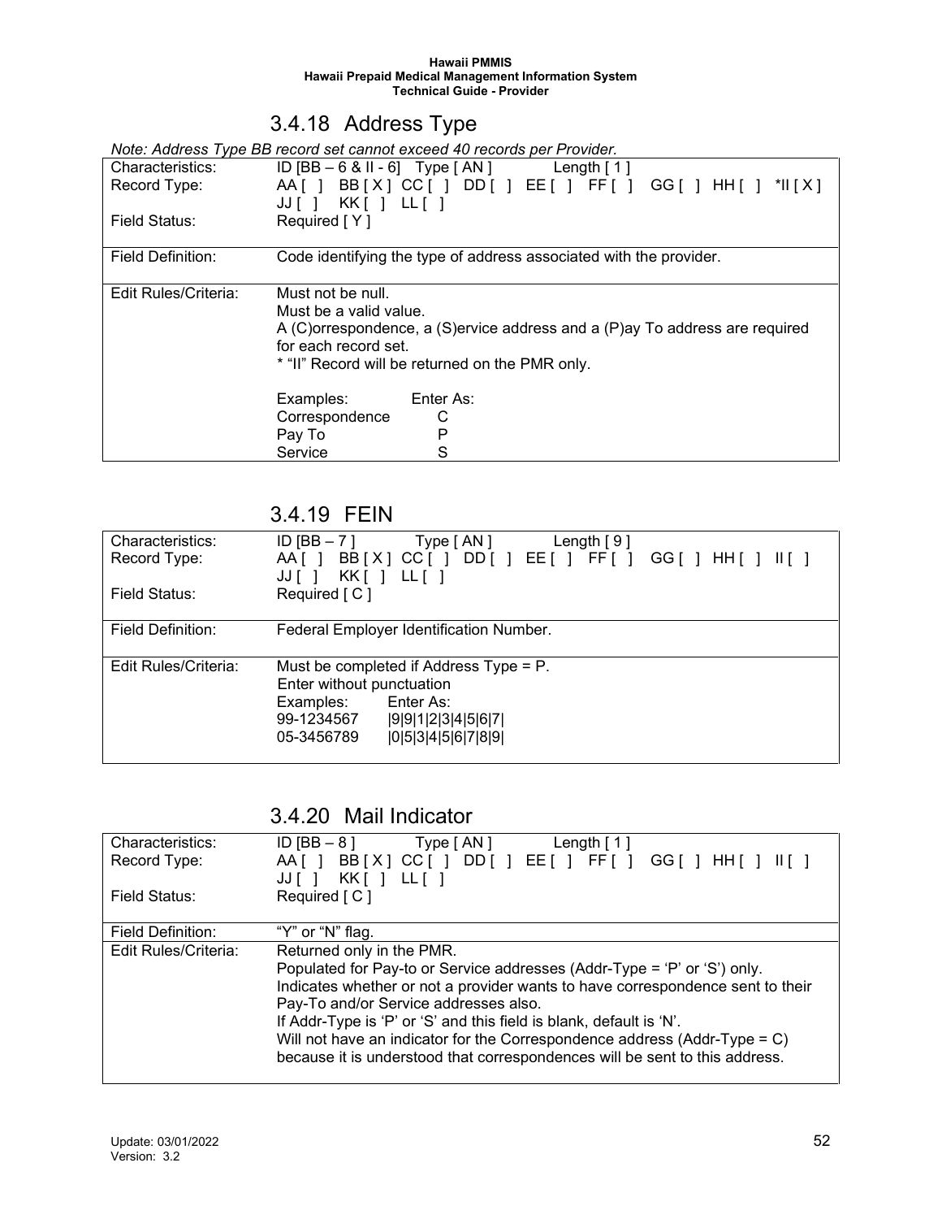### 3.4.18 Address Type

*Note: Address Type BB record set cannot exceed 40 records per Provider.*

| | |
|---|---|
| Characteristics: | ID [BB – 6 & II - 6] Type [ AN ] Length [ 1 ] |
| Record Type: | AA [ ] BB [ X ] CC [ ] DD [ ] EE [ ] FF [ ] GG [ ] HH [ ] *II [ X ] JJ [ ] KK [ ] LL [ ] |
| Field Status: | Required [ Y ] |
| Field Definition: | Code identifying the type of address associated with the provider. |
| Edit Rules/Criteria: | Must not be null.<br>Must be a valid value.<br>A (C)orrespondence, a (S)ervice address and a (P)ay To address are required for each record set.<br>* "II" Record will be returned on the PMR only.<br><br>Examples: Enter As:<br>Correspondence C<br>Pay To P<br>Service S |

### 3.4.19 FEIN

| | |
|---|---|
| Characteristics: | ID [BB – 7 ] Type [ AN ] Length [ 9 ] |
| Record Type: | AA [ ] BB [ X ] CC [ ] DD [ ] EE [ ] FF [ ] GG [ ] HH [ ] II [ ] JJ [ ] KK [ ] LL [ ] |
| Field Status: | Required [ C ] |
| Field Definition: | Federal Employer Identification Number. |
| Edit Rules/Criteria: | Must be completed if Address Type = P.<br>Enter without punctuation<br>Examples: Enter As:<br>99-1234567 \|9\|9\|1\|2\|3\|4\|5\|6\|7\|<br>05-3456789 \|0\|5\|3\|4\|5\|6\|7\|8\|9\| |

### 3.4.20 Mail Indicator

| | |
|---|---|
| Characteristics: | ID [BB – 8 ] Type [ AN ] Length [ 1 ] |
| Record Type: | AA [ ] BB [ X ] CC [ ] DD [ ] EE [ ] FF [ ] GG [ ] HH [ ] II [ ] JJ [ ] KK [ ] LL [ ] |
| Field Status: | Required [ C ] |
| Field Definition: | "Y" or "N" flag. |
| Edit Rules/Criteria: | Returned only in the PMR.<br>Populated for Pay-to or Service addresses (Addr-Type = 'P' or 'S') only.<br>Indicates whether or not a provider wants to have correspondence sent to their Pay-To and/or Service addresses also.<br>If Addr-Type is 'P' or 'S' and this field is blank, default is 'N'.<br>Will not have an indicator for the Correspondence address (Addr-Type = C) because it is understood that correspondences will be sent to this address. |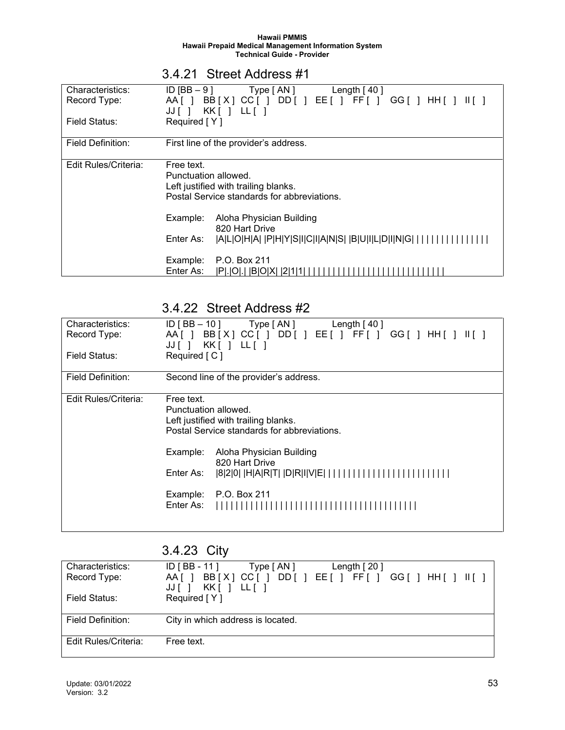### 3.4.21 Street Address #1

| | |
|---|---|
| Characteristics: | ID [BB – 9 ]     Type [ AN ]     Length [ 40 ] |
| Record Type: | AA [ ]  BB [ X ]  CC [ ]  DD [ ]  EE [ ]  FF [ ]  GG [ ]  HH [ ]  II [ ]  JJ [ ]  KK [ ]  LL [ ] |
| Field Status: | Required [ Y ] |
| Field Definition: | First line of the provider's address. |
| Edit Rules/Criteria: | Free text.<br>Punctuation allowed.<br>Left justified with trailing blanks.<br>Postal Service standards for abbreviations.<br><br>Example: Aloha Physician Building<br>820 Hart Drive<br>Enter As: \|A\|L\|O\|H\|A\| \|P\|H\|Y\|S\|I\|C\|I\|A\|N\|S\| \|B\|U\|I\|L\|D\|I\|N\|G\| \| \| \| \| \| \| \| \| \| \| \| \| \| \| \|<br><br>Example: P.O. Box 211<br>Enter As: \|P\|.\|O\|.\| \|B\|O\|X\| \|2\|1\|1\| \| \| \| \| \| \| \| \| \| \| \| \| \| \| \| \| \| \| \| \| \| \| \| \| \| \| \| \| |

### 3.4.22 Street Address #2

| | |
|---|---|
| Characteristics: | ID [ BB – 10 ]     Type [ AN ]     Length [ 40 ] |
| Record Type: | AA [ ]  BB [ X ]  CC [ ]  DD [ ]  EE [ ]  FF [ ]  GG [ ]  HH [ ]  II [ ]  JJ [ ]  KK [ ]  LL [ ] |
| Field Status: | Required [ C ] |
| Field Definition: | Second line of the provider's address. |
| Edit Rules/Criteria: | Free text.<br>Punctuation allowed.<br>Left justified with trailing blanks.<br>Postal Service standards for abbreviations.<br><br>Example: Aloha Physician Building<br>820 Hart Drive<br>Enter As: \|8\|2\|0\| \|H\|A\|R\|T\| \|D\|R\|I\|V\|E\| \| \| \| \| \| \| \| \| \| \| \| \| \| \| \| \| \| \| \| \| \| \| \| \| \|<br><br>Example: P.O. Box 211<br>Enter As: \| \| \| \| \| \| \| \| \| \| \| \| \| \| \| \| \| \| \| \| \| \| \| \| \| \| \| \| \| \| \| \| \| \| \| \| \| \| \| \| \| |

### 3.4.23 City

| | |
|---|---|
| Characteristics: | ID [ BB - 11 ]     Type [ AN ]     Length [ 20 ] |
| Record Type: | AA [ ]  BB [ X ]  CC [ ]  DD [ ]  EE [ ]  FF [ ]  GG [ ]  HH [ ]  II [ ]  JJ [ ]  KK [ ]  LL [ ] |
| Field Status: | Required [ Y ] |
| Field Definition: | City in which address is located. |
| Edit Rules/Criteria: | Free text. |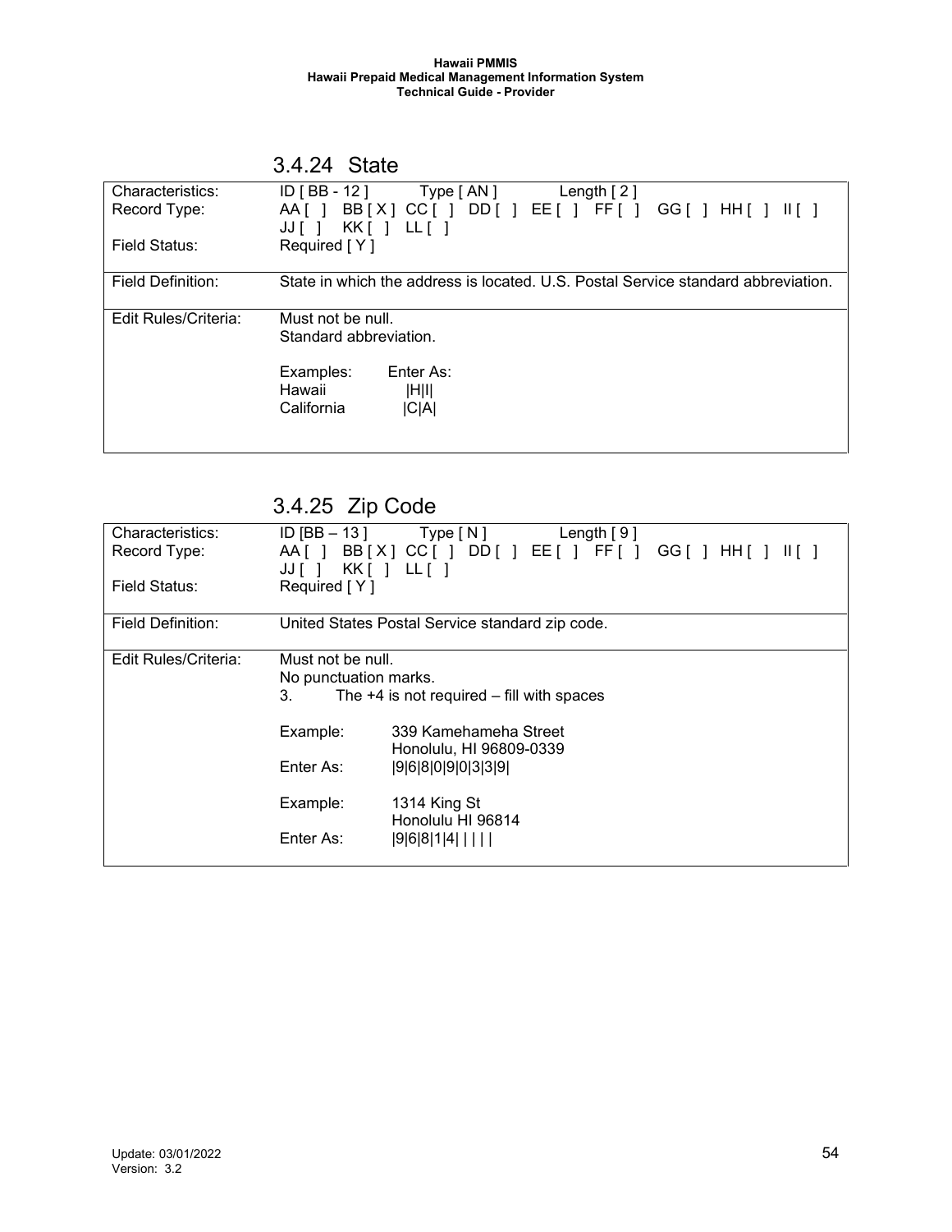### 3.4.24 State

| | |
|---|---|
| Characteristics: | ID [ BB - 12 ]    Type [ AN ]    Length [ 2 ] |
| Record Type: | AA [ ]  BB [ X ]  CC [ ]  DD [ ]  EE [ ]  FF [ ]  GG [ ]  HH [ ]  II [ ]  JJ [ ]  KK [ ]  LL [ ] |
| Field Status: | Required [ Y ] |
| Field Definition: | State in which the address is located. U.S. Postal Service standard abbreviation. |
| Edit Rules/Criteria: | Must not be null.<br>Standard abbreviation.<br><br>Examples: Enter As:<br>Hawaii \|H\|I\|<br>California \|C\|A\| |

### 3.4.25 Zip Code

| | |
|---|---|
| Characteristics: | ID [BB – 13 ]    Type [ N ]    Length [ 9 ] |
| Record Type: | AA [ ]  BB [ X ]  CC [ ]  DD [ ]  EE [ ]  FF [ ]  GG [ ]  HH [ ]  II [ ]  JJ [ ]  KK [ ]  LL [ ] |
| Field Status: | Required [ Y ] |
| Field Definition: | United States Postal Service standard zip code. |
| Edit Rules/Criteria: | Must not be null.<br>No punctuation marks.<br>3. The +4 is not required – fill with spaces<br><br>Example: 339 Kamehameha Street<br>Honolulu, HI 96809-0339<br>Enter As: \|9\|6\|8\|0\|9\|0\|3\|3\|9\|<br><br>Example: 1314 King St<br>Honolulu HI 96814<br>Enter As: \|9\|6\|8\|1\|4\| \| \| \| \| |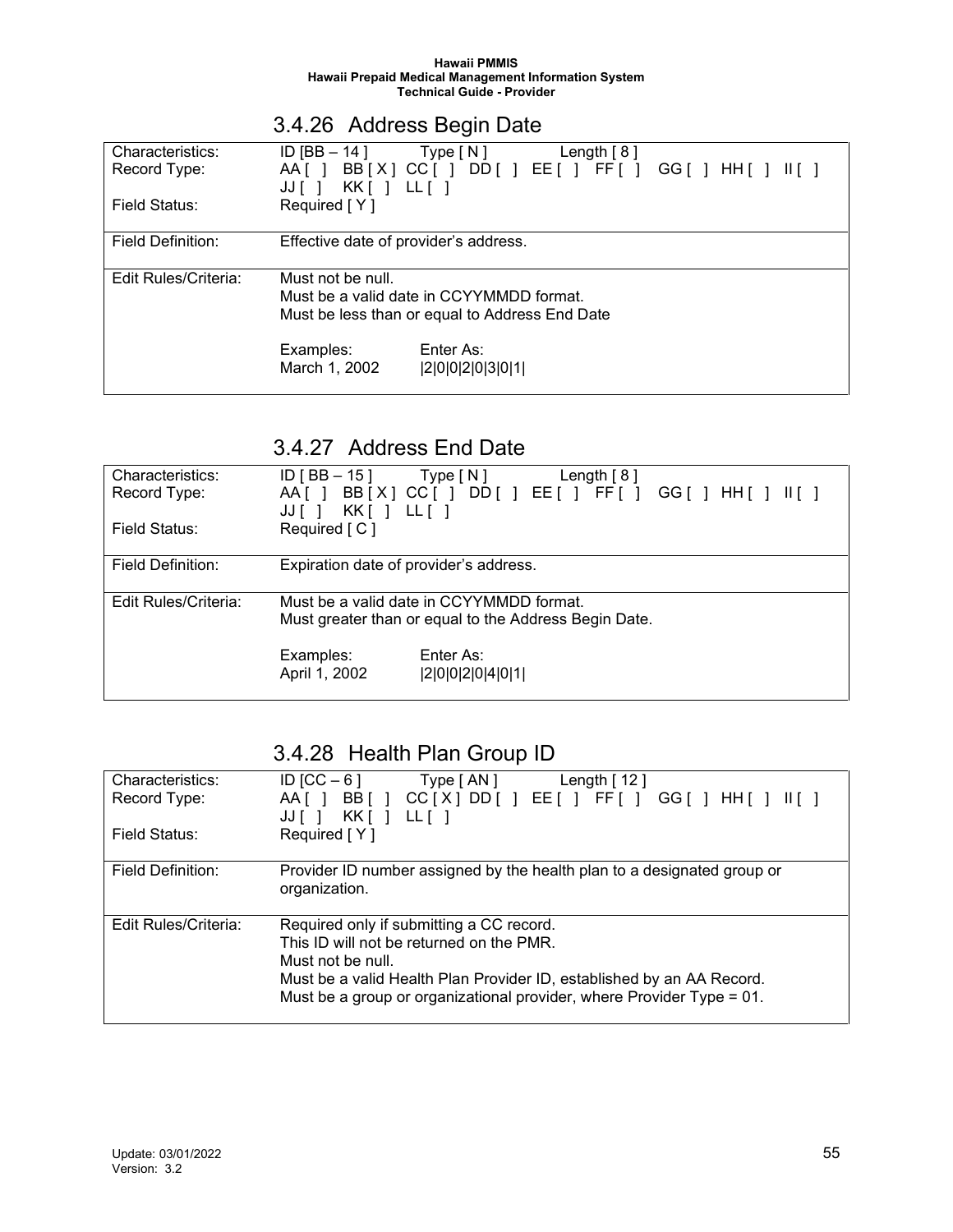### 3.4.26 Address Begin Date

| | |
|---|---|
| Characteristics: | ID [BB – 14 ]   Type [ N ]   Length [ 8 ] |
| Record Type: | AA [ ] BB [ X ] CC [ ] DD [ ] EE [ ] FF [ ] GG [ ] HH [ ] II [ ] JJ [ ] KK [ ] LL [ ] |
| Field Status: | Required [ Y ] |
| Field Definition: | Effective date of provider's address. |
| Edit Rules/Criteria: | Must not be null.<br>Must be a valid date in CCYYMMDD format.<br>Must be less than or equal to Address End Date<br><br>Examples: March 1, 2002 — Enter As: \|2\|0\|0\|2\|0\|3\|0\|1\| |

### 3.4.27 Address End Date

| | |
|---|---|
| Characteristics: | ID [ BB – 15 ]   Type [ N ]   Length [ 8 ] |
| Record Type: | AA [ ] BB [ X ] CC [ ] DD [ ] EE [ ] FF [ ] GG [ ] HH [ ] II [ ] JJ [ ] KK [ ] LL [ ] |
| Field Status: | Required [ C ] |
| Field Definition: | Expiration date of provider's address. |
| Edit Rules/Criteria: | Must be a valid date in CCYYMMDD format.<br>Must greater than or equal to the Address Begin Date.<br><br>Examples: April 1, 2002 — Enter As: \|2\|0\|0\|2\|0\|4\|0\|1\| |

### 3.4.28 Health Plan Group ID

| | |
|---|---|
| Characteristics: | ID [CC – 6 ]   Type [ AN ]   Length [ 12 ] |
| Record Type: | AA [ ] BB [ ] CC [ X ] DD [ ] EE [ ] FF [ ] GG [ ] HH [ ] II [ ] JJ [ ] KK [ ] LL [ ] |
| Field Status: | Required [ Y ] |
| Field Definition: | Provider ID number assigned by the health plan to a designated group or organization. |
| Edit Rules/Criteria: | Required only if submitting a CC record.<br>This ID will not be returned on the PMR.<br>Must not be null.<br>Must be a valid Health Plan Provider ID, established by an AA Record.<br>Must be a group or organizational provider, where Provider Type = 01. |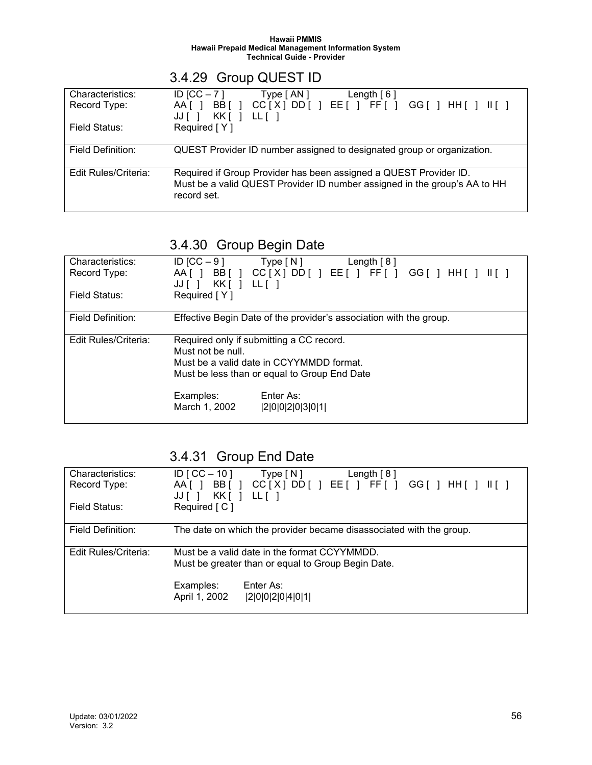### 3.4.29 Group QUEST ID

| | |
|---|---|
| Characteristics: | ID [CC – 7 ]     Type [ AN ]     Length [ 6 ] |
| Record Type: | AA [ ]  BB [ ]  CC [ X ]  DD [ ]  EE [ ]  FF [ ]  GG [ ]  HH [ ]  II [ ]  JJ [ ]  KK [ ]  LL [ ] |
| Field Status: | Required [ Y ] |
| Field Definition: | QUEST Provider ID number assigned to designated group or organization. |
| Edit Rules/Criteria: | Required if Group Provider has been assigned a QUEST Provider ID.<br>Must be a valid QUEST Provider ID number assigned in the group's AA to HH record set. |

### 3.4.30 Group Begin Date

| | |
|---|---|
| Characteristics: | ID [CC – 9 ]     Type [ N ]     Length [ 8 ] |
| Record Type: | AA [ ]  BB [ ]  CC [ X ]  DD [ ]  EE [ ]  FF [ ]  GG [ ]  HH [ ]  II [ ]  JJ [ ]  KK [ ]  LL [ ] |
| Field Status: | Required [ Y ] |
| Field Definition: | Effective Begin Date of the provider's association with the group. |
| Edit Rules/Criteria: | Required only if submitting a CC record.<br>Must not be null.<br>Must be a valid date in CCYYMMDD format.<br>Must be less than or equal to Group End Date<br><br>Examples:     Enter As:<br>March 1, 2002     \|2\|0\|0\|2\|0\|3\|0\|1\| |

### 3.4.31 Group End Date

| | |
|---|---|
| Characteristics: | ID [ CC – 10 ]     Type [ N ]     Length [ 8 ] |
| Record Type: | AA [ ]  BB [ ]  CC [ X ]  DD [ ]  EE [ ]  FF [ ]  GG [ ]  HH [ ]  II [ ]  JJ [ ]  KK [ ]  LL [ ] |
| Field Status: | Required [ C ] |
| Field Definition: | The date on which the provider became disassociated with the group. |
| Edit Rules/Criteria: | Must be a valid date in the format CCYYMMDD.<br>Must be greater than or equal to Group Begin Date.<br><br>Examples:     Enter As:<br>April 1, 2002     \|2\|0\|0\|2\|0\|4\|0\|1\| |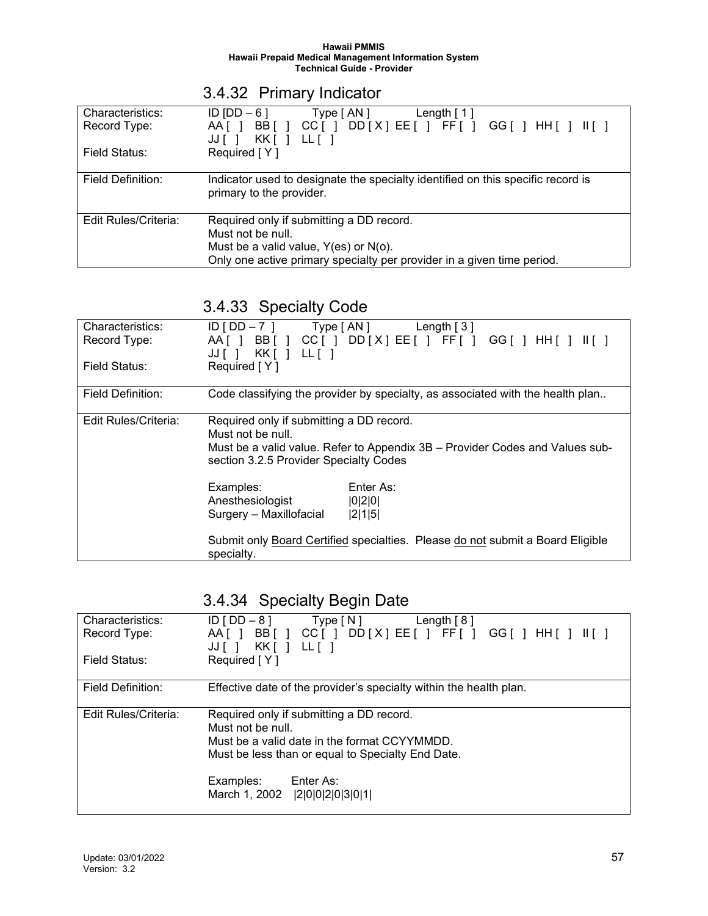### 3.4.32 Primary Indicator

| | |
|---|---|
| Characteristics: | ID [DD – 6 ]   Type [ AN ]   Length [ 1 ] |
| Record Type: | AA [ ]  BB [ ]  CC [ ]  DD [ X ] EE [ ]  FF [ ]  GG [ ]  HH [ ]  II [ ]  JJ [ ]  KK [ ]  LL [ ] |
| Field Status: | Required [ Y ] |
| Field Definition: | Indicator used to designate the specialty identified on this specific record is primary to the provider. |
| Edit Rules/Criteria: | Required only if submitting a DD record.<br>Must not be null.<br>Must be a valid value, Y(es) or N(o).<br>Only one active primary specialty per provider in a given time period. |

### 3.4.33 Specialty Code

| | |
|---|---|
| Characteristics: | ID [ DD – 7 ]   Type [ AN ]   Length [ 3 ] |
| Record Type: | AA [ ]  BB [ ]  CC [ ]  DD [ X ] EE [ ]  FF [ ]  GG [ ]  HH [ ]  II [ ]  JJ [ ]  KK [ ]  LL [ ] |
| Field Status: | Required [ Y ] |
| Field Definition: | Code classifying the provider by specialty, as associated with the health plan.. |
| Edit Rules/Criteria: | Required only if submitting a DD record.<br>Must not be null.<br>Must be a valid value. Refer to Appendix 3B – Provider Codes and Values sub-section 3.2.5 Provider Specialty Codes<br><br>Examples: Enter As:<br>Anesthesiologist  \|0\|2\|0\|<br>Surgery – Maxillofacial  \|2\|1\|5\|<br><br>Submit only <u>Board Certified</u> specialties. Please <u>do not</u> submit a Board Eligible specialty. |

### 3.4.34 Specialty Begin Date

| | |
|---|---|
| Characteristics: | ID [ DD – 8 ]   Type [ N ]   Length [ 8 ] |
| Record Type: | AA [ ]  BB [ ]  CC [ ]  DD [ X ] EE [ ]  FF [ ]  GG [ ]  HH [ ]  II [ ]  JJ [ ]  KK [ ]  LL [ ] |
| Field Status: | Required [ Y ] |
| Field Definition: | Effective date of the provider's specialty within the health plan. |
| Edit Rules/Criteria: | Required only if submitting a DD record.<br>Must not be null.<br>Must be a valid date in the format CCYYMMDD.<br>Must be less than or equal to Specialty End Date.<br><br>Examples: Enter As:<br>March 1, 2002  \|2\|0\|0\|2\|0\|3\|0\|1\| |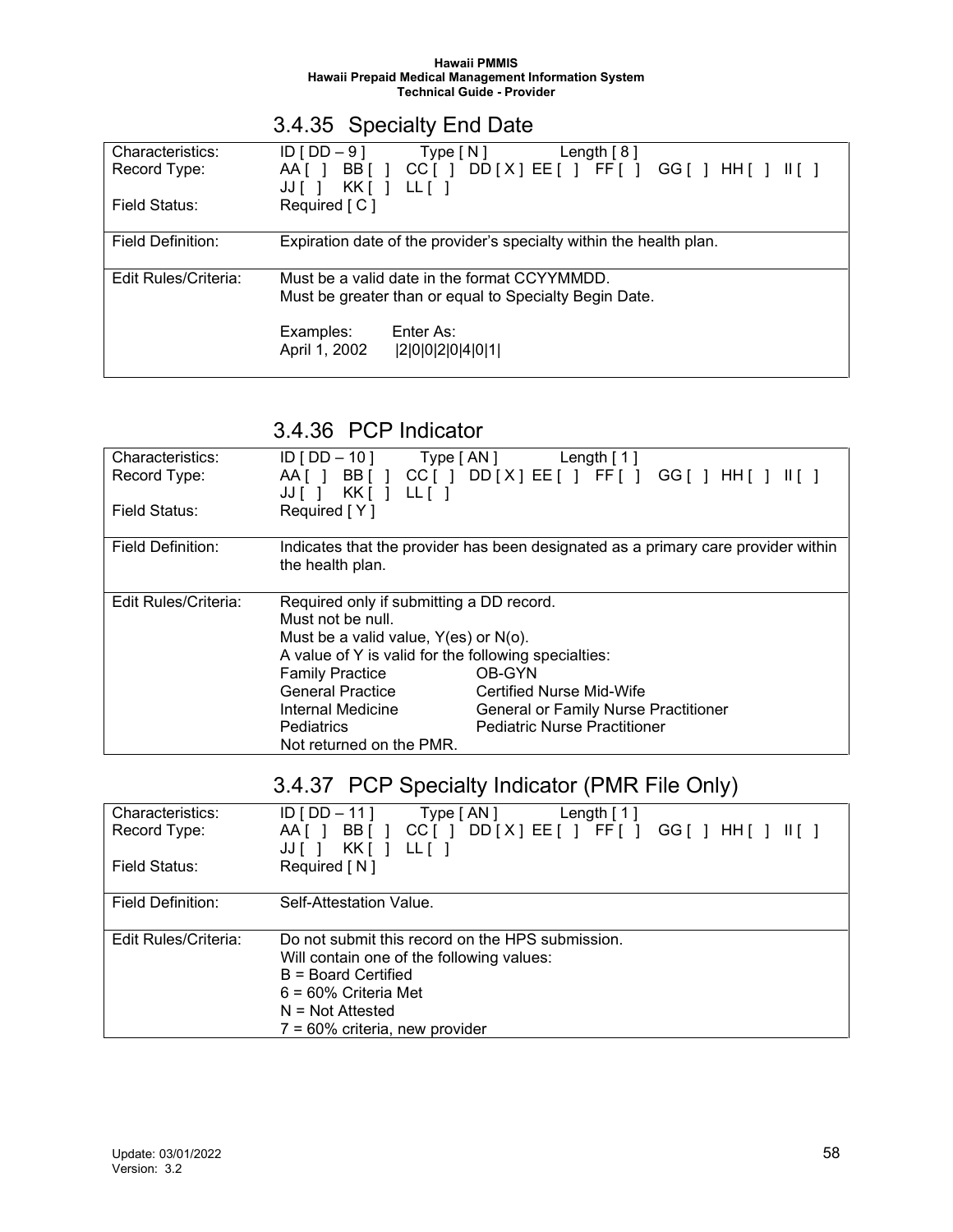### 3.4.35 Specialty End Date

| | |
|---|---|
| Characteristics: | ID [ DD – 9 ]     Type [ N ]     Length [ 8 ] |
| Record Type: | AA [ ]  BB [ ]  CC [ ]  DD [ X ]  EE [ ]  FF [ ]  GG [ ]  HH [ ]  II [ ]  JJ [ ]  KK [ ]  LL [ ] |
| Field Status: | Required [ C ] |
| Field Definition: | Expiration date of the provider's specialty within the health plan. |
| Edit Rules/Criteria: | Must be a valid date in the format CCYYMMDD.<br>Must be greater than or equal to Specialty Begin Date.<br><br>Examples:     Enter As:<br>April 1, 2002     \|2\|0\|0\|2\|0\|4\|0\|1\| |

### 3.4.36 PCP Indicator

| | |
|---|---|
| Characteristics: | ID [ DD – 10 ]     Type [ AN ]     Length [ 1 ] |
| Record Type: | AA [ ]  BB [ ]  CC [ ]  DD [ X ]  EE [ ]  FF [ ]  GG [ ]  HH [ ]  II [ ]  JJ [ ]  KK [ ]  LL [ ] |
| Field Status: | Required [ Y ] |
| Field Definition: | Indicates that the provider has been designated as a primary care provider within the health plan. |
| Edit Rules/Criteria: | Required only if submitting a DD record.<br>Must not be null.<br>Must be a valid value, Y(es) or N(o).<br>A value of Y is valid for the following specialties:<br>Family Practice     OB-GYN<br>General Practice     Certified Nurse Mid-Wife<br>Internal Medicine     General or Family Nurse Practitioner<br>Pediatrics     Pediatric Nurse Practitioner<br>Not returned on the PMR. |

### 3.4.37 PCP Specialty Indicator (PMR File Only)

| | |
|---|---|
| Characteristics: | ID [ DD – 11 ]     Type [ AN ]     Length [ 1 ] |
| Record Type: | AA [ ]  BB [ ]  CC [ ]  DD [ X ]  EE [ ]  FF [ ]  GG [ ]  HH [ ]  II [ ]  JJ [ ]  KK [ ]  LL [ ] |
| Field Status: | Required [ N ] |
| Field Definition: | Self-Attestation Value. |
| Edit Rules/Criteria: | Do not submit this record on the HPS submission.<br>Will contain one of the following values:<br>B = Board Certified<br>6 = 60% Criteria Met<br>N = Not Attested<br>7 = 60% criteria, new provider |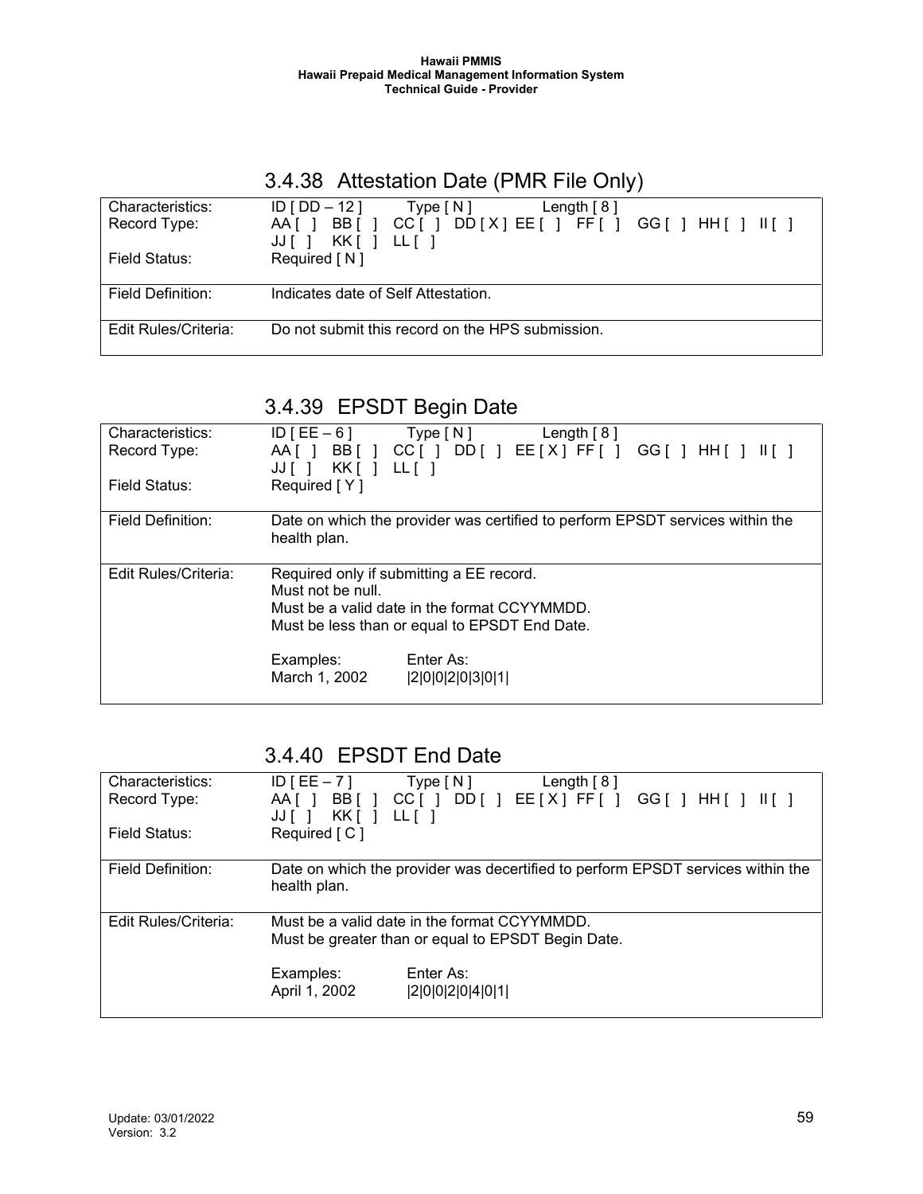### 3.4.38 Attestation Date (PMR File Only)

| | |
|---|---|
| Characteristics: | ID [ DD – 12 ]    Type [ N ]    Length [ 8 ] |
| Record Type: | AA [ ]  BB [ ]  CC [ ]  DD [ X ]  EE [ ]  FF [ ]  GG [ ]  HH [ ]  II [ ]  JJ [ ]  KK [ ]  LL [ ] |
| Field Status: | Required [ N ] |
| Field Definition: | Indicates date of Self Attestation. |
| Edit Rules/Criteria: | Do not submit this record on the HPS submission. |

### 3.4.39 EPSDT Begin Date

| | |
|---|---|
| Characteristics: | ID [ EE – 6 ]    Type [ N ]    Length [ 8 ] |
| Record Type: | AA [ ]  BB [ ]  CC [ ]  DD [ ]  EE [ X ]  FF [ ]  GG [ ]  HH [ ]  II [ ]  JJ [ ]  KK [ ]  LL [ ] |
| Field Status: | Required [ Y ] |
| Field Definition: | Date on which the provider was certified to perform EPSDT services within the health plan. |
| Edit Rules/Criteria: | Required only if submitting a EE record.<br>Must not be null.<br>Must be a valid date in the format CCYYMMDD.<br>Must be less than or equal to EPSDT End Date.<br><br>Examples: Enter As:<br>March 1, 2002 \|2\|0\|0\|2\|0\|3\|0\|1\| |

### 3.4.40 EPSDT End Date

| | |
|---|---|
| Characteristics: | ID [ EE – 7 ]    Type [ N ]    Length [ 8 ] |
| Record Type: | AA [ ]  BB [ ]  CC [ ]  DD [ ]  EE [ X ]  FF [ ]  GG [ ]  HH [ ]  II [ ]  JJ [ ]  KK [ ]  LL [ ] |
| Field Status: | Required [ C ] |
| Field Definition: | Date on which the provider was decertified to perform EPSDT services within the health plan. |
| Edit Rules/Criteria: | Must be a valid date in the format CCYYMMDD.<br>Must be greater than or equal to EPSDT Begin Date.<br><br>Examples: Enter As:<br>April 1, 2002 \|2\|0\|0\|2\|0\|4\|0\|1\| |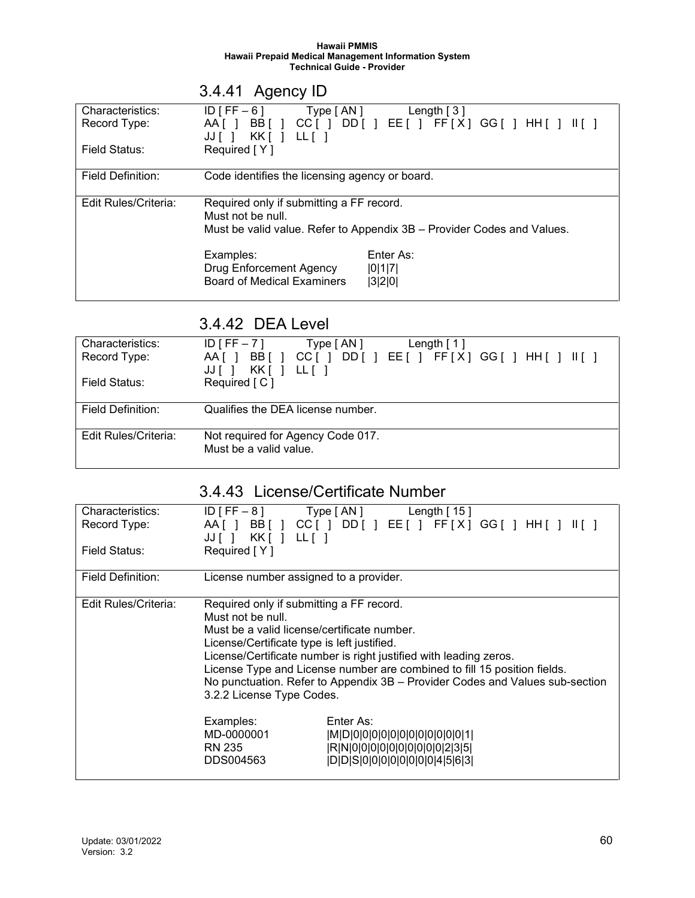### 3.4.41 Agency ID

| | |
|---|---|
| Characteristics: | ID [ FF – 6 ]        Type [ AN ]        Length [ 3 ] |
| Record Type: | AA [ ]  BB [ ]  CC [ ]  DD [ ]  EE [ ]  FF [ X ]  GG [ ]  HH [ ]  II [ ]  JJ [ ]  KK [ ]  LL [ ] |
| Field Status: | Required [ Y ] |
| Field Definition: | Code identifies the licensing agency or board. |
| Edit Rules/Criteria: | Required only if submitting a FF record.<br>Must not be null.<br>Must be valid value. Refer to Appendix 3B – Provider Codes and Values.<br><br>Examples: / Enter As:<br>Drug Enforcement Agency / \|0\|1\|7\|<br>Board of Medical Examiners / \|3\|2\|0\| |

### 3.4.42 DEA Level

| | |
|---|---|
| Characteristics: | ID [ FF – 7 ]        Type [ AN ]        Length [ 1 ] |
| Record Type: | AA [ ]  BB [ ]  CC [ ]  DD [ ]  EE [ ]  FF [ X ]  GG [ ]  HH [ ]  II [ ]  JJ [ ]  KK [ ]  LL [ ] |
| Field Status: | Required [ C ] |
| Field Definition: | Qualifies the DEA license number. |
| Edit Rules/Criteria: | Not required for Agency Code 017.<br>Must be a valid value. |

### 3.4.43 License/Certificate Number

| | |
|---|---|
| Characteristics: | ID [ FF – 8 ]        Type [ AN ]        Length [ 15 ] |
| Record Type: | AA [ ]  BB [ ]  CC [ ]  DD [ ]  EE [ ]  FF [ X ]  GG [ ]  HH [ ]  II [ ]  JJ [ ]  KK [ ]  LL [ ] |
| Field Status: | Required [ Y ] |
| Field Definition: | License number assigned to a provider. |
| Edit Rules/Criteria: | Required only if submitting a FF record.<br>Must not be null.<br>Must be a valid license/certificate number.<br>License/Certificate type is left justified.<br>License/Certificate number is right justified with leading zeros.<br>License Type and License number are combined to fill 15 position fields.<br>No punctuation. Refer to Appendix 3B – Provider Codes and Values sub-section 3.2.2 License Type Codes.<br><br>Examples: / Enter As:<br>MD-0000001 / \|M\|D\|0\|0\|0\|0\|0\|0\|0\|0\|0\|0\|0\|0\|1\|<br>RN 235 / \|R\|N\|0\|0\|0\|0\|0\|0\|0\|0\|0\|0\|2\|3\|5\|<br>DDS004563 / \|D\|D\|S\|0\|0\|0\|0\|0\|0\|0\|0\|4\|5\|6\|3\| |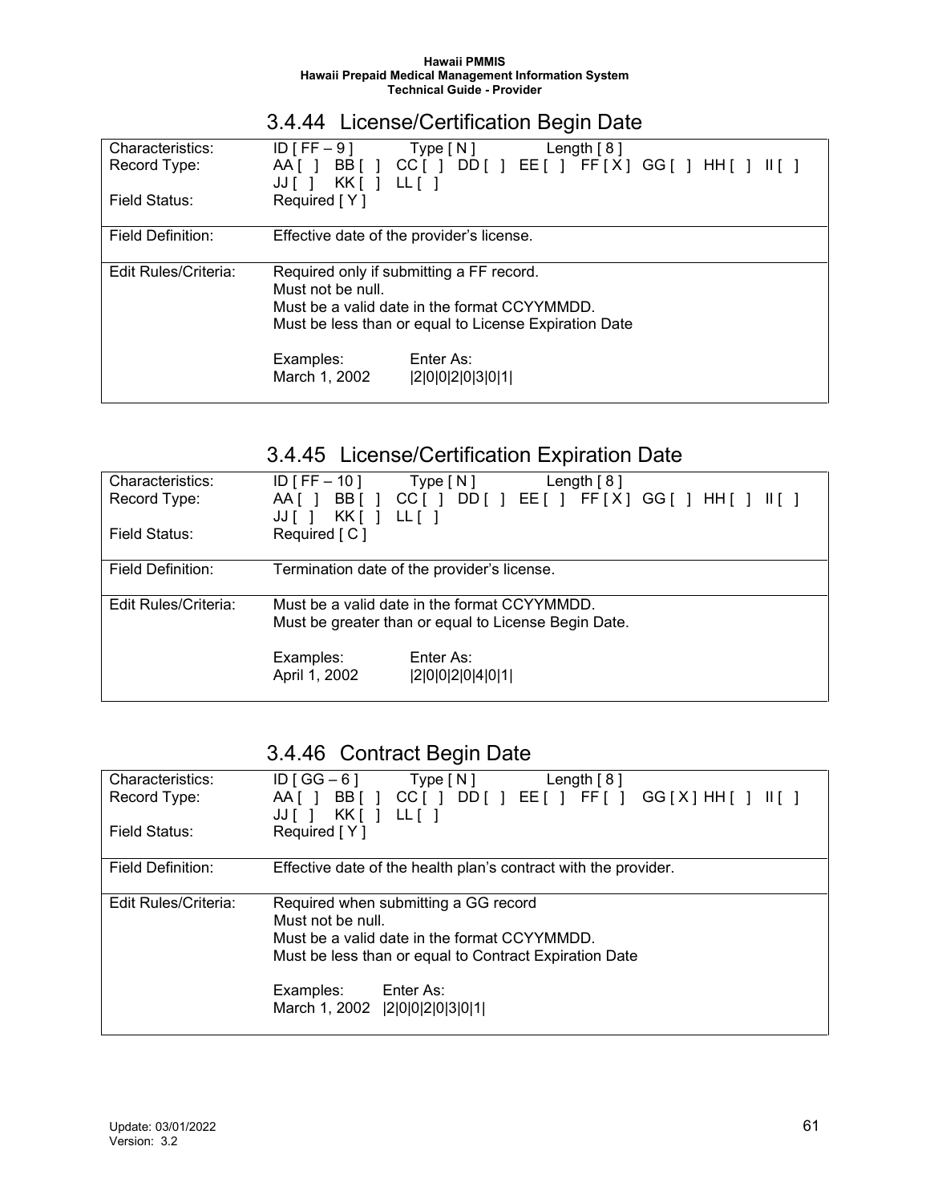### 3.4.44 License/Certification Begin Date

| | |
|---|---|
| Characteristics: | ID [ FF – 9 ]    Type [ N ]    Length [ 8 ] |
| Record Type: | AA [ ]  BB [ ]  CC [ ]  DD [ ]  EE [ ]  FF [ X ]  GG [ ]  HH [ ]  II [ ]  JJ [ ]  KK [ ]  LL [ ] |
| Field Status: | Required [ Y ] |
| Field Definition: | Effective date of the provider's license. |
| Edit Rules/Criteria: | Required only if submitting a FF record.<br>Must not be null.<br>Must be a valid date in the format CCYYMMDD.<br>Must be less than or equal to License Expiration Date<br><br>Examples:    Enter As:<br>March 1, 2002    \|2\|0\|0\|2\|0\|3\|0\|1\| |

### 3.4.45 License/Certification Expiration Date

| | |
|---|---|
| Characteristics: | ID [ FF – 10 ]    Type [ N ]    Length [ 8 ] |
| Record Type: | AA [ ]  BB [ ]  CC [ ]  DD [ ]  EE [ ]  FF [ X ]  GG [ ]  HH [ ]  II [ ]  JJ [ ]  KK [ ]  LL [ ] |
| Field Status: | Required [ C ] |
| Field Definition: | Termination date of the provider's license. |
| Edit Rules/Criteria: | Must be a valid date in the format CCYYMMDD.<br>Must be greater than or equal to License Begin Date.<br><br>Examples:    Enter As:<br>April 1, 2002    \|2\|0\|0\|2\|0\|4\|0\|1\| |

### 3.4.46 Contract Begin Date

| | |
|---|---|
| Characteristics: | ID [ GG – 6 ]    Type [ N ]    Length [ 8 ] |
| Record Type: | AA [ ]  BB [ ]  CC [ ]  DD [ ]  EE [ ]  FF [ ]  GG [ X ]  HH [ ]  II [ ]  JJ [ ]  KK [ ]  LL [ ] |
| Field Status: | Required [ Y ] |
| Field Definition: | Effective date of the health plan's contract with the provider. |
| Edit Rules/Criteria: | Required when submitting a GG record<br>Must not be null.<br>Must be a valid date in the format CCYYMMDD.<br>Must be less than or equal to Contract Expiration Date<br><br>Examples:    Enter As:<br>March 1, 2002    \|2\|0\|0\|2\|0\|3\|0\|1\| |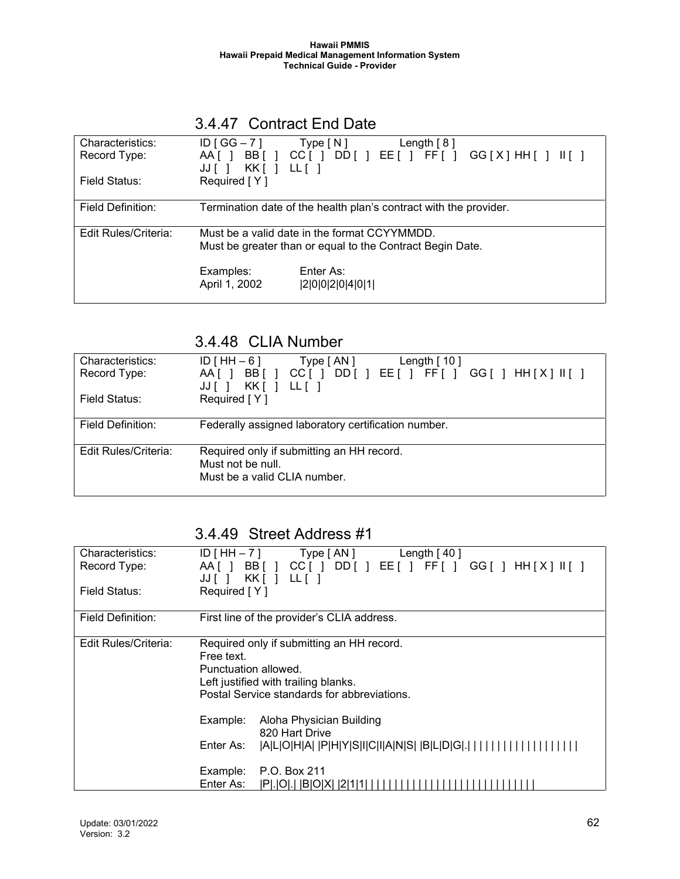## 3.4.47 Contract End Date

| | |
|---|---|
| Characteristics: | ID [ GG – 7 ]    Type [ N ]    Length [ 8 ] |
| Record Type: | AA [ ]  BB [ ]  CC [ ]  DD [ ]  EE [ ]  FF [ ]  GG [ X ]  HH [ ]  II [ ]  JJ [ ]  KK [ ]  LL [ ] |
| Field Status: | Required [ Y ] |
| Field Definition: | Termination date of the health plan's contract with the provider. |
| Edit Rules/Criteria: | Must be a valid date in the format CCYYMMDD.<br>Must be greater than or equal to the Contract Begin Date.<br><br>Examples: April 1, 2002    Enter As: \|2\|0\|0\|2\|0\|4\|0\|1\| |

## 3.4.48 CLIA Number

| | |
|---|---|
| Characteristics: | ID [ HH – 6 ]    Type [ AN ]    Length [ 10 ] |
| Record Type: | AA [ ]  BB [ ]  CC [ ]  DD [ ]  EE [ ]  FF [ ]  GG [ ]  HH [ X ]  II [ ]  JJ [ ]  KK [ ]  LL [ ] |
| Field Status: | Required [ Y ] |
| Field Definition: | Federally assigned laboratory certification number. |
| Edit Rules/Criteria: | Required only if submitting an HH record.<br>Must not be null.<br>Must be a valid CLIA number. |

## 3.4.49 Street Address #1

| | |
|---|---|
| Characteristics: | ID [ HH – 7 ]    Type [ AN ]    Length [ 40 ] |
| Record Type: | AA [ ]  BB [ ]  CC [ ]  DD [ ]  EE [ ]  FF [ ]  GG [ ]  HH [ X ]  II [ ]  JJ [ ]  KK [ ]  LL [ ] |
| Field Status: | Required [ Y ] |
| Field Definition: | First line of the provider's CLIA address. |
| Edit Rules/Criteria: | Required only if submitting an HH record.<br>Free text.<br>Punctuation allowed.<br>Left justified with trailing blanks.<br>Postal Service standards for abbreviations.<br><br>Example: Aloha Physician Building<br>820 Hart Drive<br>Enter As: \|A\|L\|O\|H\|A\| \|P\|H\|Y\|S\|I\|C\|I\|A\|N\|S\| \|B\|L\|D\|G\|.\| \| \| \| \| \| \| \| \| \| \| \| \| \| \| \| \| \| \| \|<br><br>Example: P.O. Box 211<br>Enter As: \|P\|.\|O\|.\| \|B\|O\|X\| \|2\|1\|1\| \| \| \| \| \| \| \| \| \| \| \| \| \| \| \| \| \| \| \| \| \| \| \| \| \| \| \| \| |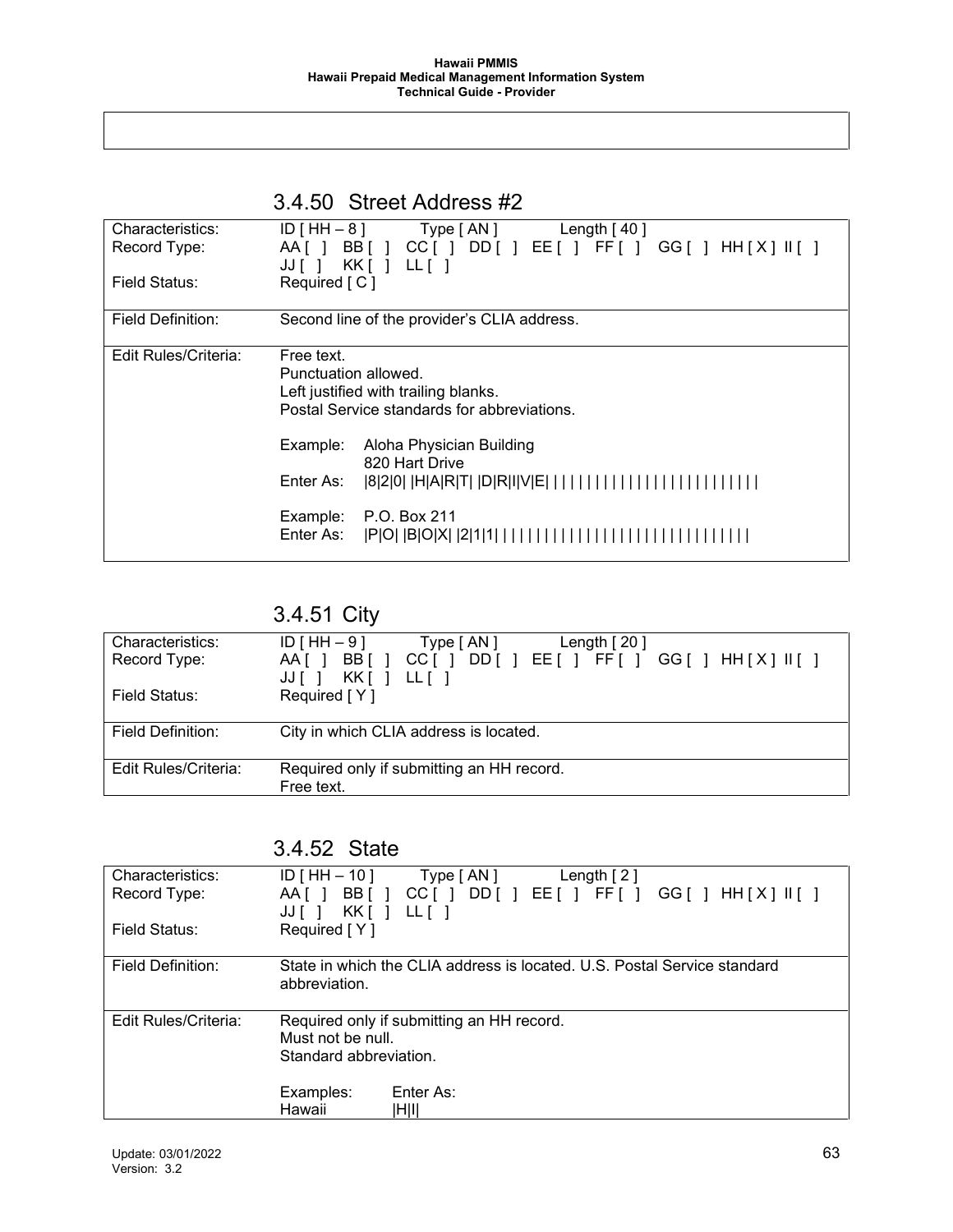### 3.4.50 Street Address #2

| | |
|---|---|
| Characteristics: | ID [ HH – 8 ]     Type [ AN ]     Length [ 40 ] |
| Record Type: | AA [ ]  BB [ ]  CC [ ]  DD [ ]  EE [ ]  FF [ ]  GG [ ]  HH [ X ]  II [ ]  JJ [ ]  KK [ ]  LL [ ] |
| Field Status: | Required [ C ] |
| Field Definition: | Second line of the provider's CLIA address. |
| Edit Rules/Criteria: | Free text.<br>Punctuation allowed.<br>Left justified with trailing blanks.<br>Postal Service standards for abbreviations.<br><br>Example: Aloha Physician Building<br>820 Hart Drive<br>Enter As: \|8\|2\|0\| \|H\|A\|R\|T\| \|D\|R\|I\|V\|E\| \| \| \| \| \| \| \| \| \| \| \| \| \| \| \| \| \| \| \| \| \| \| \| \| \|<br><br>Example: P.O. Box 211<br>Enter As: \|P\|O\| \|B\|O\|X\| \|2\|1\|1\| \| \| \| \| \| \| \| \| \| \| \| \| \| \| \| \| \| \| \| \| \| \| \| \| \| \| \| \| \| \| |

### 3.4.51 City

| | |
|---|---|
| Characteristics: | ID [ HH – 9 ]     Type [ AN ]     Length [ 20 ] |
| Record Type: | AA [ ]  BB [ ]  CC [ ]  DD [ ]  EE [ ]  FF [ ]  GG [ ]  HH [ X ]  II [ ]  JJ [ ]  KK [ ]  LL [ ] |
| Field Status: | Required [ Y ] |
| Field Definition: | City in which CLIA address is located. |
| Edit Rules/Criteria: | Required only if submitting an HH record.<br>Free text. |

### 3.4.52 State

| | |
|---|---|
| Characteristics: | ID [ HH – 10 ]     Type [ AN ]     Length [ 2 ] |
| Record Type: | AA [ ]  BB [ ]  CC [ ]  DD [ ]  EE [ ]  FF [ ]  GG [ ]  HH [ X ]  II [ ]  JJ [ ]  KK [ ]  LL [ ] |
| Field Status: | Required [ Y ] |
| Field Definition: | State in which the CLIA address is located. U.S. Postal Service standard abbreviation. |
| Edit Rules/Criteria: | Required only if submitting an HH record.<br>Must not be null.<br>Standard abbreviation.<br><br>Examples: Enter As:<br>Hawaii \|H\|I\| |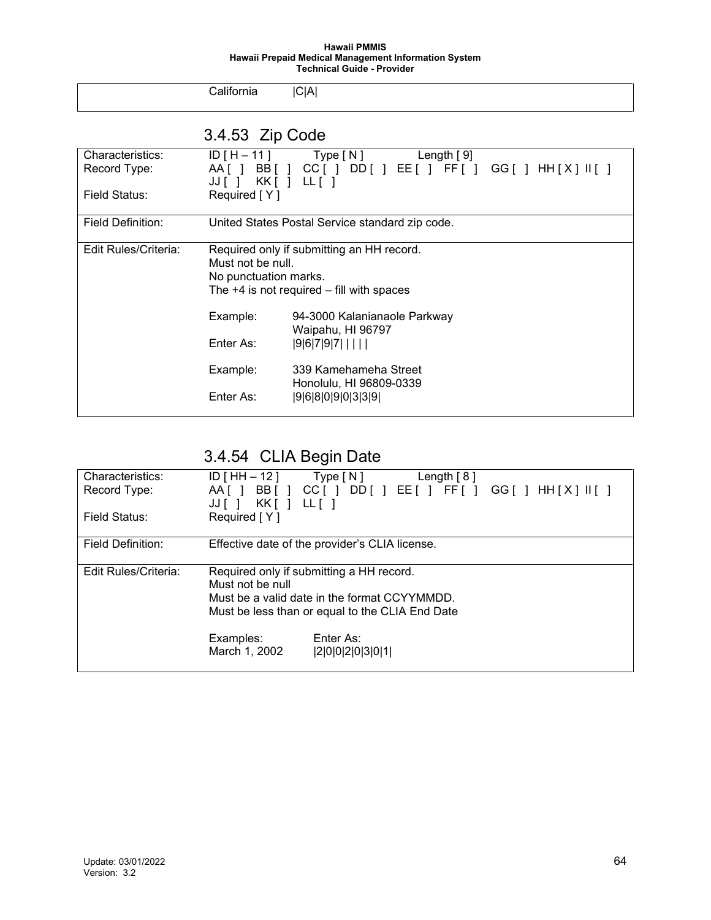| | California | \|C\|A\| |
|---|---|---|

### 3.4.53 Zip Code

| | |
|---|---|
| Characteristics: | ID [ H – 11 ]    Type [ N ]    Length [ 9] |
| Record Type: | AA [ ]  BB [ ]  CC [ ]  DD [ ]  EE [ ]  FF [ ]  GG [ ]  HH [ X ]  II [ ]  JJ [ ]  KK [ ]  LL [ ] |
| Field Status: | Required [ Y ] |
| Field Definition: | United States Postal Service standard zip code. |
| Edit Rules/Criteria: | Required only if submitting an HH record.<br>Must not be null.<br>No punctuation marks.<br>The +4 is not required – fill with spaces<br><br>Example: 94-3000 Kalanianaole Parkway<br>Waipahu, HI 96797<br>Enter As: \|9\|6\|7\|9\|7\| \| \| \| \|<br><br>Example: 339 Kamehameha Street<br>Honolulu, HI 96809-0339<br>Enter As: \|9\|6\|8\|0\|9\|0\|3\|3\|9\| |

### 3.4.54 CLIA Begin Date

| | |
|---|---|
| Characteristics: | ID [ HH – 12 ]    Type [ N ]    Length [ 8 ] |
| Record Type: | AA [ ]  BB [ ]  CC [ ]  DD [ ]  EE [ ]  FF [ ]  GG [ ]  HH [ X ]  II [ ]  JJ [ ]  KK [ ]  LL [ ] |
| Field Status: | Required [ Y ] |
| Field Definition: | Effective date of the provider's CLIA license. |
| Edit Rules/Criteria: | Required only if submitting a HH record.<br>Must not be null<br>Must be a valid date in the format CCYYMMDD.<br>Must be less than or equal to the CLIA End Date<br><br>Examples: Enter As:<br>March 1, 2002 \|2\|0\|0\|2\|0\|3\|0\|1\| |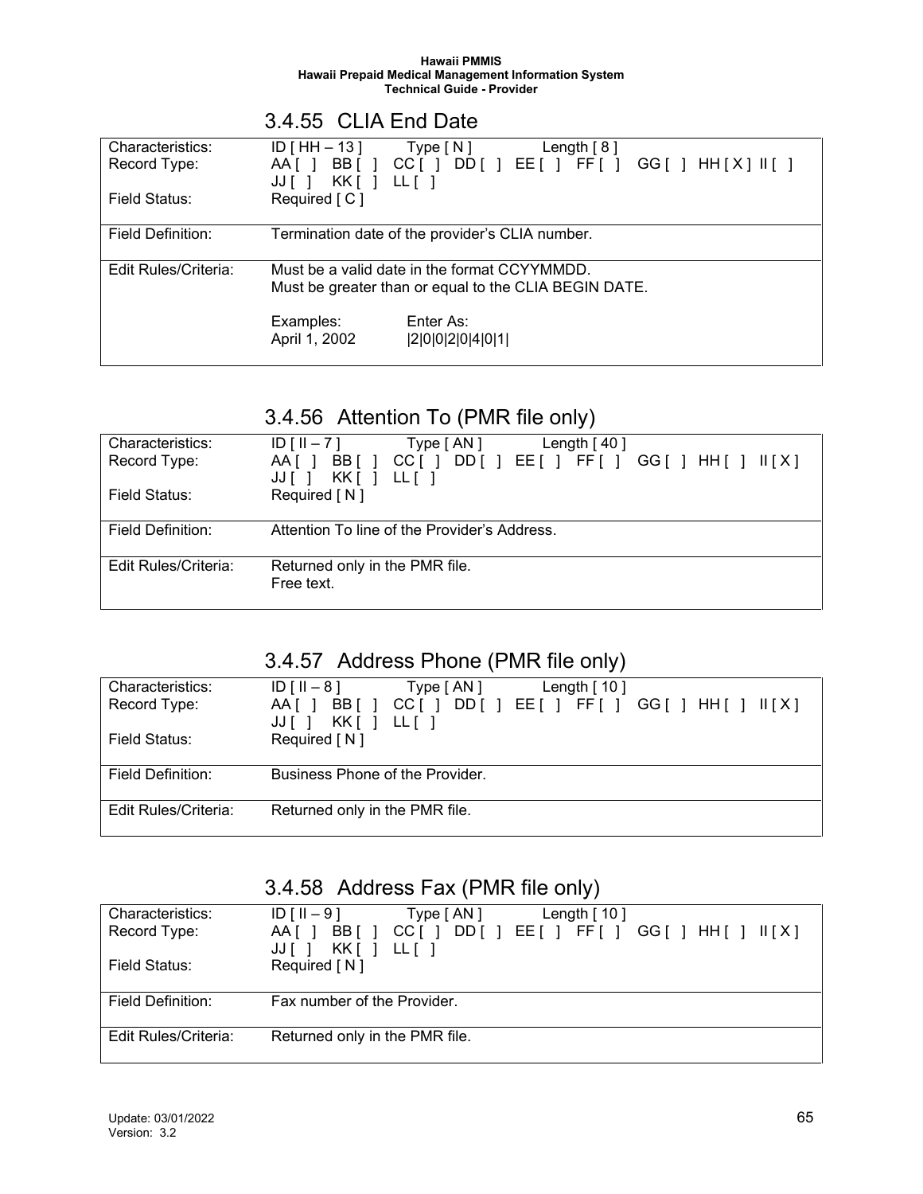### 3.4.55 CLIA End Date

| | |
|---|---|
| Characteristics: | ID [ HH – 13 ]    Type [ N ]    Length [ 8 ] |
| Record Type: | AA [ ] BB [ ] CC [ ] DD [ ] EE [ ] FF [ ] GG [ ] HH [ X ] II [ ] JJ [ ] KK [ ] LL [ ] |
| Field Status: | Required [ C ] |
| Field Definition: | Termination date of the provider's CLIA number. |
| Edit Rules/Criteria: | Must be a valid date in the format CCYYMMDD.<br>Must be greater than or equal to the CLIA BEGIN DATE.<br><br>Examples:    Enter As:<br>April 1, 2002    \|2\|0\|0\|2\|0\|4\|0\|1\| |

### 3.4.56 Attention To (PMR file only)

| | |
|---|---|
| Characteristics: | ID [ II – 7 ]    Type [ AN ]    Length [ 40 ] |
| Record Type: | AA [ ] BB [ ] CC [ ] DD [ ] EE [ ] FF [ ] GG [ ] HH [ ] II [ X ] JJ [ ] KK [ ] LL [ ] |
| Field Status: | Required [ N ] |
| Field Definition: | Attention To line of the Provider's Address. |
| Edit Rules/Criteria: | Returned only in the PMR file.<br>Free text. |

### 3.4.57 Address Phone (PMR file only)

| | |
|---|---|
| Characteristics: | ID [ II – 8 ]    Type [ AN ]    Length [ 10 ] |
| Record Type: | AA [ ] BB [ ] CC [ ] DD [ ] EE [ ] FF [ ] GG [ ] HH [ ] II [ X ] JJ [ ] KK [ ] LL [ ] |
| Field Status: | Required [ N ] |
| Field Definition: | Business Phone of the Provider. |
| Edit Rules/Criteria: | Returned only in the PMR file. |

### 3.4.58 Address Fax (PMR file only)

| | |
|---|---|
| Characteristics: | ID [ II – 9 ]    Type [ AN ]    Length [ 10 ] |
| Record Type: | AA [ ] BB [ ] CC [ ] DD [ ] EE [ ] FF [ ] GG [ ] HH [ ] II [ X ] JJ [ ] KK [ ] LL [ ] |
| Field Status: | Required [ N ] |
| Field Definition: | Fax number of the Provider. |
| Edit Rules/Criteria: | Returned only in the PMR file. |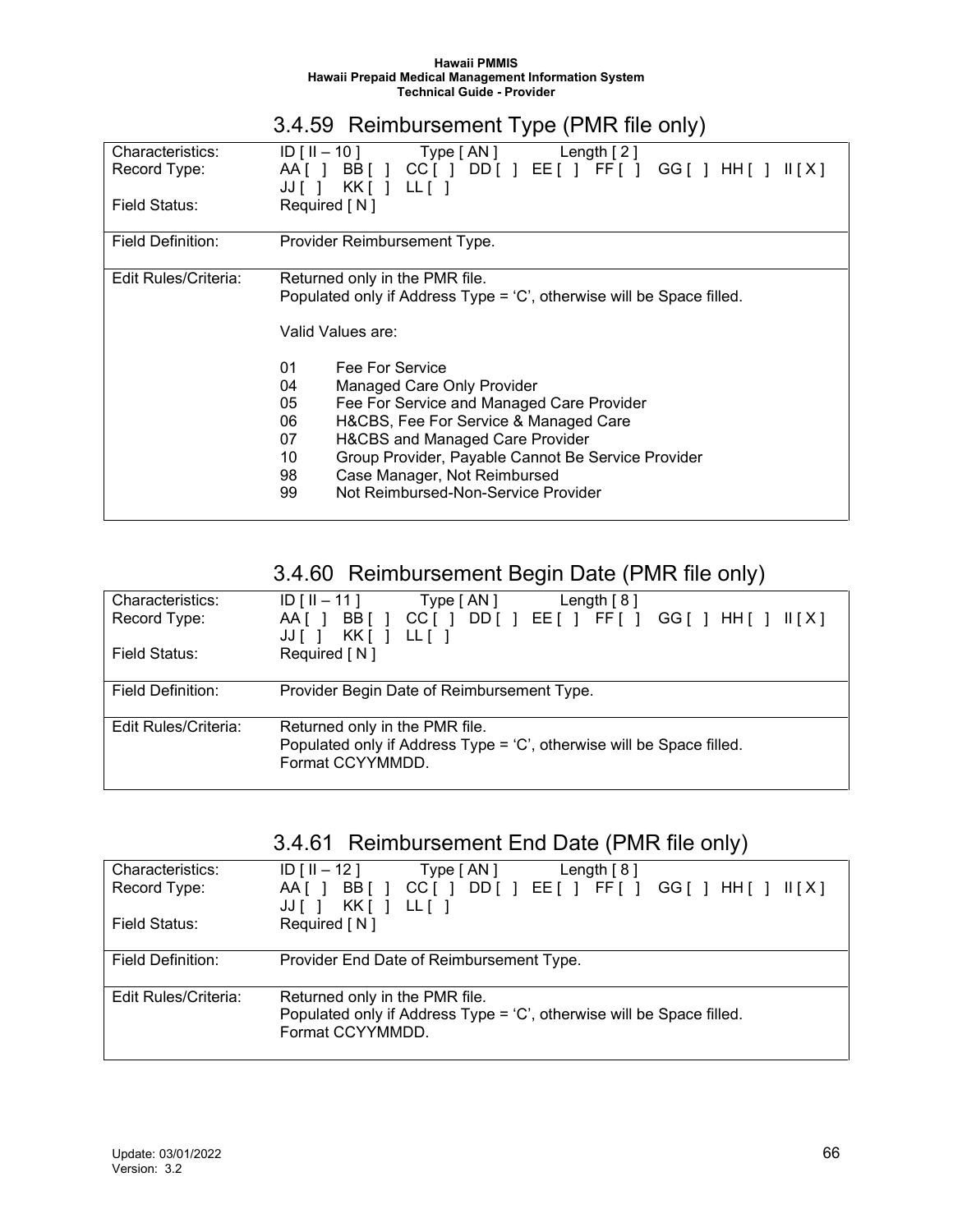### 3.4.59 Reimbursement Type (PMR file only)

| | |
|---|---|
| Characteristics: | ID [ II – 10 ]  Type [ AN ]  Length [ 2 ] |
| Record Type: | AA [ ]  BB [ ]  CC [ ]  DD [ ]  EE [ ]  FF [ ]  GG [ ]  HH [ ]  II [ X ]  JJ [ ]  KK [ ]  LL [ ] |
| Field Status: | Required [ N ] |
| Field Definition: | Provider Reimbursement Type. |
| Edit Rules/Criteria: | Returned only in the PMR file.<br>Populated only if Address Type = 'C', otherwise will be Space filled.<br><br>Valid Values are:<br><br>01 Fee For Service<br>04 Managed Care Only Provider<br>05 Fee For Service and Managed Care Provider<br>06 H&CBS, Fee For Service & Managed Care<br>07 H&CBS and Managed Care Provider<br>10 Group Provider, Payable Cannot Be Service Provider<br>98 Case Manager, Not Reimbursed<br>99 Not Reimbursed-Non-Service Provider |

### 3.4.60 Reimbursement Begin Date (PMR file only)

| | |
|---|---|
| Characteristics: | ID [ II – 11 ]  Type [ AN ]  Length [ 8 ] |
| Record Type: | AA [ ]  BB [ ]  CC [ ]  DD [ ]  EE [ ]  FF [ ]  GG [ ]  HH [ ]  II [ X ]  JJ [ ]  KK [ ]  LL [ ] |
| Field Status: | Required [ N ] |
| Field Definition: | Provider Begin Date of Reimbursement Type. |
| Edit Rules/Criteria: | Returned only in the PMR file.<br>Populated only if Address Type = 'C', otherwise will be Space filled.<br>Format CCYYMMDD. |

### 3.4.61 Reimbursement End Date (PMR file only)

| | |
|---|---|
| Characteristics: | ID [ II – 12 ]  Type [ AN ]  Length [ 8 ] |
| Record Type: | AA [ ]  BB [ ]  CC [ ]  DD [ ]  EE [ ]  FF [ ]  GG [ ]  HH [ ]  II [ X ]  JJ [ ]  KK [ ]  LL [ ] |
| Field Status: | Required [ N ] |
| Field Definition: | Provider End Date of Reimbursement Type. |
| Edit Rules/Criteria: | Returned only in the PMR file.<br>Populated only if Address Type = 'C', otherwise will be Space filled.<br>Format CCYYMMDD. |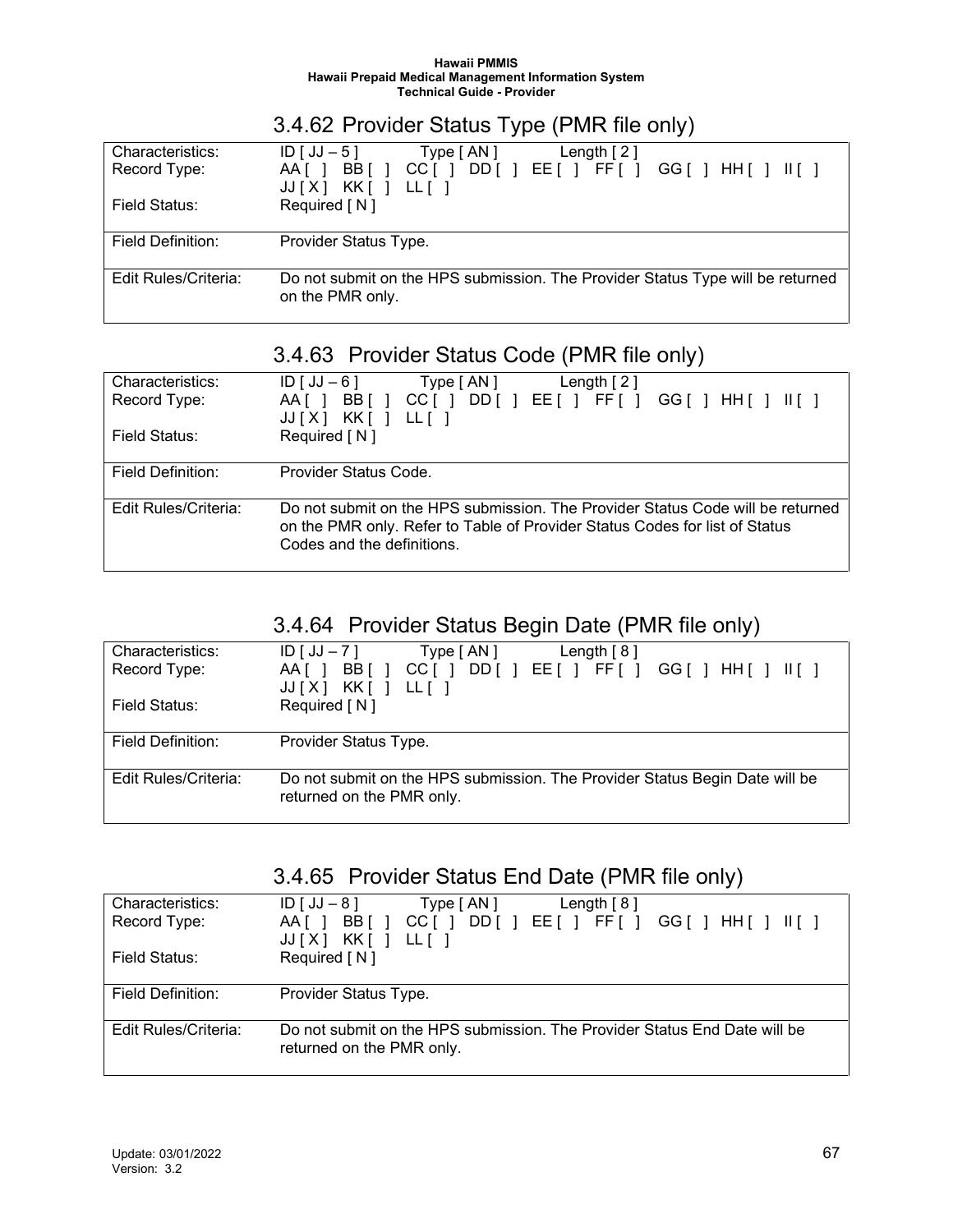### 3.4.62 Provider Status Type (PMR file only)

| | |
|---|---|
| Characteristics: | ID [ JJ – 5 ]  Type [ AN ]  Length [ 2 ] |
| Record Type: | AA [ ] BB [ ] CC [ ] DD [ ] EE [ ] FF [ ] GG [ ] HH [ ] II [ ] JJ [ X ] KK [ ] LL [ ] |
| Field Status: | Required [ N ] |
| Field Definition: | Provider Status Type. |
| Edit Rules/Criteria: | Do not submit on the HPS submission. The Provider Status Type will be returned on the PMR only. |

### 3.4.63 Provider Status Code (PMR file only)

| | |
|---|---|
| Characteristics: | ID [ JJ – 6 ]  Type [ AN ]  Length [ 2 ] |
| Record Type: | AA [ ] BB [ ] CC [ ] DD [ ] EE [ ] FF [ ] GG [ ] HH [ ] II [ ] JJ [ X ] KK [ ] LL [ ] |
| Field Status: | Required [ N ] |
| Field Definition: | Provider Status Code. |
| Edit Rules/Criteria: | Do not submit on the HPS submission. The Provider Status Code will be returned on the PMR only. Refer to Table of Provider Status Codes for list of Status Codes and the definitions. |

### 3.4.64 Provider Status Begin Date (PMR file only)

| | |
|---|---|
| Characteristics: | ID [ JJ – 7 ]  Type [ AN ]  Length [ 8 ] |
| Record Type: | AA [ ] BB [ ] CC [ ] DD [ ] EE [ ] FF [ ] GG [ ] HH [ ] II [ ] JJ [ X ] KK [ ] LL [ ] |
| Field Status: | Required [ N ] |
| Field Definition: | Provider Status Type. |
| Edit Rules/Criteria: | Do not submit on the HPS submission. The Provider Status Begin Date will be returned on the PMR only. |

### 3.4.65 Provider Status End Date (PMR file only)

| | |
|---|---|
| Characteristics: | ID [ JJ – 8 ]  Type [ AN ]  Length [ 8 ] |
| Record Type: | AA [ ] BB [ ] CC [ ] DD [ ] EE [ ] FF [ ] GG [ ] HH [ ] II [ ] JJ [ X ] KK [ ] LL [ ] |
| Field Status: | Required [ N ] |
| Field Definition: | Provider Status Type. |
| Edit Rules/Criteria: | Do not submit on the HPS submission. The Provider Status End Date will be returned on the PMR only. |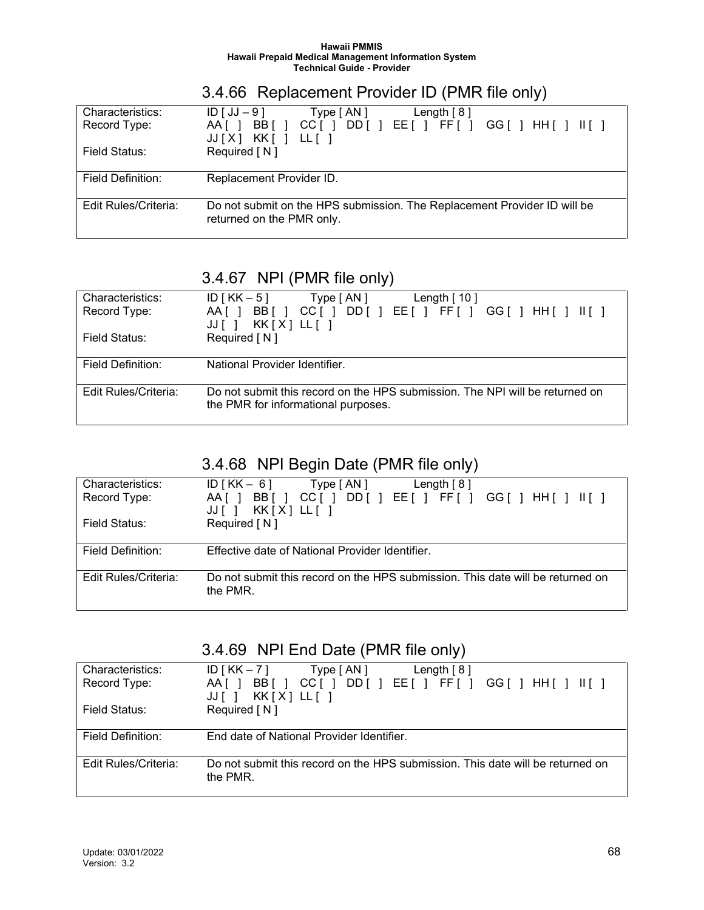### 3.4.66 Replacement Provider ID (PMR file only)

| | |
|---|---|
| Characteristics: | ID [ JJ – 9 ]     Type [ AN ]     Length [ 8 ] |
| Record Type: | AA [ ]  BB [ ]  CC [ ]  DD [ ]  EE [ ]  FF [ ]  GG [ ]  HH [ ]  II [ ]  JJ [ X ]  KK [ ]  LL [ ] |
| Field Status: | Required [ N ] |
| Field Definition: | Replacement Provider ID. |
| Edit Rules/Criteria: | Do not submit on the HPS submission. The Replacement Provider ID will be returned on the PMR only. |

### 3.4.67 NPI (PMR file only)

| | |
|---|---|
| Characteristics: | ID [ KK – 5 ]     Type [ AN ]     Length [ 10 ] |
| Record Type: | AA [ ]  BB [ ]  CC [ ]  DD [ ]  EE [ ]  FF [ ]  GG [ ]  HH [ ]  II [ ]  JJ [ ]  KK [ X ]  LL [ ] |
| Field Status: | Required [ N ] |
| Field Definition: | National Provider Identifier. |
| Edit Rules/Criteria: | Do not submit this record on the HPS submission. The NPI will be returned on the PMR for informational purposes. |

### 3.4.68 NPI Begin Date (PMR file only)

| | |
|---|---|
| Characteristics: | ID [ KK – 6 ]     Type [ AN ]     Length [ 8 ] |
| Record Type: | AA [ ]  BB [ ]  CC [ ]  DD [ ]  EE [ ]  FF [ ]  GG [ ]  HH [ ]  II [ ]  JJ [ ]  KK [ X ]  LL [ ] |
| Field Status: | Required [ N ] |
| Field Definition: | Effective date of National Provider Identifier. |
| Edit Rules/Criteria: | Do not submit this record on the HPS submission. This date will be returned on the PMR. |

### 3.4.69 NPI End Date (PMR file only)

| | |
|---|---|
| Characteristics: | ID [ KK – 7 ]     Type [ AN ]     Length [ 8 ] |
| Record Type: | AA [ ]  BB [ ]  CC [ ]  DD [ ]  EE [ ]  FF [ ]  GG [ ]  HH [ ]  II [ ]  JJ [ ]  KK [ X ]  LL [ ] |
| Field Status: | Required [ N ] |
| Field Definition: | End date of National Provider Identifier. |
| Edit Rules/Criteria: | Do not submit this record on the HPS submission. This date will be returned on the PMR. |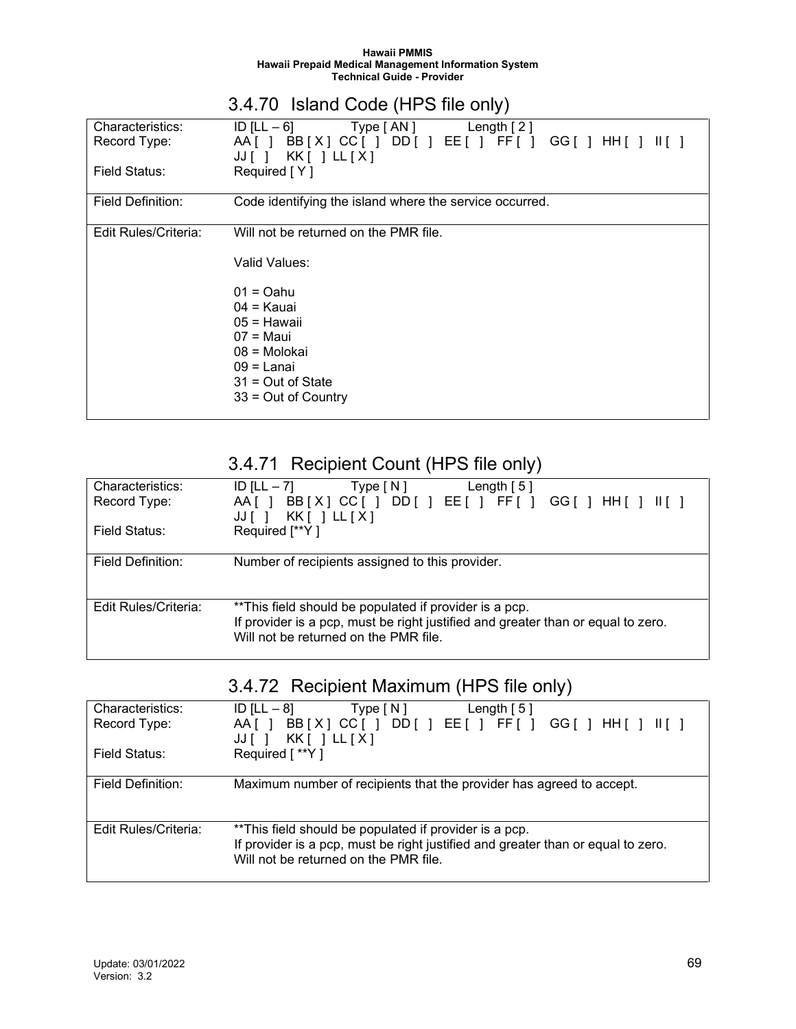### 3.4.70 Island Code (HPS file only)

| | |
|---|---|
| Characteristics: | ID [LL – 6]    Type [ AN ]    Length [ 2 ] |
| Record Type: | AA [ ]  BB [ X ]  CC [ ]  DD [ ]  EE [ ]  FF [ ]  GG [ ]  HH [ ]  II [ ]  JJ [ ]  KK [ ]  LL [ X ] |
| Field Status: | Required [ Y ] |
| Field Definition: | Code identifying the island where the service occurred. |
| Edit Rules/Criteria: | Will not be returned on the PMR file.<br><br>Valid Values:<br><br>01 = Oahu<br>04 = Kauai<br>05 = Hawaii<br>07 = Maui<br>08 = Molokai<br>09 = Lanai<br>31 = Out of State<br>33 = Out of Country |

### 3.4.71 Recipient Count (HPS file only)

| | |
|---|---|
| Characteristics: | ID [LL – 7]    Type [ N ]    Length [ 5 ] |
| Record Type: | AA [ ]  BB [ X ]  CC [ ]  DD [ ]  EE [ ]  FF [ ]  GG [ ]  HH [ ]  II [ ]  JJ [ ]  KK [ ]  LL [ X ] |
| Field Status: | Required [**Y ] |
| Field Definition: | Number of recipients assigned to this provider. |
| Edit Rules/Criteria: | **This field should be populated if provider is a pcp.<br>If provider is a pcp, must be right justified and greater than or equal to zero.<br>Will not be returned on the PMR file. |

### 3.4.72 Recipient Maximum (HPS file only)

| | |
|---|---|
| Characteristics: | ID [LL – 8]    Type [ N ]    Length [ 5 ] |
| Record Type: | AA [ ]  BB [ X ]  CC [ ]  DD [ ]  EE [ ]  FF [ ]  GG [ ]  HH [ ]  II [ ]  JJ [ ]  KK [ ]  LL [ X ] |
| Field Status: | Required [ **Y ] |
| Field Definition: | Maximum number of recipients that the provider has agreed to accept. |
| Edit Rules/Criteria: | **This field should be populated if provider is a pcp.<br>If provider is a pcp, must be right justified and greater than or equal to zero.<br>Will not be returned on the PMR file. |

Update: 03/01/2022
Version: 3.2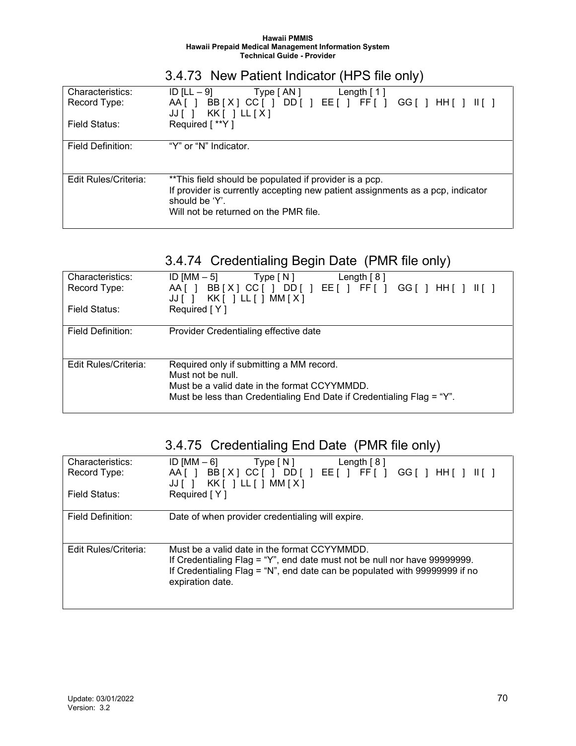## 3.4.73 New Patient Indicator (HPS file only)

| | |
|---|---|
| Characteristics: | ID [LL – 9] Type [ AN ] Length [ 1 ] |
| Record Type: | AA [ ] BB [ X ] CC [ ] DD [ ] EE [ ] FF [ ] GG [ ] HH [ ] II [ ] JJ [ ] KK [ ] LL [ X ] |
| Field Status: | Required [ **Y ] |
| Field Definition: | "Y" or "N" Indicator. |
| Edit Rules/Criteria: | **This field should be populated if provider is a pcp.<br>If provider is currently accepting new patient assignments as a pcp, indicator should be 'Y'.<br>Will not be returned on the PMR file. |

## 3.4.74 Credentialing Begin Date (PMR file only)

| | |
|---|---|
| Characteristics: | ID [MM – 5] Type [ N ] Length [ 8 ] |
| Record Type: | AA [ ] BB [ X ] CC [ ] DD [ ] EE [ ] FF [ ] GG [ ] HH [ ] II [ ] JJ [ ] KK [ ] LL [ ] MM [ X ] |
| Field Status: | Required [ Y ] |
| Field Definition: | Provider Credentialing effective date |
| Edit Rules/Criteria: | Required only if submitting a MM record.<br>Must not be null.<br>Must be a valid date in the format CCYYMMDD.<br>Must be less than Credentialing End Date if Credentialing Flag = "Y". |

## 3.4.75 Credentialing End Date (PMR file only)

| | |
|---|---|
| Characteristics: | ID [MM – 6] Type [ N ] Length [ 8 ] |
| Record Type: | AA [ ] BB [ X ] CC [ ] DD [ ] EE [ ] FF [ ] GG [ ] HH [ ] II [ ] JJ [ ] KK [ ] LL [ ] MM [ X ] |
| Field Status: | Required [ Y ] |
| Field Definition: | Date of when provider credentialing will expire. |
| Edit Rules/Criteria: | Must be a valid date in the format CCYYMMDD.<br>If Credentialing Flag = "Y", end date must not be null nor have 99999999.<br>If Credentialing Flag = "N", end date can be populated with 99999999 if no expiration date. |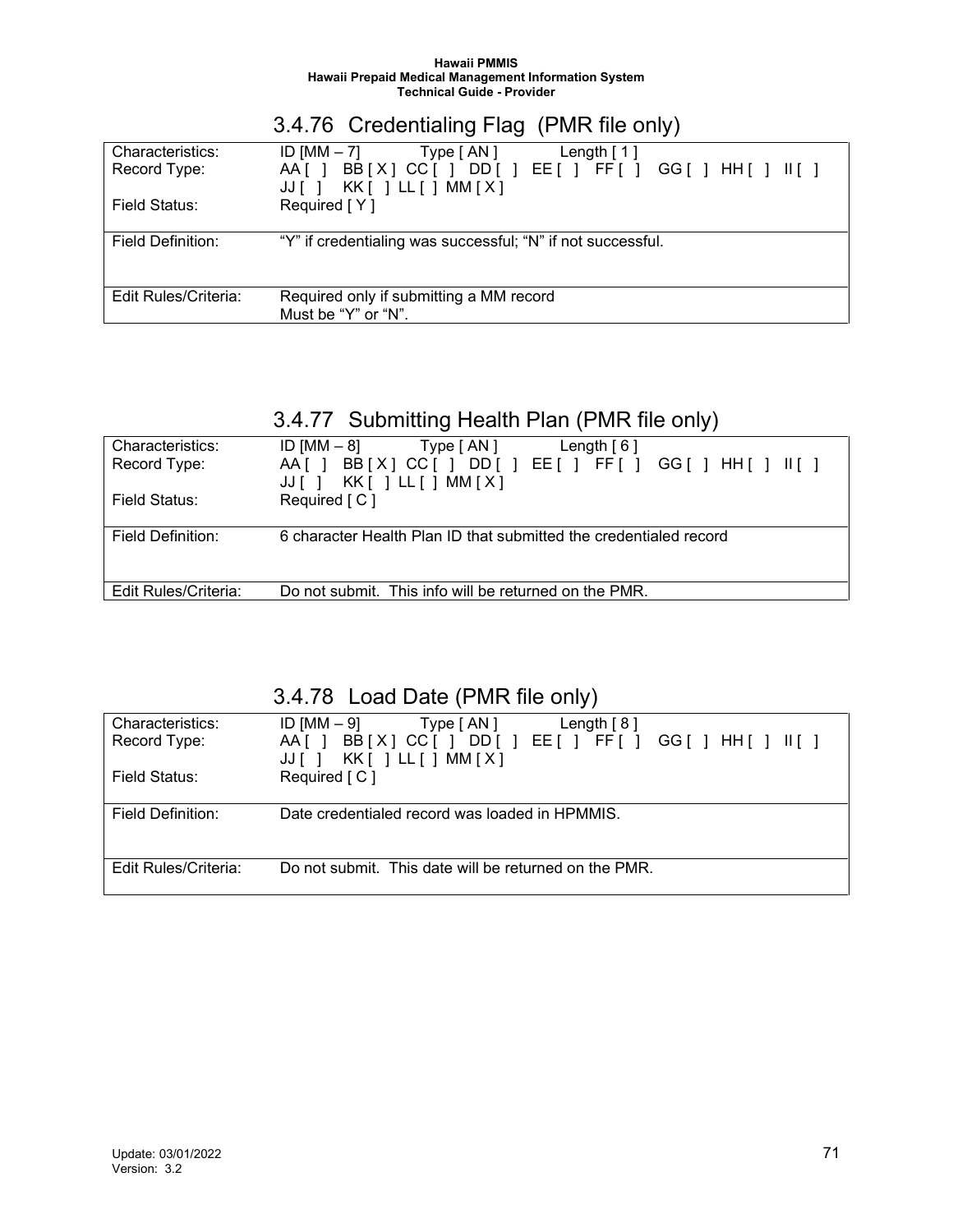### 3.4.76 Credentialing Flag (PMR file only)

| | |
|---|---|
| Characteristics: | ID [MM – 7] Type [ AN ] Length [ 1 ] |
| Record Type: | AA [ ] BB [ X ] CC [ ] DD [ ] EE [ ] FF [ ] GG [ ] HH [ ] II [ ] JJ [ ] KK [ ] LL [ ] MM [ X ] |
| Field Status: | Required [ Y ] |
| Field Definition: | "Y" if credentialing was successful; "N" if not successful. |
| Edit Rules/Criteria: | Required only if submitting a MM record<br>Must be "Y" or "N". |

### 3.4.77 Submitting Health Plan (PMR file only)

| | |
|---|---|
| Characteristics: | ID [MM – 8] Type [ AN ] Length [ 6 ] |
| Record Type: | AA [ ] BB [ X ] CC [ ] DD [ ] EE [ ] FF [ ] GG [ ] HH [ ] II [ ] JJ [ ] KK [ ] LL [ ] MM [ X ] |
| Field Status: | Required [ C ] |
| Field Definition: | 6 character Health Plan ID that submitted the credentialed record |
| Edit Rules/Criteria: | Do not submit. This info will be returned on the PMR. |

### 3.4.78 Load Date (PMR file only)

| | |
|---|---|
| Characteristics: | ID [MM – 9] Type [ AN ] Length [ 8 ] |
| Record Type: | AA [ ] BB [ X ] CC [ ] DD [ ] EE [ ] FF [ ] GG [ ] HH [ ] II [ ] JJ [ ] KK [ ] LL [ ] MM [ X ] |
| Field Status: | Required [ C ] |
| Field Definition: | Date credentialed record was loaded in HPMMIS. |
| Edit Rules/Criteria: | Do not submit. This date will be returned on the PMR. |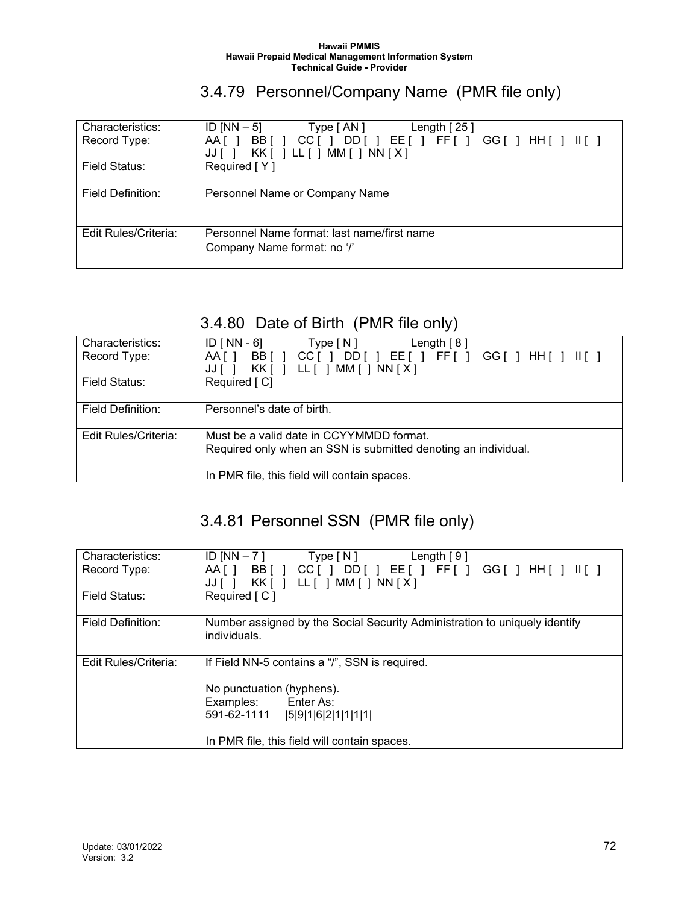## 3.4.79 Personnel/Company Name (PMR file only)

| | |
|---|---|
| Characteristics: | ID [NN – 5]     Type [ AN ]     Length [ 25 ] |
| Record Type: | AA [ ]  BB [ ]  CC [ ]  DD [ ]  EE [ ]  FF [ ]  GG [ ]  HH [ ]  II [ ]  JJ [ ]  KK [ ]  LL [ ]  MM [ ]  NN [ X ] |
| Field Status: | Required [ Y ] |
| Field Definition: | Personnel Name or Company Name |
| Edit Rules/Criteria: | Personnel Name format: last name/first name<br>Company Name format: no '/' |

## 3.4.80 Date of Birth (PMR file only)

| | |
|---|---|
| Characteristics: | ID [ NN - 6]     Type [ N ]     Length [ 8 ] |
| Record Type: | AA [ ]  BB [ ]  CC [ ]  DD [ ]  EE [ ]  FF [ ]  GG [ ]  HH [ ]  II [ ]  JJ [ ]  KK [ ]  LL [ ]  MM [ ]  NN [ X ] |
| Field Status: | Required [ C] |
| Field Definition: | Personnel's date of birth. |
| Edit Rules/Criteria: | Must be a valid date in CCYYMMDD format.<br>Required only when an SSN is submitted denoting an individual.<br><br>In PMR file, this field will contain spaces. |

## 3.4.81 Personnel SSN (PMR file only)

| | |
|---|---|
| Characteristics: | ID [NN – 7 ]     Type [ N ]     Length [ 9 ] |
| Record Type: | AA [ ]  BB [ ]  CC [ ]  DD [ ]  EE [ ]  FF [ ]  GG [ ]  HH [ ]  II [ ]  JJ [ ]  KK [ ]  LL [ ]  MM [ ]  NN [ X ] |
| Field Status: | Required [ C ] |
| Field Definition: | Number assigned by the Social Security Administration to uniquely identify individuals. |
| Edit Rules/Criteria: | If Field NN-5 contains a "/", SSN is required.<br><br>No punctuation (hyphens).<br>Examples:     Enter As:<br>591-62-1111     &#124;5&#124;9&#124;1&#124;6&#124;2&#124;1&#124;1&#124;1&#124;1&#124;<br><br>In PMR file, this field will contain spaces. |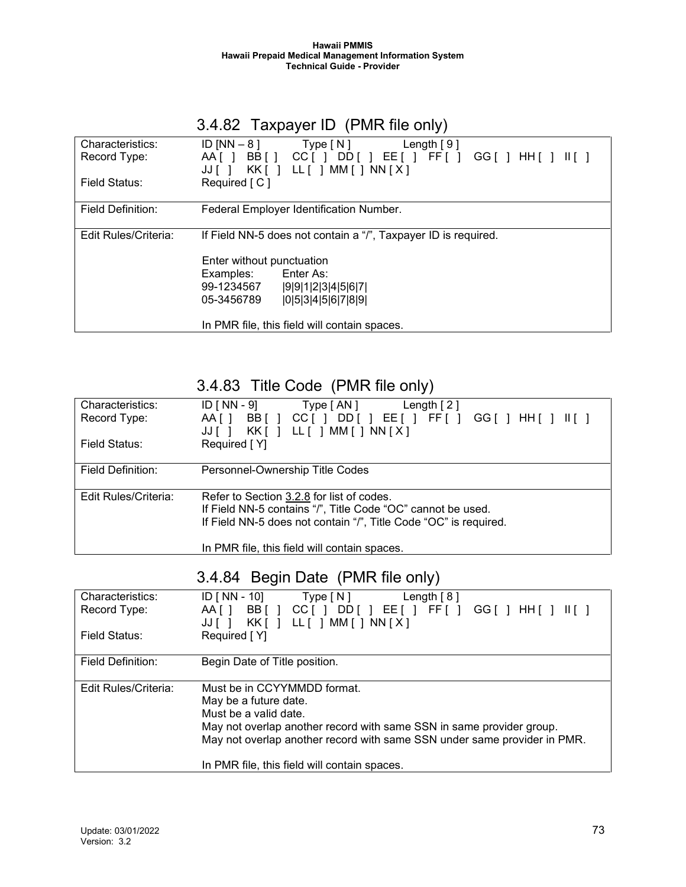### 3.4.82 Taxpayer ID (PMR file only)

| | |
|---|---|
| Characteristics: | ID [NN – 8 ]    Type [ N ]    Length [ 9 ] |
| Record Type: | AA [ ] BB [ ] CC [ ] DD [ ] EE [ ] FF [ ] GG [ ] HH [ ] II [ ] JJ [ ] KK [ ] LL [ ] MM [ ] NN [ X ] |
| Field Status: | Required [ C ] |
| Field Definition: | Federal Employer Identification Number. |
| Edit Rules/Criteria: | If Field NN-5 does not contain a "/", Taxpayer ID is required.<br><br>Enter without punctuation<br>Examples: Enter As:<br>99-1234567 \|9\|9\|1\|2\|3\|4\|5\|6\|7\|<br>05-3456789 \|0\|5\|3\|4\|5\|6\|7\|8\|9\|<br><br>In PMR file, this field will contain spaces. |

### 3.4.83 Title Code (PMR file only)

| | |
|---|---|
| Characteristics: | ID [ NN - 9]    Type [ AN ]    Length [ 2 ] |
| Record Type: | AA [ ] BB [ ] CC [ ] DD [ ] EE [ ] FF [ ] GG [ ] HH [ ] II [ ] JJ [ ] KK [ ] LL [ ] MM [ ] NN [ X ] |
| Field Status: | Required [ Y] |
| Field Definition: | Personnel-Ownership Title Codes |
| Edit Rules/Criteria: | Refer to Section 3.2.8 for list of codes.<br>If Field NN-5 contains "/", Title Code "OC" cannot be used.<br>If Field NN-5 does not contain "/", Title Code "OC" is required.<br><br>In PMR file, this field will contain spaces. |

### 3.4.84 Begin Date (PMR file only)

| | |
|---|---|
| Characteristics: | ID [ NN - 10]    Type [ N ]    Length [ 8 ] |
| Record Type: | AA [ ] BB [ ] CC [ ] DD [ ] EE [ ] FF [ ] GG [ ] HH [ ] II [ ] JJ [ ] KK [ ] LL [ ] MM [ ] NN [ X ] |
| Field Status: | Required [ Y] |
| Field Definition: | Begin Date of Title position. |
| Edit Rules/Criteria: | Must be in CCYYMMDD format.<br>May be a future date.<br>Must be a valid date.<br>May not overlap another record with same SSN in same provider group.<br>May not overlap another record with same SSN under same provider in PMR.<br><br>In PMR file, this field will contain spaces. |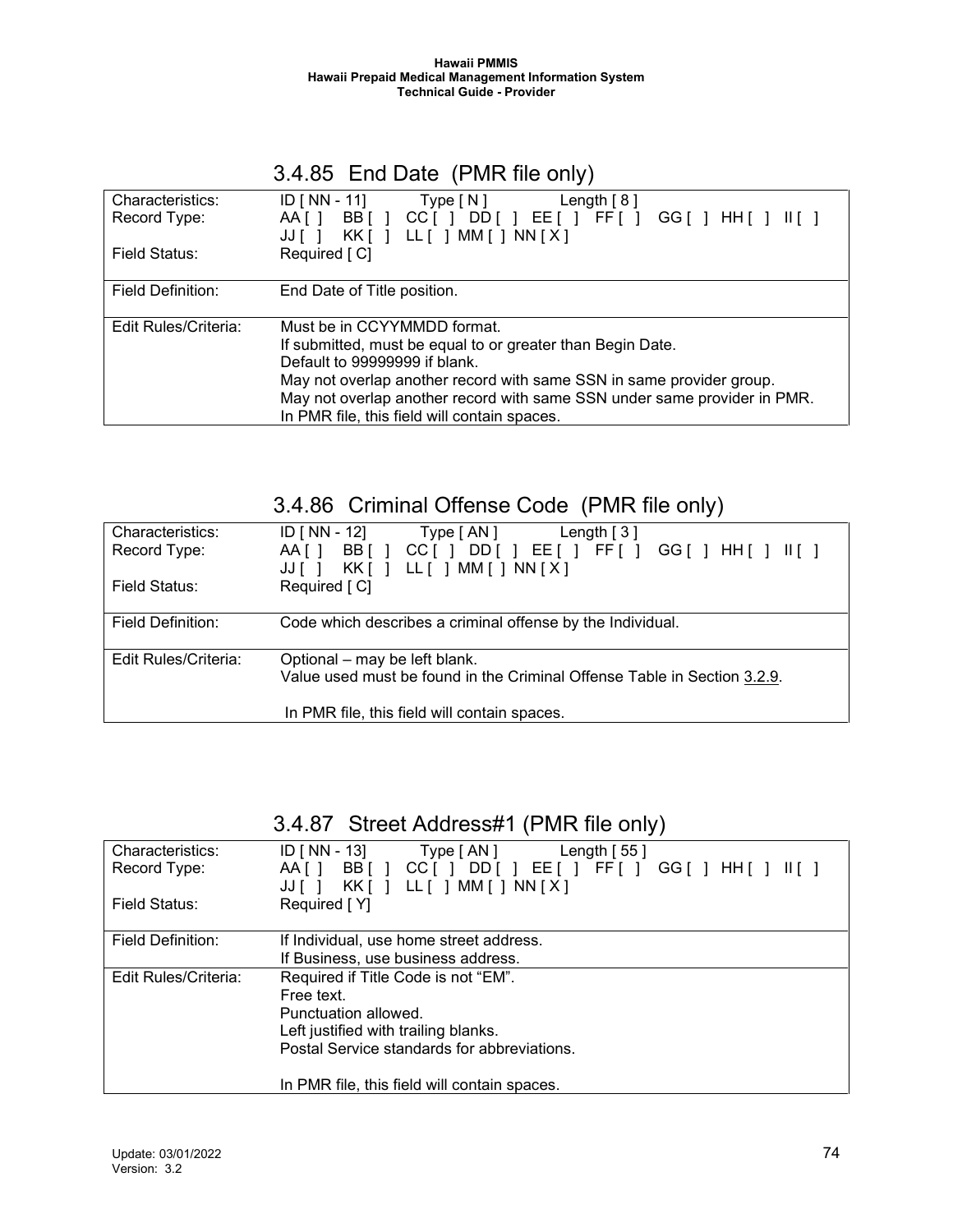### 3.4.85 End Date (PMR file only)

| | |
|---|---|
| Characteristics: | ID [ NN - 11] Type [ N ] Length [ 8 ] |
| Record Type: | AA [ ] BB [ ] CC [ ] DD [ ] EE [ ] FF [ ] GG [ ] HH [ ] II [ ] JJ [ ] KK [ ] LL [ ] MM [ ] NN [ X ] |
| Field Status: | Required [ C] |
| Field Definition: | End Date of Title position. |
| Edit Rules/Criteria: | Must be in CCYYMMDD format.<br>If submitted, must be equal to or greater than Begin Date.<br>Default to 99999999 if blank.<br>May not overlap another record with same SSN in same provider group.<br>May not overlap another record with same SSN under same provider in PMR.<br>In PMR file, this field will contain spaces. |

### 3.4.86 Criminal Offense Code (PMR file only)

| | |
|---|---|
| Characteristics: | ID [ NN - 12] Type [ AN ] Length [ 3 ] |
| Record Type: | AA [ ] BB [ ] CC [ ] DD [ ] EE [ ] FF [ ] GG [ ] HH [ ] II [ ] JJ [ ] KK [ ] LL [ ] MM [ ] NN [ X ] |
| Field Status: | Required [ C] |
| Field Definition: | Code which describes a criminal offense by the Individual. |
| Edit Rules/Criteria: | Optional – may be left blank.<br>Value used must be found in the Criminal Offense Table in Section 3.2.9.<br><br>In PMR file, this field will contain spaces. |

### 3.4.87 Street Address#1 (PMR file only)

| | |
|---|---|
| Characteristics: | ID [ NN - 13] Type [ AN ] Length [ 55 ] |
| Record Type: | AA [ ] BB [ ] CC [ ] DD [ ] EE [ ] FF [ ] GG [ ] HH [ ] II [ ] JJ [ ] KK [ ] LL [ ] MM [ ] NN [ X ] |
| Field Status: | Required [ Y] |
| Field Definition: | If Individual, use home street address.<br>If Business, use business address. |
| Edit Rules/Criteria: | Required if Title Code is not "EM".<br>Free text.<br>Punctuation allowed.<br>Left justified with trailing blanks.<br>Postal Service standards for abbreviations.<br><br>In PMR file, this field will contain spaces. |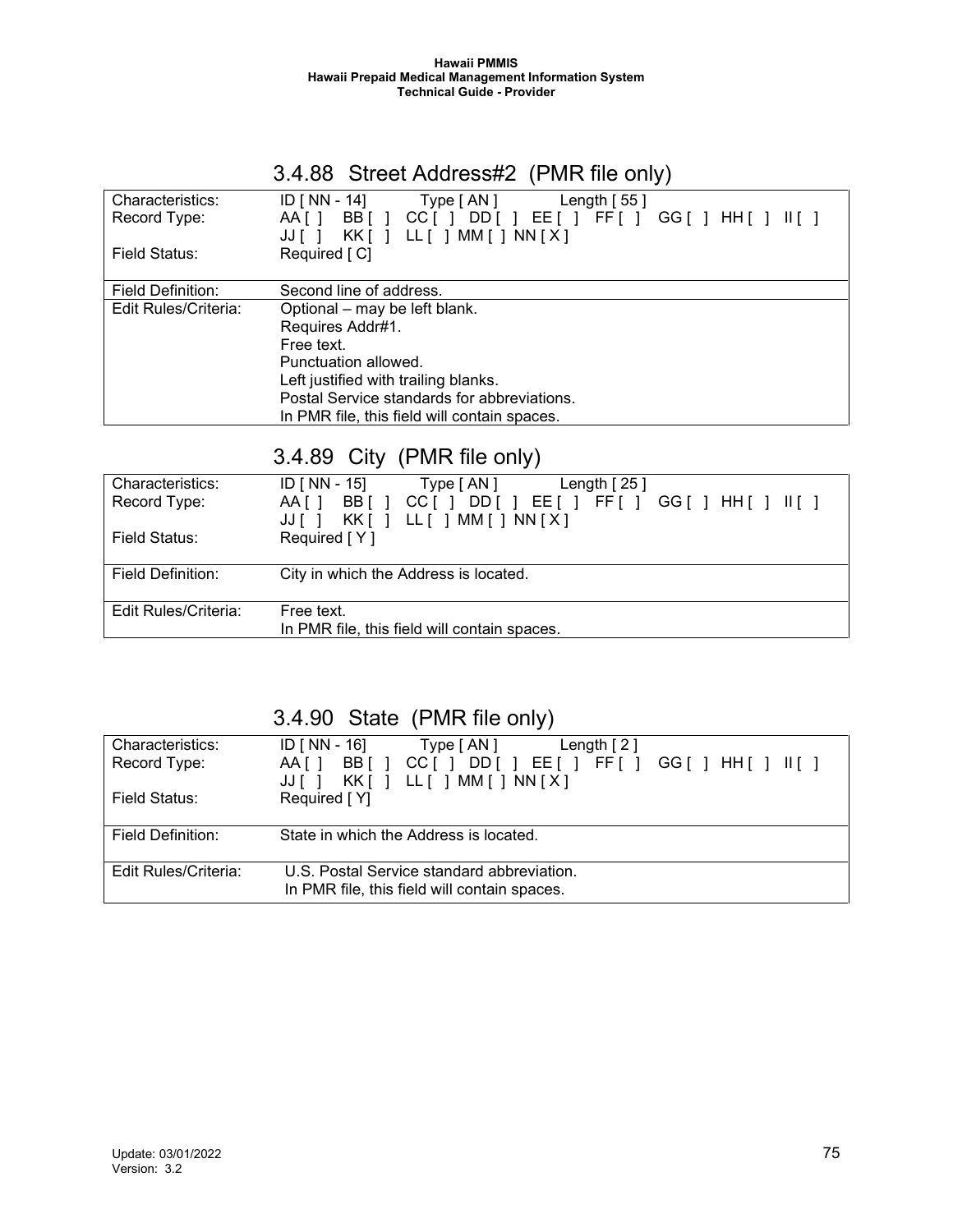### 3.4.88 Street Address#2 (PMR file only)

| | |
|---|---|
| Characteristics: | ID [ NN - 14] Type [ AN ] Length [ 55 ] |
| Record Type: | AA [ ] BB [ ] CC [ ] DD [ ] EE [ ] FF [ ] GG [ ] HH [ ] II [ ] JJ [ ] KK [ ] LL [ ] MM [ ] NN [ X ] |
| Field Status: | Required [ C] |
| Field Definition: | Second line of address. |
| Edit Rules/Criteria: | Optional – may be left blank.<br>Requires Addr#1.<br>Free text.<br>Punctuation allowed.<br>Left justified with trailing blanks.<br>Postal Service standards for abbreviations.<br>In PMR file, this field will contain spaces. |

### 3.4.89 City (PMR file only)

| | |
|---|---|
| Characteristics: | ID [ NN - 15] Type [ AN ] Length [ 25 ] |
| Record Type: | AA [ ] BB [ ] CC [ ] DD [ ] EE [ ] FF [ ] GG [ ] HH [ ] II [ ] JJ [ ] KK [ ] LL [ ] MM [ ] NN [ X ] |
| Field Status: | Required [ Y ] |
| Field Definition: | City in which the Address is located. |
| Edit Rules/Criteria: | Free text.<br>In PMR file, this field will contain spaces. |

### 3.4.90 State (PMR file only)

| | |
|---|---|
| Characteristics: | ID [ NN - 16] Type [ AN ] Length [ 2 ] |
| Record Type: | AA [ ] BB [ ] CC [ ] DD [ ] EE [ ] FF [ ] GG [ ] HH [ ] II [ ] JJ [ ] KK [ ] LL [ ] MM [ ] NN [ X ] |
| Field Status: | Required [ Y] |
| Field Definition: | State in which the Address is located. |
| Edit Rules/Criteria: | U.S. Postal Service standard abbreviation.<br>In PMR file, this field will contain spaces. |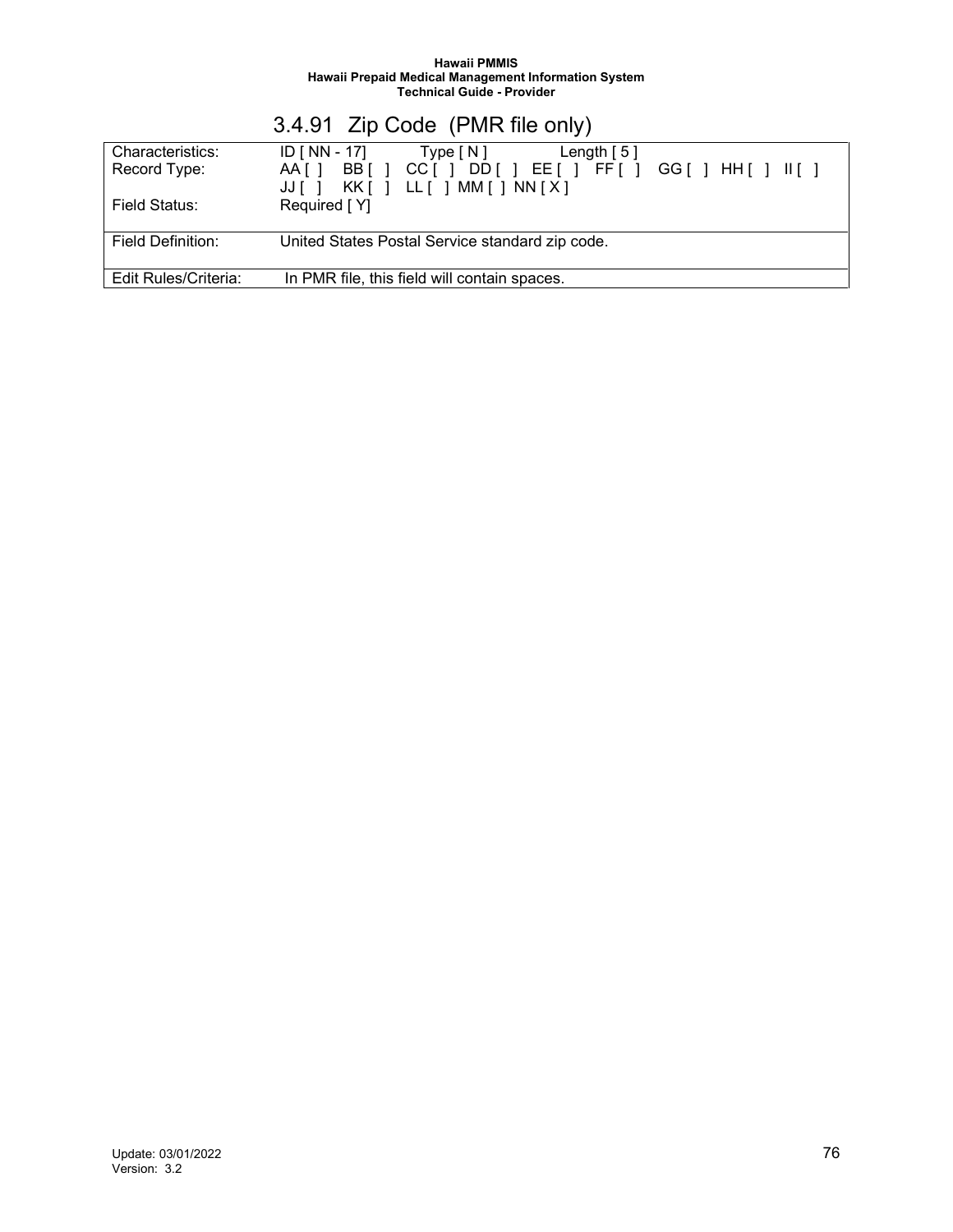## 3.4.91 Zip Code (PMR file only)

| | |
|---|---|
| Characteristics: | ID [ NN - 17] Type [ N ] Length [ 5 ] |
| Record Type: | AA [ ] BB [ ] CC [ ] DD [ ] EE [ ] FF [ ] GG [ ] HH [ ] II [ ] JJ [ ] KK [ ] LL [ ] MM [ ] NN [ X ] |
| Field Status: | Required [ Y] |
| Field Definition: | United States Postal Service standard zip code. |
| Edit Rules/Criteria: | In PMR file, this field will contain spaces. |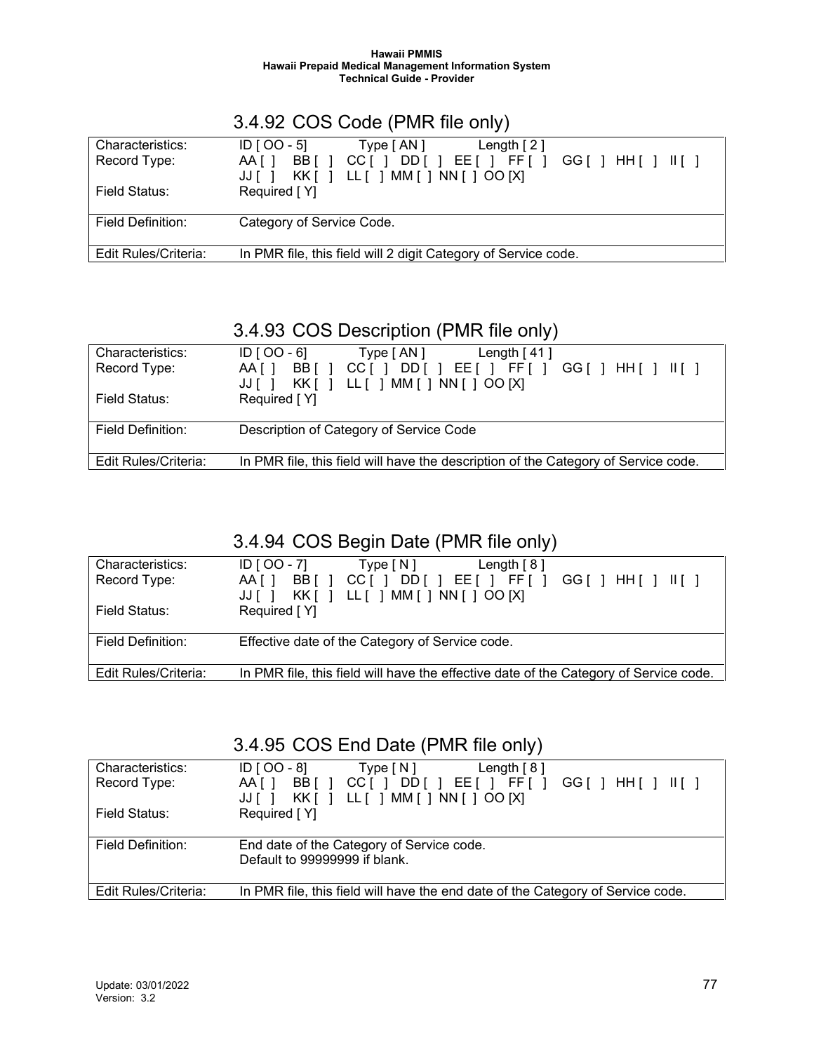### 3.4.92 COS Code (PMR file only)

| | |
|---|---|
| Characteristics: | ID [ OO - 5] Type [ AN ] Length [ 2 ] |
| Record Type: | AA [ ] BB [ ] CC [ ] DD [ ] EE [ ] FF [ ] GG [ ] HH [ ] II [ ] JJ [ ] KK [ ] LL [ ] MM [ ] NN [ ] OO [X] |
| Field Status: | Required [ Y] |
| Field Definition: | Category of Service Code. |
| Edit Rules/Criteria: | In PMR file, this field will 2 digit Category of Service code. |

### 3.4.93 COS Description (PMR file only)

| | |
|---|---|
| Characteristics: | ID [ OO - 6] Type [ AN ] Length [ 41 ] |
| Record Type: | AA [ ] BB [ ] CC [ ] DD [ ] EE [ ] FF [ ] GG [ ] HH [ ] II [ ] JJ [ ] KK [ ] LL [ ] MM [ ] NN [ ] OO [X] |
| Field Status: | Required [ Y] |
| Field Definition: | Description of Category of Service Code |
| Edit Rules/Criteria: | In PMR file, this field will have the description of the Category of Service code. |

### 3.4.94 COS Begin Date (PMR file only)

| | |
|---|---|
| Characteristics: | ID [ OO - 7] Type [ N ] Length [ 8 ] |
| Record Type: | AA [ ] BB [ ] CC [ ] DD [ ] EE [ ] FF [ ] GG [ ] HH [ ] II [ ] JJ [ ] KK [ ] LL [ ] MM [ ] NN [ ] OO [X] |
| Field Status: | Required [ Y] |
| Field Definition: | Effective date of the Category of Service code. |
| Edit Rules/Criteria: | In PMR file, this field will have the effective date of the Category of Service code. |

### 3.4.95 COS End Date (PMR file only)

| | |
|---|---|
| Characteristics: | ID [ OO - 8] Type [ N ] Length [ 8 ] |
| Record Type: | AA [ ] BB [ ] CC [ ] DD [ ] EE [ ] FF [ ] GG [ ] HH [ ] II [ ] JJ [ ] KK [ ] LL [ ] MM [ ] NN [ ] OO [X] |
| Field Status: | Required [ Y] |
| Field Definition: | End date of the Category of Service code.<br>Default to 99999999 if blank. |
| Edit Rules/Criteria: | In PMR file, this field will have the end date of the Category of Service code. |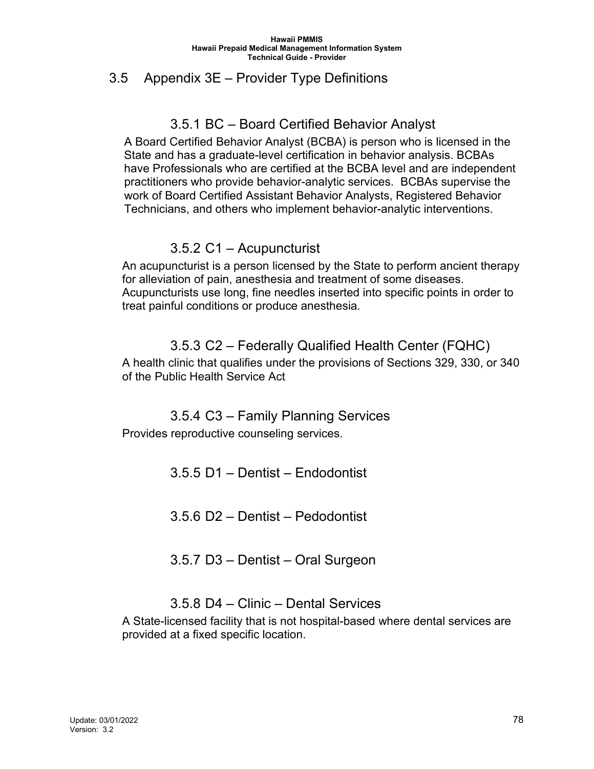## 3.5 Appendix 3E – Provider Type Definitions

### 3.5.1 BC – Board Certified Behavior Analyst

A Board Certified Behavior Analyst (BCBA) is person who is licensed in the State and has a graduate-level certification in behavior analysis. BCBAs have Professionals who are certified at the BCBA level and are independent practitioners who provide behavior-analytic services. BCBAs supervise the work of Board Certified Assistant Behavior Analysts, Registered Behavior Technicians, and others who implement behavior-analytic interventions.

### 3.5.2 C1 – Acupuncturist

An acupuncturist is a person licensed by the State to perform ancient therapy for alleviation of pain, anesthesia and treatment of some diseases. Acupuncturists use long, fine needles inserted into specific points in order to treat painful conditions or produce anesthesia.

### 3.5.3 C2 – Federally Qualified Health Center (FQHC)

A health clinic that qualifies under the provisions of Sections 329, 330, or 340 of the Public Health Service Act

### 3.5.4 C3 – Family Planning Services

Provides reproductive counseling services.

### 3.5.5 D1 – Dentist – Endodontist

### 3.5.6 D2 – Dentist – Pedodontist

### 3.5.7 D3 – Dentist – Oral Surgeon

### 3.5.8 D4 – Clinic – Dental Services

A State-licensed facility that is not hospital-based where dental services are provided at a fixed specific location.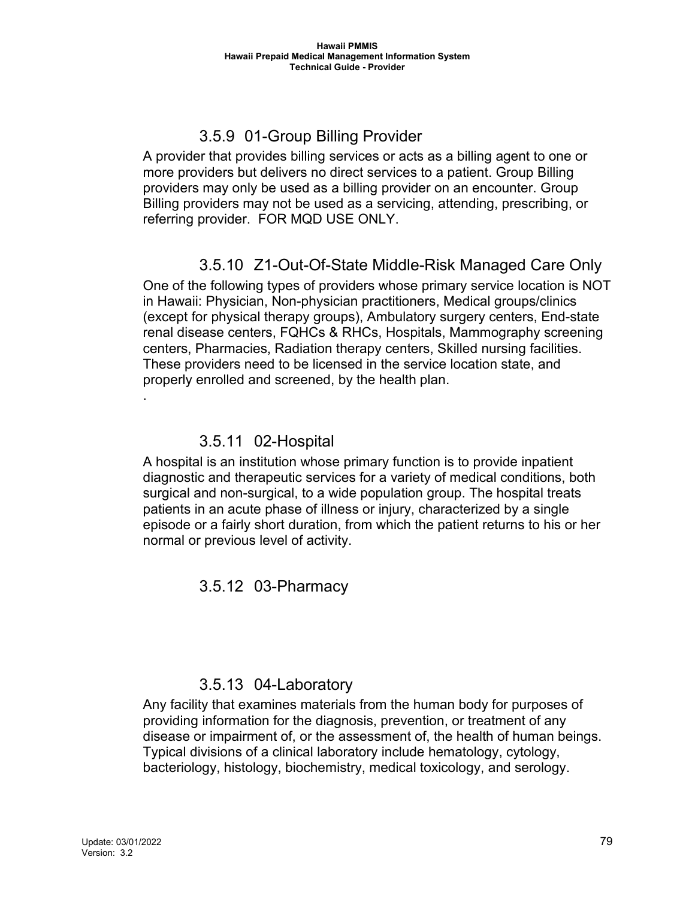### 3.5.9 01-Group Billing Provider

A provider that provides billing services or acts as a billing agent to one or more providers but delivers no direct services to a patient. Group Billing providers may only be used as a billing provider on an encounter. Group Billing providers may not be used as a servicing, attending, prescribing, or referring provider. FOR MQD USE ONLY.

### 3.5.10 Z1-Out-Of-State Middle-Risk Managed Care Only

One of the following types of providers whose primary service location is NOT in Hawaii: Physician, Non-physician practitioners, Medical groups/clinics (except for physical therapy groups), Ambulatory surgery centers, End-state renal disease centers, FQHCs & RHCs, Hospitals, Mammography screening centers, Pharmacies, Radiation therapy centers, Skilled nursing facilities. These providers need to be licensed in the service location state, and properly enrolled and screened, by the health plan.

.

### 3.5.11 02-Hospital

A hospital is an institution whose primary function is to provide inpatient diagnostic and therapeutic services for a variety of medical conditions, both surgical and non-surgical, to a wide population group. The hospital treats patients in an acute phase of illness or injury, characterized by a single episode or a fairly short duration, from which the patient returns to his or her normal or previous level of activity.

### 3.5.12 03-Pharmacy

### 3.5.13 04-Laboratory

Any facility that examines materials from the human body for purposes of providing information for the diagnosis, prevention, or treatment of any disease or impairment of, or the assessment of, the health of human beings. Typical divisions of a clinical laboratory include hematology, cytology, bacteriology, histology, biochemistry, medical toxicology, and serology.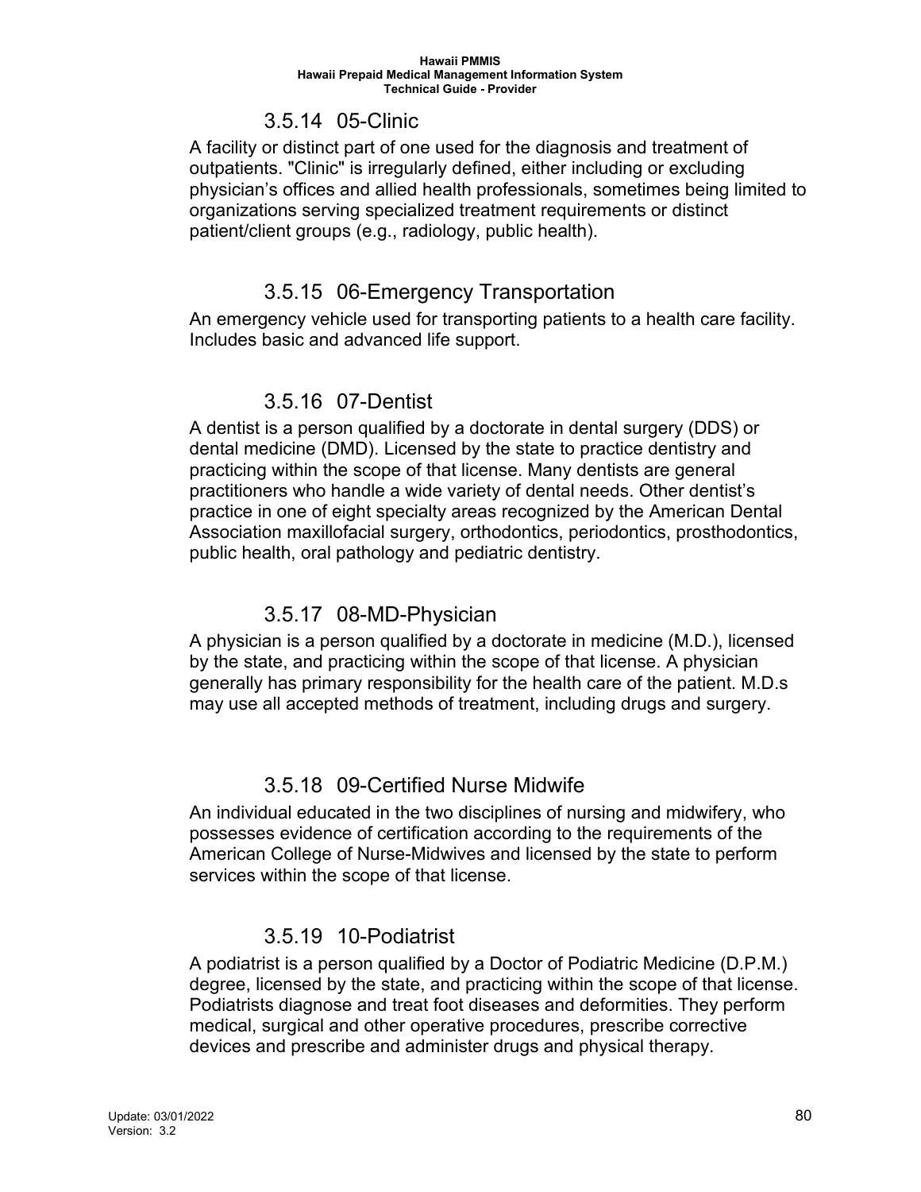### 3.5.14 05-Clinic

A facility or distinct part of one used for the diagnosis and treatment of outpatients. "Clinic" is irregularly defined, either including or excluding physician's offices and allied health professionals, sometimes being limited to organizations serving specialized treatment requirements or distinct patient/client groups (e.g., radiology, public health).

### 3.5.15 06-Emergency Transportation

An emergency vehicle used for transporting patients to a health care facility. Includes basic and advanced life support.

### 3.5.16 07-Dentist

A dentist is a person qualified by a doctorate in dental surgery (DDS) or dental medicine (DMD). Licensed by the state to practice dentistry and practicing within the scope of that license. Many dentists are general practitioners who handle a wide variety of dental needs. Other dentist's practice in one of eight specialty areas recognized by the American Dental Association maxillofacial surgery, orthodontics, periodontics, prosthodontics, public health, oral pathology and pediatric dentistry.

### 3.5.17 08-MD-Physician

A physician is a person qualified by a doctorate in medicine (M.D.), licensed by the state, and practicing within the scope of that license. A physician generally has primary responsibility for the health care of the patient. M.D.s may use all accepted methods of treatment, including drugs and surgery.

### 3.5.18 09-Certified Nurse Midwife

An individual educated in the two disciplines of nursing and midwifery, who possesses evidence of certification according to the requirements of the American College of Nurse-Midwives and licensed by the state to perform services within the scope of that license.

### 3.5.19 10-Podiatrist

A podiatrist is a person qualified by a Doctor of Podiatric Medicine (D.P.M.) degree, licensed by the state, and practicing within the scope of that license. Podiatrists diagnose and treat foot diseases and deformities. They perform medical, surgical and other operative procedures, prescribe corrective devices and prescribe and administer drugs and physical therapy.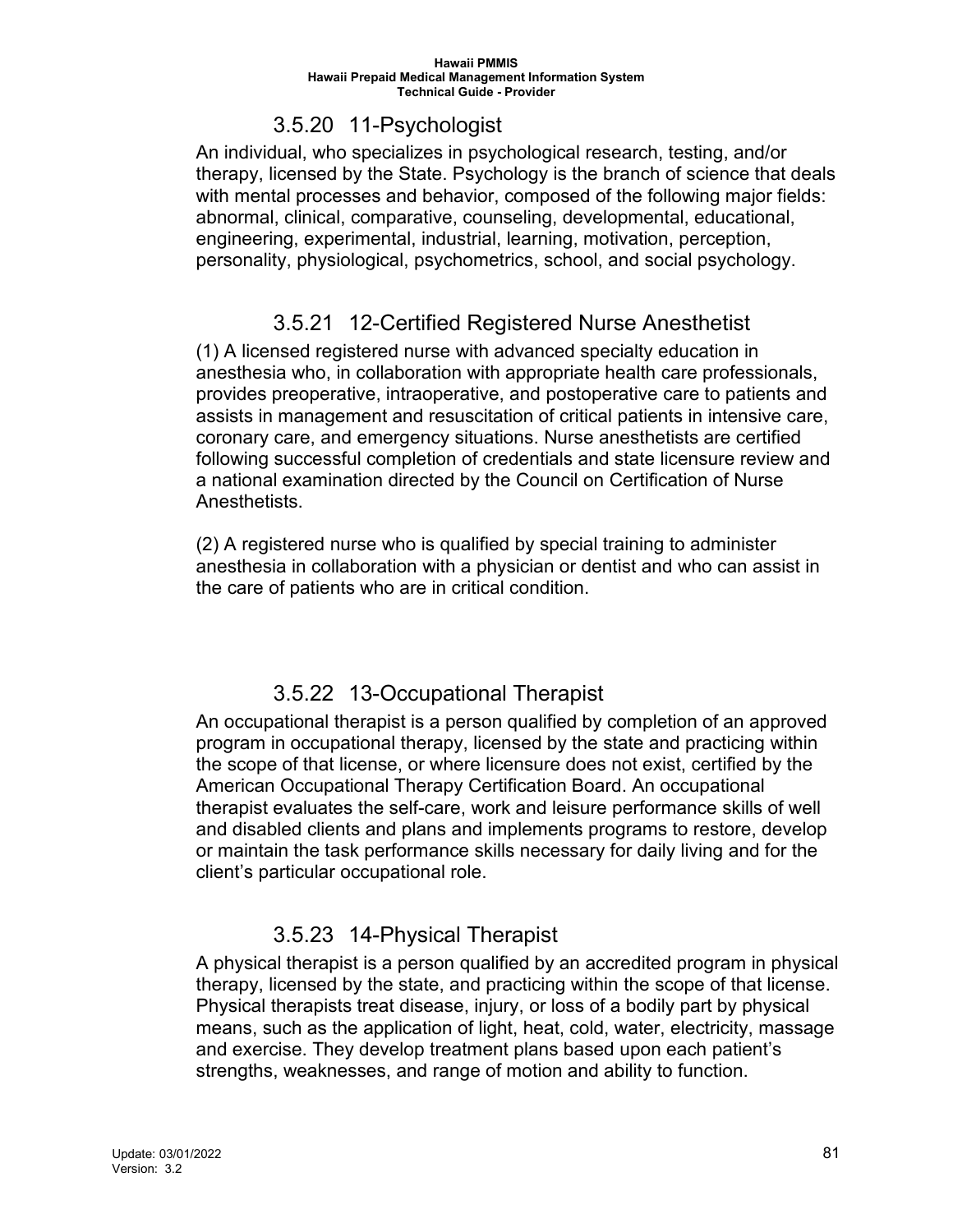### 3.5.20 11-Psychologist

An individual, who specializes in psychological research, testing, and/or therapy, licensed by the State. Psychology is the branch of science that deals with mental processes and behavior, composed of the following major fields: abnormal, clinical, comparative, counseling, developmental, educational, engineering, experimental, industrial, learning, motivation, perception, personality, physiological, psychometrics, school, and social psychology.

### 3.5.21 12-Certified Registered Nurse Anesthetist

(1) A licensed registered nurse with advanced specialty education in anesthesia who, in collaboration with appropriate health care professionals, provides preoperative, intraoperative, and postoperative care to patients and assists in management and resuscitation of critical patients in intensive care, coronary care, and emergency situations. Nurse anesthetists are certified following successful completion of credentials and state licensure review and a national examination directed by the Council on Certification of Nurse Anesthetists.

(2) A registered nurse who is qualified by special training to administer anesthesia in collaboration with a physician or dentist and who can assist in the care of patients who are in critical condition.

### 3.5.22 13-Occupational Therapist

An occupational therapist is a person qualified by completion of an approved program in occupational therapy, licensed by the state and practicing within the scope of that license, or where licensure does not exist, certified by the American Occupational Therapy Certification Board. An occupational therapist evaluates the self-care, work and leisure performance skills of well and disabled clients and plans and implements programs to restore, develop or maintain the task performance skills necessary for daily living and for the client's particular occupational role.

### 3.5.23 14-Physical Therapist

A physical therapist is a person qualified by an accredited program in physical therapy, licensed by the state, and practicing within the scope of that license. Physical therapists treat disease, injury, or loss of a bodily part by physical means, such as the application of light, heat, cold, water, electricity, massage and exercise. They develop treatment plans based upon each patient's strengths, weaknesses, and range of motion and ability to function.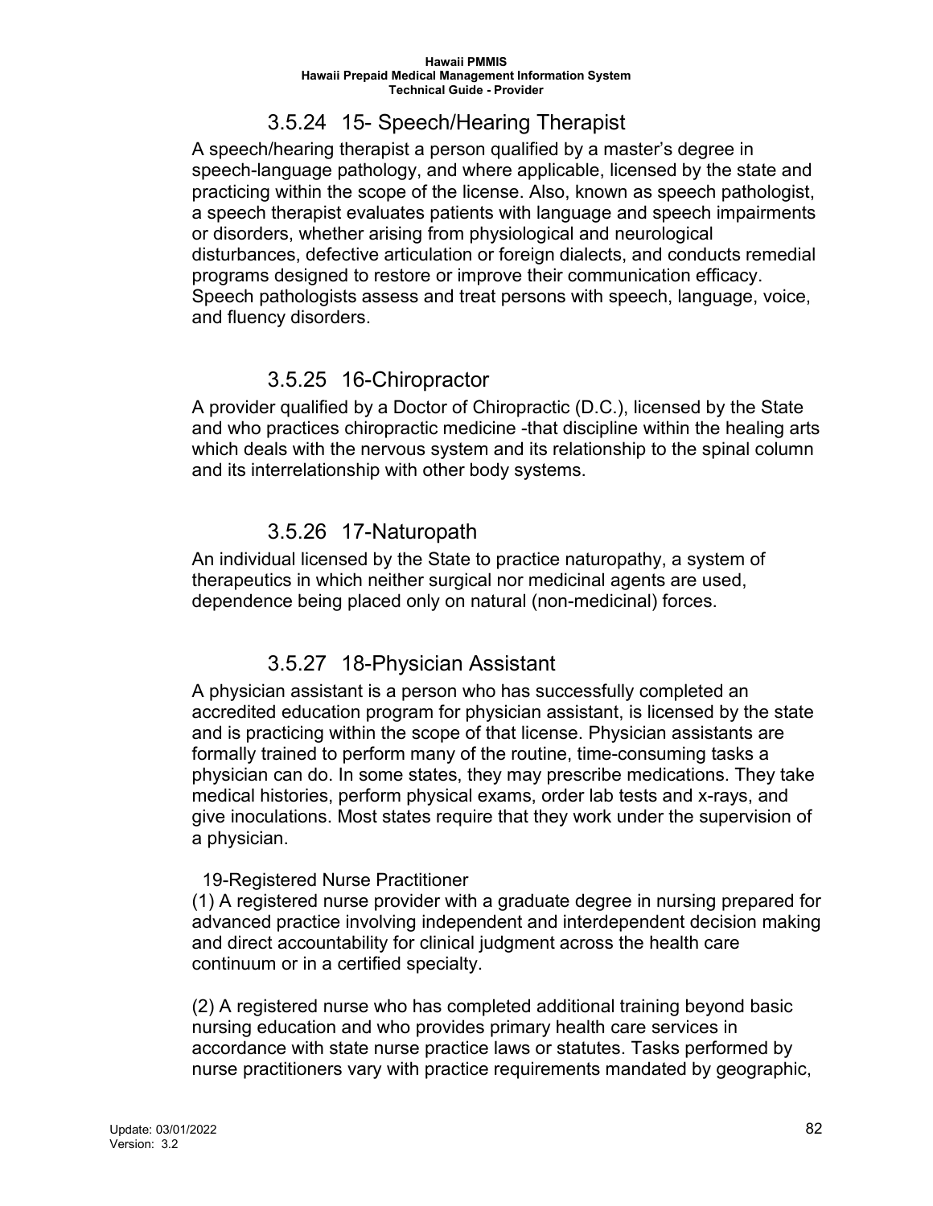### 3.5.24 15- Speech/Hearing Therapist

A speech/hearing therapist a person qualified by a master's degree in speech-language pathology, and where applicable, licensed by the state and practicing within the scope of the license. Also, known as speech pathologist, a speech therapist evaluates patients with language and speech impairments or disorders, whether arising from physiological and neurological disturbances, defective articulation or foreign dialects, and conducts remedial programs designed to restore or improve their communication efficacy. Speech pathologists assess and treat persons with speech, language, voice, and fluency disorders.

### 3.5.25 16-Chiropractor

A provider qualified by a Doctor of Chiropractic (D.C.), licensed by the State and who practices chiropractic medicine -that discipline within the healing arts which deals with the nervous system and its relationship to the spinal column and its interrelationship with other body systems.

### 3.5.26 17-Naturopath

An individual licensed by the State to practice naturopathy, a system of therapeutics in which neither surgical nor medicinal agents are used, dependence being placed only on natural (non-medicinal) forces.

### 3.5.27 18-Physician Assistant

A physician assistant is a person who has successfully completed an accredited education program for physician assistant, is licensed by the state and is practicing within the scope of that license. Physician assistants are formally trained to perform many of the routine, time-consuming tasks a physician can do. In some states, they may prescribe medications. They take medical histories, perform physical exams, order lab tests and x-rays, and give inoculations. Most states require that they work under the supervision of a physician.

19-Registered Nurse Practitioner

(1) A registered nurse provider with a graduate degree in nursing prepared for advanced practice involving independent and interdependent decision making and direct accountability for clinical judgment across the health care continuum or in a certified specialty.

(2) A registered nurse who has completed additional training beyond basic nursing education and who provides primary health care services in accordance with state nurse practice laws or statutes. Tasks performed by nurse practitioners vary with practice requirements mandated by geographic,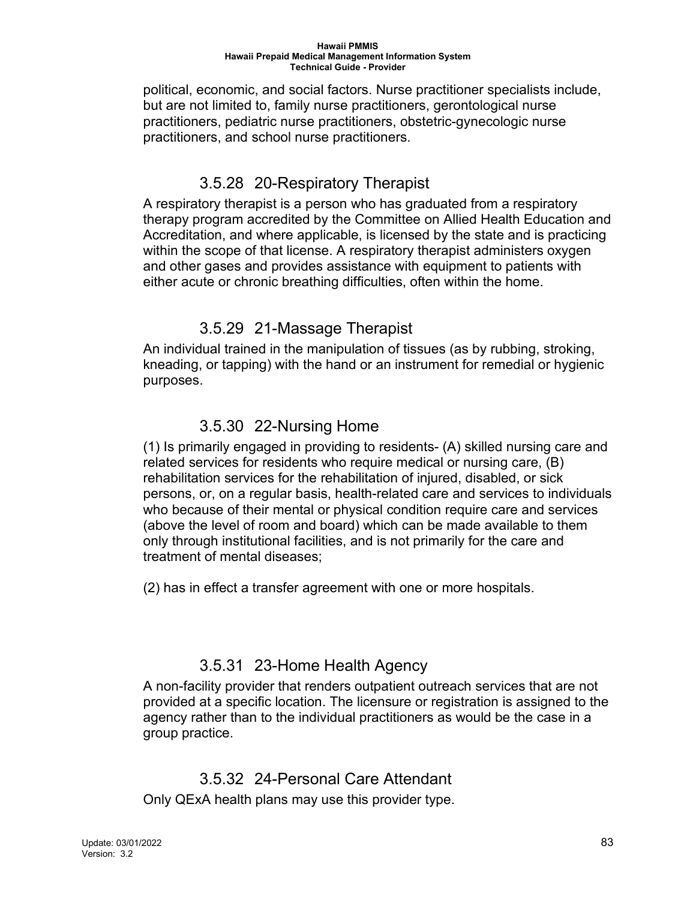political, economic, and social factors. Nurse practitioner specialists include, but are not limited to, family nurse practitioners, gerontological nurse practitioners, pediatric nurse practitioners, obstetric-gynecologic nurse practitioners, and school nurse practitioners.

### 3.5.28 20-Respiratory Therapist

A respiratory therapist is a person who has graduated from a respiratory therapy program accredited by the Committee on Allied Health Education and Accreditation, and where applicable, is licensed by the state and is practicing within the scope of that license. A respiratory therapist administers oxygen and other gases and provides assistance with equipment to patients with either acute or chronic breathing difficulties, often within the home.

### 3.5.29 21-Massage Therapist

An individual trained in the manipulation of tissues (as by rubbing, stroking, kneading, or tapping) with the hand or an instrument for remedial or hygienic purposes.

### 3.5.30 22-Nursing Home

(1) Is primarily engaged in providing to residents- (A) skilled nursing care and related services for residents who require medical or nursing care, (B) rehabilitation services for the rehabilitation of injured, disabled, or sick persons, or, on a regular basis, health-related care and services to individuals who because of their mental or physical condition require care and services (above the level of room and board) which can be made available to them only through institutional facilities, and is not primarily for the care and treatment of mental diseases;

(2) has in effect a transfer agreement with one or more hospitals.

### 3.5.31 23-Home Health Agency

A non-facility provider that renders outpatient outreach services that are not provided at a specific location. The licensure or registration is assigned to the agency rather than to the individual practitioners as would be the case in a group practice.

### 3.5.32 24-Personal Care Attendant

Only QExA health plans may use this provider type.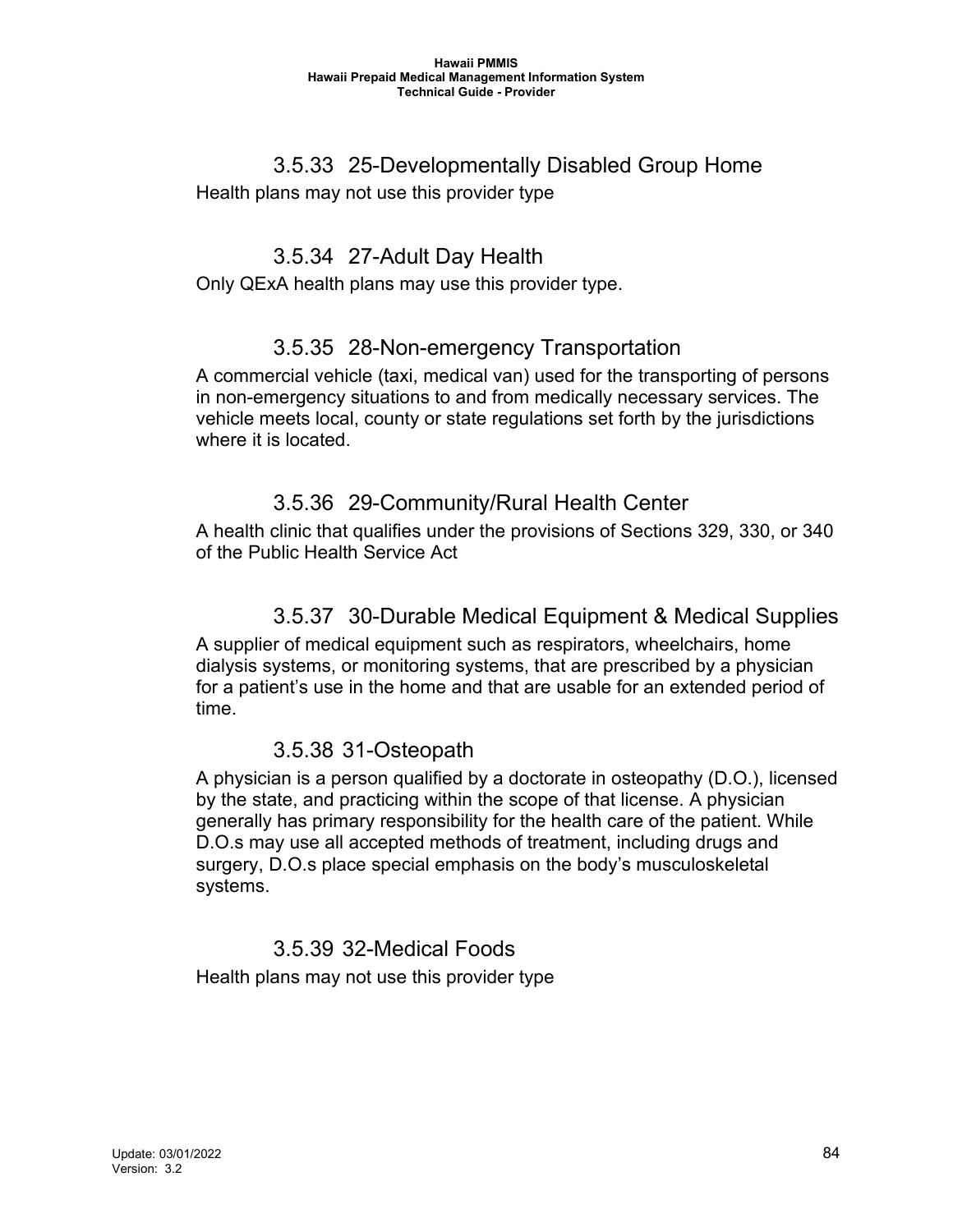### 3.5.33 25-Developmentally Disabled Group Home

Health plans may not use this provider type

### 3.5.34 27-Adult Day Health

Only QExA health plans may use this provider type.

### 3.5.35 28-Non-emergency Transportation

A commercial vehicle (taxi, medical van) used for the transporting of persons in non-emergency situations to and from medically necessary services. The vehicle meets local, county or state regulations set forth by the jurisdictions where it is located.

### 3.5.36 29-Community/Rural Health Center

A health clinic that qualifies under the provisions of Sections 329, 330, or 340 of the Public Health Service Act

### 3.5.37 30-Durable Medical Equipment & Medical Supplies

A supplier of medical equipment such as respirators, wheelchairs, home dialysis systems, or monitoring systems, that are prescribed by a physician for a patient's use in the home and that are usable for an extended period of time.

### 3.5.38 31-Osteopath

A physician is a person qualified by a doctorate in osteopathy (D.O.), licensed by the state, and practicing within the scope of that license. A physician generally has primary responsibility for the health care of the patient. While D.O.s may use all accepted methods of treatment, including drugs and surgery, D.O.s place special emphasis on the body's musculoskeletal systems.

### 3.5.39 32-Medical Foods

Health plans may not use this provider type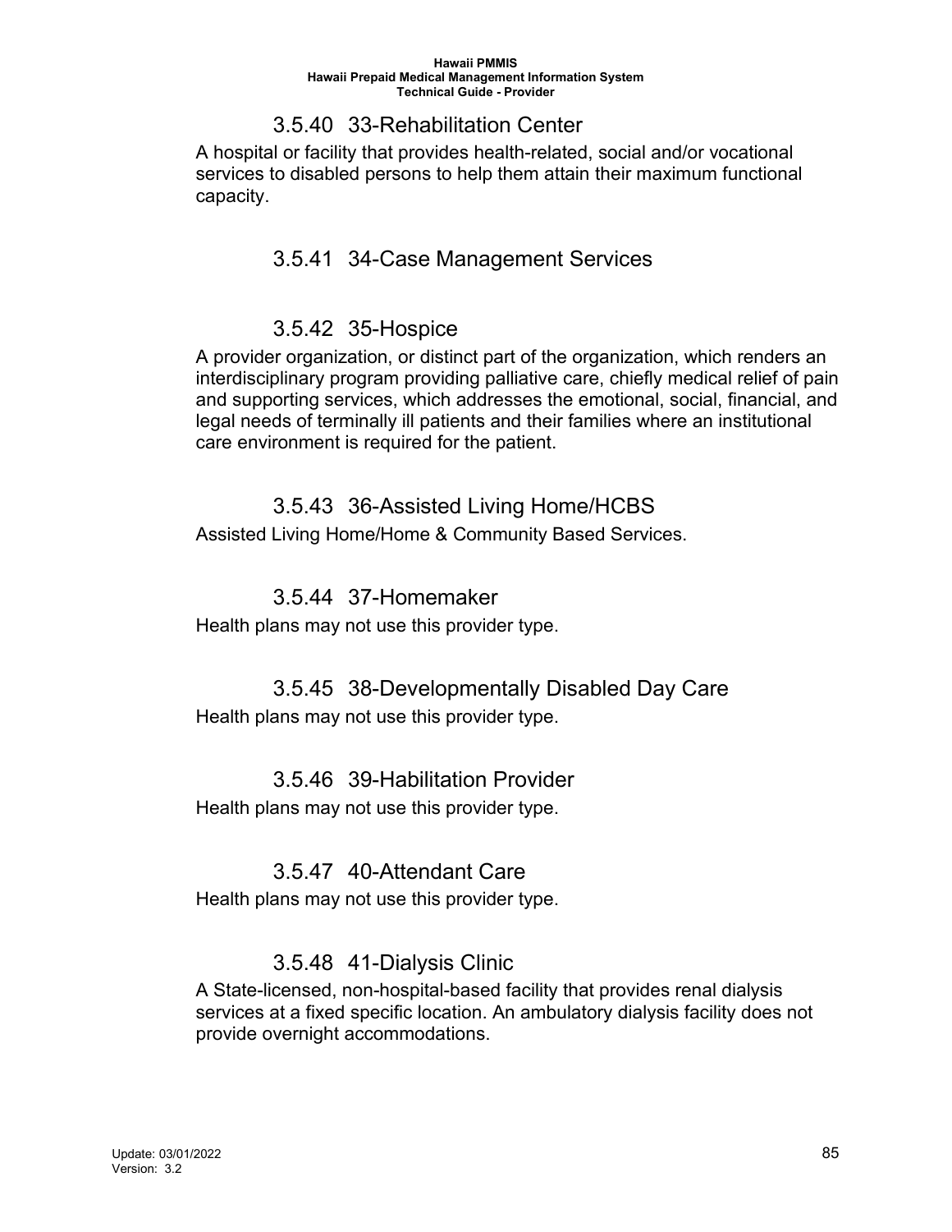### 3.5.40 33-Rehabilitation Center

A hospital or facility that provides health-related, social and/or vocational services to disabled persons to help them attain their maximum functional capacity.

### 3.5.41 34-Case Management Services

### 3.5.42 35-Hospice

A provider organization, or distinct part of the organization, which renders an interdisciplinary program providing palliative care, chiefly medical relief of pain and supporting services, which addresses the emotional, social, financial, and legal needs of terminally ill patients and their families where an institutional care environment is required for the patient.

### 3.5.43 36-Assisted Living Home/HCBS

Assisted Living Home/Home & Community Based Services.

### 3.5.44 37-Homemaker

Health plans may not use this provider type.

### 3.5.45 38-Developmentally Disabled Day Care

Health plans may not use this provider type.

### 3.5.46 39-Habilitation Provider

Health plans may not use this provider type.

### 3.5.47 40-Attendant Care

Health plans may not use this provider type.

### 3.5.48 41-Dialysis Clinic

A State-licensed, non-hospital-based facility that provides renal dialysis services at a fixed specific location. An ambulatory dialysis facility does not provide overnight accommodations.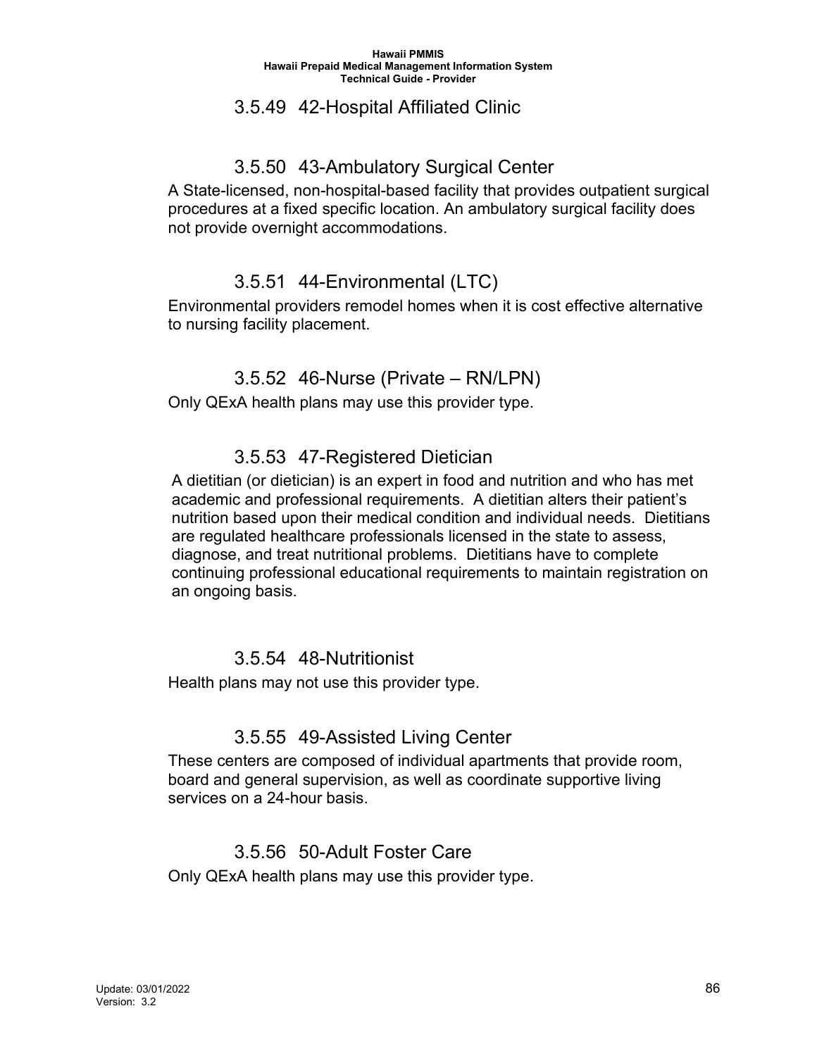### 3.5.49 42-Hospital Affiliated Clinic

### 3.5.50 43-Ambulatory Surgical Center

A State-licensed, non-hospital-based facility that provides outpatient surgical procedures at a fixed specific location. An ambulatory surgical facility does not provide overnight accommodations.

### 3.5.51 44-Environmental (LTC)

Environmental providers remodel homes when it is cost effective alternative to nursing facility placement.

### 3.5.52 46-Nurse (Private – RN/LPN)

Only QExA health plans may use this provider type.

### 3.5.53 47-Registered Dietician

A dietitian (or dietician) is an expert in food and nutrition and who has met academic and professional requirements. A dietitian alters their patient's nutrition based upon their medical condition and individual needs. Dietitians are regulated healthcare professionals licensed in the state to assess, diagnose, and treat nutritional problems. Dietitians have to complete continuing professional educational requirements to maintain registration on an ongoing basis.

### 3.5.54 48-Nutritionist

Health plans may not use this provider type.

### 3.5.55 49-Assisted Living Center

These centers are composed of individual apartments that provide room, board and general supervision, as well as coordinate supportive living services on a 24-hour basis.

### 3.5.56 50-Adult Foster Care

Only QExA health plans may use this provider type.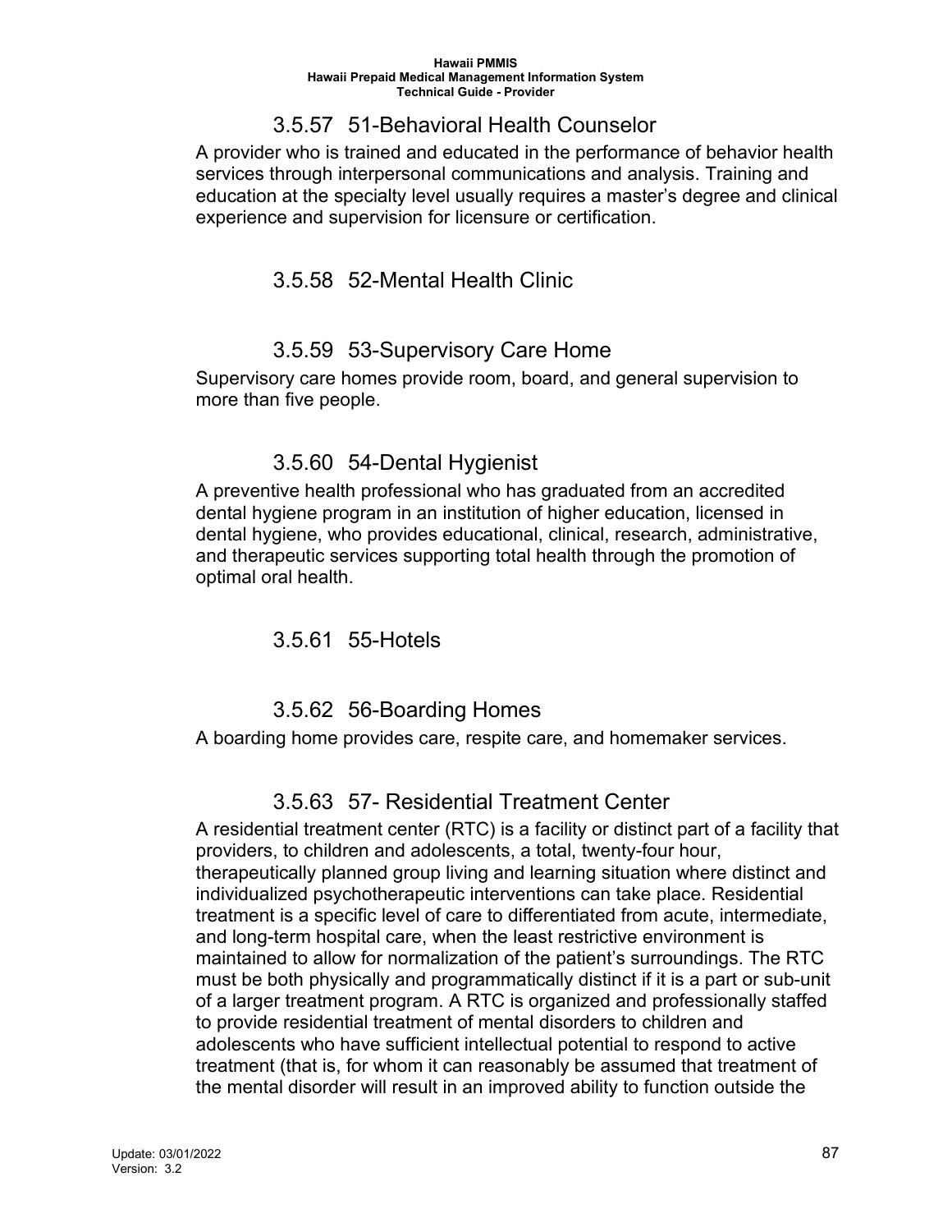### 3.5.57 51-Behavioral Health Counselor

A provider who is trained and educated in the performance of behavior health services through interpersonal communications and analysis. Training and education at the specialty level usually requires a master's degree and clinical experience and supervision for licensure or certification.

### 3.5.58 52-Mental Health Clinic

### 3.5.59 53-Supervisory Care Home

Supervisory care homes provide room, board, and general supervision to more than five people.

### 3.5.60 54-Dental Hygienist

A preventive health professional who has graduated from an accredited dental hygiene program in an institution of higher education, licensed in dental hygiene, who provides educational, clinical, research, administrative, and therapeutic services supporting total health through the promotion of optimal oral health.

### 3.5.61 55-Hotels

### 3.5.62 56-Boarding Homes

A boarding home provides care, respite care, and homemaker services.

### 3.5.63 57- Residential Treatment Center

A residential treatment center (RTC) is a facility or distinct part of a facility that providers, to children and adolescents, a total, twenty-four hour, therapeutically planned group living and learning situation where distinct and individualized psychotherapeutic interventions can take place. Residential treatment is a specific level of care to differentiated from acute, intermediate, and long-term hospital care, when the least restrictive environment is maintained to allow for normalization of the patient's surroundings. The RTC must be both physically and programmatically distinct if it is a part or sub-unit of a larger treatment program. A RTC is organized and professionally staffed to provide residential treatment of mental disorders to children and adolescents who have sufficient intellectual potential to respond to active treatment (that is, for whom it can reasonably be assumed that treatment of the mental disorder will result in an improved ability to function outside the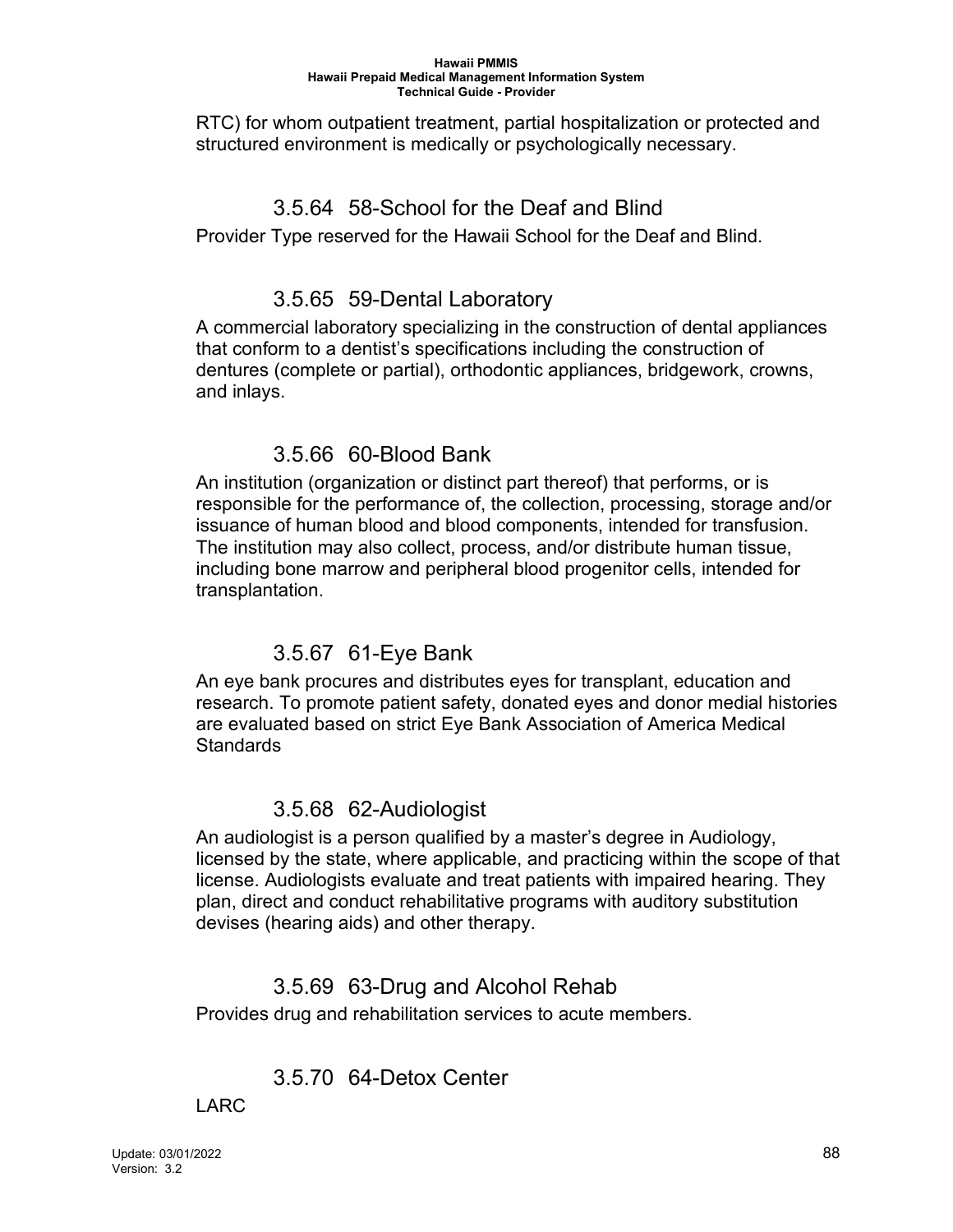RTC) for whom outpatient treatment, partial hospitalization or protected and structured environment is medically or psychologically necessary.

### 3.5.64 58-School for the Deaf and Blind

Provider Type reserved for the Hawaii School for the Deaf and Blind.

### 3.5.65 59-Dental Laboratory

A commercial laboratory specializing in the construction of dental appliances that conform to a dentist's specifications including the construction of dentures (complete or partial), orthodontic appliances, bridgework, crowns, and inlays.

### 3.5.66 60-Blood Bank

An institution (organization or distinct part thereof) that performs, or is responsible for the performance of, the collection, processing, storage and/or issuance of human blood and blood components, intended for transfusion. The institution may also collect, process, and/or distribute human tissue, including bone marrow and peripheral blood progenitor cells, intended for transplantation.

### 3.5.67 61-Eye Bank

An eye bank procures and distributes eyes for transplant, education and research. To promote patient safety, donated eyes and donor medial histories are evaluated based on strict Eye Bank Association of America Medical Standards

### 3.5.68 62-Audiologist

An audiologist is a person qualified by a master's degree in Audiology, licensed by the state, where applicable, and practicing within the scope of that license. Audiologists evaluate and treat patients with impaired hearing. They plan, direct and conduct rehabilitative programs with auditory substitution devises (hearing aids) and other therapy.

### 3.5.69 63-Drug and Alcohol Rehab

Provides drug and rehabilitation services to acute members.

### 3.5.70 64-Detox Center

LARC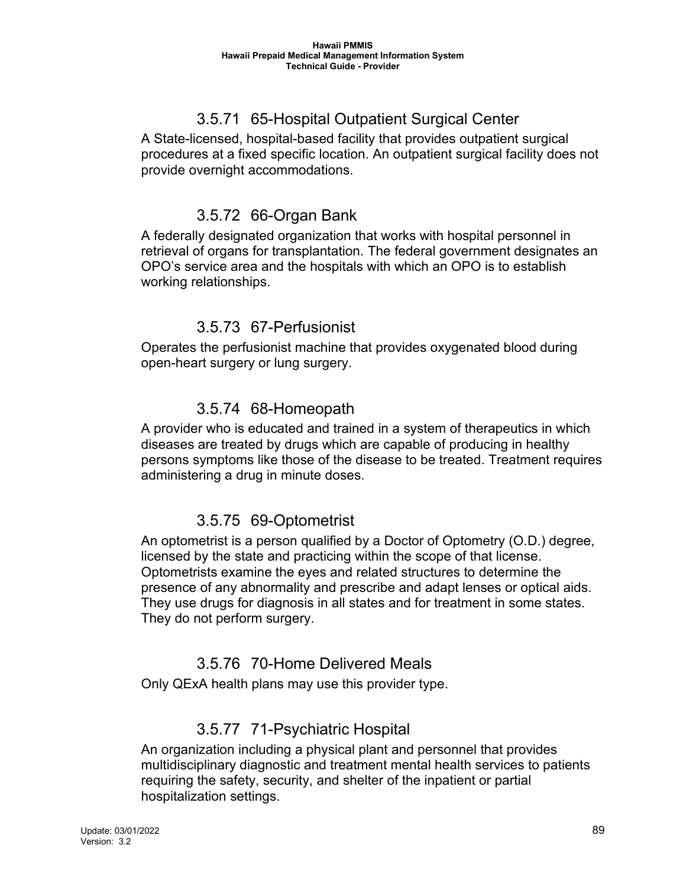### 3.5.71 65-Hospital Outpatient Surgical Center

A State-licensed, hospital-based facility that provides outpatient surgical procedures at a fixed specific location. An outpatient surgical facility does not provide overnight accommodations.

### 3.5.72 66-Organ Bank

A federally designated organization that works with hospital personnel in retrieval of organs for transplantation. The federal government designates an OPO's service area and the hospitals with which an OPO is to establish working relationships.

### 3.5.73 67-Perfusionist

Operates the perfusionist machine that provides oxygenated blood during open-heart surgery or lung surgery.

### 3.5.74 68-Homeopath

A provider who is educated and trained in a system of therapeutics in which diseases are treated by drugs which are capable of producing in healthy persons symptoms like those of the disease to be treated. Treatment requires administering a drug in minute doses.

### 3.5.75 69-Optometrist

An optometrist is a person qualified by a Doctor of Optometry (O.D.) degree, licensed by the state and practicing within the scope of that license. Optometrists examine the eyes and related structures to determine the presence of any abnormality and prescribe and adapt lenses or optical aids. They use drugs for diagnosis in all states and for treatment in some states. They do not perform surgery.

### 3.5.76 70-Home Delivered Meals

Only QExA health plans may use this provider type.

### 3.5.77 71-Psychiatric Hospital

An organization including a physical plant and personnel that provides multidisciplinary diagnostic and treatment mental health services to patients requiring the safety, security, and shelter of the inpatient or partial hospitalization settings.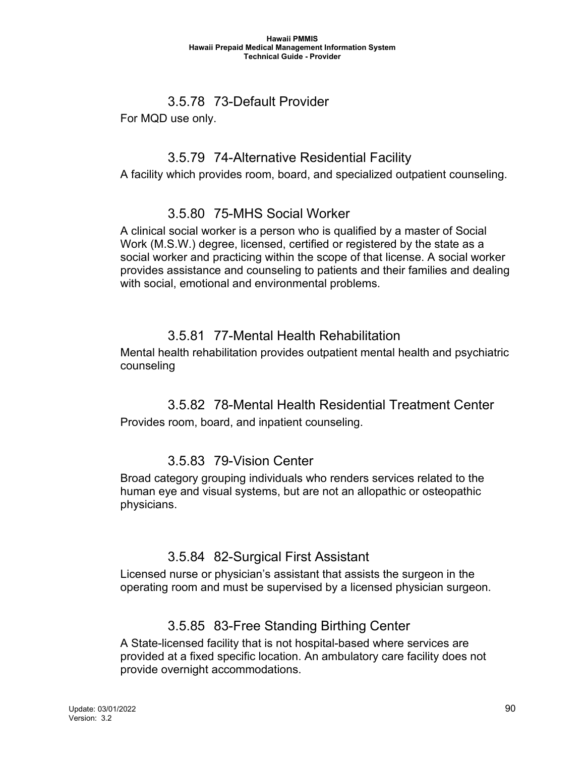### 3.5.78 73-Default Provider

For MQD use only.

### 3.5.79 74-Alternative Residential Facility

A facility which provides room, board, and specialized outpatient counseling.

### 3.5.80 75-MHS Social Worker

A clinical social worker is a person who is qualified by a master of Social Work (M.S.W.) degree, licensed, certified or registered by the state as a social worker and practicing within the scope of that license. A social worker provides assistance and counseling to patients and their families and dealing with social, emotional and environmental problems.

### 3.5.81 77-Mental Health Rehabilitation

Mental health rehabilitation provides outpatient mental health and psychiatric counseling

### 3.5.82 78-Mental Health Residential Treatment Center

Provides room, board, and inpatient counseling.

### 3.5.83 79-Vision Center

Broad category grouping individuals who renders services related to the human eye and visual systems, but are not an allopathic or osteopathic physicians.

### 3.5.84 82-Surgical First Assistant

Licensed nurse or physician's assistant that assists the surgeon in the operating room and must be supervised by a licensed physician surgeon.

### 3.5.85 83-Free Standing Birthing Center

A State-licensed facility that is not hospital-based where services are provided at a fixed specific location. An ambulatory care facility does not provide overnight accommodations.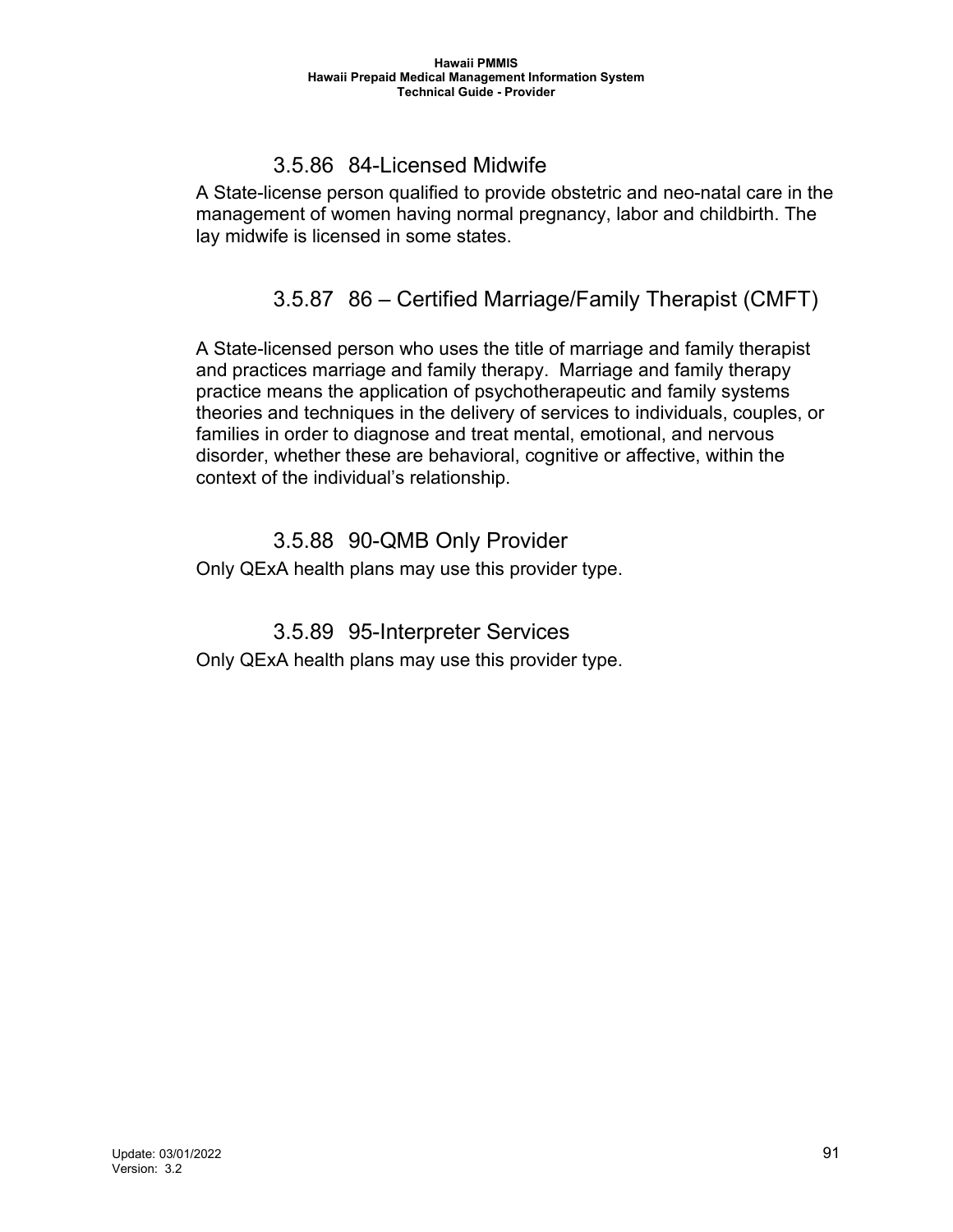### 3.5.86 84-Licensed Midwife

A State-license person qualified to provide obstetric and neo-natal care in the management of women having normal pregnancy, labor and childbirth. The lay midwife is licensed in some states.

### 3.5.87 86 – Certified Marriage/Family Therapist (CMFT)

A State-licensed person who uses the title of marriage and family therapist and practices marriage and family therapy. Marriage and family therapy practice means the application of psychotherapeutic and family systems theories and techniques in the delivery of services to individuals, couples, or families in order to diagnose and treat mental, emotional, and nervous disorder, whether these are behavioral, cognitive or affective, within the context of the individual's relationship.

### 3.5.88 90-QMB Only Provider

Only QExA health plans may use this provider type.

### 3.5.89 95-Interpreter Services

Only QExA health plans may use this provider type.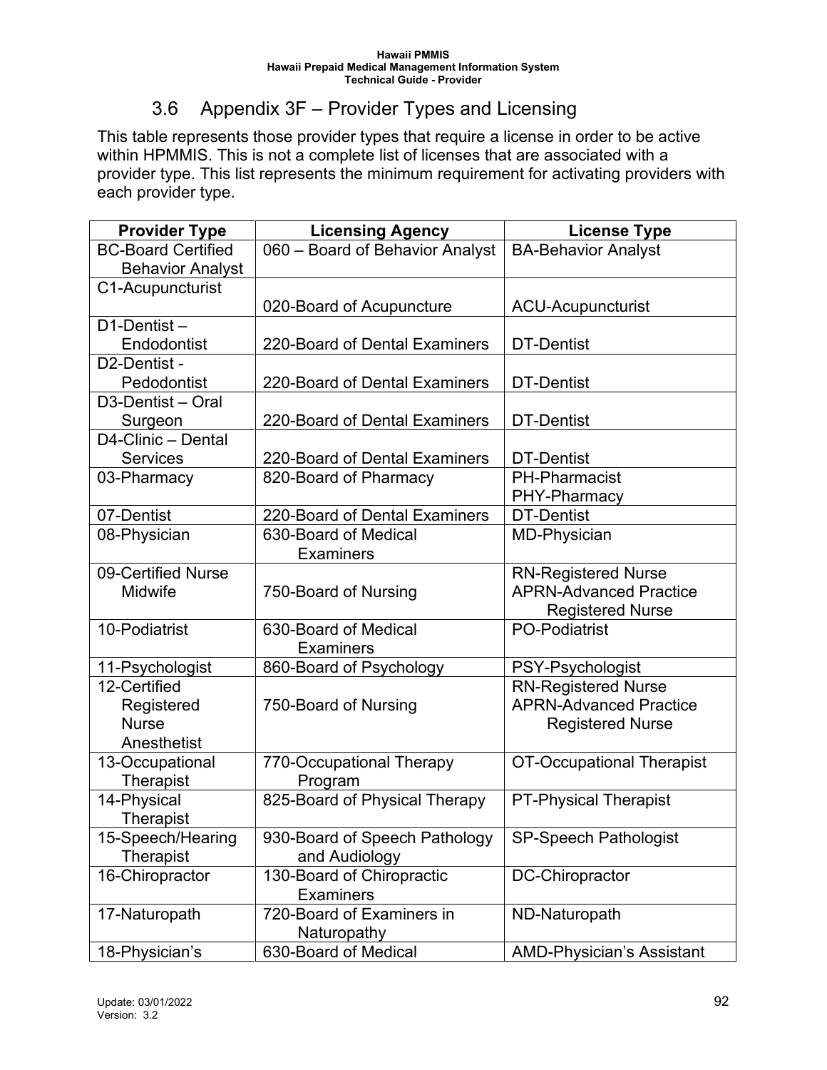## 3.6 Appendix 3F – Provider Types and Licensing

This table represents those provider types that require a license in order to be active within HPMMIS. This is not a complete list of licenses that are associated with a provider type. This list represents the minimum requirement for activating providers with each provider type.

| Provider Type | Licensing Agency | License Type |
|---|---|---|
| BC-Board Certified Behavior Analyst | 060 – Board of Behavior Analyst | BA-Behavior Analyst |
| C1-Acupuncturist | 020-Board of Acupuncture | ACU-Acupuncturist |
| D1-Dentist – Endodontist | 220-Board of Dental Examiners | DT-Dentist |
| D2-Dentist - Pedodontist | 220-Board of Dental Examiners | DT-Dentist |
| D3-Dentist – Oral Surgeon | 220-Board of Dental Examiners | DT-Dentist |
| D4-Clinic – Dental Services | 220-Board of Dental Examiners | DT-Dentist |
| 03-Pharmacy | 820-Board of Pharmacy | PH-Pharmacist<br>PHY-Pharmacy |
| 07-Dentist | 220-Board of Dental Examiners | DT-Dentist |
| 08-Physician | 630-Board of Medical Examiners | MD-Physician |
| 09-Certified Nurse Midwife | 750-Board of Nursing | RN-Registered Nurse<br>APRN-Advanced Practice Registered Nurse |
| 10-Podiatrist | 630-Board of Medical Examiners | PO-Podiatrist |
| 11-Psychologist | 860-Board of Psychology | PSY-Psychologist |
| 12-Certified Registered Nurse Anesthetist | 750-Board of Nursing | RN-Registered Nurse<br>APRN-Advanced Practice Registered Nurse |
| 13-Occupational Therapist | 770-Occupational Therapy Program | OT-Occupational Therapist |
| 14-Physical Therapist | 825-Board of Physical Therapy | PT-Physical Therapist |
| 15-Speech/Hearing Therapist | 930-Board of Speech Pathology and Audiology | SP-Speech Pathologist |
| 16-Chiropractor | 130-Board of Chiropractic Examiners | DC-Chiropractor |
| 17-Naturopath | 720-Board of Examiners in Naturopathy | ND-Naturopath |
| 18-Physician's | 630-Board of Medical | AMD-Physician's Assistant |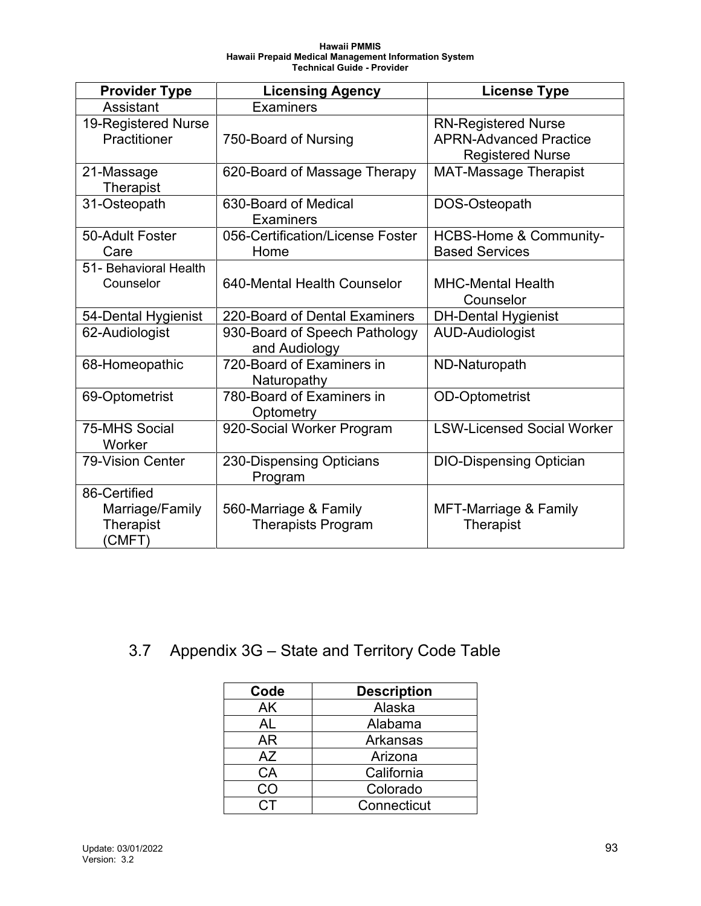| Provider Type | Licensing Agency | License Type |
|---|---|---|
| Assistant | Examiners | |
| 19-Registered Nurse Practitioner | 750-Board of Nursing | RN-Registered Nurse<br>APRN-Advanced Practice Registered Nurse |
| 21-Massage Therapist | 620-Board of Massage Therapy | MAT-Massage Therapist |
| 31-Osteopath | 630-Board of Medical Examiners | DOS-Osteopath |
| 50-Adult Foster Care | 056-Certification/License Foster Home | HCBS-Home & Community-Based Services |
| 51- Behavioral Health Counselor | 640-Mental Health Counselor | MHC-Mental Health Counselor |
| 54-Dental Hygienist | 220-Board of Dental Examiners | DH-Dental Hygienist |
| 62-Audiologist | 930-Board of Speech Pathology and Audiology | AUD-Audiologist |
| 68-Homeopathic | 720-Board of Examiners in Naturopathy | ND-Naturopath |
| 69-Optometrist | 780-Board of Examiners in Optometry | OD-Optometrist |
| 75-MHS Social Worker | 920-Social Worker Program | LSW-Licensed Social Worker |
| 79-Vision Center | 230-Dispensing Opticians Program | DIO-Dispensing Optician |
| 86-Certified Marriage/Family Therapist (CMFT) | 560-Marriage & Family Therapists Program | MFT-Marriage & Family Therapist |

## 3.7 Appendix 3G – State and Territory Code Table

| Code | Description |
|---|---|
| AK | Alaska |
| AL | Alabama |
| AR | Arkansas |
| AZ | Arizona |
| CA | California |
| CO | Colorado |
| CT | Connecticut |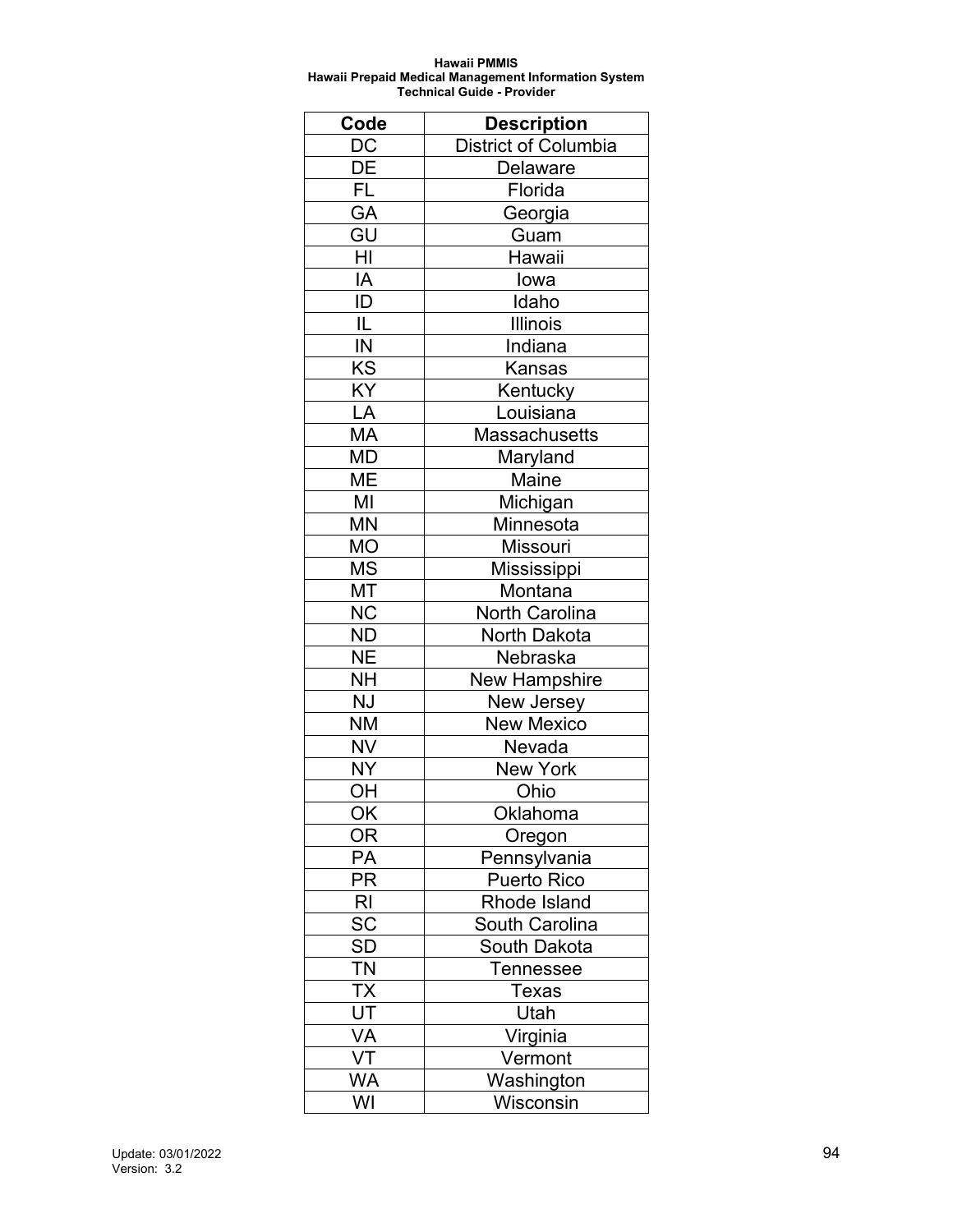| Code | Description |
|---|---|
| DC | District of Columbia |
| DE | Delaware |
| FL | Florida |
| GA | Georgia |
| GU | Guam |
| HI | Hawaii |
| IA | Iowa |
| ID | Idaho |
| IL | Illinois |
| IN | Indiana |
| KS | Kansas |
| KY | Kentucky |
| LA | Louisiana |
| MA | Massachusetts |
| MD | Maryland |
| ME | Maine |
| MI | Michigan |
| MN | Minnesota |
| MO | Missouri |
| MS | Mississippi |
| MT | Montana |
| NC | North Carolina |
| ND | North Dakota |
| NE | Nebraska |
| NH | New Hampshire |
| NJ | New Jersey |
| NM | New Mexico |
| NV | Nevada |
| NY | New York |
| OH | Ohio |
| OK | Oklahoma |
| OR | Oregon |
| PA | Pennsylvania |
| PR | Puerto Rico |
| RI | Rhode Island |
| SC | South Carolina |
| SD | South Dakota |
| TN | Tennessee |
| TX | Texas |
| UT | Utah |
| VA | Virginia |
| VT | Vermont |
| WA | Washington |
| WI | Wisconsin |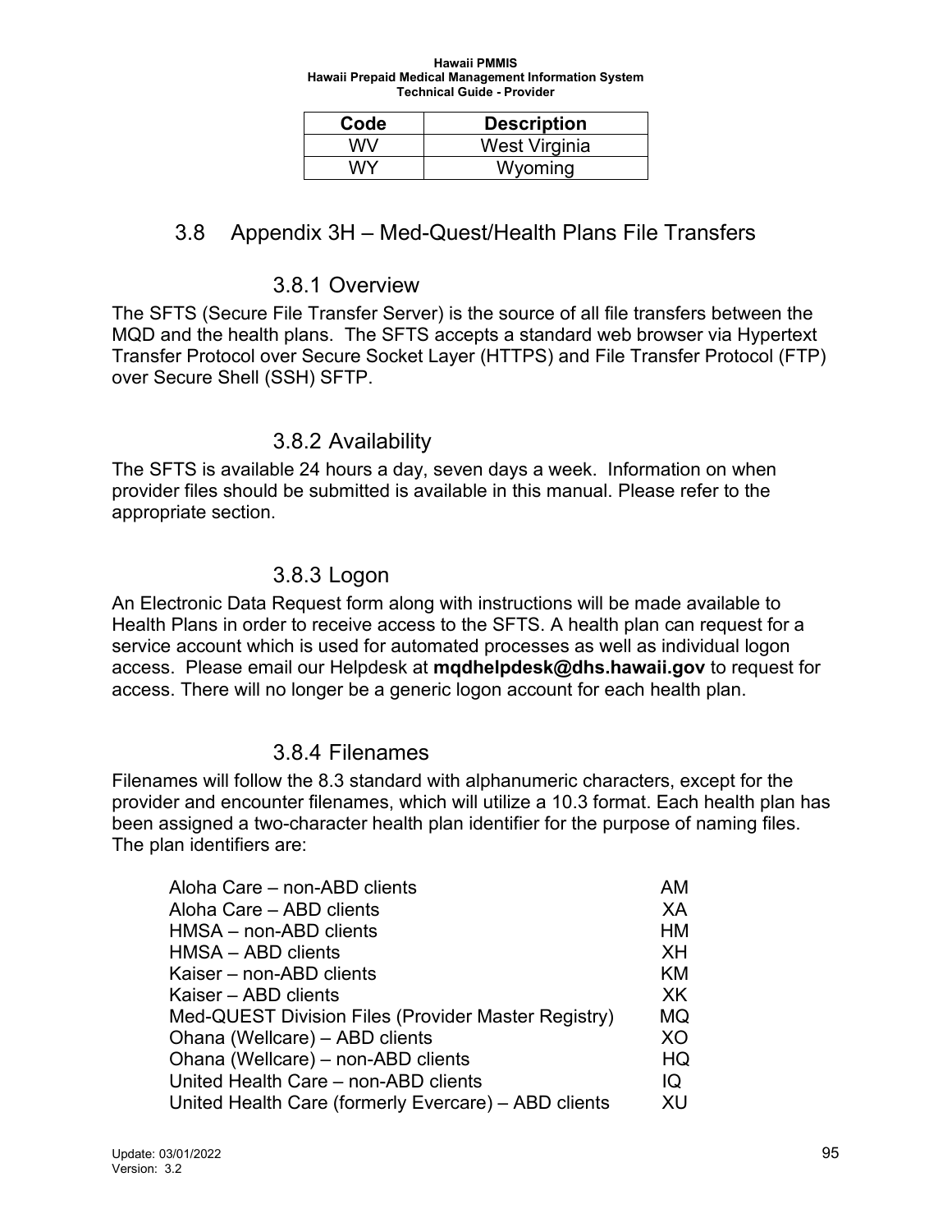| Code | Description |
|---|---|
| WV | West Virginia |
| WY | Wyoming |

## 3.8 Appendix 3H – Med-Quest/Health Plans File Transfers

### 3.8.1 Overview

The SFTS (Secure File Transfer Server) is the source of all file transfers between the MQD and the health plans. The SFTS accepts a standard web browser via Hypertext Transfer Protocol over Secure Socket Layer (HTTPS) and File Transfer Protocol (FTP) over Secure Shell (SSH) SFTP.

### 3.8.2 Availability

The SFTS is available 24 hours a day, seven days a week. Information on when provider files should be submitted is available in this manual. Please refer to the appropriate section.

### 3.8.3 Logon

An Electronic Data Request form along with instructions will be made available to Health Plans in order to receive access to the SFTS. A health plan can request for a service account which is used for automated processes as well as individual logon access. Please email our Helpdesk at **mqdhelpdesk@dhs.hawaii.gov** to request for access. There will no longer be a generic logon account for each health plan.

### 3.8.4 Filenames

Filenames will follow the 8.3 standard with alphanumeric characters, except for the provider and encounter filenames, which will utilize a 10.3 format. Each health plan has been assigned a two-character health plan identifier for the purpose of naming files. The plan identifiers are:

| | |
|---|---|
| Aloha Care – non-ABD clients | AM |
| Aloha Care – ABD clients | XA |
| HMSA – non-ABD clients | HM |
| HMSA – ABD clients | XH |
| Kaiser – non-ABD clients | KM |
| Kaiser – ABD clients | XK |
| Med-QUEST Division Files (Provider Master Registry) | MQ |
| Ohana (Wellcare) – ABD clients | XO |
| Ohana (Wellcare) – non-ABD clients | HQ |
| United Health Care – non-ABD clients | IQ |
| United Health Care (formerly Evercare) – ABD clients | XU |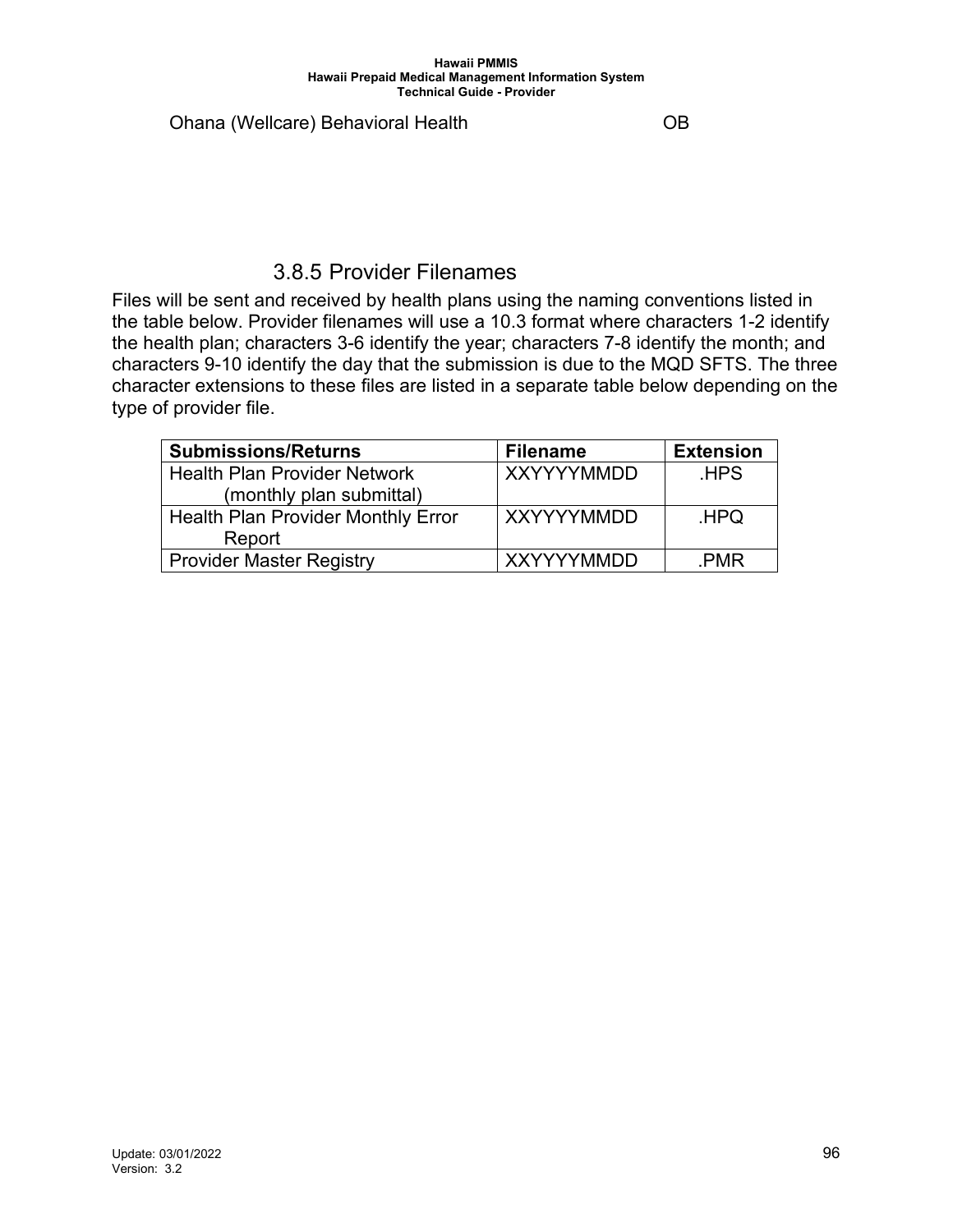| Ohana (Wellcare) Behavioral Health | OB |
|---|---|

### 3.8.5 Provider Filenames

Files will be sent and received by health plans using the naming conventions listed in the table below. Provider filenames will use a 10.3 format where characters 1-2 identify the health plan; characters 3-6 identify the year; characters 7-8 identify the month; and characters 9-10 identify the day that the submission is due to the MQD SFTS. The three character extensions to these files are listed in a separate table below depending on the type of provider file.

| Submissions/Returns | Filename | Extension |
|---|---|---|
| Health Plan Provider Network (monthly plan submittal) | XXYYYYMMDD | .HPS |
| Health Plan Provider Monthly Error Report | XXYYYYMMDD | .HPQ |
| Provider Master Registry | XXYYYYMMDD | .PMR |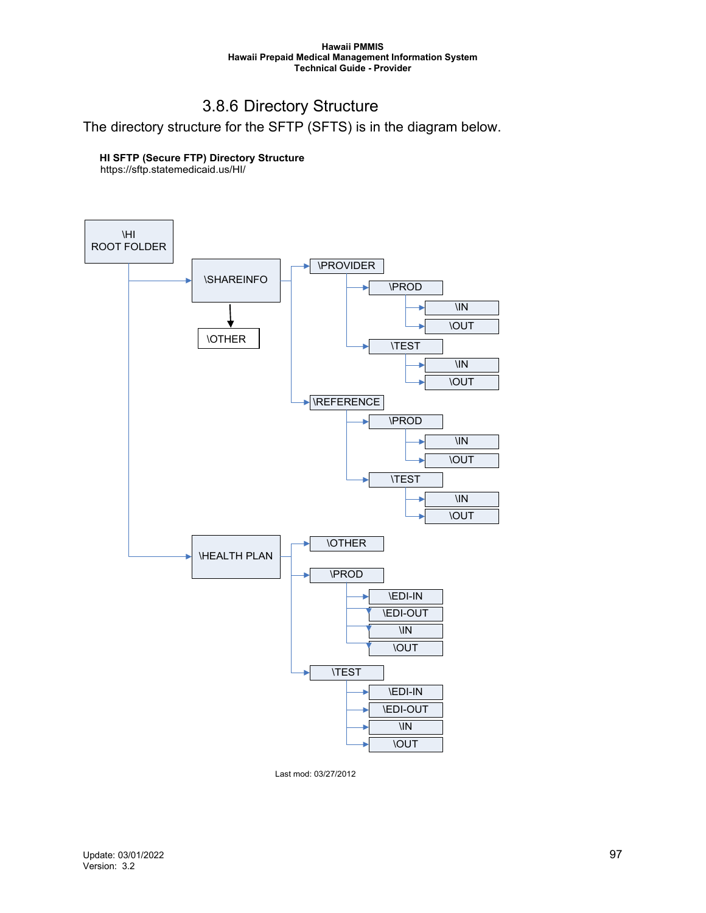### 3.8.6 Directory Structure

The directory structure for the SFTP (SFTS) is in the diagram below.

**HI SFTP (Secure FTP) Directory Structure**
https://sftp.statemedicaid.us/HI/

```
\HI ROOT FOLDER
├── \SHAREINFO
│   ├── \OTHER
│   ├── \PROVIDER
│   │   ├── \PROD
│   │   │   ├── \IN
│   │   │   └── \OUT
│   │   └── \TEST
│   │       ├── \IN
│   │       └── \OUT
│   └── \REFERENCE
│       ├── \PROD
│       │   ├── \IN
│       │   └── \OUT
│       └── \TEST
│           ├── \IN
│           └── \OUT
└── \HEALTH PLAN
    ├── \OTHER
    ├── \PROD
    │   ├── \EDI-IN
    │   ├── \EDI-OUT
    │   ├── \IN
    │   └── \OUT
    └── \TEST
        ├── \EDI-IN
        ├── \EDI-OUT
        ├── \IN
        └── \OUT
```

Last mod: 03/27/2012

Update: 03/01/2022
Version: 3.2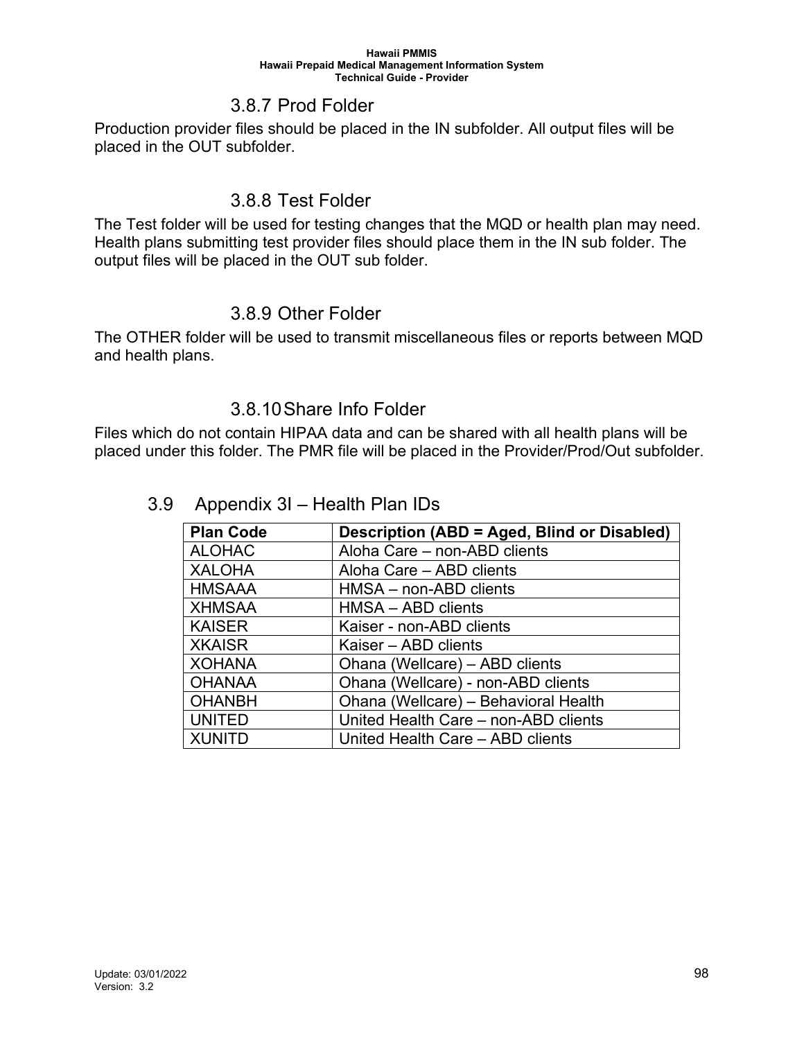#### 3.8.7 Prod Folder

Production provider files should be placed in the IN subfolder. All output files will be placed in the OUT subfolder.

#### 3.8.8 Test Folder

The Test folder will be used for testing changes that the MQD or health plan may need. Health plans submitting test provider files should place them in the IN sub folder. The output files will be placed in the OUT sub folder.

#### 3.8.9 Other Folder

The OTHER folder will be used to transmit miscellaneous files or reports between MQD and health plans.

#### 3.8.10 Share Info Folder

Files which do not contain HIPAA data and can be shared with all health plans will be placed under this folder. The PMR file will be placed in the Provider/Prod/Out subfolder.

### 3.9 Appendix 3I – Health Plan IDs

| Plan Code | Description (ABD = Aged, Blind or Disabled) |
|---|---|
| ALOHAC | Aloha Care – non-ABD clients |
| XALOHA | Aloha Care – ABD clients |
| HMSAAA | HMSA – non-ABD clients |
| XHMSAA | HMSA – ABD clients |
| KAISER | Kaiser - non-ABD clients |
| XKAISR | Kaiser – ABD clients |
| XOHANA | Ohana (Wellcare) – ABD clients |
| OHANAA | Ohana (Wellcare) - non-ABD clients |
| OHANBH | Ohana (Wellcare) – Behavioral Health |
| UNITED | United Health Care – non-ABD clients |
| XUNITD | United Health Care – ABD clients |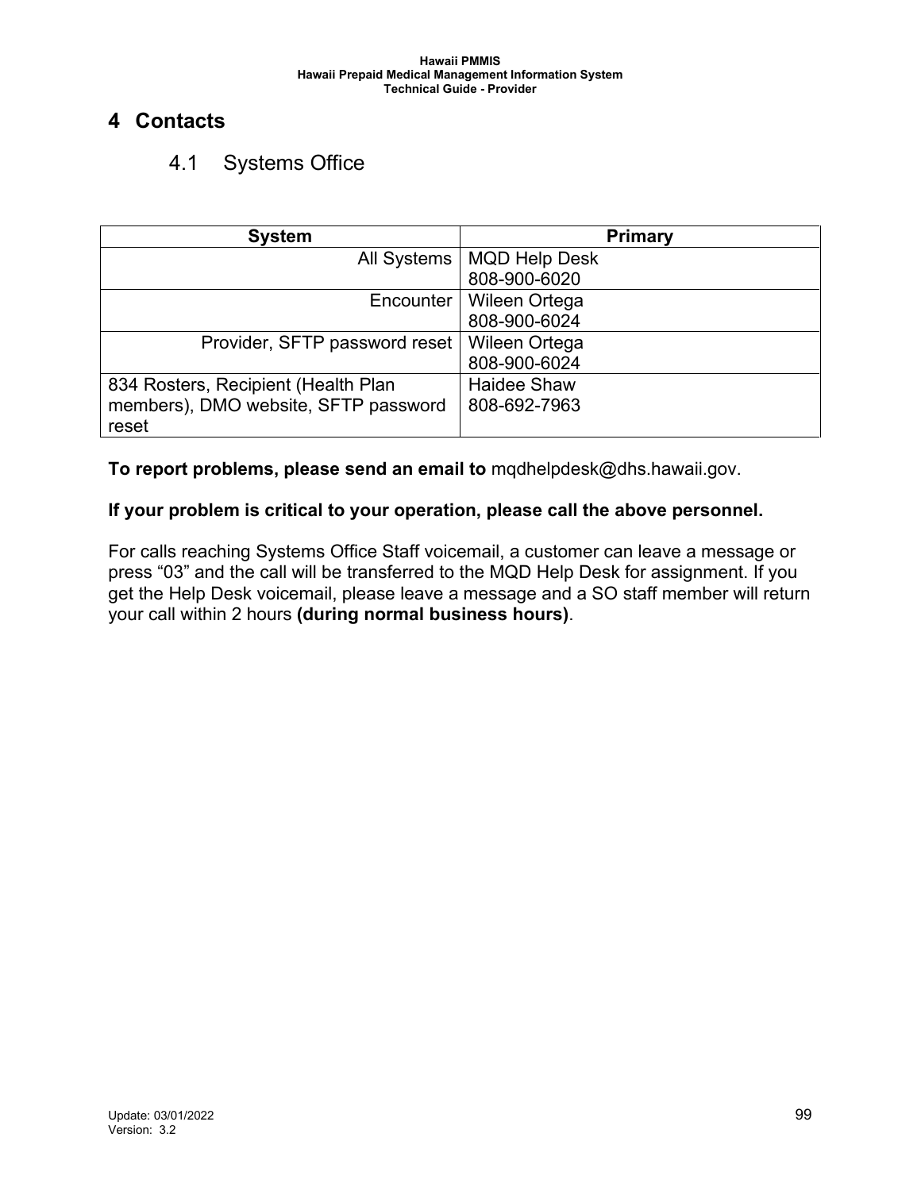# 4 Contacts

## 4.1 Systems Office

| System | Primary |
|---|---|
| All Systems | MQD Help Desk<br>808-900-6020 |
| Encounter | Wileen Ortega<br>808-900-6024 |
| Provider, SFTP password reset | Wileen Ortega<br>808-900-6024 |
| 834 Rosters, Recipient (Health Plan members), DMO website, SFTP password reset | Haidee Shaw<br>808-692-7963 |

**To report problems, please send an email to** mqdhelpdesk@dhs.hawaii.gov.

**If your problem is critical to your operation, please call the above personnel.**

For calls reaching Systems Office Staff voicemail, a customer can leave a message or press “03” and the call will be transferred to the MQD Help Desk for assignment. If you get the Help Desk voicemail, please leave a message and a SO staff member will return your call within 2 hours **(during normal business hours)**.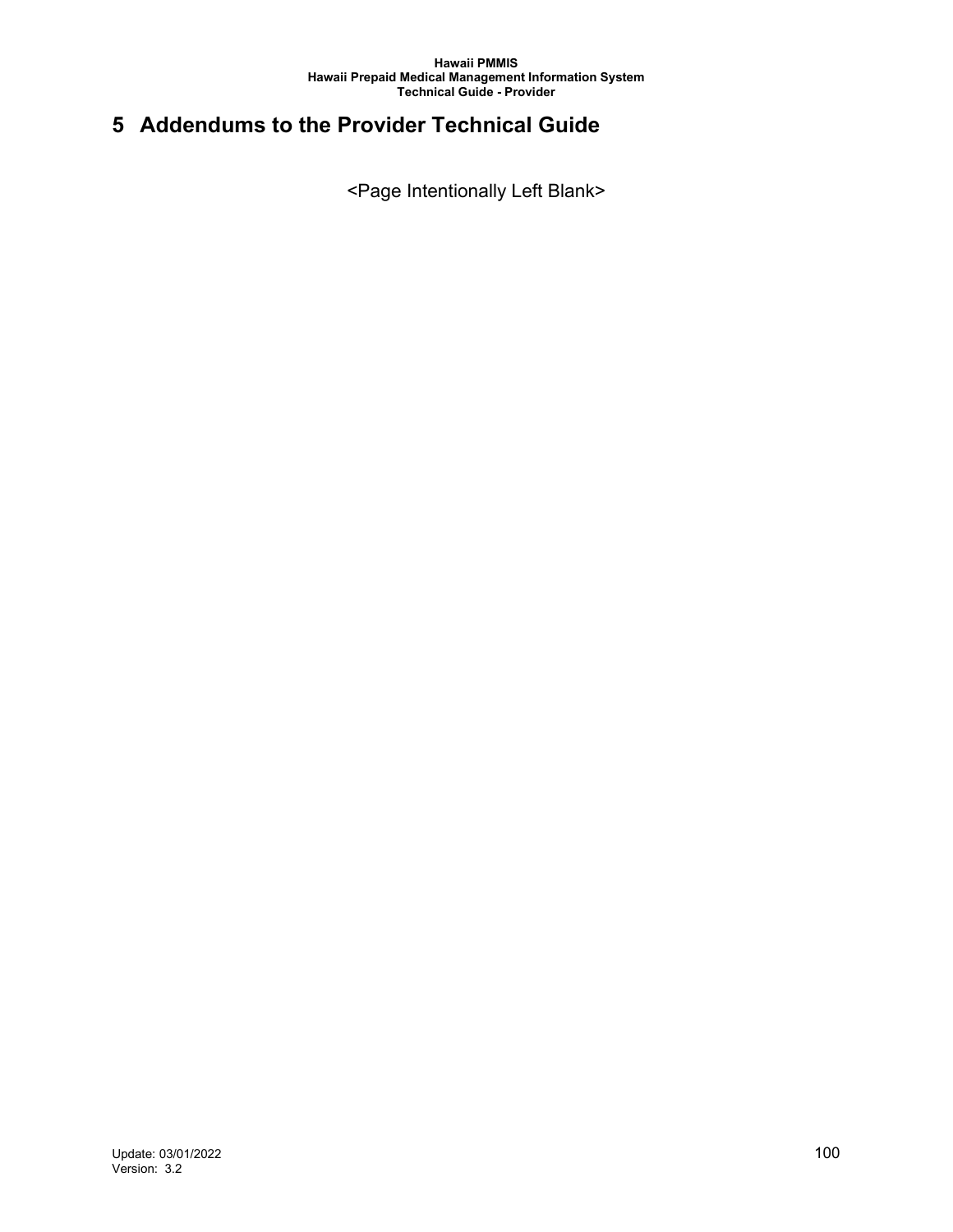# 5 Addendums to the Provider Technical Guide

<Page Intentionally Left Blank>